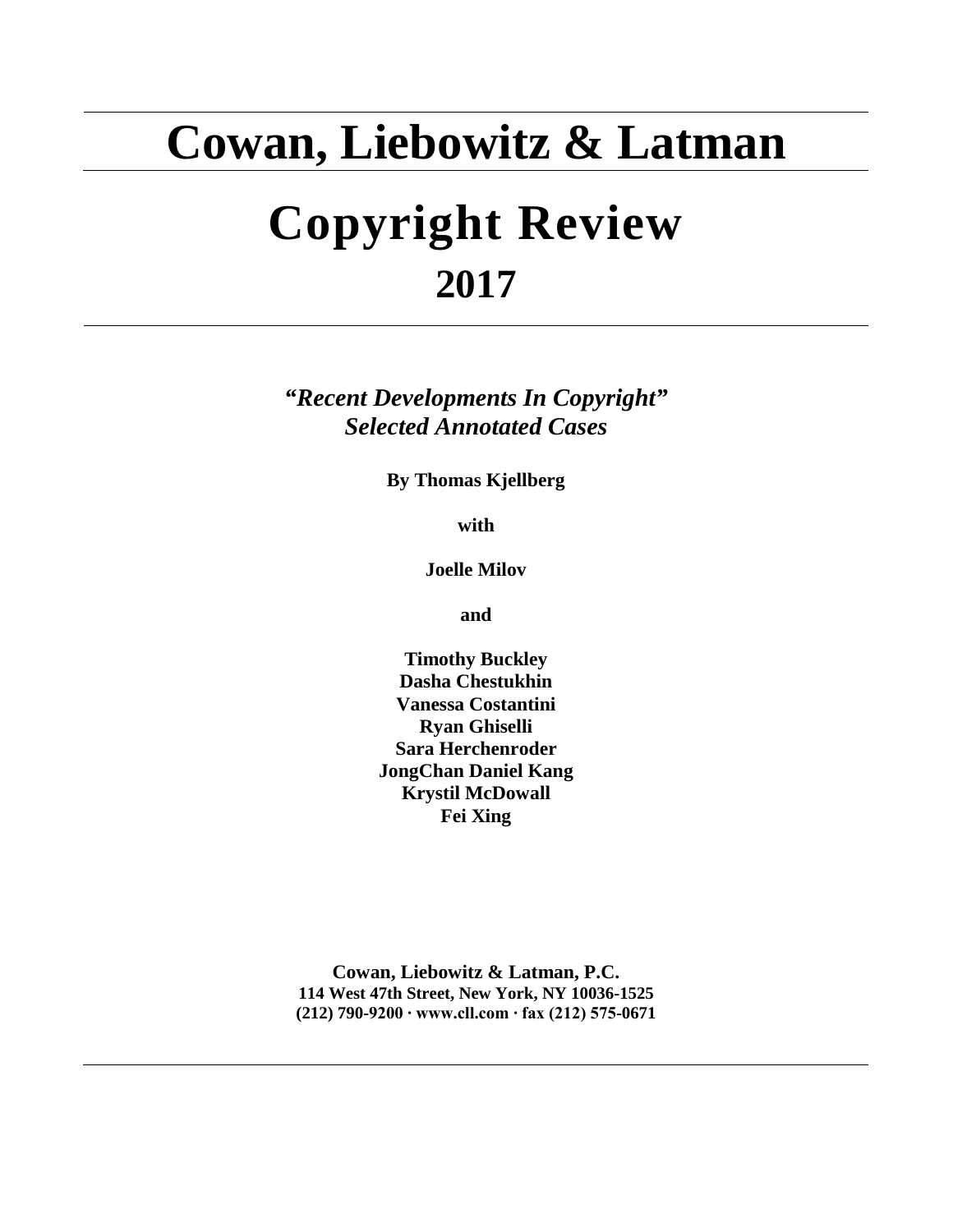# Cowan, Liebowitz & Latman

# Copyright Review

# 2017

***"Recent Developments In Copyright"***
***Selected Annotated Cases***

**By Thomas Kjellberg**

**with**

**Joelle Milov**

**and**

**Timothy Buckley**
**Dasha Chestukhin**
**Vanessa Costantini**
**Ryan Ghiselli**
**Sara Herchenroder**
**JongChan Daniel Kang**
**Krystil McDowall**
**Fei Xing**

**Cowan, Liebowitz & Latman, P.C.**
**114 West 47th Street, New York, NY 10036-1525**
**(212) 790-9200 · www.cll.com · fax (212) 575-0671**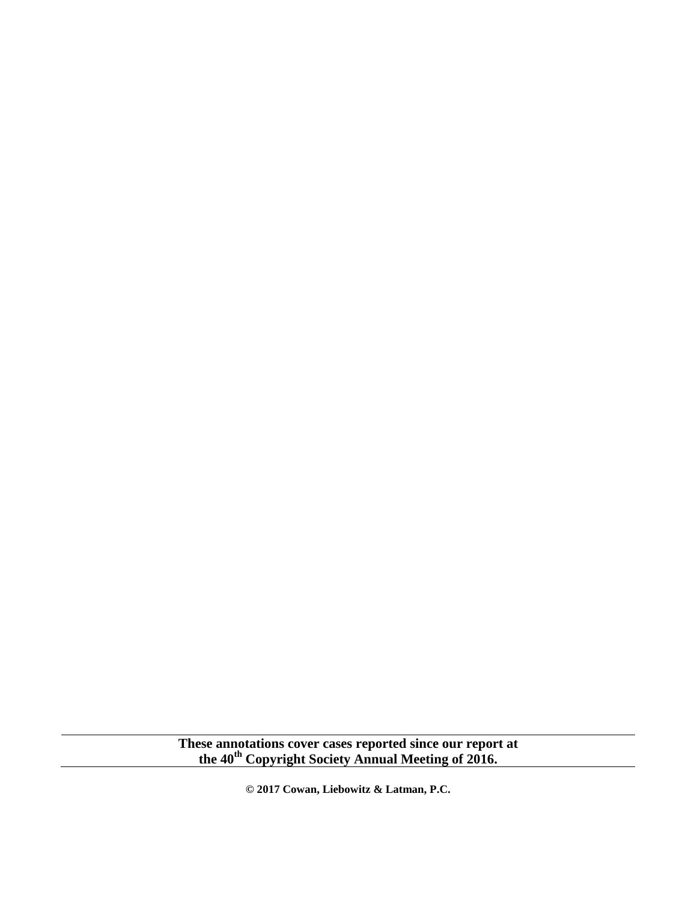**These annotations cover cases reported since our report at the 40th Copyright Society Annual Meeting of 2016.**

**© 2017 Cowan, Liebowitz & Latman, P.C.**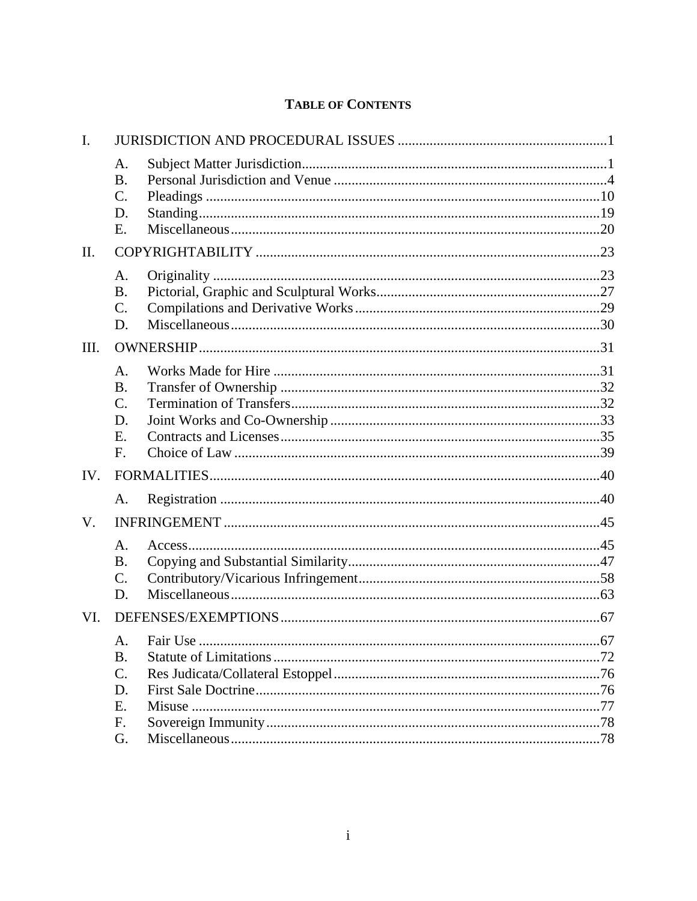# TABLE OF CONTENTS

I. JURISDICTION AND PROCEDURAL ISSUES ..........1

- A. Subject Matter Jurisdiction ..........1
- B. Personal Jurisdiction and Venue ..........4
- C. Pleadings ..........10
- D. Standing ..........19
- E. Miscellaneous ..........20

II. COPYRIGHTABILITY ..........23

- A. Originality ..........23
- B. Pictorial, Graphic and Sculptural Works ..........27
- C. Compilations and Derivative Works ..........29
- D. Miscellaneous ..........30

III. OWNERSHIP ..........31

- A. Works Made for Hire ..........31
- B. Transfer of Ownership ..........32
- C. Termination of Transfers ..........32
- D. Joint Works and Co-Ownership ..........33
- E. Contracts and Licenses ..........35
- F. Choice of Law ..........39

IV. FORMALITIES ..........40

- A. Registration ..........40

V. INFRINGEMENT ..........45

- A. Access ..........45
- B. Copying and Substantial Similarity ..........47
- C. Contributory/Vicarious Infringement ..........58
- D. Miscellaneous ..........63

VI. DEFENSES/EXEMPTIONS ..........67

- A. Fair Use ..........67
- B. Statute of Limitations ..........72
- C. Res Judicata/Collateral Estoppel ..........76
- D. First Sale Doctrine ..........76
- E. Misuse ..........77
- F. Sovereign Immunity ..........78
- G. Miscellaneous ..........78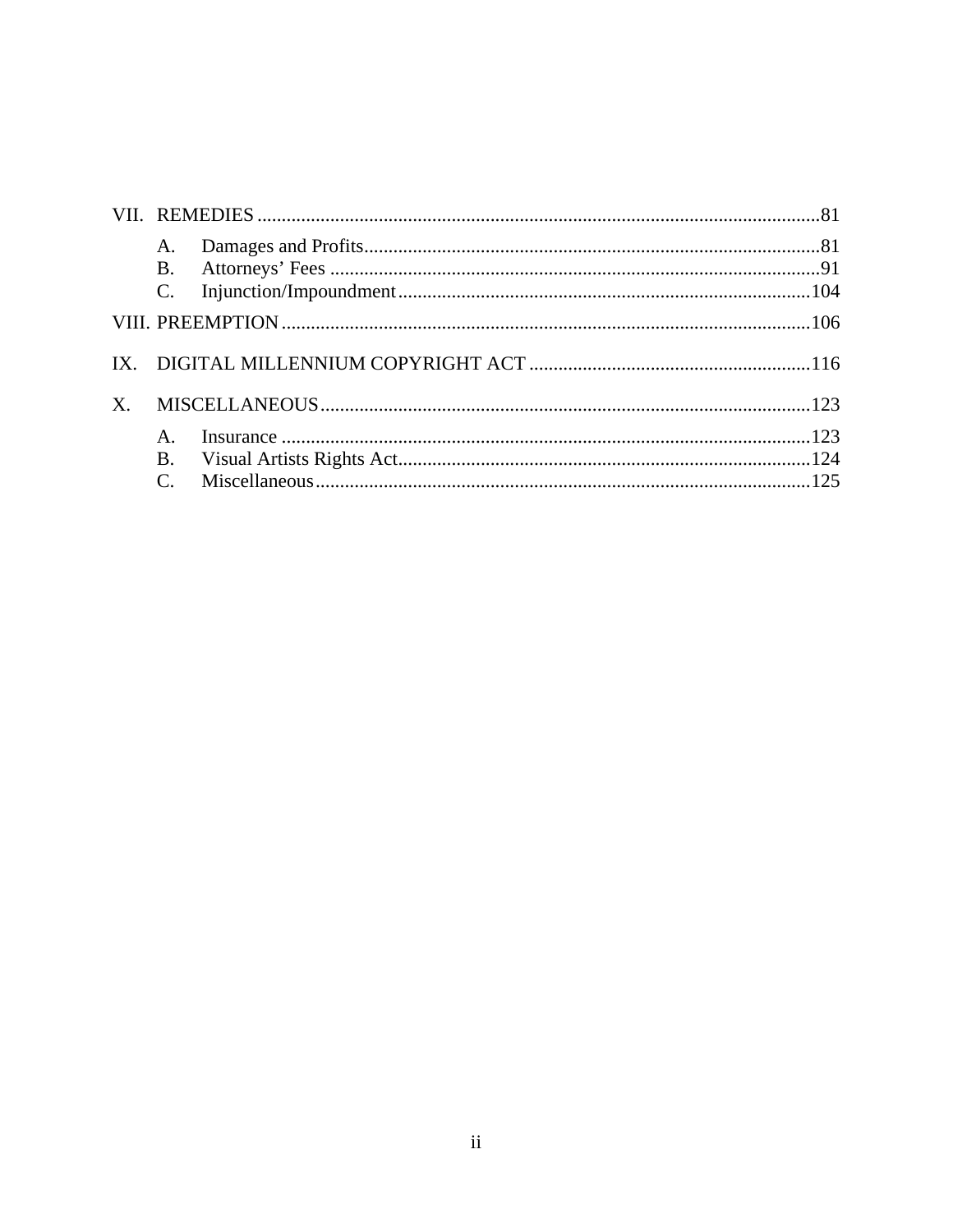VII. REMEDIES ....................................................................................................................81

- A. Damages and Profits..............................................................................................81
- B. Attorneys' Fees ......................................................................................................91
- C. Injunction/Impoundment.....................................................................................104

VIII. PREEMPTION ............................................................................................................106

IX. DIGITAL MILLENNIUM COPYRIGHT ACT ..........................................................116

X. MISCELLANEOUS.....................................................................................................123

- A. Insurance ..............................................................................................................123
- B. Visual Artists Rights Act.....................................................................................124
- C. Miscellaneous......................................................................................................125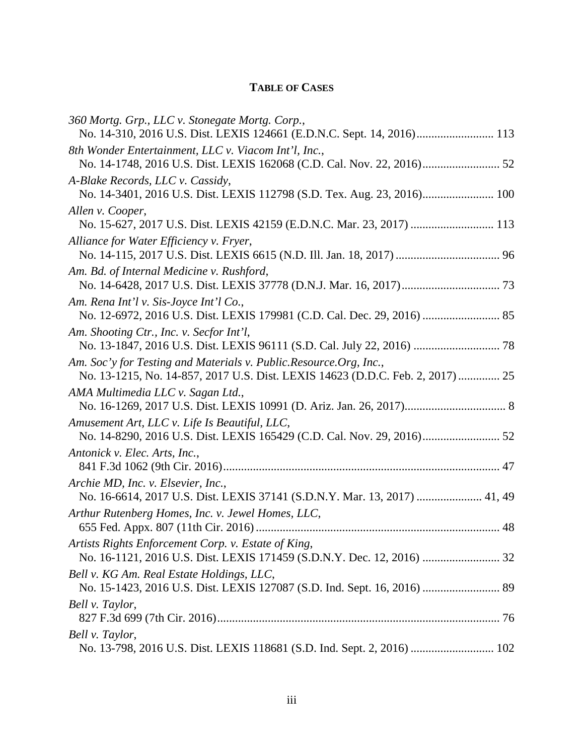**TABLE OF CASES**

*360 Mortg. Grp., LLC v. Stonegate Mortg. Corp.*,
No. 14-310, 2016 U.S. Dist. LEXIS 124661 (E.D.N.C. Sept. 14, 2016).......................... 113

*8th Wonder Entertainment, LLC v. Viacom Int'l, Inc.*,
No. 14-1748, 2016 U.S. Dist. LEXIS 162068 (C.D. Cal. Nov. 22, 2016).......................... 52

*A-Blake Records, LLC v. Cassidy*,
No. 14-3401, 2016 U.S. Dist. LEXIS 112798 (S.D. Tex. Aug. 23, 2016)........................ 100

*Allen v. Cooper*,
No. 15-627, 2017 U.S. Dist. LEXIS 42159 (E.D.N.C. Mar. 23, 2017) ........................... 113

*Alliance for Water Efficiency v. Fryer*,
No. 14-115, 2017 U.S. Dist. LEXIS 6615 (N.D. Ill. Jan. 18, 2017) ................................... 96

*Am. Bd. of Internal Medicine v. Rushford*,
No. 14-6428, 2017 U.S. Dist. LEXIS 37778 (D.N.J. Mar. 16, 2017)................................. 73

*Am. Rena Int'l v. Sis-Joyce Int'l Co.*,
No. 12-6972, 2016 U.S. Dist. LEXIS 179981 (C.D. Cal. Dec. 29, 2016) .......................... 85

*Am. Shooting Ctr., Inc. v. Secfor Int'l*,
No. 13-1847, 2016 U.S. Dist. LEXIS 96111 (S.D. Cal. July 22, 2016) ............................. 78

*Am. Soc'y for Testing and Materials v. Public.Resource.Org, Inc.*,
No. 13-1215, No. 14-857, 2017 U.S. Dist. LEXIS 14623 (D.D.C. Feb. 2, 2017) ............. 25

*AMA Multimedia LLC v. Sagan Ltd.*,
No. 16-1269, 2017 U.S. Dist. LEXIS 10991 (D. Ariz. Jan. 26, 2017).................................. 8

*Amusement Art, LLC v. Life Is Beautiful, LLC*,
No. 14-8290, 2016 U.S. Dist. LEXIS 165429 (C.D. Cal. Nov. 29, 2016).......................... 52

*Antonick v. Elec. Arts, Inc.*,
841 F.3d 1062 (9th Cir. 2016)............................................................................................ 47

*Archie MD, Inc. v. Elsevier, Inc.*,
No. 16-6614, 2017 U.S. Dist. LEXIS 37141 (S.D.N.Y. Mar. 13, 2017) ...................... 41, 49

*Arthur Rutenberg Homes, Inc. v. Jewel Homes, LLC*,
655 Fed. Appx. 807 (11th Cir. 2016)................................................................................. 48

*Artists Rights Enforcement Corp. v. Estate of King*,
No. 16-1121, 2016 U.S. Dist. LEXIS 171459 (S.D.N.Y. Dec. 12, 2016) .......................... 32

*Bell v. KG Am. Real Estate Holdings, LLC*,
No. 15-1423, 2016 U.S. Dist. LEXIS 127087 (S.D. Ind. Sept. 16, 2016) .......................... 89

*Bell v. Taylor*,
827 F.3d 699 (7th Cir. 2016).............................................................................................. 76

*Bell v. Taylor*,
No. 13-798, 2016 U.S. Dist. LEXIS 118681 (S.D. Ind. Sept. 2, 2016) ........................... 102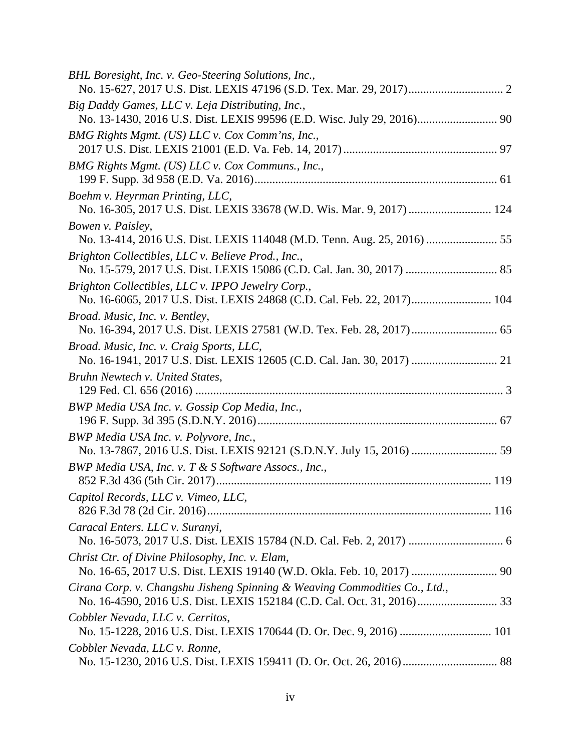*BHL Boresight, Inc. v. Geo-Steering Solutions, Inc.*,
No. 15-627, 2017 U.S. Dist. LEXIS 47196 (S.D. Tex. Mar. 29, 2017)................................ 2

*Big Daddy Games, LLC v. Leja Distributing, Inc.*,
No. 13-1430, 2016 U.S. Dist. LEXIS 99596 (E.D. Wisc. July 29, 2016)........................... 90

*BMG Rights Mgmt. (US) LLC v. Cox Comm'ns, Inc.*,
2017 U.S. Dist. LEXIS 21001 (E.D. Va. Feb. 14, 2017)................................................... 97

*BMG Rights Mgmt. (US) LLC v. Cox Communs., Inc.*,
199 F. Supp. 3d 958 (E.D. Va. 2016)................................................................................. 61

*Boehm v. Heyrman Printing, LLC*,
No. 16-305, 2017 U.S. Dist. LEXIS 33678 (W.D. Wis. Mar. 9, 2017)........................... 124

*Bowen v. Paisley*,
No. 13-414, 2016 U.S. Dist. LEXIS 114048 (M.D. Tenn. Aug. 25, 2016)........................ 55

*Brighton Collectibles, LLC v. Believe Prod., Inc.*,
No. 15-579, 2017 U.S. Dist. LEXIS 15086 (C.D. Cal. Jan. 30, 2017)............................... 85

*Brighton Collectibles, LLC v. IPPO Jewelry Corp.*,
No. 16-6065, 2017 U.S. Dist. LEXIS 24868 (C.D. Cal. Feb. 22, 2017)........................... 104

*Broad. Music, Inc. v. Bentley*,
No. 16-394, 2017 U.S. Dist. LEXIS 27581 (W.D. Tex. Feb. 28, 2017)............................. 65

*Broad. Music, Inc. v. Craig Sports, LLC*,
No. 16-1941, 2017 U.S. Dist. LEXIS 12605 (C.D. Cal. Jan. 30, 2017)............................. 21

*Bruhn Newtech v. United States*,
129 Fed. Cl. 656 (2016)........................................................................................................ 3

*BWP Media USA Inc. v. Gossip Cop Media, Inc.*,
196 F. Supp. 3d 395 (S.D.N.Y. 2016)................................................................................ 67

*BWP Media USA Inc. v. Polyvore, Inc.*,
No. 13-7867, 2016 U.S. Dist. LEXIS 92121 (S.D.N.Y. July 15, 2016)............................. 59

*BWP Media USA, Inc. v. T & S Software Assocs., Inc.*,
852 F.3d 436 (5th Cir. 2017)............................................................................................ 119

*Capitol Records, LLC v. Vimeo, LLC*,
826 F.3d 78 (2d Cir. 2016)............................................................................................... 116

*Caracal Enters. LLC v. Suranyi*,
No. 16-5073, 2017 U.S. Dist. LEXIS 15784 (N.D. Cal. Feb. 2, 2017)................................ 6

*Christ Ctr. of Divine Philosophy, Inc. v. Elam*,
No. 16-65, 2017 U.S. Dist. LEXIS 19140 (W.D. Okla. Feb. 10, 2017)............................. 90

*Cirana Corp. v. Changshu Jisheng Spinning & Weaving Commodities Co., Ltd.*,
No. 16-4590, 2016 U.S. Dist. LEXIS 152184 (C.D. Cal. Oct. 31, 2016)........................... 33

*Cobbler Nevada, LLC v. Cerritos*,
No. 15-1228, 2016 U.S. Dist. LEXIS 170644 (D. Or. Dec. 9, 2016)............................... 101

*Cobbler Nevada, LLC v. Ronne*,
No. 15-1230, 2016 U.S. Dist. LEXIS 159411 (D. Or. Oct. 26, 2016)................................ 88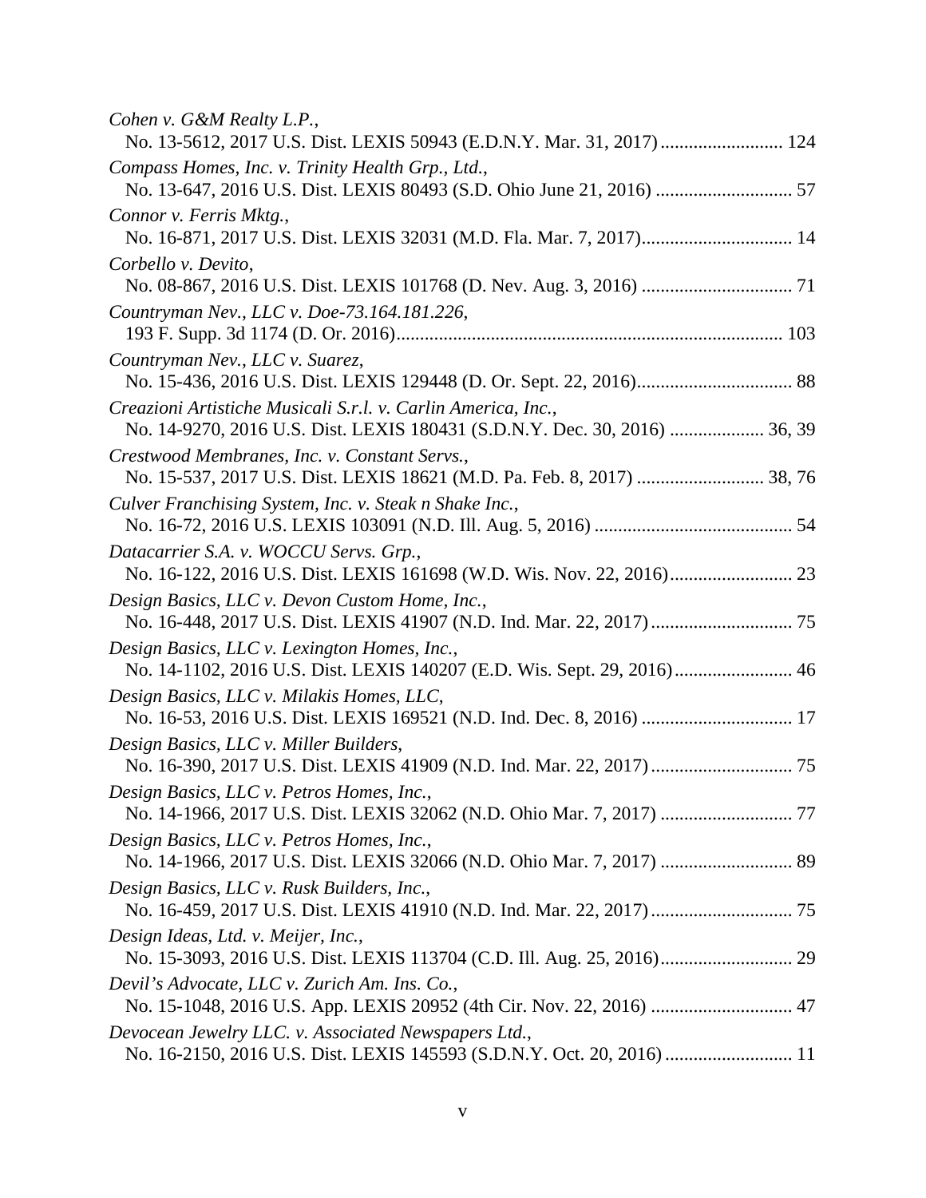*Cohen v. G&M Realty L.P.*,
No. 13-5612, 2017 U.S. Dist. LEXIS 50943 (E.D.N.Y. Mar. 31, 2017) .......................... 124

*Compass Homes, Inc. v. Trinity Health Grp., Ltd.*,
No. 13-647, 2016 U.S. Dist. LEXIS 80493 (S.D. Ohio June 21, 2016) ............................ 57

*Connor v. Ferris Mktg.*,
No. 16-871, 2017 U.S. Dist. LEXIS 32031 (M.D. Fla. Mar. 7, 2017)................................ 14

*Corbello v. Devito*,
No. 08-867, 2016 U.S. Dist. LEXIS 101768 (D. Nev. Aug. 3, 2016) ................................ 71

*Countryman Nev., LLC v. Doe-73.164.181.226*,
193 F. Supp. 3d 1174 (D. Or. 2016)................................................................................ 103

*Countryman Nev., LLC v. Suarez*,
No. 15-436, 2016 U.S. Dist. LEXIS 129448 (D. Or. Sept. 22, 2016)................................. 88

*Creazioni Artistiche Musicali S.r.l. v. Carlin America, Inc.*,
No. 14-9270, 2016 U.S. Dist. LEXIS 180431 (S.D.N.Y. Dec. 30, 2016) .................... 36, 39

*Crestwood Membranes, Inc. v. Constant Servs.*,
No. 15-537, 2017 U.S. Dist. LEXIS 18621 (M.D. Pa. Feb. 8, 2017) ........................... 38, 76

*Culver Franchising System, Inc. v. Steak n Shake Inc.*,
No. 16-72, 2016 U.S. LEXIS 103091 (N.D. Ill. Aug. 5, 2016) .......................................... 54

*Datacarrier S.A. v. WOCCU Servs. Grp.*,
No. 16-122, 2016 U.S. Dist. LEXIS 161698 (W.D. Wis. Nov. 22, 2016).......................... 23

*Design Basics, LLC v. Devon Custom Home, Inc.*,
No. 16-448, 2017 U.S. Dist. LEXIS 41907 (N.D. Ind. Mar. 22, 2017).............................. 75

*Design Basics, LLC v. Lexington Homes, Inc.*,
No. 14-1102, 2016 U.S. Dist. LEXIS 140207 (E.D. Wis. Sept. 29, 2016)......................... 46

*Design Basics, LLC v. Milakis Homes, LLC*,
No. 16-53, 2016 U.S. Dist. LEXIS 169521 (N.D. Ind. Dec. 8, 2016) ................................ 17

*Design Basics, LLC v. Miller Builders*,
No. 16-390, 2017 U.S. Dist. LEXIS 41909 (N.D. Ind. Mar. 22, 2017).............................. 75

*Design Basics, LLC v. Petros Homes, Inc.*,
No. 14-1966, 2017 U.S. Dist. LEXIS 32062 (N.D. Ohio Mar. 7, 2017) ............................ 77

*Design Basics, LLC v. Petros Homes, Inc.*,
No. 14-1966, 2017 U.S. Dist. LEXIS 32066 (N.D. Ohio Mar. 7, 2017) ............................ 89

*Design Basics, LLC v. Rusk Builders, Inc.*,
No. 16-459, 2017 U.S. Dist. LEXIS 41910 (N.D. Ind. Mar. 22, 2017).............................. 75

*Design Ideas, Ltd. v. Meijer, Inc.*,
No. 15-3093, 2016 U.S. Dist. LEXIS 113704 (C.D. Ill. Aug. 25, 2016)............................ 29

*Devil's Advocate, LLC v. Zurich Am. Ins. Co.*,
No. 15-1048, 2016 U.S. App. LEXIS 20952 (4th Cir. Nov. 22, 2016) .............................. 47

*Devocean Jewelry LLC. v. Associated Newspapers Ltd.*,
No. 16-2150, 2016 U.S. Dist. LEXIS 145593 (S.D.N.Y. Oct. 20, 2016) ........................... 11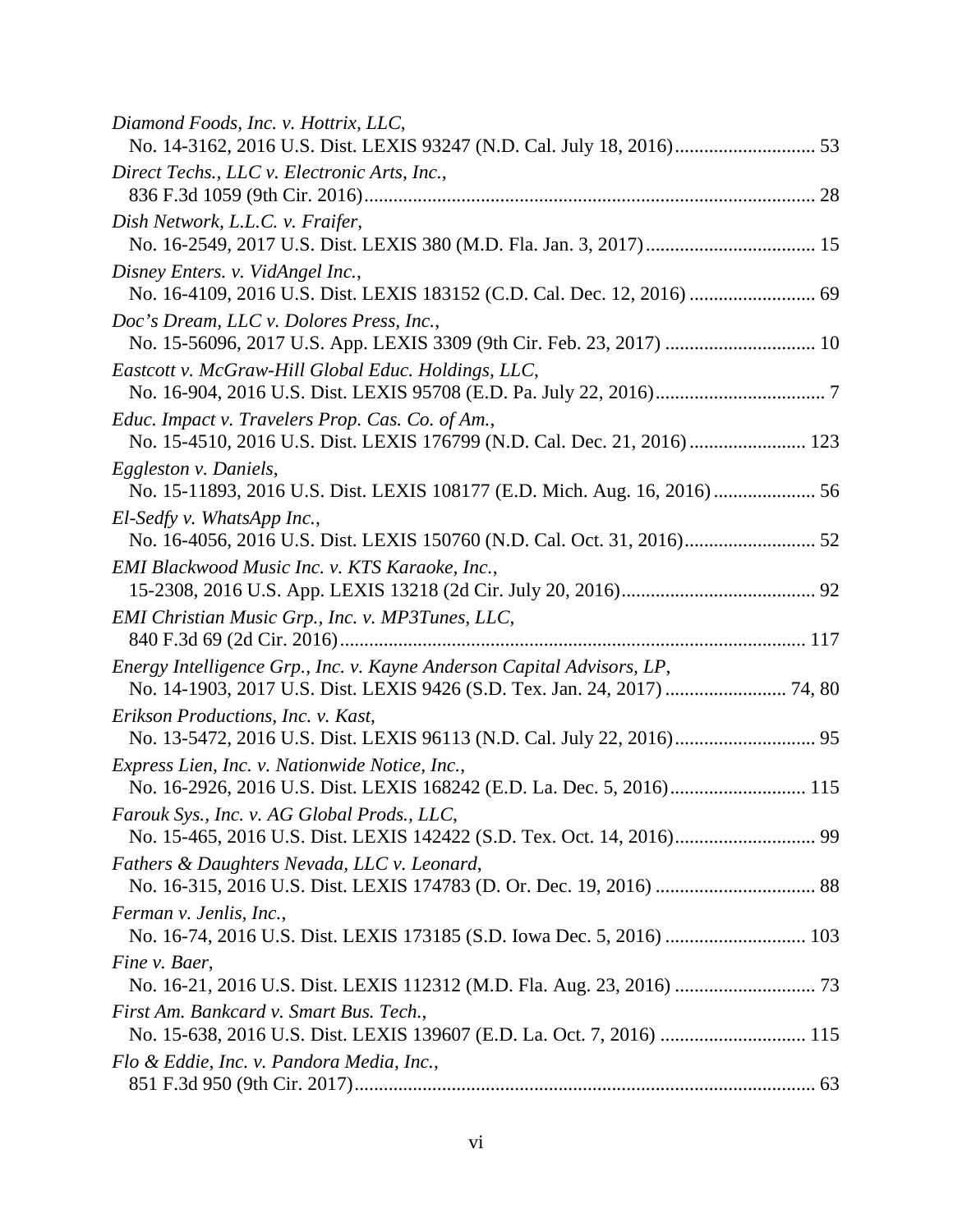*Diamond Foods, Inc. v. Hottrix, LLC*,
No. 14-3162, 2016 U.S. Dist. LEXIS 93247 (N.D. Cal. July 18, 2016)............................ 53

*Direct Techs., LLC v. Electronic Arts, Inc.*,
836 F.3d 1059 (9th Cir. 2016)........................................................................................... 28

*Dish Network, L.L.C. v. Fraifer*,
No. 16-2549, 2017 U.S. Dist. LEXIS 380 (M.D. Fla. Jan. 3, 2017).................................. 15

*Disney Enters. v. VidAngel Inc.*,
No. 16-4109, 2016 U.S. Dist. LEXIS 183152 (C.D. Cal. Dec. 12, 2016) ......................... 69

*Doc's Dream, LLC v. Dolores Press, Inc.*,
No. 15-56096, 2017 U.S. App. LEXIS 3309 (9th Cir. Feb. 23, 2017) .............................. 10

*Eastcott v. McGraw-Hill Global Educ. Holdings, LLC*,
No. 16-904, 2016 U.S. Dist. LEXIS 95708 (E.D. Pa. July 22, 2016).................................. 7

*Educ. Impact v. Travelers Prop. Cas. Co. of Am.*,
No. 15-4510, 2016 U.S. Dist. LEXIS 176799 (N.D. Cal. Dec. 21, 2016)....................... 123

*Eggleston v. Daniels*,
No. 15-11893, 2016 U.S. Dist. LEXIS 108177 (E.D. Mich. Aug. 16, 2016)..................... 56

*El-Sedfy v. WhatsApp Inc.*,
No. 16-4056, 2016 U.S. Dist. LEXIS 150760 (N.D. Cal. Oct. 31, 2016).......................... 52

*EMI Blackwood Music Inc. v. KTS Karaoke, Inc.*,
15-2308, 2016 U.S. App. LEXIS 13218 (2d Cir. July 20, 2016)....................................... 92

*EMI Christian Music Grp., Inc. v. MP3Tunes, LLC*,
840 F.3d 69 (2d Cir. 2016)............................................................................................... 117

*Energy Intelligence Grp., Inc. v. Kayne Anderson Capital Advisors, LP*,
No. 14-1903, 2017 U.S. Dist. LEXIS 9426 (S.D. Tex. Jan. 24, 2017) ........................ 74, 80

*Erikson Productions, Inc. v. Kast*,
No. 13-5472, 2016 U.S. Dist. LEXIS 96113 (N.D. Cal. July 22, 2016)............................ 95

*Express Lien, Inc. v. Nationwide Notice, Inc.*,
No. 16-2926, 2016 U.S. Dist. LEXIS 168242 (E.D. La. Dec. 5, 2016)........................... 115

*Farouk Sys., Inc. v. AG Global Prods., LLC*,
No. 15-465, 2016 U.S. Dist. LEXIS 142422 (S.D. Tex. Oct. 14, 2016)............................ 99

*Fathers & Daughters Nevada, LLC v. Leonard*,
No. 16-315, 2016 U.S. Dist. LEXIS 174783 (D. Or. Dec. 19, 2016) ................................ 88

*Ferman v. Jenlis, Inc.*,
No. 16-74, 2016 U.S. Dist. LEXIS 173185 (S.D. Iowa Dec. 5, 2016) ............................ 103

*Fine v. Baer*,
No. 16-21, 2016 U.S. Dist. LEXIS 112312 (M.D. Fla. Aug. 23, 2016) ............................ 73

*First Am. Bankcard v. Smart Bus. Tech.*,
No. 15-638, 2016 U.S. Dist. LEXIS 139607 (E.D. La. Oct. 7, 2016) ............................. 115

*Flo & Eddie, Inc. v. Pandora Media, Inc.*,
851 F.3d 950 (9th Cir. 2017)............................................................................................. 63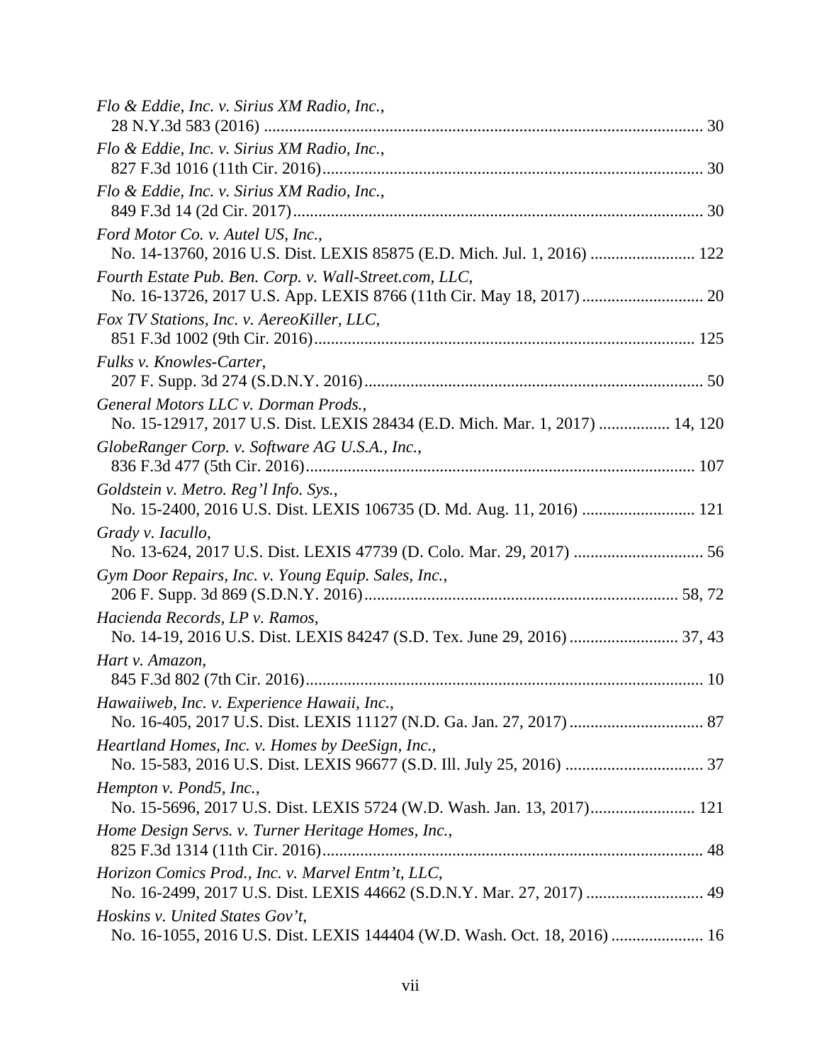*Flo & Eddie, Inc. v. Sirius XM Radio, Inc.*,
28 N.Y.3d 583 (2016) ........................................................................................................ 30

*Flo & Eddie, Inc. v. Sirius XM Radio, Inc.*,
827 F.3d 1016 (11th Cir. 2016).......................................................................................... 30

*Flo & Eddie, Inc. v. Sirius XM Radio, Inc.*,
849 F.3d 14 (2d Cir. 2017)................................................................................................. 30

*Ford Motor Co. v. Autel US, Inc.*,
No. 14-13760, 2016 U.S. Dist. LEXIS 85875 (E.D. Mich. Jul. 1, 2016) ......................... 122

*Fourth Estate Pub. Ben. Corp. v. Wall-Street.com, LLC*,
No. 16-13726, 2017 U.S. App. LEXIS 8766 (11th Cir. May 18, 2017) ............................ 20

*Fox TV Stations, Inc. v. AereoKiller, LLC*,
851 F.3d 1002 (9th Cir. 2016)........................................................................................... 125

*Fulks v. Knowles-Carter*,
207 F. Supp. 3d 274 (S.D.N.Y. 2016)................................................................................ 50

*General Motors LLC v. Dorman Prods.*,
No. 15-12917, 2017 U.S. Dist. LEXIS 28434 (E.D. Mich. Mar. 1, 2017) ................ 14, 120

*GlobeRanger Corp. v. Software AG U.S.A., Inc.*,
836 F.3d 477 (5th Cir. 2016)............................................................................................ 107

*Goldstein v. Metro. Reg'l Info. Sys.*,
No. 15-2400, 2016 U.S. Dist. LEXIS 106735 (D. Md. Aug. 11, 2016) .......................... 121

*Grady v. Iacullo*,
No. 13-624, 2017 U.S. Dist. LEXIS 47739 (D. Colo. Mar. 29, 2017) ............................... 56

*Gym Door Repairs, Inc. v. Young Equip. Sales, Inc.*,
206 F. Supp. 3d 869 (S.D.N.Y. 2016)......................................................................... 58, 72

*Hacienda Records, LP v. Ramos*,
No. 14-19, 2016 U.S. Dist. LEXIS 84247 (S.D. Tex. June 29, 2016) ......................... 37, 43

*Hart v. Amazon*,
845 F.3d 802 (7th Cir. 2016).............................................................................................. 10

*Hawaiiweb, Inc. v. Experience Hawaii, Inc.*,
No. 16-405, 2017 U.S. Dist. LEXIS 11127 (N.D. Ga. Jan. 27, 2017) ............................... 87

*Heartland Homes, Inc. v. Homes by DeeSign, Inc.*,
No. 15-583, 2016 U.S. Dist. LEXIS 96677 (S.D. Ill. July 25, 2016) ................................ 37

*Hempton v. Pond5, Inc.*,
No. 15-5696, 2017 U.S. Dist. LEXIS 5724 (W.D. Wash. Jan. 13, 2017)......................... 121

*Home Design Servs. v. Turner Heritage Homes, Inc.*,
825 F.3d 1314 (11th Cir. 2016).......................................................................................... 48

*Horizon Comics Prod., Inc. v. Marvel Entm't, LLC*,
No. 16-2499, 2017 U.S. Dist. LEXIS 44662 (S.D.N.Y. Mar. 27, 2017) ........................... 49

*Hoskins v. United States Gov't*,
No. 16-1055, 2016 U.S. Dist. LEXIS 144404 (W.D. Wash. Oct. 18, 2016) ..................... 16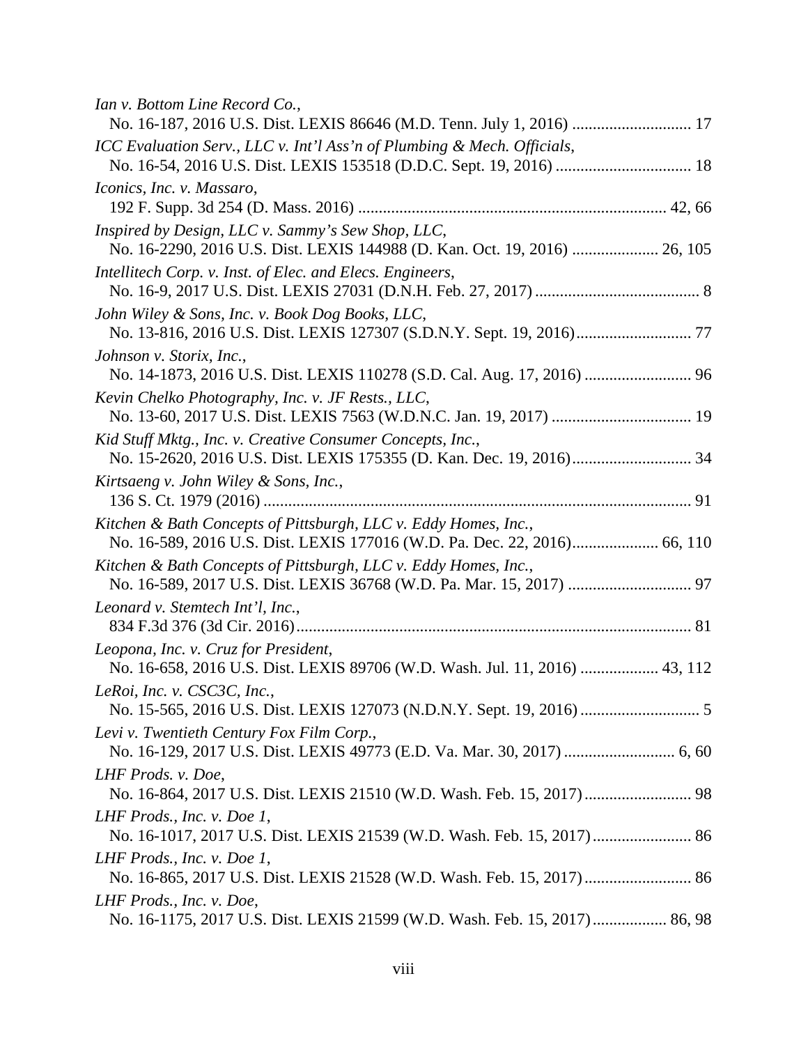*Ian v. Bottom Line Record Co.*,
No. 16-187, 2016 U.S. Dist. LEXIS 86646 (M.D. Tenn. July 1, 2016) ............................ 17

*ICC Evaluation Serv., LLC v. Int'l Ass'n of Plumbing & Mech. Officials*,
No. 16-54, 2016 U.S. Dist. LEXIS 153518 (D.D.C. Sept. 19, 2016) ................................ 18

*Iconics, Inc. v. Massaro*,
192 F. Supp. 3d 254 (D. Mass. 2016) .......................................................................... 42, 66

*Inspired by Design, LLC v. Sammy's Sew Shop, LLC*,
No. 16-2290, 2016 U.S. Dist. LEXIS 144988 (D. Kan. Oct. 19, 2016) .................... 26, 105

*Intellitech Corp. v. Inst. of Elec. and Elecs. Engineers*,
No. 16-9, 2017 U.S. Dist. LEXIS 27031 (D.N.H. Feb. 27, 2017) ........................................ 8

*John Wiley & Sons, Inc. v. Book Dog Books, LLC*,
No. 13-816, 2016 U.S. Dist. LEXIS 127307 (S.D.N.Y. Sept. 19, 2016)........................... 77

*Johnson v. Storix, Inc.*,
No. 14-1873, 2016 U.S. Dist. LEXIS 110278 (S.D. Cal. Aug. 17, 2016) ......................... 96

*Kevin Chelko Photography, Inc. v. JF Rests., LLC*,
No. 13-60, 2017 U.S. Dist. LEXIS 7563 (W.D.N.C. Jan. 19, 2017) ................................. 19

*Kid Stuff Mktg., Inc. v. Creative Consumer Concepts, Inc.*,
No. 15-2620, 2016 U.S. Dist. LEXIS 175355 (D. Kan. Dec. 19, 2016)............................ 34

*Kirtsaeng v. John Wiley & Sons, Inc.*,
136 S. Ct. 1979 (2016) ...................................................................................................... 91

*Kitchen & Bath Concepts of Pittsburgh, LLC v. Eddy Homes, Inc.*,
No. 16-589, 2016 U.S. Dist. LEXIS 177016 (W.D. Pa. Dec. 22, 2016).................... 66, 110

*Kitchen & Bath Concepts of Pittsburgh, LLC v. Eddy Homes, Inc.*,
No. 16-589, 2017 U.S. Dist. LEXIS 36768 (W.D. Pa. Mar. 15, 2017) ............................. 97

*Leonard v. Stemtech Int'l, Inc.*,
834 F.3d 376 (3d Cir. 2016)............................................................................................... 81

*Leopona, Inc. v. Cruz for President*,
No. 16-658, 2016 U.S. Dist. LEXIS 89706 (W.D. Wash. Jul. 11, 2016) .................. 43, 112

*LeRoi, Inc. v. CSC3C, Inc.*,
No. 15-565, 2016 U.S. Dist. LEXIS 127073 (N.D.N.Y. Sept. 19, 2016) ............................ 5

*Levi v. Twentieth Century Fox Film Corp.*,
No. 16-129, 2017 U.S. Dist. LEXIS 49773 (E.D. Va. Mar. 30, 2017) .......................... 6, 60

*LHF Prods. v. Doe*,
No. 16-864, 2017 U.S. Dist. LEXIS 21510 (W.D. Wash. Feb. 15, 2017)......................... 98

*LHF Prods., Inc. v. Doe 1*,
No. 16-1017, 2017 U.S. Dist. LEXIS 21539 (W.D. Wash. Feb. 15, 2017)....................... 86

*LHF Prods., Inc. v. Doe 1*,
No. 16-865, 2017 U.S. Dist. LEXIS 21528 (W.D. Wash. Feb. 15, 2017)......................... 86

*LHF Prods., Inc. v. Doe*,
No. 16-1175, 2017 U.S. Dist. LEXIS 21599 (W.D. Wash. Feb. 15, 2017)................. 86, 98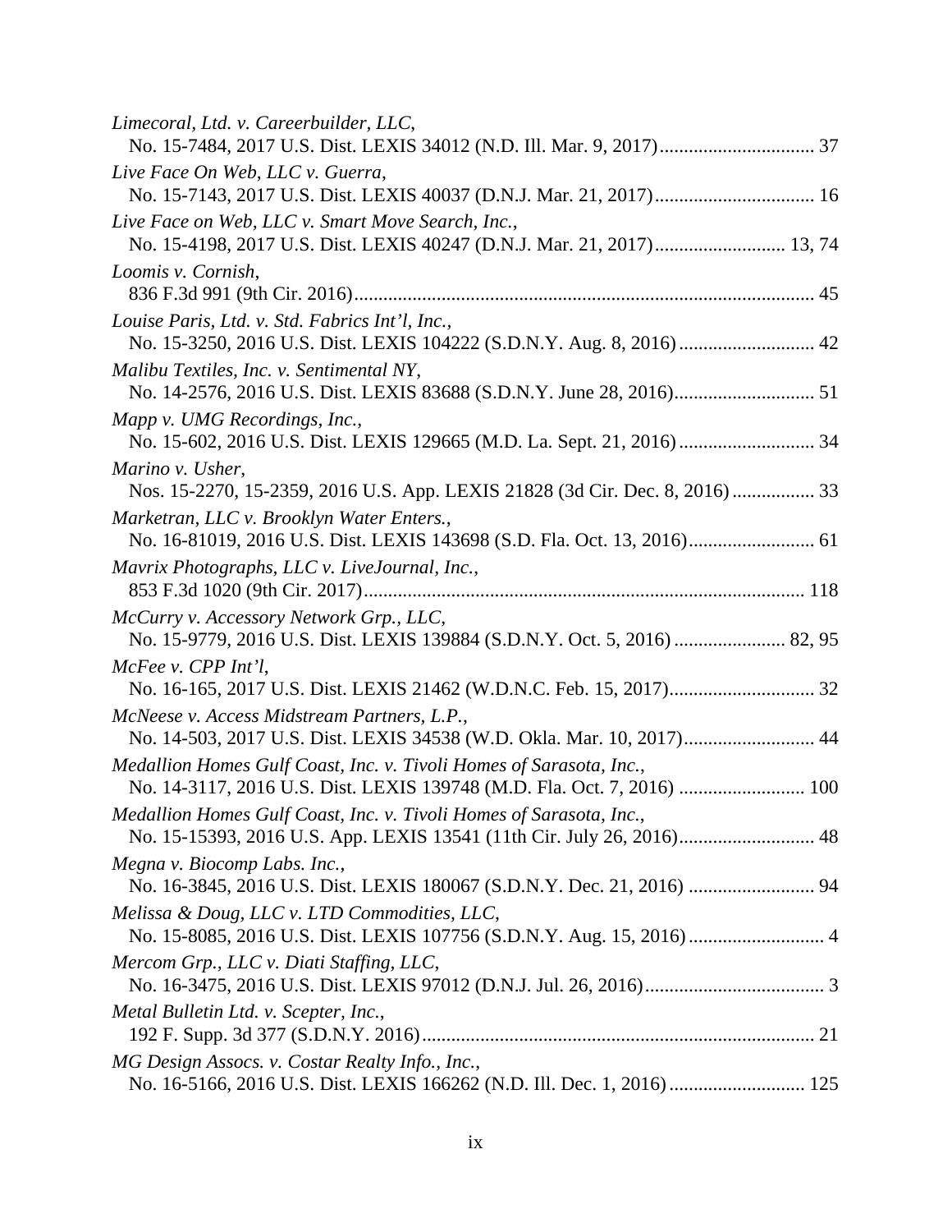*Limecoral, Ltd. v. Careerbuilder, LLC*,
No. 15-7484, 2017 U.S. Dist. LEXIS 34012 (N.D. Ill. Mar. 9, 2017)................................ 37

*Live Face On Web, LLC v. Guerra*,
No. 15-7143, 2017 U.S. Dist. LEXIS 40037 (D.N.J. Mar. 21, 2017)................................. 16

*Live Face on Web, LLC v. Smart Move Search, Inc.*,
No. 15-4198, 2017 U.S. Dist. LEXIS 40247 (D.N.J. Mar. 21, 2017).......................... 13, 74

*Loomis v. Cornish*,
836 F.3d 991 (9th Cir. 2016)............................................................................................... 45

*Louise Paris, Ltd. v. Std. Fabrics Int'l, Inc.*,
No. 15-3250, 2016 U.S. Dist. LEXIS 104222 (S.D.N.Y. Aug. 8, 2016)........................... 42

*Malibu Textiles, Inc. v. Sentimental NY*,
No. 14-2576, 2016 U.S. Dist. LEXIS 83688 (S.D.N.Y. June 28, 2016)............................ 51

*Mapp v. UMG Recordings, Inc.*,
No. 15-602, 2016 U.S. Dist. LEXIS 129665 (M.D. La. Sept. 21, 2016)........................... 34

*Marino v. Usher*,
Nos. 15-2270, 15-2359, 2016 U.S. App. LEXIS 21828 (3d Cir. Dec. 8, 2016)................. 33

*Marketran, LLC v. Brooklyn Water Enters.*,
No. 16-81019, 2016 U.S. Dist. LEXIS 143698 (S.D. Fla. Oct. 13, 2016)......................... 61

*Mavrix Photographs, LLC v. LiveJournal, Inc.*,
853 F.3d 1020 (9th Cir. 2017)......................................................................................... 118

*McCurry v. Accessory Network Grp., LLC*,
No. 15-9779, 2016 U.S. Dist. LEXIS 139884 (S.D.N.Y. Oct. 5, 2016)...................... 82, 95

*McFee v. CPP Int'l*,
No. 16-165, 2017 U.S. Dist. LEXIS 21462 (W.D.N.C. Feb. 15, 2017)............................. 32

*McNeese v. Access Midstream Partners, L.P.*,
No. 14-503, 2017 U.S. Dist. LEXIS 34538 (W.D. Okla. Mar. 10, 2017).......................... 44

*Medallion Homes Gulf Coast, Inc. v. Tivoli Homes of Sarasota, Inc.*,
No. 14-3117, 2016 U.S. Dist. LEXIS 139748 (M.D. Fla. Oct. 7, 2016) ......................... 100

*Medallion Homes Gulf Coast, Inc. v. Tivoli Homes of Sarasota, Inc.*,
No. 15-15393, 2016 U.S. App. LEXIS 13541 (11th Cir. July 26, 2016)........................... 48

*Megna v. Biocomp Labs. Inc.*,
No. 16-3845, 2016 U.S. Dist. LEXIS 180067 (S.D.N.Y. Dec. 21, 2016) ......................... 94

*Melissa & Doug, LLC v. LTD Commodities, LLC*,
No. 15-8085, 2016 U.S. Dist. LEXIS 107756 (S.D.N.Y. Aug. 15, 2016)........................... 4

*Mercom Grp., LLC v. Diati Staffing, LLC*,
No. 16-3475, 2016 U.S. Dist. LEXIS 97012 (D.N.J. Jul. 26, 2016).................................... 3

*Metal Bulletin Ltd. v. Scepter, Inc.*,
192 F. Supp. 3d 377 (S.D.N.Y. 2016)............................................................................... 21

*MG Design Assocs. v. Costar Realty Info., Inc.*,
No. 16-5166, 2016 U.S. Dist. LEXIS 166262 (N.D. Ill. Dec. 1, 2016)........................... 125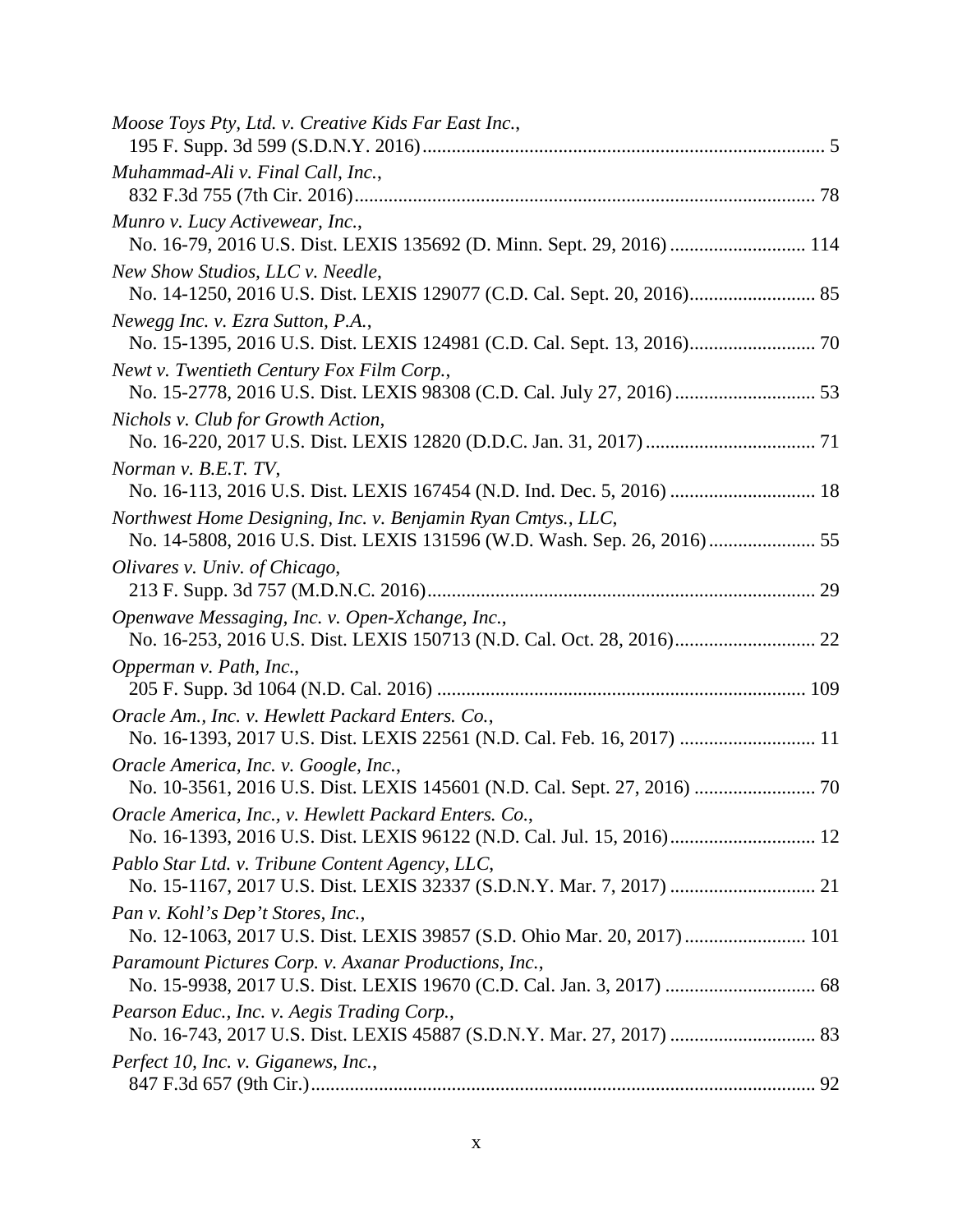*Moose Toys Pty, Ltd. v. Creative Kids Far East Inc.*,
195 F. Supp. 3d 599 (S.D.N.Y. 2016) .................................................................................. 5

*Muhammad-Ali v. Final Call, Inc.*,
832 F.3d 755 (7th Cir. 2016) .............................................................................................. 78

*Munro v. Lucy Activewear, Inc.*,
No. 16-79, 2016 U.S. Dist. LEXIS 135692 (D. Minn. Sept. 29, 2016) ........................... 114

*New Show Studios, LLC v. Needle*,
No. 14-1250, 2016 U.S. Dist. LEXIS 129077 (C.D. Cal. Sept. 20, 2016) .......................... 85

*Newegg Inc. v. Ezra Sutton, P.A.*,
No. 15-1395, 2016 U.S. Dist. LEXIS 124981 (C.D. Cal. Sept. 13, 2016) .......................... 70

*Newt v. Twentieth Century Fox Film Corp.*,
No. 15-2778, 2016 U.S. Dist. LEXIS 98308 (C.D. Cal. July 27, 2016) ............................. 53

*Nichols v. Club for Growth Action*,
No. 16-220, 2017 U.S. Dist. LEXIS 12820 (D.D.C. Jan. 31, 2017) ................................... 71

*Norman v. B.E.T. TV*,
No. 16-113, 2016 U.S. Dist. LEXIS 167454 (N.D. Ind. Dec. 5, 2016) .............................. 18

*Northwest Home Designing, Inc. v. Benjamin Ryan Cmtys., LLC*,
No. 14-5808, 2016 U.S. Dist. LEXIS 131596 (W.D. Wash. Sep. 26, 2016) ...................... 55

*Olivares v. Univ. of Chicago*,
213 F. Supp. 3d 757 (M.D.N.C. 2016) ............................................................................... 29

*Openwave Messaging, Inc. v. Open-Xchange, Inc.*,
No. 16-253, 2016 U.S. Dist. LEXIS 150713 (N.D. Cal. Oct. 28, 2016) ............................. 22

*Opperman v. Path, Inc.*,
205 F. Supp. 3d 1064 (N.D. Cal. 2016) ........................................................................... 109

*Oracle Am., Inc. v. Hewlett Packard Enters. Co.*,
No. 16-1393, 2017 U.S. Dist. LEXIS 22561 (N.D. Cal. Feb. 16, 2017) ............................ 11

*Oracle America, Inc. v. Google, Inc.*,
No. 10-3561, 2016 U.S. Dist. LEXIS 145601 (N.D. Cal. Sept. 27, 2016) ......................... 70

*Oracle America, Inc., v. Hewlett Packard Enters. Co.*,
No. 16-1393, 2016 U.S. Dist. LEXIS 96122 (N.D. Cal. Jul. 15, 2016) .............................. 12

*Pablo Star Ltd. v. Tribune Content Agency, LLC*,
No. 15-1167, 2017 U.S. Dist. LEXIS 32337 (S.D.N.Y. Mar. 7, 2017) .............................. 21

*Pan v. Kohl's Dep't Stores, Inc.*,
No. 12-1063, 2017 U.S. Dist. LEXIS 39857 (S.D. Ohio Mar. 20, 2017) ......................... 101

*Paramount Pictures Corp. v. Axanar Productions, Inc.*,
No. 15-9938, 2017 U.S. Dist. LEXIS 19670 (C.D. Cal. Jan. 3, 2017) ............................... 68

*Pearson Educ., Inc. v. Aegis Trading Corp.*,
No. 16-743, 2017 U.S. Dist. LEXIS 45887 (S.D.N.Y. Mar. 27, 2017) .............................. 83

*Perfect 10, Inc. v. Giganews, Inc.*,
847 F.3d 657 (9th Cir.) ........................................................................................................ 92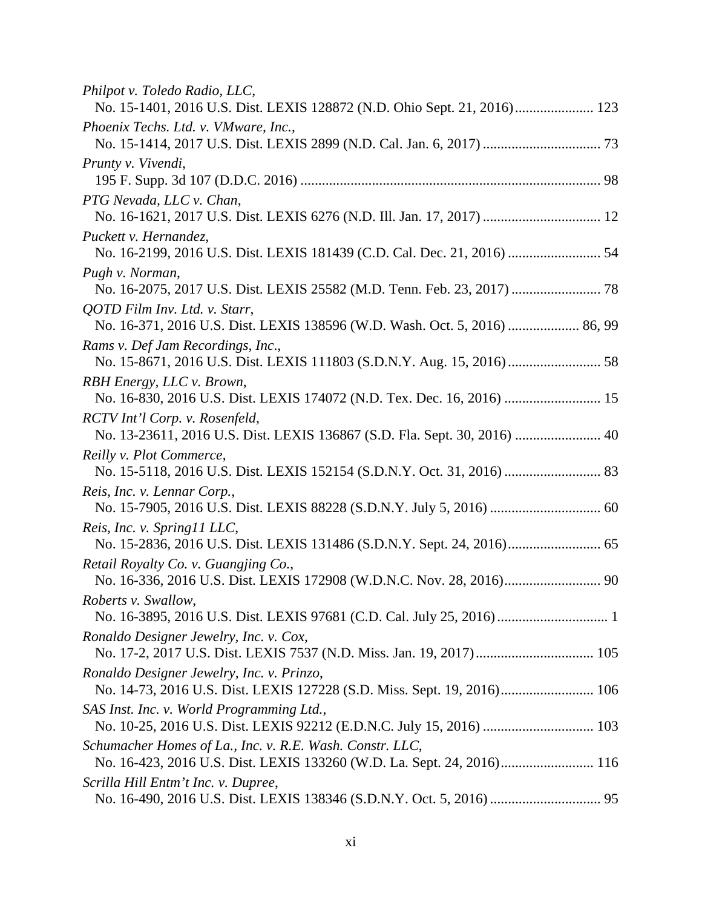*Philpot v. Toledo Radio, LLC*,
No. 15-1401, 2016 U.S. Dist. LEXIS 128872 (N.D. Ohio Sept. 21, 2016)...................... 123

*Phoenix Techs. Ltd. v. VMware, Inc.*,
No. 15-1414, 2017 U.S. Dist. LEXIS 2899 (N.D. Cal. Jan. 6, 2017) ................................. 73

*Prunty v. Vivendi*,
195 F. Supp. 3d 107 (D.D.C. 2016) ................................................................................... 98

*PTG Nevada, LLC v. Chan*,
No. 16-1621, 2017 U.S. Dist. LEXIS 6276 (N.D. Ill. Jan. 17, 2017) ................................. 12

*Puckett v. Hernandez*,
No. 16-2199, 2016 U.S. Dist. LEXIS 181439 (C.D. Cal. Dec. 21, 2016) .......................... 54

*Pugh v. Norman*,
No. 16-2075, 2017 U.S. Dist. LEXIS 25582 (M.D. Tenn. Feb. 23, 2017) ......................... 78

*QOTD Film Inv. Ltd. v. Starr*,
No. 16-371, 2016 U.S. Dist. LEXIS 138596 (W.D. Wash. Oct. 5, 2016) .................... 86, 99

*Rams v. Def Jam Recordings, Inc*.,
No. 15-8671, 2016 U.S. Dist. LEXIS 111803 (S.D.N.Y. Aug. 15, 2016).......................... 58

*RBH Energy, LLC v. Brown*,
No. 16-830, 2016 U.S. Dist. LEXIS 174072 (N.D. Tex. Dec. 16, 2016) ........................... 15

*RCTV Int'l Corp. v. Rosenfeld*,
No. 13-23611, 2016 U.S. Dist. LEXIS 136867 (S.D. Fla. Sept. 30, 2016) ........................ 40

*Reilly v. Plot Commerce*,
No. 15-5118, 2016 U.S. Dist. LEXIS 152154 (S.D.N.Y. Oct. 31, 2016) ........................... 83

*Reis, Inc. v. Lennar Corp.*,
No. 15-7905, 2016 U.S. Dist. LEXIS 88228 (S.D.N.Y. July 5, 2016) ............................... 60

*Reis, Inc. v. Spring11 LLC*,
No. 15-2836, 2016 U.S. Dist. LEXIS 131486 (S.D.N.Y. Sept. 24, 2016).......................... 65

*Retail Royalty Co. v. Guangjing Co.*,
No. 16-336, 2016 U.S. Dist. LEXIS 172908 (W.D.N.C. Nov. 28, 2016)........................... 90

*Roberts v. Swallow*,
No. 16-3895, 2016 U.S. Dist. LEXIS 97681 (C.D. Cal. July 25, 2016) ............................... 1

*Ronaldo Designer Jewelry, Inc. v. Cox*,
No. 17-2, 2017 U.S. Dist. LEXIS 7537 (N.D. Miss. Jan. 19, 2017)................................. 105

*Ronaldo Designer Jewelry, Inc. v. Prinzo*,
No. 14-73, 2016 U.S. Dist. LEXIS 127228 (S.D. Miss. Sept. 19, 2016).......................... 106

*SAS Inst. Inc. v. World Programming Ltd.*,
No. 10-25, 2016 U.S. Dist. LEXIS 92212 (E.D.N.C. July 15, 2016) ............................... 103

*Schumacher Homes of La., Inc. v. R.E. Wash. Constr. LLC*,
No. 16-423, 2016 U.S. Dist. LEXIS 133260 (W.D. La. Sept. 24, 2016).......................... 116

*Scrilla Hill Entm't Inc. v. Dupree*,
No. 16-490, 2016 U.S. Dist. LEXIS 138346 (S.D.N.Y. Oct. 5, 2016) ............................... 95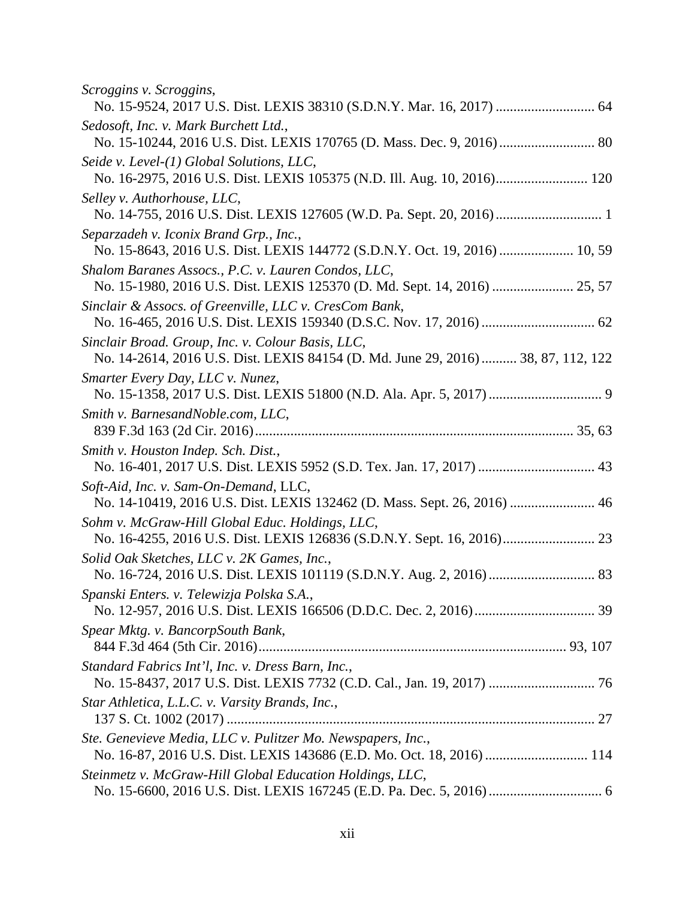*Scroggins v. Scroggins*,
No. 15-9524, 2017 U.S. Dist. LEXIS 38310 (S.D.N.Y. Mar. 16, 2017) ............................ 64

*Sedosoft, Inc. v. Mark Burchett Ltd.*,
No. 15-10244, 2016 U.S. Dist. LEXIS 170765 (D. Mass. Dec. 9, 2016) ........................... 80

*Seide v. Level-(1) Global Solutions, LLC*,
No. 16-2975, 2016 U.S. Dist. LEXIS 105375 (N.D. Ill. Aug. 10, 2016).......................... 120

*Selley v. Authorhouse, LLC*,
No. 14-755, 2016 U.S. Dist. LEXIS 127605 (W.D. Pa. Sept. 20, 2016) .............................. 1

*Separzadeh v. Iconix Brand Grp., Inc.*,
No. 15-8643, 2016 U.S. Dist. LEXIS 144772 (S.D.N.Y. Oct. 19, 2016) ..................... 10, 59

*Shalom Baranes Assocs., P.C. v. Lauren Condos, LLC*,
No. 15-1980, 2016 U.S. Dist. LEXIS 125370 (D. Md. Sept. 14, 2016) ....................... 25, 57

*Sinclair & Assocs. of Greenville, LLC v. CresCom Bank*,
No. 16-465, 2016 U.S. Dist. LEXIS 159340 (D.S.C. Nov. 17, 2016) ................................ 62

*Sinclair Broad. Group, Inc. v. Colour Basis, LLC*,
No. 14-2614, 2016 U.S. Dist. LEXIS 84154 (D. Md. June 29, 2016) .......... 38, 87, 112, 122

*Smarter Every Day, LLC v. Nunez*,
No. 15-1358, 2017 U.S. Dist. LEXIS 51800 (N.D. Ala. Apr. 5, 2017) ................................ 9

*Smith v. BarnesandNoble.com, LLC*,
839 F.3d 163 (2d Cir. 2016) ......................................................................................... 35, 63

*Smith v. Houston Indep. Sch. Dist.*,
No. 16-401, 2017 U.S. Dist. LEXIS 5952 (S.D. Tex. Jan. 17, 2017) ................................. 43

*Soft-Aid, Inc. v. Sam-On-Demand*, LLC,
No. 14-10419, 2016 U.S. Dist. LEXIS 132462 (D. Mass. Sept. 26, 2016) ........................ 46

*Sohm v. McGraw-Hill Global Educ. Holdings, LLC*,
No. 16-4255, 2016 U.S. Dist. LEXIS 126836 (S.D.N.Y. Sept. 16, 2016).......................... 23

*Solid Oak Sketches, LLC v. 2K Games, Inc.*,
No. 16-724, 2016 U.S. Dist. LEXIS 101119 (S.D.N.Y. Aug. 2, 2016) .............................. 83

*Spanski Enters. v. Telewizja Polska S.A.*,
No. 12-957, 2016 U.S. Dist. LEXIS 166506 (D.D.C. Dec. 2, 2016) .................................. 39

*Spear Mktg. v. BancorpSouth Bank*,
844 F.3d 464 (5th Cir. 2016) ..................................................................................... 93, 107

*Standard Fabrics Int'l, Inc. v. Dress Barn, Inc.*,
No. 15-8437, 2017 U.S. Dist. LEXIS 7732 (C.D. Cal., Jan. 19, 2017) .............................. 76

*Star Athletica, L.L.C. v. Varsity Brands, Inc.*,
137 S. Ct. 1002 (2017) ........................................................................................................ 27

*Ste. Genevieve Media, LLC v. Pulitzer Mo. Newspapers, Inc.*,
No. 16-87, 2016 U.S. Dist. LEXIS 143686 (E.D. Mo. Oct. 18, 2016) ............................. 114

*Steinmetz v. McGraw-Hill Global Education Holdings, LLC*,
No. 15-6600, 2016 U.S. Dist. LEXIS 167245 (E.D. Pa. Dec. 5, 2016) ................................ 6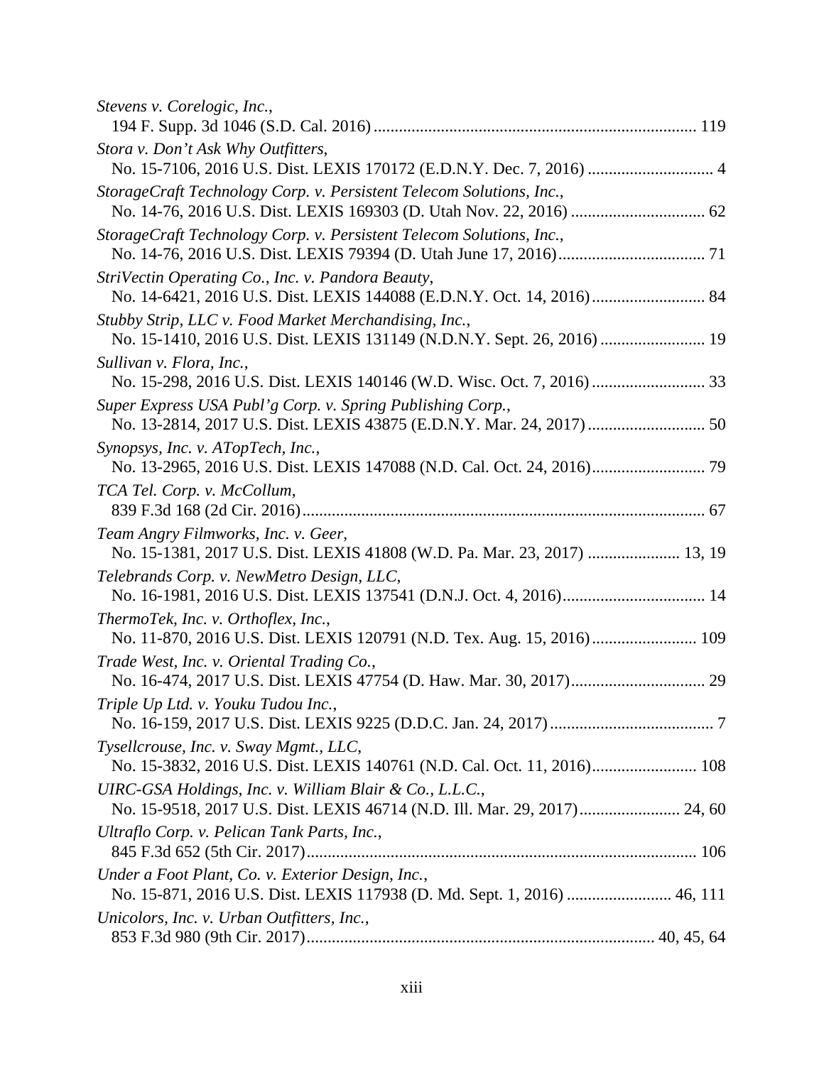*Stevens v. Corelogic, Inc.*,
194 F. Supp. 3d 1046 (S.D. Cal. 2016) ........................................................................... 119

*Stora v. Don't Ask Why Outfitters*,
No. 15-7106, 2016 U.S. Dist. LEXIS 170172 (E.D.N.Y. Dec. 7, 2016) ............................ 4

*StorageCraft Technology Corp. v. Persistent Telecom Solutions, Inc.*,
No. 14-76, 2016 U.S. Dist. LEXIS 169303 (D. Utah Nov. 22, 2016) ............................... 62

*StorageCraft Technology Corp. v. Persistent Telecom Solutions, Inc.*,
No. 14-76, 2016 U.S. Dist. LEXIS 79394 (D. Utah June 17, 2016).................................. 71

*StriVectin Operating Co., Inc. v. Pandora Beauty*,
No. 14-6421, 2016 U.S. Dist. LEXIS 144088 (E.D.N.Y. Oct. 14, 2016).......................... 84

*Stubby Strip, LLC v. Food Market Merchandising, Inc.*,
No. 15-1410, 2016 U.S. Dist. LEXIS 131149 (N.D.N.Y. Sept. 26, 2016) ........................ 19

*Sullivan v. Flora, Inc.*,
No. 15-298, 2016 U.S. Dist. LEXIS 140146 (W.D. Wisc. Oct. 7, 2016) .......................... 33

*Super Express USA Publ'g Corp. v. Spring Publishing Corp.*,
No. 13-2814, 2017 U.S. Dist. LEXIS 43875 (E.D.N.Y. Mar. 24, 2017) ........................... 50

*Synopsys, Inc. v. ATopTech, Inc.*,
No. 13-2965, 2016 U.S. Dist. LEXIS 147088 (N.D. Cal. Oct. 24, 2016).......................... 79

*TCA Tel. Corp. v. McCollum*,
839 F.3d 168 (2d Cir. 2016).............................................................................................. 67

*Team Angry Filmworks, Inc. v. Geer*,
No. 15-1381, 2017 U.S. Dist. LEXIS 41808 (W.D. Pa. Mar. 23, 2017) ..................... 13, 19

*Telebrands Corp. v. NewMetro Design, LLC*,
No. 16-1981, 2016 U.S. Dist. LEXIS 137541 (D.N.J. Oct. 4, 2016)................................. 14

*ThermoTek, Inc. v. Orthoflex, Inc.*,
No. 11-870, 2016 U.S. Dist. LEXIS 120791 (N.D. Tex. Aug. 15, 2016)........................ 109

*Trade West, Inc. v. Oriental Trading Co.*,
No. 16-474, 2017 U.S. Dist. LEXIS 47754 (D. Haw. Mar. 30, 2017)............................... 29

*Triple Up Ltd. v. Youku Tudou Inc.*,
No. 16-159, 2017 U.S. Dist. LEXIS 9225 (D.D.C. Jan. 24, 2017)...................................... 7

*Tysellcrouse, Inc. v. Sway Mgmt., LLC*,
No. 15-3832, 2016 U.S. Dist. LEXIS 140761 (N.D. Cal. Oct. 11, 2016)........................ 108

*UIRC-GSA Holdings, Inc. v. William Blair & Co., L.L.C.*,
No. 15-9518, 2017 U.S. Dist. LEXIS 46714 (N.D. Ill. Mar. 29, 2017)....................... 24, 60

*Ultraflo Corp. v. Pelican Tank Parts, Inc.*,
845 F.3d 652 (5th Cir. 2017)........................................................................................... 106

*Under a Foot Plant, Co. v. Exterior Design, Inc.*,
No. 15-871, 2016 U.S. Dist. LEXIS 117938 (D. Md. Sept. 1, 2016) ........................ 46, 111

*Unicolors, Inc. v. Urban Outfitters, Inc.*,
853 F.3d 980 (9th Cir. 2017)................................................................................ 40, 45, 64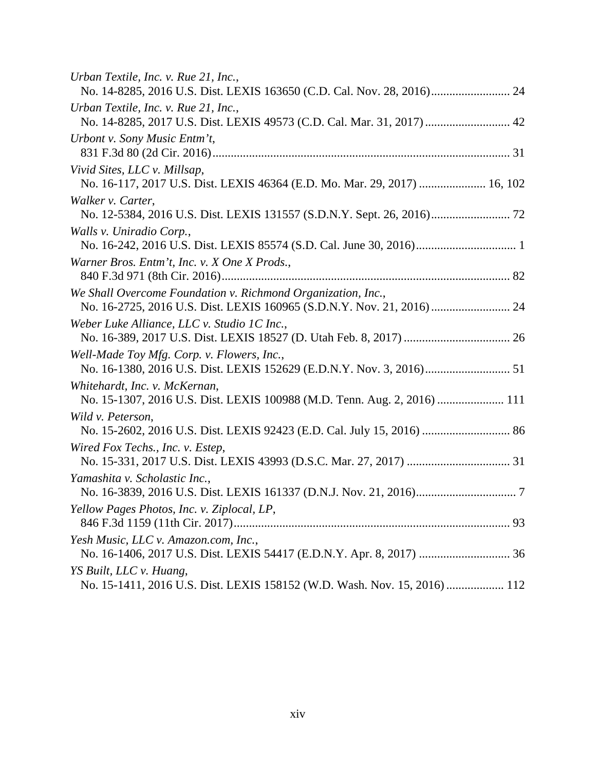*Urban Textile, Inc. v. Rue 21, Inc.*,
No. 14-8285, 2016 U.S. Dist. LEXIS 163650 (C.D. Cal. Nov. 28, 2016).......................... 24

*Urban Textile, Inc. v. Rue 21, Inc.*,
No. 14-8285, 2017 U.S. Dist. LEXIS 49573 (C.D. Cal. Mar. 31, 2017)........................... 42

*Urbont v. Sony Music Entm't*,
831 F.3d 80 (2d Cir. 2016)................................................................................................. 31

*Vivid Sites, LLC v. Millsap*,
No. 16-117, 2017 U.S. Dist. LEXIS 46364 (E.D. Mo. Mar. 29, 2017) ...................... 16, 102

*Walker v. Carter*,
No. 12-5384, 2016 U.S. Dist. LEXIS 131557 (S.D.N.Y. Sept. 26, 2016).......................... 72

*Walls v. Uniradio Corp.*,
No. 16-242, 2016 U.S. Dist. LEXIS 85574 (S.D. Cal. June 30, 2016)................................ 1

*Warner Bros. Entm't, Inc. v. X One X Prods.*,
840 F.3d 971 (8th Cir. 2016).............................................................................................. 82

*We Shall Overcome Foundation v. Richmond Organization, Inc.*,
No. 16-2725, 2016 U.S. Dist. LEXIS 160965 (S.D.N.Y. Nov. 21, 2016).......................... 24

*Weber Luke Alliance, LLC v. Studio 1C Inc.*,
No. 16-389, 2017 U.S. Dist. LEXIS 18527 (D. Utah Feb. 8, 2017) ................................... 26

*Well-Made Toy Mfg. Corp. v. Flowers, Inc.*,
No. 16-1380, 2016 U.S. Dist. LEXIS 152629 (E.D.N.Y. Nov. 3, 2016)............................ 51

*Whitehardt, Inc. v. McKernan*,
No. 15-1307, 2016 U.S. Dist. LEXIS 100988 (M.D. Tenn. Aug. 2, 2016) ...................... 111

*Wild v. Peterson*,
No. 15-2602, 2016 U.S. Dist. LEXIS 92423 (E.D. Cal. July 15, 2016) ............................. 86

*Wired Fox Techs., Inc. v. Estep*,
No. 15-331, 2017 U.S. Dist. LEXIS 43993 (D.S.C. Mar. 27, 2017) .................................. 31

*Yamashita v. Scholastic Inc.*,
No. 16-3839, 2016 U.S. Dist. LEXIS 161337 (D.N.J. Nov. 21, 2016)................................. 7

*Yellow Pages Photos, Inc. v. Ziplocal, LP*,
846 F.3d 1159 (11th Cir. 2017).......................................................................................... 93

*Yesh Music, LLC v. Amazon.com, Inc.*,
No. 16-1406, 2017 U.S. Dist. LEXIS 54417 (E.D.N.Y. Apr. 8, 2017) .............................. 36

*YS Built, LLC v. Huang*,
No. 15-1411, 2016 U.S. Dist. LEXIS 158152 (W.D. Wash. Nov. 15, 2016).................. 112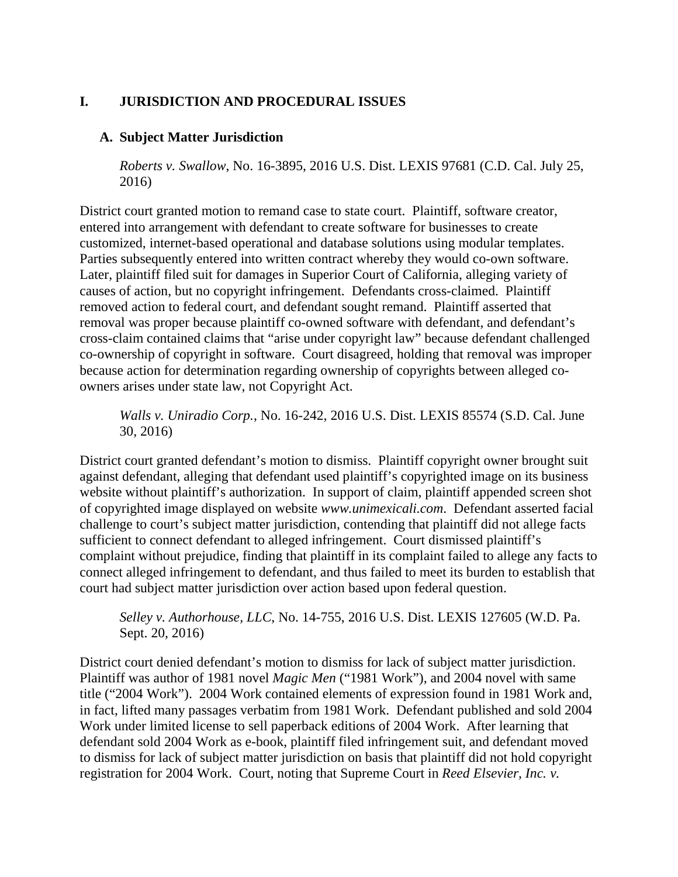# I. JURISDICTION AND PROCEDURAL ISSUES

## A. Subject Matter Jurisdiction

*Roberts v. Swallow*, No. 16-3895, 2016 U.S. Dist. LEXIS 97681 (C.D. Cal. July 25, 2016)

District court granted motion to remand case to state court. Plaintiff, software creator, entered into arrangement with defendant to create software for businesses to create customized, internet-based operational and database solutions using modular templates. Parties subsequently entered into written contract whereby they would co-own software. Later, plaintiff filed suit for damages in Superior Court of California, alleging variety of causes of action, but no copyright infringement. Defendants cross-claimed. Plaintiff removed action to federal court, and defendant sought remand. Plaintiff asserted that removal was proper because plaintiff co-owned software with defendant, and defendant's cross-claim contained claims that "arise under copyright law" because defendant challenged co-ownership of copyright in software. Court disagreed, holding that removal was improper because action for determination regarding ownership of copyrights between alleged co-owners arises under state law, not Copyright Act.

*Walls v. Uniradio Corp.*, No. 16-242, 2016 U.S. Dist. LEXIS 85574 (S.D. Cal. June 30, 2016)

District court granted defendant's motion to dismiss. Plaintiff copyright owner brought suit against defendant, alleging that defendant used plaintiff's copyrighted image on its business website without plaintiff's authorization. In support of claim, plaintiff appended screen shot of copyrighted image displayed on website *www.unimexicali.com*. Defendant asserted facial challenge to court's subject matter jurisdiction, contending that plaintiff did not allege facts sufficient to connect defendant to alleged infringement. Court dismissed plaintiff's complaint without prejudice, finding that plaintiff in its complaint failed to allege any facts to connect alleged infringement to defendant, and thus failed to meet its burden to establish that court had subject matter jurisdiction over action based upon federal question.

*Selley v. Authorhouse, LLC*, No. 14-755, 2016 U.S. Dist. LEXIS 127605 (W.D. Pa. Sept. 20, 2016)

District court denied defendant's motion to dismiss for lack of subject matter jurisdiction. Plaintiff was author of 1981 novel *Magic Men* ("1981 Work"), and 2004 novel with same title ("2004 Work"). 2004 Work contained elements of expression found in 1981 Work and, in fact, lifted many passages verbatim from 1981 Work. Defendant published and sold 2004 Work under limited license to sell paperback editions of 2004 Work. After learning that defendant sold 2004 Work as e-book, plaintiff filed infringement suit, and defendant moved to dismiss for lack of subject matter jurisdiction on basis that plaintiff did not hold copyright registration for 2004 Work. Court, noting that Supreme Court in *Reed Elsevier, Inc. v.*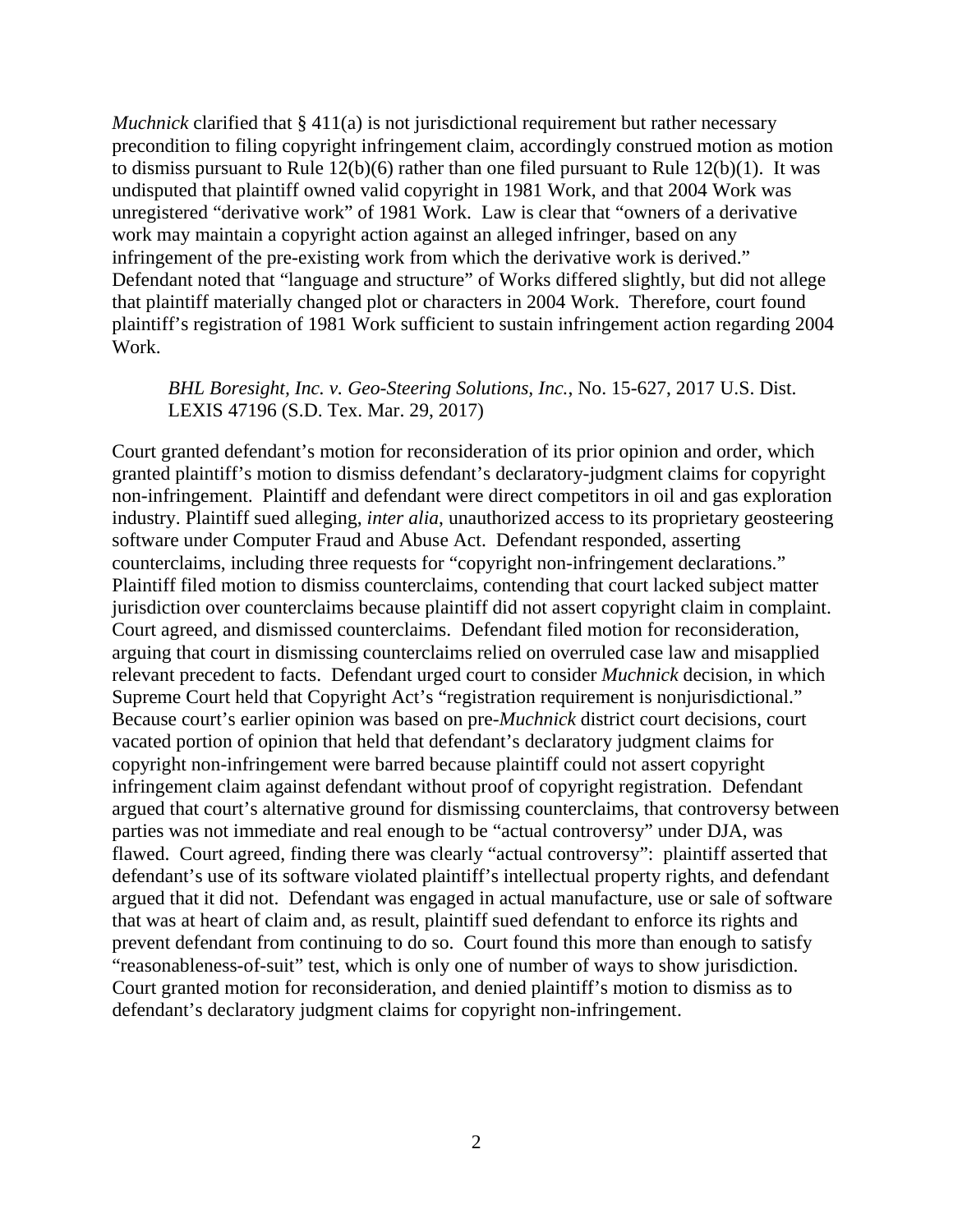*Muchnick* clarified that § 411(a) is not jurisdictional requirement but rather necessary precondition to filing copyright infringement claim, accordingly construed motion as motion to dismiss pursuant to Rule 12(b)(6) rather than one filed pursuant to Rule 12(b)(1). It was undisputed that plaintiff owned valid copyright in 1981 Work, and that 2004 Work was unregistered "derivative work" of 1981 Work. Law is clear that "owners of a derivative work may maintain a copyright action against an alleged infringer, based on any infringement of the pre-existing work from which the derivative work is derived." Defendant noted that "language and structure" of Works differed slightly, but did not allege that plaintiff materially changed plot or characters in 2004 Work. Therefore, court found plaintiff's registration of 1981 Work sufficient to sustain infringement action regarding 2004 Work.

> *BHL Boresight, Inc. v. Geo-Steering Solutions, Inc.*, No. 15-627, 2017 U.S. Dist. LEXIS 47196 (S.D. Tex. Mar. 29, 2017)

Court granted defendant's motion for reconsideration of its prior opinion and order, which granted plaintiff's motion to dismiss defendant's declaratory-judgment claims for copyright non-infringement. Plaintiff and defendant were direct competitors in oil and gas exploration industry. Plaintiff sued alleging, *inter alia*, unauthorized access to its proprietary geosteering software under Computer Fraud and Abuse Act. Defendant responded, asserting counterclaims, including three requests for "copyright non-infringement declarations." Plaintiff filed motion to dismiss counterclaims, contending that court lacked subject matter jurisdiction over counterclaims because plaintiff did not assert copyright claim in complaint. Court agreed, and dismissed counterclaims. Defendant filed motion for reconsideration, arguing that court in dismissing counterclaims relied on overruled case law and misapplied relevant precedent to facts. Defendant urged court to consider *Muchnick* decision, in which Supreme Court held that Copyright Act's "registration requirement is nonjurisdictional." Because court's earlier opinion was based on pre-*Muchnick* district court decisions, court vacated portion of opinion that held that defendant's declaratory judgment claims for copyright non-infringement were barred because plaintiff could not assert copyright infringement claim against defendant without proof of copyright registration. Defendant argued that court's alternative ground for dismissing counterclaims, that controversy between parties was not immediate and real enough to be "actual controversy" under DJA, was flawed. Court agreed, finding there was clearly "actual controversy": plaintiff asserted that defendant's use of its software violated plaintiff's intellectual property rights, and defendant argued that it did not. Defendant was engaged in actual manufacture, use or sale of software that was at heart of claim and, as result, plaintiff sued defendant to enforce its rights and prevent defendant from continuing to do so. Court found this more than enough to satisfy "reasonableness-of-suit" test, which is only one of number of ways to show jurisdiction. Court granted motion for reconsideration, and denied plaintiff's motion to dismiss as to defendant's declaratory judgment claims for copyright non-infringement.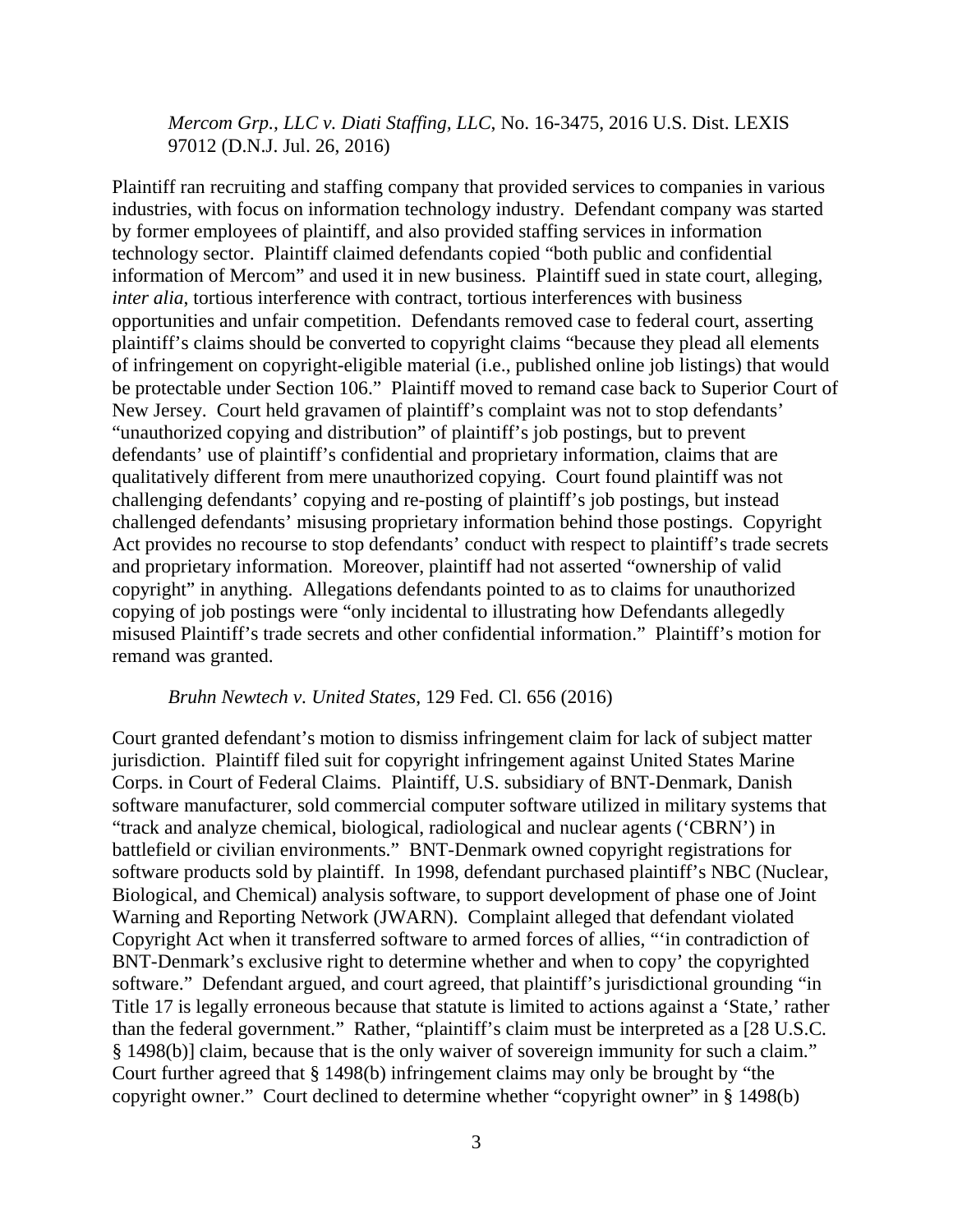*Mercom Grp., LLC v. Diati Staffing, LLC*, No. 16-3475, 2016 U.S. Dist. LEXIS 97012 (D.N.J. Jul. 26, 2016)

Plaintiff ran recruiting and staffing company that provided services to companies in various industries, with focus on information technology industry. Defendant company was started by former employees of plaintiff, and also provided staffing services in information technology sector. Plaintiff claimed defendants copied "both public and confidential information of Mercom" and used it in new business. Plaintiff sued in state court, alleging, *inter alia*, tortious interference with contract, tortious interferences with business opportunities and unfair competition. Defendants removed case to federal court, asserting plaintiff's claims should be converted to copyright claims "because they plead all elements of infringement on copyright-eligible material (i.e., published online job listings) that would be protectable under Section 106." Plaintiff moved to remand case back to Superior Court of New Jersey. Court held gravamen of plaintiff's complaint was not to stop defendants' "unauthorized copying and distribution" of plaintiff's job postings, but to prevent defendants' use of plaintiff's confidential and proprietary information, claims that are qualitatively different from mere unauthorized copying. Court found plaintiff was not challenging defendants' copying and re-posting of plaintiff's job postings, but instead challenged defendants' misusing proprietary information behind those postings. Copyright Act provides no recourse to stop defendants' conduct with respect to plaintiff's trade secrets and proprietary information. Moreover, plaintiff had not asserted "ownership of valid copyright" in anything. Allegations defendants pointed to as to claims for unauthorized copying of job postings were "only incidental to illustrating how Defendants allegedly misused Plaintiff's trade secrets and other confidential information." Plaintiff's motion for remand was granted.

*Bruhn Newtech v. United States*, 129 Fed. Cl. 656 (2016)

Court granted defendant's motion to dismiss infringement claim for lack of subject matter jurisdiction. Plaintiff filed suit for copyright infringement against United States Marine Corps. in Court of Federal Claims. Plaintiff, U.S. subsidiary of BNT-Denmark, Danish software manufacturer, sold commercial computer software utilized in military systems that "track and analyze chemical, biological, radiological and nuclear agents ('CBRN') in battlefield or civilian environments." BNT-Denmark owned copyright registrations for software products sold by plaintiff. In 1998, defendant purchased plaintiff's NBC (Nuclear, Biological, and Chemical) analysis software, to support development of phase one of Joint Warning and Reporting Network (JWARN). Complaint alleged that defendant violated Copyright Act when it transferred software to armed forces of allies, "'in contradiction of BNT-Denmark's exclusive right to determine whether and when to copy' the copyrighted software." Defendant argued, and court agreed, that plaintiff's jurisdictional grounding "in Title 17 is legally erroneous because that statute is limited to actions against a 'State,' rather than the federal government." Rather, "plaintiff's claim must be interpreted as a [28 U.S.C. § 1498(b)] claim, because that is the only waiver of sovereign immunity for such a claim." Court further agreed that § 1498(b) infringement claims may only be brought by "the copyright owner." Court declined to determine whether "copyright owner" in § 1498(b)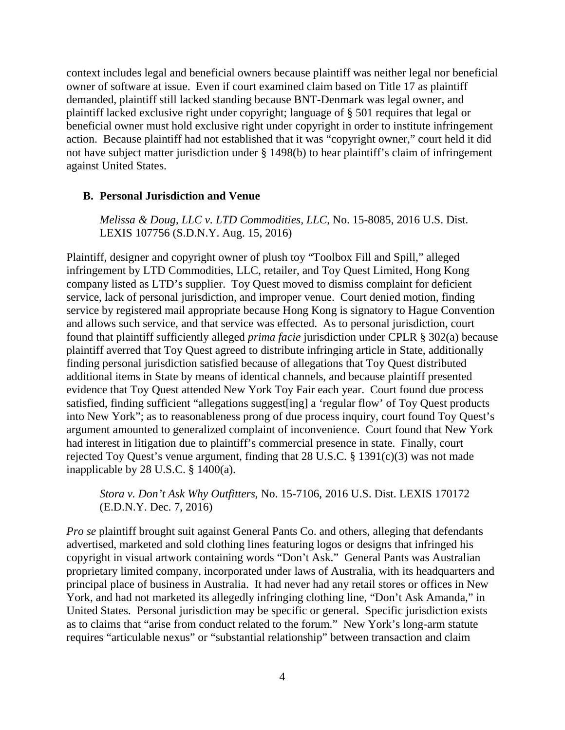context includes legal and beneficial owners because plaintiff was neither legal nor beneficial owner of software at issue. Even if court examined claim based on Title 17 as plaintiff demanded, plaintiff still lacked standing because BNT-Denmark was legal owner, and plaintiff lacked exclusive right under copyright; language of § 501 requires that legal or beneficial owner must hold exclusive right under copyright in order to institute infringement action. Because plaintiff had not established that it was "copyright owner," court held it did not have subject matter jurisdiction under § 1498(b) to hear plaintiff's claim of infringement against United States.

## B. Personal Jurisdiction and Venue

*Melissa & Doug, LLC v. LTD Commodities, LLC*, No. 15-8085, 2016 U.S. Dist. LEXIS 107756 (S.D.N.Y. Aug. 15, 2016)

Plaintiff, designer and copyright owner of plush toy "Toolbox Fill and Spill," alleged infringement by LTD Commodities, LLC, retailer, and Toy Quest Limited, Hong Kong company listed as LTD's supplier. Toy Quest moved to dismiss complaint for deficient service, lack of personal jurisdiction, and improper venue. Court denied motion, finding service by registered mail appropriate because Hong Kong is signatory to Hague Convention and allows such service, and that service was effected. As to personal jurisdiction, court found that plaintiff sufficiently alleged *prima facie* jurisdiction under CPLR § 302(a) because plaintiff averred that Toy Quest agreed to distribute infringing article in State, additionally finding personal jurisdiction satisfied because of allegations that Toy Quest distributed additional items in State by means of identical channels, and because plaintiff presented evidence that Toy Quest attended New York Toy Fair each year. Court found due process satisfied, finding sufficient "allegations suggest[ing] a 'regular flow' of Toy Quest products into New York"; as to reasonableness prong of due process inquiry, court found Toy Quest's argument amounted to generalized complaint of inconvenience. Court found that New York had interest in litigation due to plaintiff's commercial presence in state. Finally, court rejected Toy Quest's venue argument, finding that 28 U.S.C. § 1391(c)(3) was not made inapplicable by 28 U.S.C. § 1400(a).

*Stora v. Don't Ask Why Outfitters*, No. 15-7106, 2016 U.S. Dist. LEXIS 170172 (E.D.N.Y. Dec. 7, 2016)

*Pro se* plaintiff brought suit against General Pants Co. and others, alleging that defendants advertised, marketed and sold clothing lines featuring logos or designs that infringed his copyright in visual artwork containing words "Don't Ask." General Pants was Australian proprietary limited company, incorporated under laws of Australia, with its headquarters and principal place of business in Australia. It had never had any retail stores or offices in New York, and had not marketed its allegedly infringing clothing line, "Don't Ask Amanda," in United States. Personal jurisdiction may be specific or general. Specific jurisdiction exists as to claims that "arise from conduct related to the forum." New York's long-arm statute requires "articulable nexus" or "substantial relationship" between transaction and claim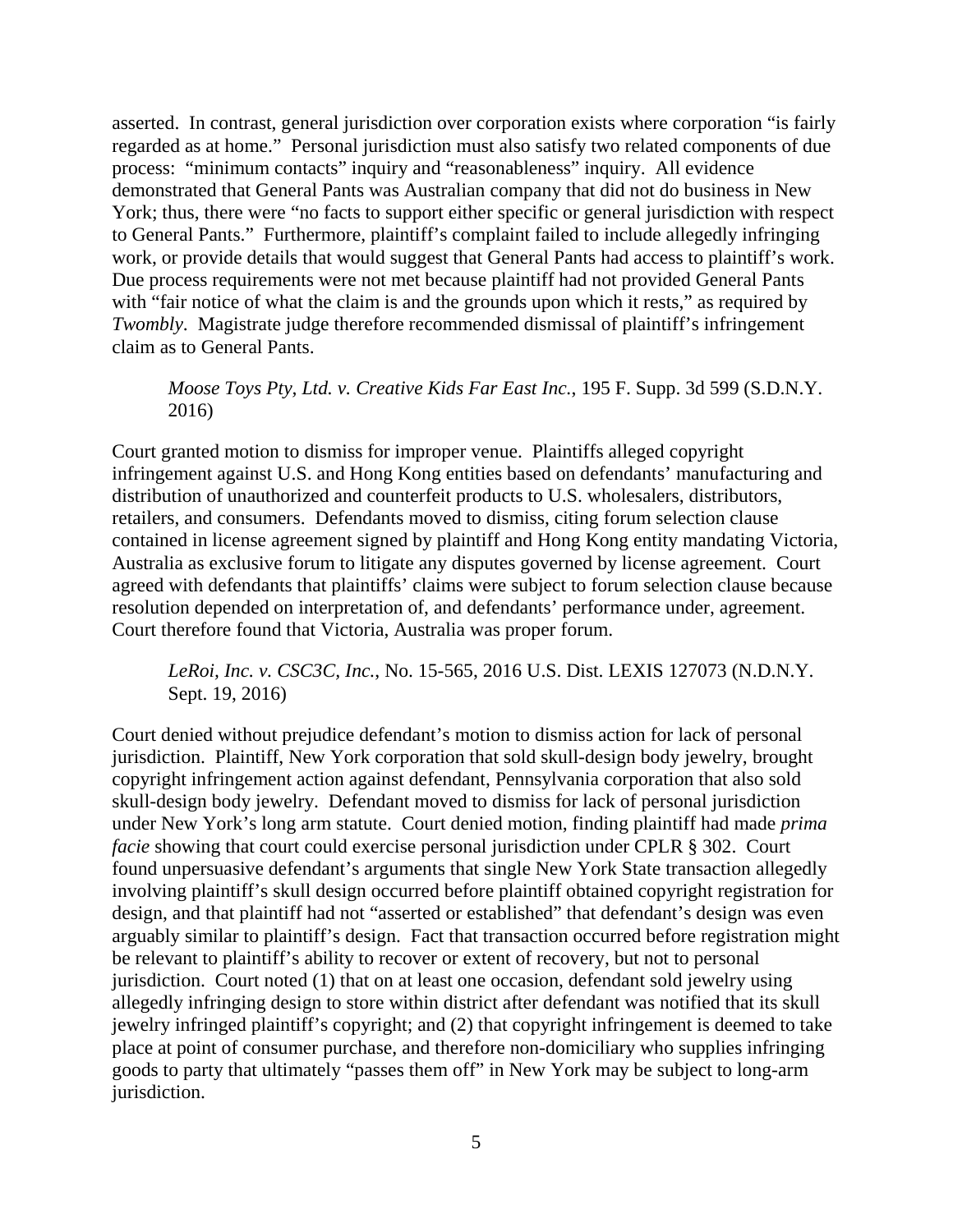asserted. In contrast, general jurisdiction over corporation exists where corporation "is fairly regarded as at home." Personal jurisdiction must also satisfy two related components of due process: "minimum contacts" inquiry and "reasonableness" inquiry. All evidence demonstrated that General Pants was Australian company that did not do business in New York; thus, there were "no facts to support either specific or general jurisdiction with respect to General Pants." Furthermore, plaintiff's complaint failed to include allegedly infringing work, or provide details that would suggest that General Pants had access to plaintiff's work. Due process requirements were not met because plaintiff had not provided General Pants with "fair notice of what the claim is and the grounds upon which it rests," as required by *Twombly*. Magistrate judge therefore recommended dismissal of plaintiff's infringement claim as to General Pants.

> *Moose Toys Pty, Ltd. v. Creative Kids Far East Inc.*, 195 F. Supp. 3d 599 (S.D.N.Y. 2016)

Court granted motion to dismiss for improper venue. Plaintiffs alleged copyright infringement against U.S. and Hong Kong entities based on defendants' manufacturing and distribution of unauthorized and counterfeit products to U.S. wholesalers, distributors, retailers, and consumers. Defendants moved to dismiss, citing forum selection clause contained in license agreement signed by plaintiff and Hong Kong entity mandating Victoria, Australia as exclusive forum to litigate any disputes governed by license agreement. Court agreed with defendants that plaintiffs' claims were subject to forum selection clause because resolution depended on interpretation of, and defendants' performance under, agreement. Court therefore found that Victoria, Australia was proper forum.

> *LeRoi, Inc. v. CSC3C, Inc.*, No. 15-565, 2016 U.S. Dist. LEXIS 127073 (N.D.N.Y. Sept. 19, 2016)

Court denied without prejudice defendant's motion to dismiss action for lack of personal jurisdiction. Plaintiff, New York corporation that sold skull-design body jewelry, brought copyright infringement action against defendant, Pennsylvania corporation that also sold skull-design body jewelry. Defendant moved to dismiss for lack of personal jurisdiction under New York's long arm statute. Court denied motion, finding plaintiff had made *prima facie* showing that court could exercise personal jurisdiction under CPLR § 302. Court found unpersuasive defendant's arguments that single New York State transaction allegedly involving plaintiff's skull design occurred before plaintiff obtained copyright registration for design, and that plaintiff had not "asserted or established" that defendant's design was even arguably similar to plaintiff's design. Fact that transaction occurred before registration might be relevant to plaintiff's ability to recover or extent of recovery, but not to personal jurisdiction. Court noted (1) that on at least one occasion, defendant sold jewelry using allegedly infringing design to store within district after defendant was notified that its skull jewelry infringed plaintiff's copyright; and (2) that copyright infringement is deemed to take place at point of consumer purchase, and therefore non-domiciliary who supplies infringing goods to party that ultimately "passes them off" in New York may be subject to long-arm jurisdiction.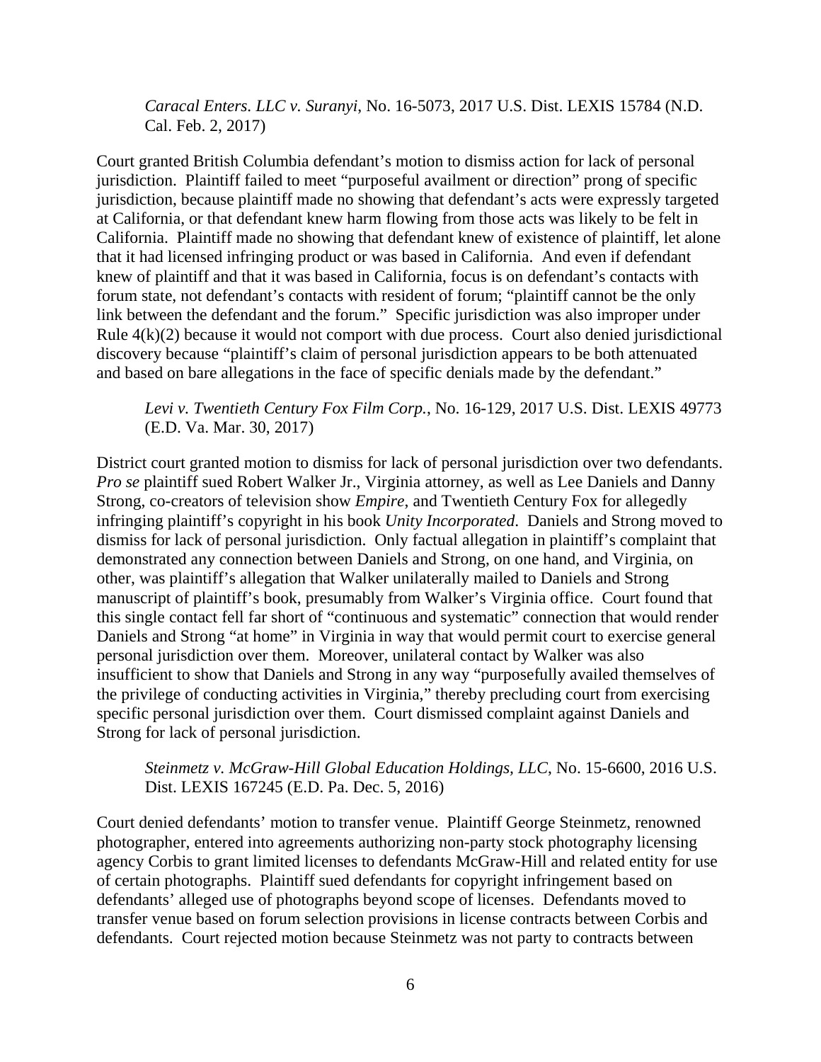*Caracal Enters. LLC v. Suranyi*, No. 16-5073, 2017 U.S. Dist. LEXIS 15784 (N.D. Cal. Feb. 2, 2017)

Court granted British Columbia defendant's motion to dismiss action for lack of personal jurisdiction. Plaintiff failed to meet "purposeful availment or direction" prong of specific jurisdiction, because plaintiff made no showing that defendant's acts were expressly targeted at California, or that defendant knew harm flowing from those acts was likely to be felt in California. Plaintiff made no showing that defendant knew of existence of plaintiff, let alone that it had licensed infringing product or was based in California. And even if defendant knew of plaintiff and that it was based in California, focus is on defendant's contacts with forum state, not defendant's contacts with resident of forum; "plaintiff cannot be the only link between the defendant and the forum." Specific jurisdiction was also improper under Rule 4(k)(2) because it would not comport with due process. Court also denied jurisdictional discovery because "plaintiff's claim of personal jurisdiction appears to be both attenuated and based on bare allegations in the face of specific denials made by the defendant."

*Levi v. Twentieth Century Fox Film Corp.*, No. 16-129, 2017 U.S. Dist. LEXIS 49773 (E.D. Va. Mar. 30, 2017)

District court granted motion to dismiss for lack of personal jurisdiction over two defendants. *Pro se* plaintiff sued Robert Walker Jr., Virginia attorney, as well as Lee Daniels and Danny Strong, co-creators of television show *Empire*, and Twentieth Century Fox for allegedly infringing plaintiff's copyright in his book *Unity Incorporated*. Daniels and Strong moved to dismiss for lack of personal jurisdiction. Only factual allegation in plaintiff's complaint that demonstrated any connection between Daniels and Strong, on one hand, and Virginia, on other, was plaintiff's allegation that Walker unilaterally mailed to Daniels and Strong manuscript of plaintiff's book, presumably from Walker's Virginia office. Court found that this single contact fell far short of "continuous and systematic" connection that would render Daniels and Strong "at home" in Virginia in way that would permit court to exercise general personal jurisdiction over them. Moreover, unilateral contact by Walker was also insufficient to show that Daniels and Strong in any way "purposefully availed themselves of the privilege of conducting activities in Virginia," thereby precluding court from exercising specific personal jurisdiction over them. Court dismissed complaint against Daniels and Strong for lack of personal jurisdiction.

*Steinmetz v. McGraw-Hill Global Education Holdings, LLC*, No. 15-6600, 2016 U.S. Dist. LEXIS 167245 (E.D. Pa. Dec. 5, 2016)

Court denied defendants' motion to transfer venue. Plaintiff George Steinmetz, renowned photographer, entered into agreements authorizing non-party stock photography licensing agency Corbis to grant limited licenses to defendants McGraw-Hill and related entity for use of certain photographs. Plaintiff sued defendants for copyright infringement based on defendants' alleged use of photographs beyond scope of licenses. Defendants moved to transfer venue based on forum selection provisions in license contracts between Corbis and defendants. Court rejected motion because Steinmetz was not party to contracts between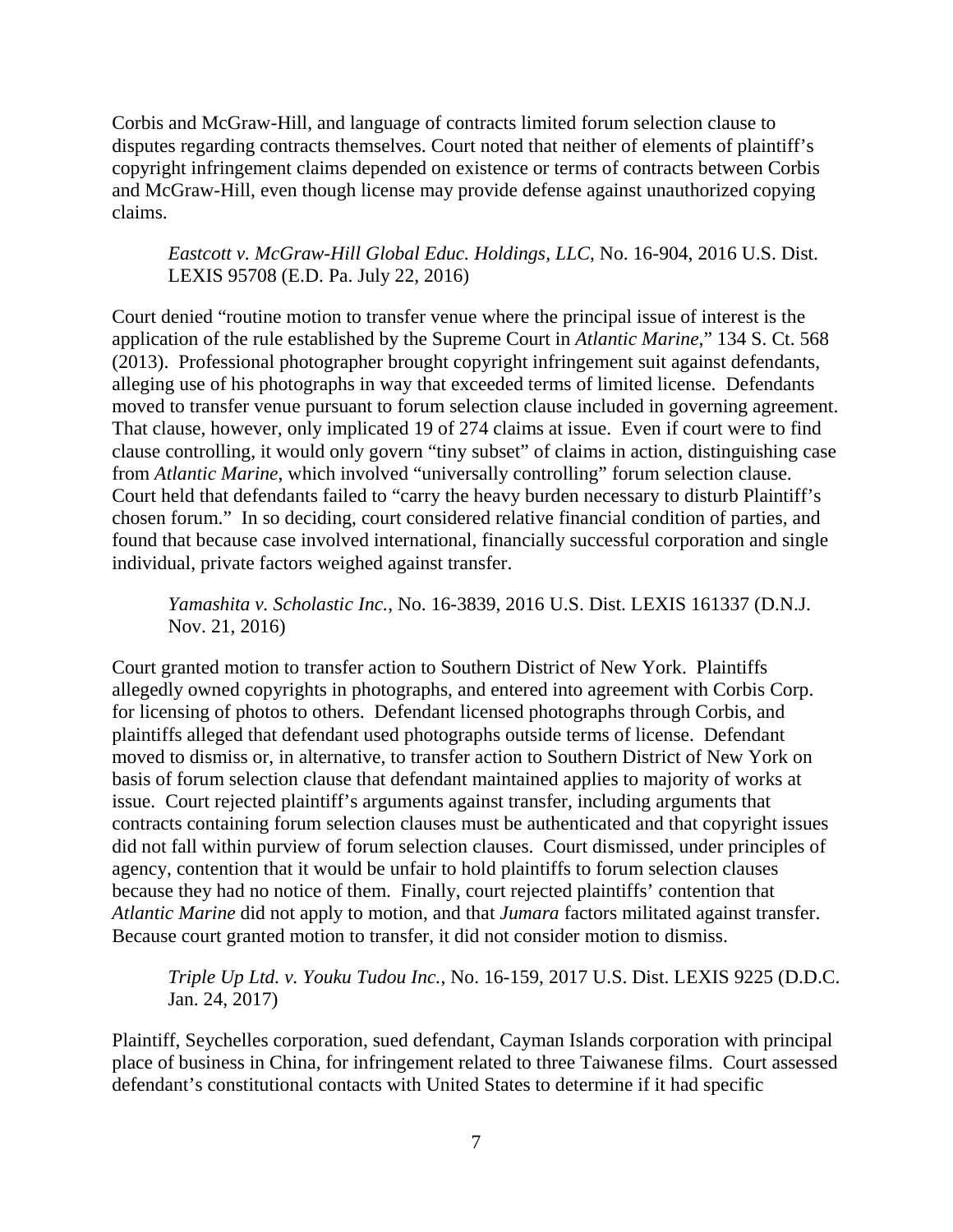Corbis and McGraw-Hill, and language of contracts limited forum selection clause to disputes regarding contracts themselves. Court noted that neither of elements of plaintiff's copyright infringement claims depended on existence or terms of contracts between Corbis and McGraw-Hill, even though license may provide defense against unauthorized copying claims.

> *Eastcott v. McGraw-Hill Global Educ. Holdings, LLC*, No. 16-904, 2016 U.S. Dist. LEXIS 95708 (E.D. Pa. July 22, 2016)

Court denied "routine motion to transfer venue where the principal issue of interest is the application of the rule established by the Supreme Court in *Atlantic Marine*," 134 S. Ct. 568 (2013). Professional photographer brought copyright infringement suit against defendants, alleging use of his photographs in way that exceeded terms of limited license. Defendants moved to transfer venue pursuant to forum selection clause included in governing agreement. That clause, however, only implicated 19 of 274 claims at issue. Even if court were to find clause controlling, it would only govern "tiny subset" of claims in action, distinguishing case from *Atlantic Marine*, which involved "universally controlling" forum selection clause. Court held that defendants failed to "carry the heavy burden necessary to disturb Plaintiff's chosen forum." In so deciding, court considered relative financial condition of parties, and found that because case involved international, financially successful corporation and single individual, private factors weighed against transfer.

> *Yamashita v. Scholastic Inc.*, No. 16-3839, 2016 U.S. Dist. LEXIS 161337 (D.N.J. Nov. 21, 2016)

Court granted motion to transfer action to Southern District of New York. Plaintiffs allegedly owned copyrights in photographs, and entered into agreement with Corbis Corp. for licensing of photos to others. Defendant licensed photographs through Corbis, and plaintiffs alleged that defendant used photographs outside terms of license. Defendant moved to dismiss or, in alternative, to transfer action to Southern District of New York on basis of forum selection clause that defendant maintained applies to majority of works at issue. Court rejected plaintiff's arguments against transfer, including arguments that contracts containing forum selection clauses must be authenticated and that copyright issues did not fall within purview of forum selection clauses. Court dismissed, under principles of agency, contention that it would be unfair to hold plaintiffs to forum selection clauses because they had no notice of them. Finally, court rejected plaintiffs' contention that *Atlantic Marine* did not apply to motion, and that *Jumara* factors militated against transfer. Because court granted motion to transfer, it did not consider motion to dismiss.

> *Triple Up Ltd. v. Youku Tudou Inc.*, No. 16-159, 2017 U.S. Dist. LEXIS 9225 (D.D.C. Jan. 24, 2017)

Plaintiff, Seychelles corporation, sued defendant, Cayman Islands corporation with principal place of business in China, for infringement related to three Taiwanese films. Court assessed defendant's constitutional contacts with United States to determine if it had specific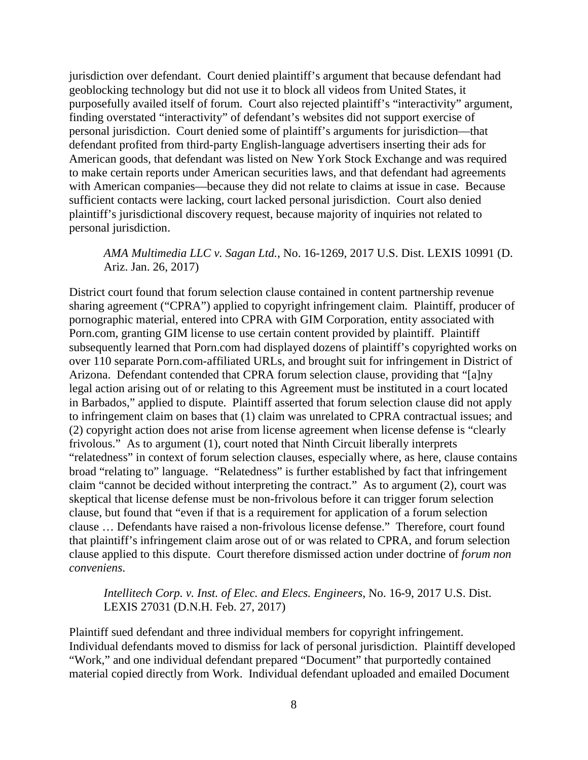jurisdiction over defendant. Court denied plaintiff's argument that because defendant had geoblocking technology but did not use it to block all videos from United States, it purposefully availed itself of forum. Court also rejected plaintiff's "interactivity" argument, finding overstated "interactivity" of defendant's websites did not support exercise of personal jurisdiction. Court denied some of plaintiff's arguments for jurisdiction—that defendant profited from third-party English-language advertisers inserting their ads for American goods, that defendant was listed on New York Stock Exchange and was required to make certain reports under American securities laws, and that defendant had agreements with American companies—because they did not relate to claims at issue in case. Because sufficient contacts were lacking, court lacked personal jurisdiction. Court also denied plaintiff's jurisdictional discovery request, because majority of inquiries not related to personal jurisdiction.

> *AMA Multimedia LLC v. Sagan Ltd.*, No. 16-1269, 2017 U.S. Dist. LEXIS 10991 (D. Ariz. Jan. 26, 2017)

District court found that forum selection clause contained in content partnership revenue sharing agreement ("CPRA") applied to copyright infringement claim. Plaintiff, producer of pornographic material, entered into CPRA with GIM Corporation, entity associated with Porn.com, granting GIM license to use certain content provided by plaintiff. Plaintiff subsequently learned that Porn.com had displayed dozens of plaintiff's copyrighted works on over 110 separate Porn.com-affiliated URLs, and brought suit for infringement in District of Arizona. Defendant contended that CPRA forum selection clause, providing that "[a]ny legal action arising out of or relating to this Agreement must be instituted in a court located in Barbados," applied to dispute. Plaintiff asserted that forum selection clause did not apply to infringement claim on bases that (1) claim was unrelated to CPRA contractual issues; and (2) copyright action does not arise from license agreement when license defense is "clearly frivolous." As to argument (1), court noted that Ninth Circuit liberally interprets "relatedness" in context of forum selection clauses, especially where, as here, clause contains broad "relating to" language. "Relatedness" is further established by fact that infringement claim "cannot be decided without interpreting the contract." As to argument (2), court was skeptical that license defense must be non-frivolous before it can trigger forum selection clause, but found that "even if that is a requirement for application of a forum selection clause … Defendants have raised a non-frivolous license defense." Therefore, court found that plaintiff's infringement claim arose out of or was related to CPRA, and forum selection clause applied to this dispute. Court therefore dismissed action under doctrine of *forum non conveniens*.

> *Intellitech Corp. v. Inst. of Elec. and Elecs. Engineers*, No. 16-9, 2017 U.S. Dist. LEXIS 27031 (D.N.H. Feb. 27, 2017)

Plaintiff sued defendant and three individual members for copyright infringement. Individual defendants moved to dismiss for lack of personal jurisdiction. Plaintiff developed "Work," and one individual defendant prepared "Document" that purportedly contained material copied directly from Work. Individual defendant uploaded and emailed Document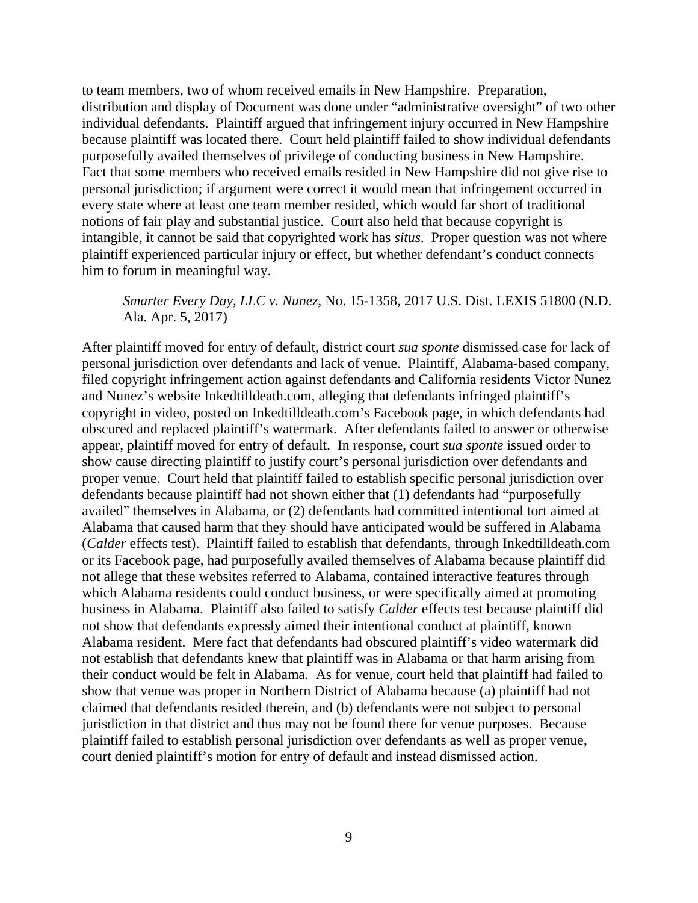to team members, two of whom received emails in New Hampshire. Preparation, distribution and display of Document was done under "administrative oversight" of two other individual defendants. Plaintiff argued that infringement injury occurred in New Hampshire because plaintiff was located there. Court held plaintiff failed to show individual defendants purposefully availed themselves of privilege of conducting business in New Hampshire. Fact that some members who received emails resided in New Hampshire did not give rise to personal jurisdiction; if argument were correct it would mean that infringement occurred in every state where at least one team member resided, which would far short of traditional notions of fair play and substantial justice. Court also held that because copyright is intangible, it cannot be said that copyrighted work has *situs*. Proper question was not where plaintiff experienced particular injury or effect, but whether defendant's conduct connects him to forum in meaningful way.

> *Smarter Every Day, LLC v. Nunez*, No. 15-1358, 2017 U.S. Dist. LEXIS 51800 (N.D. Ala. Apr. 5, 2017)

After plaintiff moved for entry of default, district court *sua sponte* dismissed case for lack of personal jurisdiction over defendants and lack of venue. Plaintiff, Alabama-based company, filed copyright infringement action against defendants and California residents Victor Nunez and Nunez's website Inkedtilldeath.com, alleging that defendants infringed plaintiff's copyright in video, posted on Inkedtilldeath.com's Facebook page, in which defendants had obscured and replaced plaintiff's watermark. After defendants failed to answer or otherwise appear, plaintiff moved for entry of default. In response, court *sua sponte* issued order to show cause directing plaintiff to justify court's personal jurisdiction over defendants and proper venue. Court held that plaintiff failed to establish specific personal jurisdiction over defendants because plaintiff had not shown either that (1) defendants had "purposefully availed" themselves in Alabama, or (2) defendants had committed intentional tort aimed at Alabama that caused harm that they should have anticipated would be suffered in Alabama (*Calder* effects test). Plaintiff failed to establish that defendants, through Inkedtilldeath.com or its Facebook page, had purposefully availed themselves of Alabama because plaintiff did not allege that these websites referred to Alabama, contained interactive features through which Alabama residents could conduct business, or were specifically aimed at promoting business in Alabama. Plaintiff also failed to satisfy *Calder* effects test because plaintiff did not show that defendants expressly aimed their intentional conduct at plaintiff, known Alabama resident. Mere fact that defendants had obscured plaintiff's video watermark did not establish that defendants knew that plaintiff was in Alabama or that harm arising from their conduct would be felt in Alabama. As for venue, court held that plaintiff had failed to show that venue was proper in Northern District of Alabama because (a) plaintiff had not claimed that defendants resided therein, and (b) defendants were not subject to personal jurisdiction in that district and thus may not be found there for venue purposes. Because plaintiff failed to establish personal jurisdiction over defendants as well as proper venue, court denied plaintiff's motion for entry of default and instead dismissed action.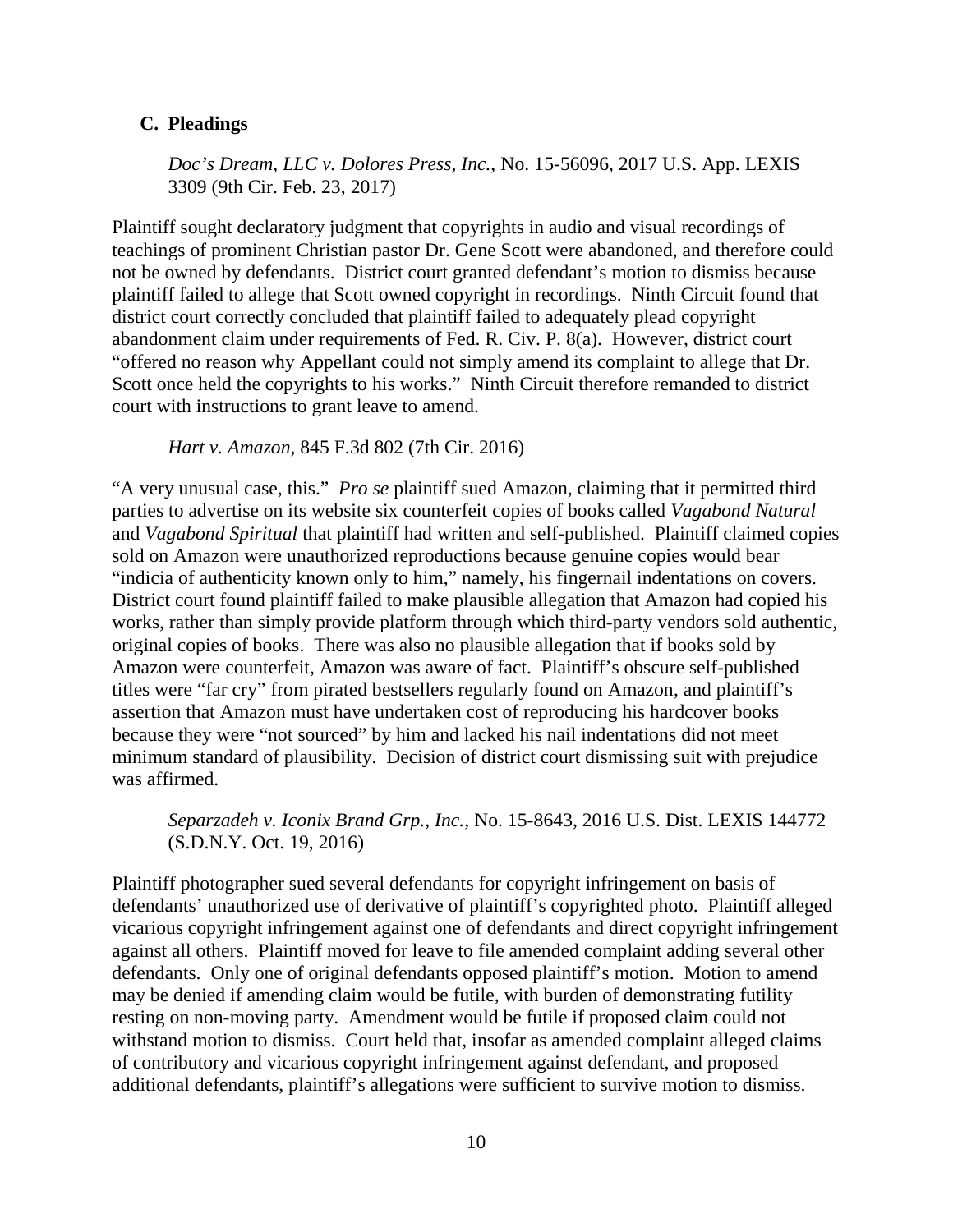### C. Pleadings

*Doc's Dream, LLC v. Dolores Press, Inc.*, No. 15-56096, 2017 U.S. App. LEXIS 3309 (9th Cir. Feb. 23, 2017)

Plaintiff sought declaratory judgment that copyrights in audio and visual recordings of teachings of prominent Christian pastor Dr. Gene Scott were abandoned, and therefore could not be owned by defendants. District court granted defendant's motion to dismiss because plaintiff failed to allege that Scott owned copyright in recordings. Ninth Circuit found that district court correctly concluded that plaintiff failed to adequately plead copyright abandonment claim under requirements of Fed. R. Civ. P. 8(a). However, district court "offered no reason why Appellant could not simply amend its complaint to allege that Dr. Scott once held the copyrights to his works." Ninth Circuit therefore remanded to district court with instructions to grant leave to amend.

*Hart v. Amazon*, 845 F.3d 802 (7th Cir. 2016)

"A very unusual case, this." *Pro se* plaintiff sued Amazon, claiming that it permitted third parties to advertise on its website six counterfeit copies of books called *Vagabond Natural* and *Vagabond Spiritual* that plaintiff had written and self-published. Plaintiff claimed copies sold on Amazon were unauthorized reproductions because genuine copies would bear "indicia of authenticity known only to him," namely, his fingernail indentations on covers. District court found plaintiff failed to make plausible allegation that Amazon had copied his works, rather than simply provide platform through which third-party vendors sold authentic, original copies of books. There was also no plausible allegation that if books sold by Amazon were counterfeit, Amazon was aware of fact. Plaintiff's obscure self-published titles were "far cry" from pirated bestsellers regularly found on Amazon, and plaintiff's assertion that Amazon must have undertaken cost of reproducing his hardcover books because they were "not sourced" by him and lacked his nail indentations did not meet minimum standard of plausibility. Decision of district court dismissing suit with prejudice was affirmed.

*Separzadeh v. Iconix Brand Grp., Inc.*, No. 15-8643, 2016 U.S. Dist. LEXIS 144772 (S.D.N.Y. Oct. 19, 2016)

Plaintiff photographer sued several defendants for copyright infringement on basis of defendants' unauthorized use of derivative of plaintiff's copyrighted photo. Plaintiff alleged vicarious copyright infringement against one of defendants and direct copyright infringement against all others. Plaintiff moved for leave to file amended complaint adding several other defendants. Only one of original defendants opposed plaintiff's motion. Motion to amend may be denied if amending claim would be futile, with burden of demonstrating futility resting on non-moving party. Amendment would be futile if proposed claim could not withstand motion to dismiss. Court held that, insofar as amended complaint alleged claims of contributory and vicarious copyright infringement against defendant, and proposed additional defendants, plaintiff's allegations were sufficient to survive motion to dismiss.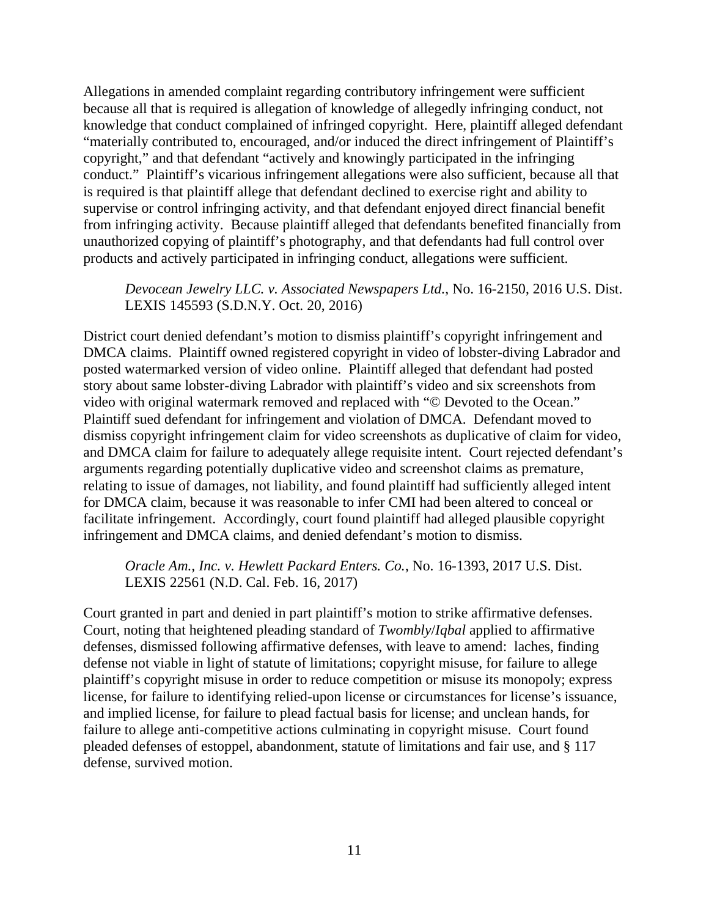Allegations in amended complaint regarding contributory infringement were sufficient because all that is required is allegation of knowledge of allegedly infringing conduct, not knowledge that conduct complained of infringed copyright. Here, plaintiff alleged defendant "materially contributed to, encouraged, and/or induced the direct infringement of Plaintiff's copyright," and that defendant "actively and knowingly participated in the infringing conduct." Plaintiff's vicarious infringement allegations were also sufficient, because all that is required is that plaintiff allege that defendant declined to exercise right and ability to supervise or control infringing activity, and that defendant enjoyed direct financial benefit from infringing activity. Because plaintiff alleged that defendants benefited financially from unauthorized copying of plaintiff's photography, and that defendants had full control over products and actively participated in infringing conduct, allegations were sufficient.

> *Devocean Jewelry LLC. v. Associated Newspapers Ltd.*, No. 16-2150, 2016 U.S. Dist. LEXIS 145593 (S.D.N.Y. Oct. 20, 2016)

District court denied defendant's motion to dismiss plaintiff's copyright infringement and DMCA claims. Plaintiff owned registered copyright in video of lobster-diving Labrador and posted watermarked version of video online. Plaintiff alleged that defendant had posted story about same lobster-diving Labrador with plaintiff's video and six screenshots from video with original watermark removed and replaced with "© Devoted to the Ocean." Plaintiff sued defendant for infringement and violation of DMCA. Defendant moved to dismiss copyright infringement claim for video screenshots as duplicative of claim for video, and DMCA claim for failure to adequately allege requisite intent. Court rejected defendant's arguments regarding potentially duplicative video and screenshot claims as premature, relating to issue of damages, not liability, and found plaintiff had sufficiently alleged intent for DMCA claim, because it was reasonable to infer CMI had been altered to conceal or facilitate infringement. Accordingly, court found plaintiff had alleged plausible copyright infringement and DMCA claims, and denied defendant's motion to dismiss.

> *Oracle Am., Inc. v. Hewlett Packard Enters. Co.*, No. 16-1393, 2017 U.S. Dist. LEXIS 22561 (N.D. Cal. Feb. 16, 2017)

Court granted in part and denied in part plaintiff's motion to strike affirmative defenses. Court, noting that heightened pleading standard of *Twombly*/*Iqbal* applied to affirmative defenses, dismissed following affirmative defenses, with leave to amend: laches, finding defense not viable in light of statute of limitations; copyright misuse, for failure to allege plaintiff's copyright misuse in order to reduce competition or misuse its monopoly; express license, for failure to identifying relied-upon license or circumstances for license's issuance, and implied license, for failure to plead factual basis for license; and unclean hands, for failure to allege anti-competitive actions culminating in copyright misuse. Court found pleaded defenses of estoppel, abandonment, statute of limitations and fair use, and § 117 defense, survived motion.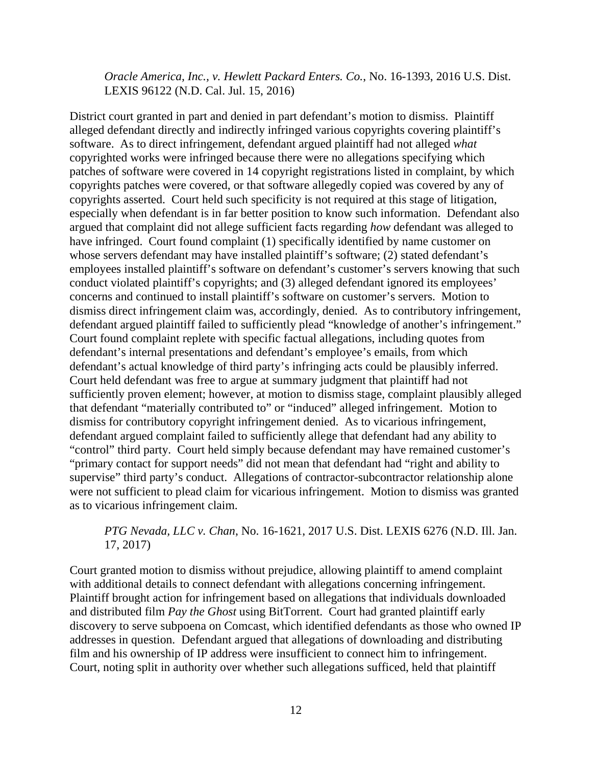*Oracle America, Inc., v. Hewlett Packard Enters. Co.*, No. 16-1393, 2016 U.S. Dist. LEXIS 96122 (N.D. Cal. Jul. 15, 2016)

District court granted in part and denied in part defendant's motion to dismiss. Plaintiff alleged defendant directly and indirectly infringed various copyrights covering plaintiff's software. As to direct infringement, defendant argued plaintiff had not alleged *what* copyrighted works were infringed because there were no allegations specifying which patches of software were covered in 14 copyright registrations listed in complaint, by which copyrights patches were covered, or that software allegedly copied was covered by any of copyrights asserted. Court held such specificity is not required at this stage of litigation, especially when defendant is in far better position to know such information. Defendant also argued that complaint did not allege sufficient facts regarding *how* defendant was alleged to have infringed. Court found complaint (1) specifically identified by name customer on whose servers defendant may have installed plaintiff's software; (2) stated defendant's employees installed plaintiff's software on defendant's customer's servers knowing that such conduct violated plaintiff's copyrights; and (3) alleged defendant ignored its employees' concerns and continued to install plaintiff's software on customer's servers. Motion to dismiss direct infringement claim was, accordingly, denied. As to contributory infringement, defendant argued plaintiff failed to sufficiently plead "knowledge of another's infringement." Court found complaint replete with specific factual allegations, including quotes from defendant's internal presentations and defendant's employee's emails, from which defendant's actual knowledge of third party's infringing acts could be plausibly inferred. Court held defendant was free to argue at summary judgment that plaintiff had not sufficiently proven element; however, at motion to dismiss stage, complaint plausibly alleged that defendant "materially contributed to" or "induced" alleged infringement. Motion to dismiss for contributory copyright infringement denied. As to vicarious infringement, defendant argued complaint failed to sufficiently allege that defendant had any ability to "control" third party. Court held simply because defendant may have remained customer's "primary contact for support needs" did not mean that defendant had "right and ability to supervise" third party's conduct. Allegations of contractor-subcontractor relationship alone were not sufficient to plead claim for vicarious infringement. Motion to dismiss was granted as to vicarious infringement claim.

*PTG Nevada, LLC v. Chan*, No. 16-1621, 2017 U.S. Dist. LEXIS 6276 (N.D. Ill. Jan. 17, 2017)

Court granted motion to dismiss without prejudice, allowing plaintiff to amend complaint with additional details to connect defendant with allegations concerning infringement. Plaintiff brought action for infringement based on allegations that individuals downloaded and distributed film *Pay the Ghost* using BitTorrent. Court had granted plaintiff early discovery to serve subpoena on Comcast, which identified defendants as those who owned IP addresses in question. Defendant argued that allegations of downloading and distributing film and his ownership of IP address were insufficient to connect him to infringement. Court, noting split in authority over whether such allegations sufficed, held that plaintiff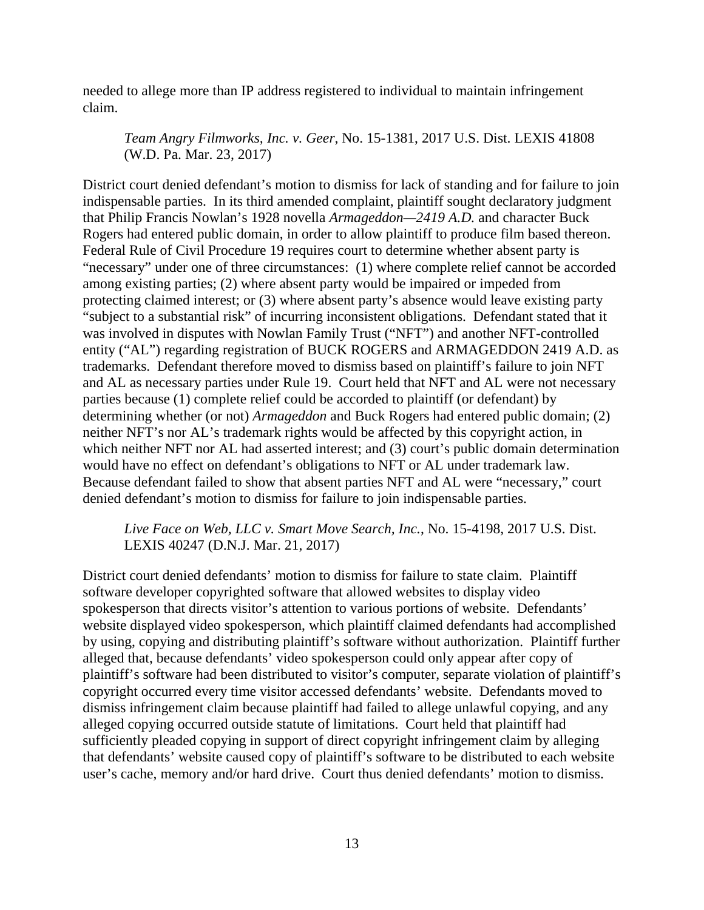needed to allege more than IP address registered to individual to maintain infringement claim.

> *Team Angry Filmworks, Inc. v. Geer*, No. 15-1381, 2017 U.S. Dist. LEXIS 41808 (W.D. Pa. Mar. 23, 2017)

District court denied defendant's motion to dismiss for lack of standing and for failure to join indispensable parties. In its third amended complaint, plaintiff sought declaratory judgment that Philip Francis Nowlan's 1928 novella *Armageddon—2419 A.D.* and character Buck Rogers had entered public domain, in order to allow plaintiff to produce film based thereon. Federal Rule of Civil Procedure 19 requires court to determine whether absent party is "necessary" under one of three circumstances: (1) where complete relief cannot be accorded among existing parties; (2) where absent party would be impaired or impeded from protecting claimed interest; or (3) where absent party's absence would leave existing party "subject to a substantial risk" of incurring inconsistent obligations. Defendant stated that it was involved in disputes with Nowlan Family Trust ("NFT") and another NFT-controlled entity ("AL") regarding registration of BUCK ROGERS and ARMAGEDDON 2419 A.D. as trademarks. Defendant therefore moved to dismiss based on plaintiff's failure to join NFT and AL as necessary parties under Rule 19. Court held that NFT and AL were not necessary parties because (1) complete relief could be accorded to plaintiff (or defendant) by determining whether (or not) *Armageddon* and Buck Rogers had entered public domain; (2) neither NFT's nor AL's trademark rights would be affected by this copyright action, in which neither NFT nor AL had asserted interest; and (3) court's public domain determination would have no effect on defendant's obligations to NFT or AL under trademark law. Because defendant failed to show that absent parties NFT and AL were "necessary," court denied defendant's motion to dismiss for failure to join indispensable parties.

> *Live Face on Web, LLC v. Smart Move Search, Inc.*, No. 15-4198, 2017 U.S. Dist. LEXIS 40247 (D.N.J. Mar. 21, 2017)

District court denied defendants' motion to dismiss for failure to state claim. Plaintiff software developer copyrighted software that allowed websites to display video spokesperson that directs visitor's attention to various portions of website. Defendants' website displayed video spokesperson, which plaintiff claimed defendants had accomplished by using, copying and distributing plaintiff's software without authorization. Plaintiff further alleged that, because defendants' video spokesperson could only appear after copy of plaintiff's software had been distributed to visitor's computer, separate violation of plaintiff's copyright occurred every time visitor accessed defendants' website. Defendants moved to dismiss infringement claim because plaintiff had failed to allege unlawful copying, and any alleged copying occurred outside statute of limitations. Court held that plaintiff had sufficiently pleaded copying in support of direct copyright infringement claim by alleging that defendants' website caused copy of plaintiff's software to be distributed to each website user's cache, memory and/or hard drive. Court thus denied defendants' motion to dismiss.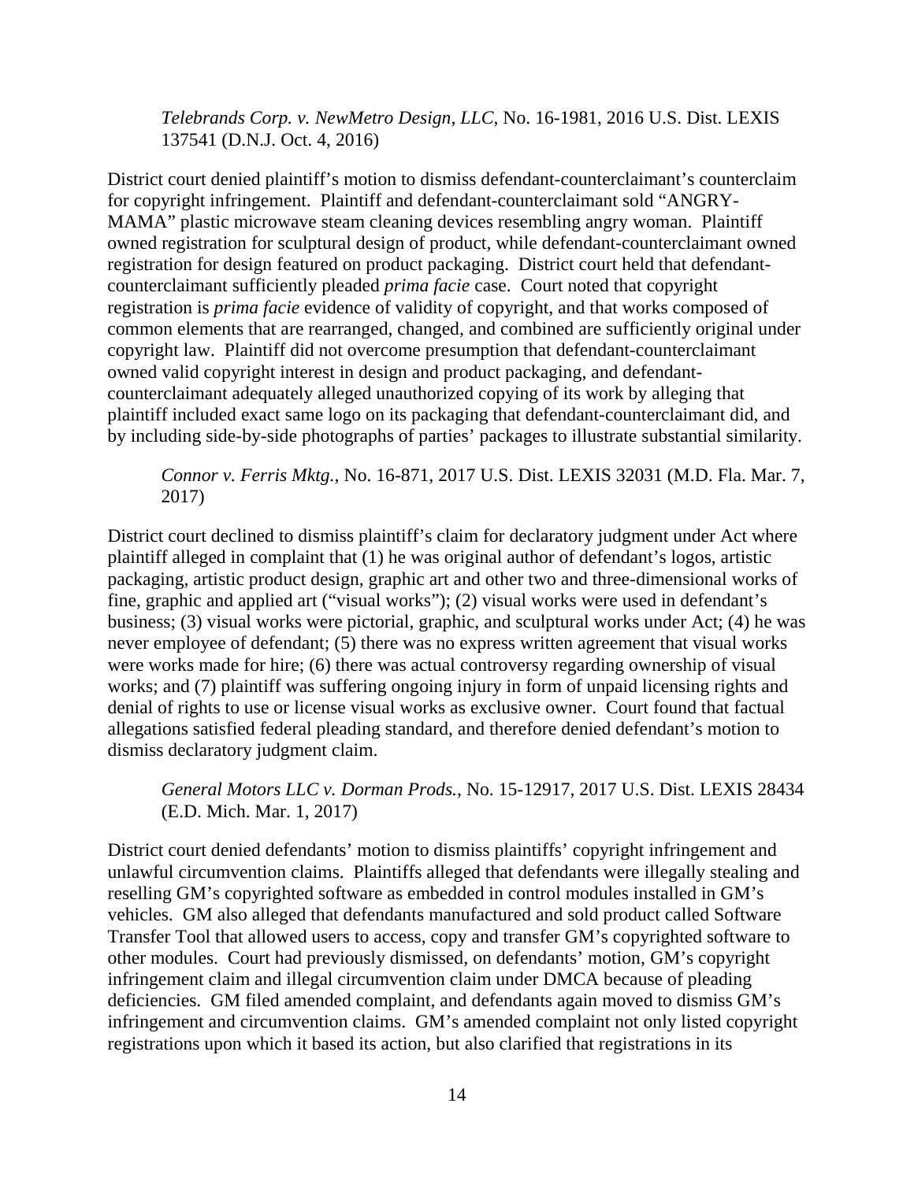*Telebrands Corp. v. NewMetro Design, LLC*, No. 16-1981, 2016 U.S. Dist. LEXIS 137541 (D.N.J. Oct. 4, 2016)

District court denied plaintiff's motion to dismiss defendant-counterclaimant's counterclaim for copyright infringement. Plaintiff and defendant-counterclaimant sold "ANGRY-MAMA" plastic microwave steam cleaning devices resembling angry woman. Plaintiff owned registration for sculptural design of product, while defendant-counterclaimant owned registration for design featured on product packaging. District court held that defendant-counterclaimant sufficiently pleaded *prima facie* case. Court noted that copyright registration is *prima facie* evidence of validity of copyright, and that works composed of common elements that are rearranged, changed, and combined are sufficiently original under copyright law. Plaintiff did not overcome presumption that defendant-counterclaimant owned valid copyright interest in design and product packaging, and defendant-counterclaimant adequately alleged unauthorized copying of its work by alleging that plaintiff included exact same logo on its packaging that defendant-counterclaimant did, and by including side-by-side photographs of parties' packages to illustrate substantial similarity.

*Connor v. Ferris Mktg.*, No. 16-871, 2017 U.S. Dist. LEXIS 32031 (M.D. Fla. Mar. 7, 2017)

District court declined to dismiss plaintiff's claim for declaratory judgment under Act where plaintiff alleged in complaint that (1) he was original author of defendant's logos, artistic packaging, artistic product design, graphic art and other two and three-dimensional works of fine, graphic and applied art ("visual works"); (2) visual works were used in defendant's business; (3) visual works were pictorial, graphic, and sculptural works under Act; (4) he was never employee of defendant; (5) there was no express written agreement that visual works were works made for hire; (6) there was actual controversy regarding ownership of visual works; and (7) plaintiff was suffering ongoing injury in form of unpaid licensing rights and denial of rights to use or license visual works as exclusive owner. Court found that factual allegations satisfied federal pleading standard, and therefore denied defendant's motion to dismiss declaratory judgment claim.

*General Motors LLC v. Dorman Prods.*, No. 15-12917, 2017 U.S. Dist. LEXIS 28434 (E.D. Mich. Mar. 1, 2017)

District court denied defendants' motion to dismiss plaintiffs' copyright infringement and unlawful circumvention claims. Plaintiffs alleged that defendants were illegally stealing and reselling GM's copyrighted software as embedded in control modules installed in GM's vehicles. GM also alleged that defendants manufactured and sold product called Software Transfer Tool that allowed users to access, copy and transfer GM's copyrighted software to other modules. Court had previously dismissed, on defendants' motion, GM's copyright infringement claim and illegal circumvention claim under DMCA because of pleading deficiencies. GM filed amended complaint, and defendants again moved to dismiss GM's infringement and circumvention claims. GM's amended complaint not only listed copyright registrations upon which it based its action, but also clarified that registrations in its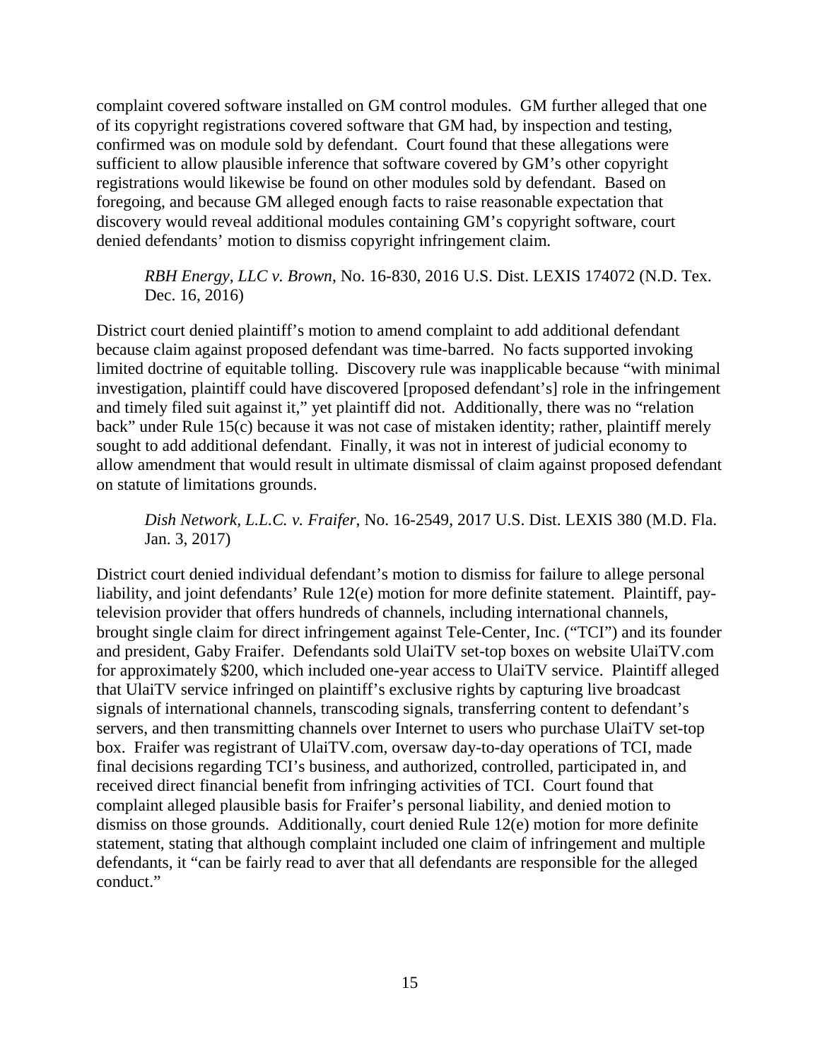complaint covered software installed on GM control modules. GM further alleged that one of its copyright registrations covered software that GM had, by inspection and testing, confirmed was on module sold by defendant. Court found that these allegations were sufficient to allow plausible inference that software covered by GM's other copyright registrations would likewise be found on other modules sold by defendant. Based on foregoing, and because GM alleged enough facts to raise reasonable expectation that discovery would reveal additional modules containing GM's copyright software, court denied defendants' motion to dismiss copyright infringement claim.

> *RBH Energy, LLC v. Brown*, No. 16-830, 2016 U.S. Dist. LEXIS 174072 (N.D. Tex. Dec. 16, 2016)

District court denied plaintiff's motion to amend complaint to add additional defendant because claim against proposed defendant was time-barred. No facts supported invoking limited doctrine of equitable tolling. Discovery rule was inapplicable because "with minimal investigation, plaintiff could have discovered [proposed defendant's] role in the infringement and timely filed suit against it," yet plaintiff did not. Additionally, there was no "relation back" under Rule 15(c) because it was not case of mistaken identity; rather, plaintiff merely sought to add additional defendant. Finally, it was not in interest of judicial economy to allow amendment that would result in ultimate dismissal of claim against proposed defendant on statute of limitations grounds.

> *Dish Network, L.L.C. v. Fraifer*, No. 16-2549, 2017 U.S. Dist. LEXIS 380 (M.D. Fla. Jan. 3, 2017)

District court denied individual defendant's motion to dismiss for failure to allege personal liability, and joint defendants' Rule 12(e) motion for more definite statement. Plaintiff, pay-television provider that offers hundreds of channels, including international channels, brought single claim for direct infringement against Tele-Center, Inc. ("TCI") and its founder and president, Gaby Fraifer. Defendants sold UlaiTV set-top boxes on website UlaiTV.com for approximately $200, which included one-year access to UlaiTV service. Plaintiff alleged that UlaiTV service infringed on plaintiff's exclusive rights by capturing live broadcast signals of international channels, transcoding signals, transferring content to defendant's servers, and then transmitting channels over Internet to users who purchase UlaiTV set-top box. Fraifer was registrant of UlaiTV.com, oversaw day-to-day operations of TCI, made final decisions regarding TCI's business, and authorized, controlled, participated in, and received direct financial benefit from infringing activities of TCI. Court found that complaint alleged plausible basis for Fraifer's personal liability, and denied motion to dismiss on those grounds. Additionally, court denied Rule 12(e) motion for more definite statement, stating that although complaint included one claim of infringement and multiple defendants, it "can be fairly read to aver that all defendants are responsible for the alleged conduct."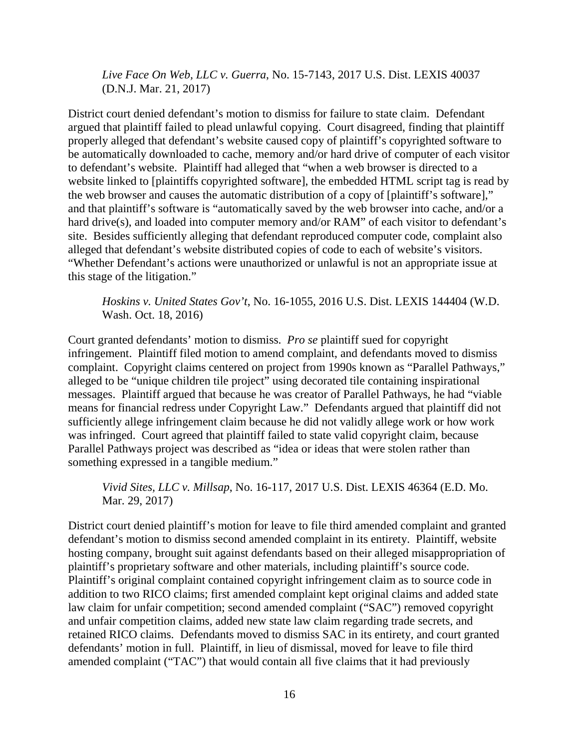*Live Face On Web, LLC v. Guerra*, No. 15-7143, 2017 U.S. Dist. LEXIS 40037 (D.N.J. Mar. 21, 2017)

District court denied defendant's motion to dismiss for failure to state claim. Defendant argued that plaintiff failed to plead unlawful copying. Court disagreed, finding that plaintiff properly alleged that defendant's website caused copy of plaintiff's copyrighted software to be automatically downloaded to cache, memory and/or hard drive of computer of each visitor to defendant's website. Plaintiff had alleged that "when a web browser is directed to a website linked to [plaintiffs copyrighted software], the embedded HTML script tag is read by the web browser and causes the automatic distribution of a copy of [plaintiff's software]," and that plaintiff's software is "automatically saved by the web browser into cache, and/or a hard drive(s), and loaded into computer memory and/or RAM" of each visitor to defendant's site. Besides sufficiently alleging that defendant reproduced computer code, complaint also alleged that defendant's website distributed copies of code to each of website's visitors. "Whether Defendant's actions were unauthorized or unlawful is not an appropriate issue at this stage of the litigation."

*Hoskins v. United States Gov't*, No. 16-1055, 2016 U.S. Dist. LEXIS 144404 (W.D. Wash. Oct. 18, 2016)

Court granted defendants' motion to dismiss. *Pro se* plaintiff sued for copyright infringement. Plaintiff filed motion to amend complaint, and defendants moved to dismiss complaint. Copyright claims centered on project from 1990s known as "Parallel Pathways," alleged to be "unique children tile project" using decorated tile containing inspirational messages. Plaintiff argued that because he was creator of Parallel Pathways, he had "viable means for financial redress under Copyright Law." Defendants argued that plaintiff did not sufficiently allege infringement claim because he did not validly allege work or how work was infringed. Court agreed that plaintiff failed to state valid copyright claim, because Parallel Pathways project was described as "idea or ideas that were stolen rather than something expressed in a tangible medium."

*Vivid Sites, LLC v. Millsap*, No. 16-117, 2017 U.S. Dist. LEXIS 46364 (E.D. Mo. Mar. 29, 2017)

District court denied plaintiff's motion for leave to file third amended complaint and granted defendant's motion to dismiss second amended complaint in its entirety. Plaintiff, website hosting company, brought suit against defendants based on their alleged misappropriation of plaintiff's proprietary software and other materials, including plaintiff's source code. Plaintiff's original complaint contained copyright infringement claim as to source code in addition to two RICO claims; first amended complaint kept original claims and added state law claim for unfair competition; second amended complaint ("SAC") removed copyright and unfair competition claims, added new state law claim regarding trade secrets, and retained RICO claims. Defendants moved to dismiss SAC in its entirety, and court granted defendants' motion in full. Plaintiff, in lieu of dismissal, moved for leave to file third amended complaint ("TAC") that would contain all five claims that it had previously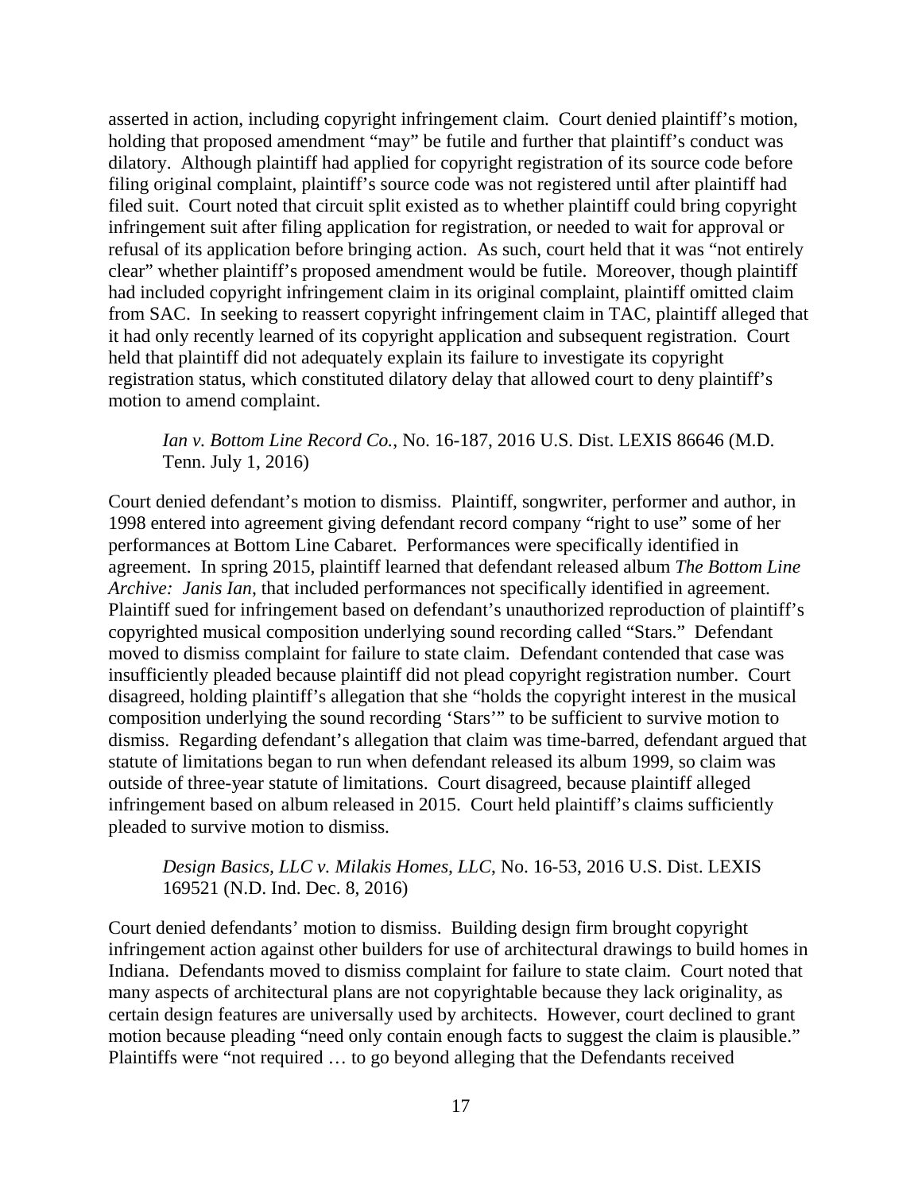asserted in action, including copyright infringement claim. Court denied plaintiff's motion, holding that proposed amendment "may" be futile and further that plaintiff's conduct was dilatory. Although plaintiff had applied for copyright registration of its source code before filing original complaint, plaintiff's source code was not registered until after plaintiff had filed suit. Court noted that circuit split existed as to whether plaintiff could bring copyright infringement suit after filing application for registration, or needed to wait for approval or refusal of its application before bringing action. As such, court held that it was "not entirely clear" whether plaintiff's proposed amendment would be futile. Moreover, though plaintiff had included copyright infringement claim in its original complaint, plaintiff omitted claim from SAC. In seeking to reassert copyright infringement claim in TAC, plaintiff alleged that it had only recently learned of its copyright application and subsequent registration. Court held that plaintiff did not adequately explain its failure to investigate its copyright registration status, which constituted dilatory delay that allowed court to deny plaintiff's motion to amend complaint.

> *Ian v. Bottom Line Record Co.*, No. 16-187, 2016 U.S. Dist. LEXIS 86646 (M.D. Tenn. July 1, 2016)

Court denied defendant's motion to dismiss. Plaintiff, songwriter, performer and author, in 1998 entered into agreement giving defendant record company "right to use" some of her performances at Bottom Line Cabaret. Performances were specifically identified in agreement. In spring 2015, plaintiff learned that defendant released album *The Bottom Line Archive: Janis Ian*, that included performances not specifically identified in agreement. Plaintiff sued for infringement based on defendant's unauthorized reproduction of plaintiff's copyrighted musical composition underlying sound recording called "Stars." Defendant moved to dismiss complaint for failure to state claim. Defendant contended that case was insufficiently pleaded because plaintiff did not plead copyright registration number. Court disagreed, holding plaintiff's allegation that she "holds the copyright interest in the musical composition underlying the sound recording 'Stars'" to be sufficient to survive motion to dismiss. Regarding defendant's allegation that claim was time-barred, defendant argued that statute of limitations began to run when defendant released its album 1999, so claim was outside of three-year statute of limitations. Court disagreed, because plaintiff alleged infringement based on album released in 2015. Court held plaintiff's claims sufficiently pleaded to survive motion to dismiss.

> *Design Basics, LLC v. Milakis Homes, LLC*, No. 16-53, 2016 U.S. Dist. LEXIS 169521 (N.D. Ind. Dec. 8, 2016)

Court denied defendants' motion to dismiss. Building design firm brought copyright infringement action against other builders for use of architectural drawings to build homes in Indiana. Defendants moved to dismiss complaint for failure to state claim. Court noted that many aspects of architectural plans are not copyrightable because they lack originality, as certain design features are universally used by architects. However, court declined to grant motion because pleading "need only contain enough facts to suggest the claim is plausible." Plaintiffs were "not required … to go beyond alleging that the Defendants received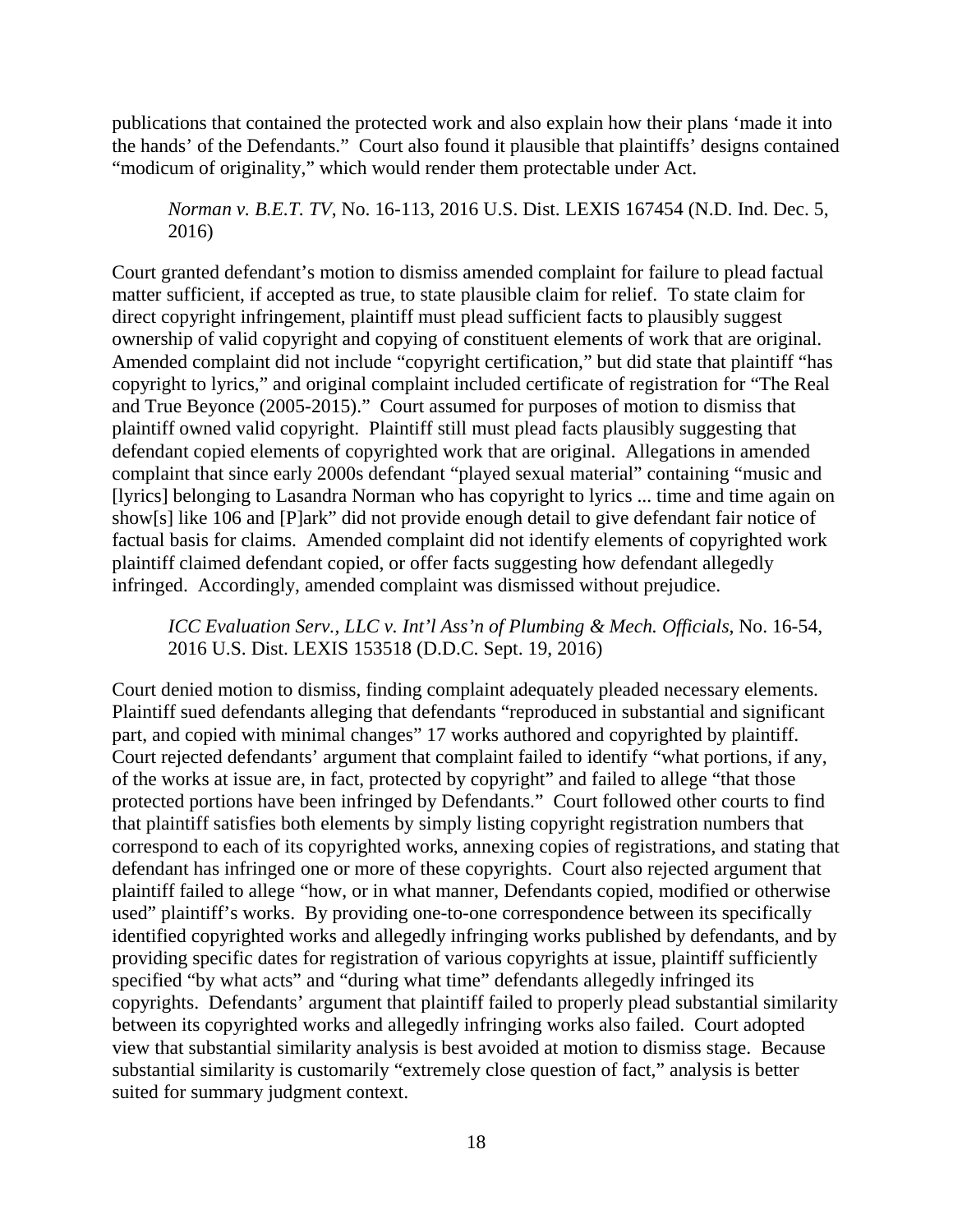publications that contained the protected work and also explain how their plans 'made it into the hands' of the Defendants." Court also found it plausible that plaintiffs' designs contained "modicum of originality," which would render them protectable under Act.

> *Norman v. B.E.T. TV*, No. 16-113, 2016 U.S. Dist. LEXIS 167454 (N.D. Ind. Dec. 5, 2016)

Court granted defendant's motion to dismiss amended complaint for failure to plead factual matter sufficient, if accepted as true, to state plausible claim for relief. To state claim for direct copyright infringement, plaintiff must plead sufficient facts to plausibly suggest ownership of valid copyright and copying of constituent elements of work that are original. Amended complaint did not include "copyright certification," but did state that plaintiff "has copyright to lyrics," and original complaint included certificate of registration for "The Real and True Beyonce (2005-2015)." Court assumed for purposes of motion to dismiss that plaintiff owned valid copyright. Plaintiff still must plead facts plausibly suggesting that defendant copied elements of copyrighted work that are original. Allegations in amended complaint that since early 2000s defendant "played sexual material" containing "music and [lyrics] belonging to Lasandra Norman who has copyright to lyrics ... time and time again on show[s] like 106 and [P]ark" did not provide enough detail to give defendant fair notice of factual basis for claims. Amended complaint did not identify elements of copyrighted work plaintiff claimed defendant copied, or offer facts suggesting how defendant allegedly infringed. Accordingly, amended complaint was dismissed without prejudice.

> *ICC Evaluation Serv., LLC v. Int'l Ass'n of Plumbing & Mech. Officials*, No. 16-54, 2016 U.S. Dist. LEXIS 153518 (D.D.C. Sept. 19, 2016)

Court denied motion to dismiss, finding complaint adequately pleaded necessary elements. Plaintiff sued defendants alleging that defendants "reproduced in substantial and significant part, and copied with minimal changes" 17 works authored and copyrighted by plaintiff. Court rejected defendants' argument that complaint failed to identify "what portions, if any, of the works at issue are, in fact, protected by copyright" and failed to allege "that those protected portions have been infringed by Defendants." Court followed other courts to find that plaintiff satisfies both elements by simply listing copyright registration numbers that correspond to each of its copyrighted works, annexing copies of registrations, and stating that defendant has infringed one or more of these copyrights. Court also rejected argument that plaintiff failed to allege "how, or in what manner, Defendants copied, modified or otherwise used" plaintiff's works. By providing one-to-one correspondence between its specifically identified copyrighted works and allegedly infringing works published by defendants, and by providing specific dates for registration of various copyrights at issue, plaintiff sufficiently specified "by what acts" and "during what time" defendants allegedly infringed its copyrights. Defendants' argument that plaintiff failed to properly plead substantial similarity between its copyrighted works and allegedly infringing works also failed. Court adopted view that substantial similarity analysis is best avoided at motion to dismiss stage. Because substantial similarity is customarily "extremely close question of fact," analysis is better suited for summary judgment context.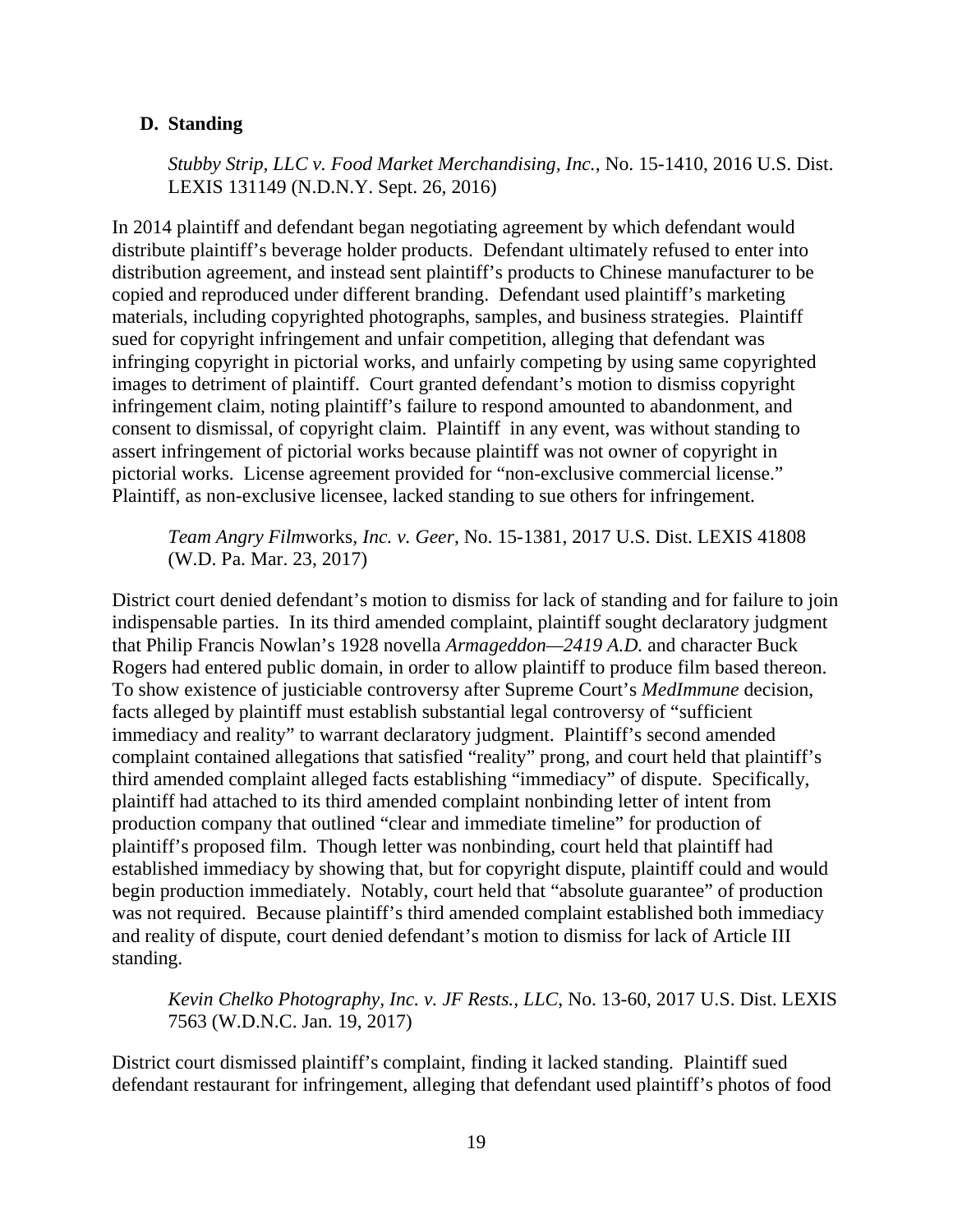### D. Standing

*Stubby Strip, LLC v. Food Market Merchandising, Inc.*, No. 15-1410, 2016 U.S. Dist. LEXIS 131149 (N.D.N.Y. Sept. 26, 2016)

In 2014 plaintiff and defendant began negotiating agreement by which defendant would distribute plaintiff's beverage holder products. Defendant ultimately refused to enter into distribution agreement, and instead sent plaintiff's products to Chinese manufacturer to be copied and reproduced under different branding. Defendant used plaintiff's marketing materials, including copyrighted photographs, samples, and business strategies. Plaintiff sued for copyright infringement and unfair competition, alleging that defendant was infringing copyright in pictorial works, and unfairly competing by using same copyrighted images to detriment of plaintiff. Court granted defendant's motion to dismiss copyright infringement claim, noting plaintiff's failure to respond amounted to abandonment, and consent to dismissal, of copyright claim. Plaintiff in any event, was without standing to assert infringement of pictorial works because plaintiff was not owner of copyright in pictorial works. License agreement provided for "non-exclusive commercial license." Plaintiff, as non-exclusive licensee, lacked standing to sue others for infringement.

*Team Angry Film*works*, Inc. v. Geer*, No. 15-1381, 2017 U.S. Dist. LEXIS 41808 (W.D. Pa. Mar. 23, 2017)

District court denied defendant's motion to dismiss for lack of standing and for failure to join indispensable parties. In its third amended complaint, plaintiff sought declaratory judgment that Philip Francis Nowlan's 1928 novella *Armageddon—2419 A.D.* and character Buck Rogers had entered public domain, in order to allow plaintiff to produce film based thereon. To show existence of justiciable controversy after Supreme Court's *MedImmune* decision, facts alleged by plaintiff must establish substantial legal controversy of "sufficient immediacy and reality" to warrant declaratory judgment. Plaintiff's second amended complaint contained allegations that satisfied "reality" prong, and court held that plaintiff's third amended complaint alleged facts establishing "immediacy" of dispute. Specifically, plaintiff had attached to its third amended complaint nonbinding letter of intent from production company that outlined "clear and immediate timeline" for production of plaintiff's proposed film. Though letter was nonbinding, court held that plaintiff had established immediacy by showing that, but for copyright dispute, plaintiff could and would begin production immediately. Notably, court held that "absolute guarantee" of production was not required. Because plaintiff's third amended complaint established both immediacy and reality of dispute, court denied defendant's motion to dismiss for lack of Article III standing.

*Kevin Chelko Photography, Inc. v. JF Rests., LLC*, No. 13-60, 2017 U.S. Dist. LEXIS 7563 (W.D.N.C. Jan. 19, 2017)

District court dismissed plaintiff's complaint, finding it lacked standing. Plaintiff sued defendant restaurant for infringement, alleging that defendant used plaintiff's photos of food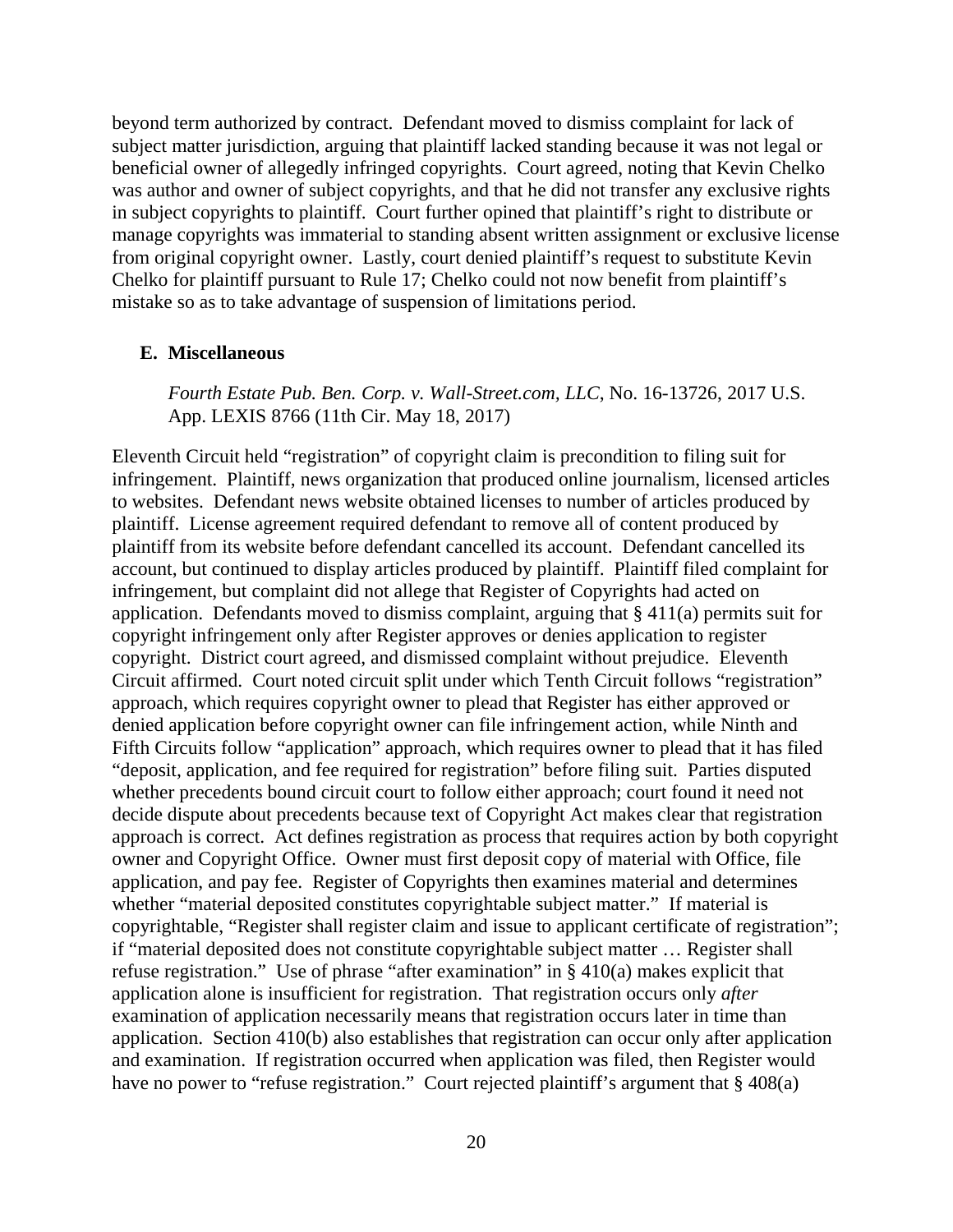beyond term authorized by contract. Defendant moved to dismiss complaint for lack of subject matter jurisdiction, arguing that plaintiff lacked standing because it was not legal or beneficial owner of allegedly infringed copyrights. Court agreed, noting that Kevin Chelko was author and owner of subject copyrights, and that he did not transfer any exclusive rights in subject copyrights to plaintiff. Court further opined that plaintiff's right to distribute or manage copyrights was immaterial to standing absent written assignment or exclusive license from original copyright owner. Lastly, court denied plaintiff's request to substitute Kevin Chelko for plaintiff pursuant to Rule 17; Chelko could not now benefit from plaintiff's mistake so as to take advantage of suspension of limitations period.

### E. Miscellaneous

*Fourth Estate Pub. Ben. Corp. v. Wall-Street.com, LLC*, No. 16-13726, 2017 U.S. App. LEXIS 8766 (11th Cir. May 18, 2017)

Eleventh Circuit held "registration" of copyright claim is precondition to filing suit for infringement. Plaintiff, news organization that produced online journalism, licensed articles to websites. Defendant news website obtained licenses to number of articles produced by plaintiff. License agreement required defendant to remove all of content produced by plaintiff from its website before defendant cancelled its account. Defendant cancelled its account, but continued to display articles produced by plaintiff. Plaintiff filed complaint for infringement, but complaint did not allege that Register of Copyrights had acted on application. Defendants moved to dismiss complaint, arguing that § 411(a) permits suit for copyright infringement only after Register approves or denies application to register copyright. District court agreed, and dismissed complaint without prejudice. Eleventh Circuit affirmed. Court noted circuit split under which Tenth Circuit follows "registration" approach, which requires copyright owner to plead that Register has either approved or denied application before copyright owner can file infringement action, while Ninth and Fifth Circuits follow "application" approach, which requires owner to plead that it has filed "deposit, application, and fee required for registration" before filing suit. Parties disputed whether precedents bound circuit court to follow either approach; court found it need not decide dispute about precedents because text of Copyright Act makes clear that registration approach is correct. Act defines registration as process that requires action by both copyright owner and Copyright Office. Owner must first deposit copy of material with Office, file application, and pay fee. Register of Copyrights then examines material and determines whether "material deposited constitutes copyrightable subject matter." If material is copyrightable, "Register shall register claim and issue to applicant certificate of registration"; if "material deposited does not constitute copyrightable subject matter … Register shall refuse registration." Use of phrase "after examination" in § 410(a) makes explicit that application alone is insufficient for registration. That registration occurs only *after* examination of application necessarily means that registration occurs later in time than application. Section 410(b) also establishes that registration can occur only after application and examination. If registration occurred when application was filed, then Register would have no power to "refuse registration." Court rejected plaintiff's argument that § 408(a)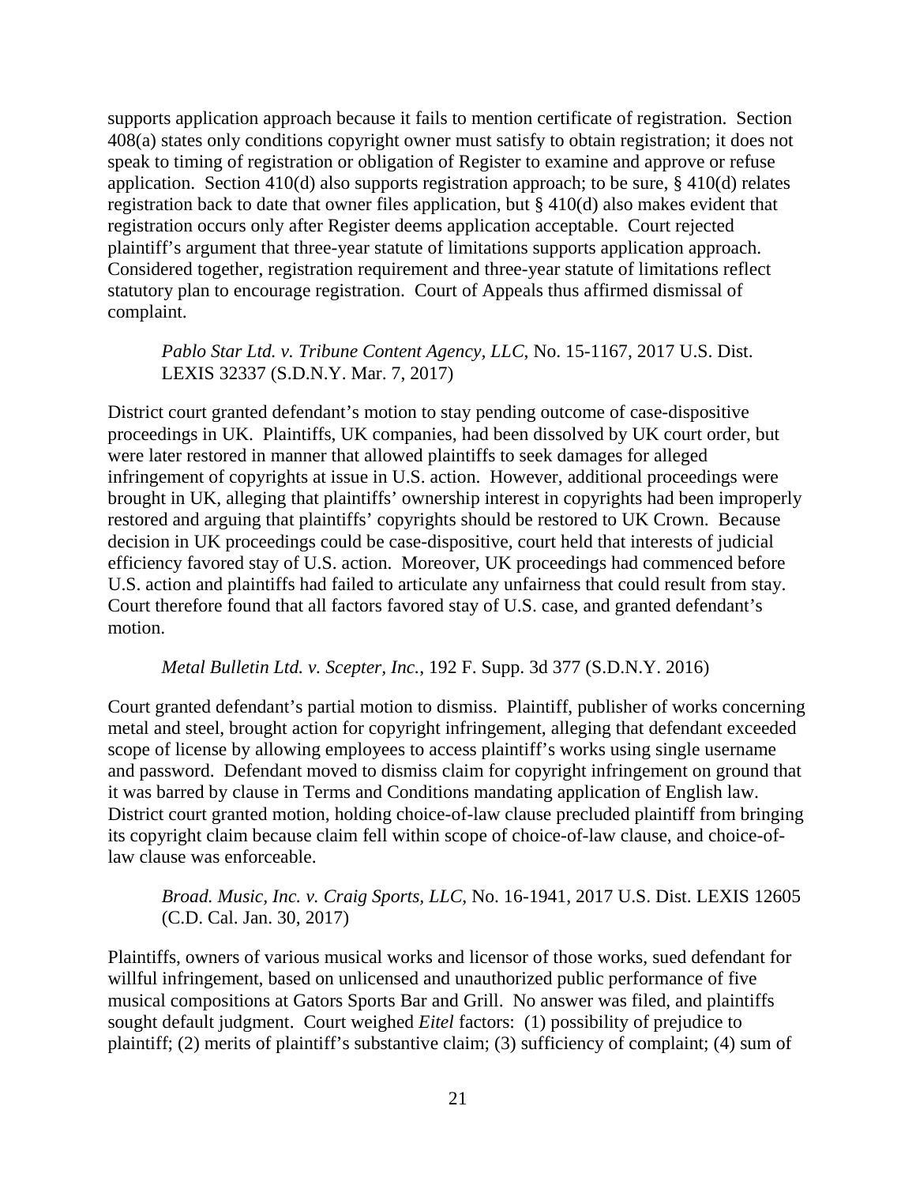supports application approach because it fails to mention certificate of registration. Section 408(a) states only conditions copyright owner must satisfy to obtain registration; it does not speak to timing of registration or obligation of Register to examine and approve or refuse application. Section 410(d) also supports registration approach; to be sure, § 410(d) relates registration back to date that owner files application, but § 410(d) also makes evident that registration occurs only after Register deems application acceptable. Court rejected plaintiff's argument that three-year statute of limitations supports application approach. Considered together, registration requirement and three-year statute of limitations reflect statutory plan to encourage registration. Court of Appeals thus affirmed dismissal of complaint.

*Pablo Star Ltd. v. Tribune Content Agency, LLC*, No. 15-1167, 2017 U.S. Dist. LEXIS 32337 (S.D.N.Y. Mar. 7, 2017)

District court granted defendant's motion to stay pending outcome of case-dispositive proceedings in UK. Plaintiffs, UK companies, had been dissolved by UK court order, but were later restored in manner that allowed plaintiffs to seek damages for alleged infringement of copyrights at issue in U.S. action. However, additional proceedings were brought in UK, alleging that plaintiffs' ownership interest in copyrights had been improperly restored and arguing that plaintiffs' copyrights should be restored to UK Crown. Because decision in UK proceedings could be case-dispositive, court held that interests of judicial efficiency favored stay of U.S. action. Moreover, UK proceedings had commenced before U.S. action and plaintiffs had failed to articulate any unfairness that could result from stay. Court therefore found that all factors favored stay of U.S. case, and granted defendant's motion.

*Metal Bulletin Ltd. v. Scepter, Inc.*, 192 F. Supp. 3d 377 (S.D.N.Y. 2016)

Court granted defendant's partial motion to dismiss. Plaintiff, publisher of works concerning metal and steel, brought action for copyright infringement, alleging that defendant exceeded scope of license by allowing employees to access plaintiff's works using single username and password. Defendant moved to dismiss claim for copyright infringement on ground that it was barred by clause in Terms and Conditions mandating application of English law. District court granted motion, holding choice-of-law clause precluded plaintiff from bringing its copyright claim because claim fell within scope of choice-of-law clause, and choice-of-law clause was enforceable.

*Broad. Music, Inc. v. Craig Sports, LLC*, No. 16-1941, 2017 U.S. Dist. LEXIS 12605 (C.D. Cal. Jan. 30, 2017)

Plaintiffs, owners of various musical works and licensor of those works, sued defendant for willful infringement, based on unlicensed and unauthorized public performance of five musical compositions at Gators Sports Bar and Grill. No answer was filed, and plaintiffs sought default judgment. Court weighed *Eitel* factors: (1) possibility of prejudice to plaintiff; (2) merits of plaintiff's substantive claim; (3) sufficiency of complaint; (4) sum of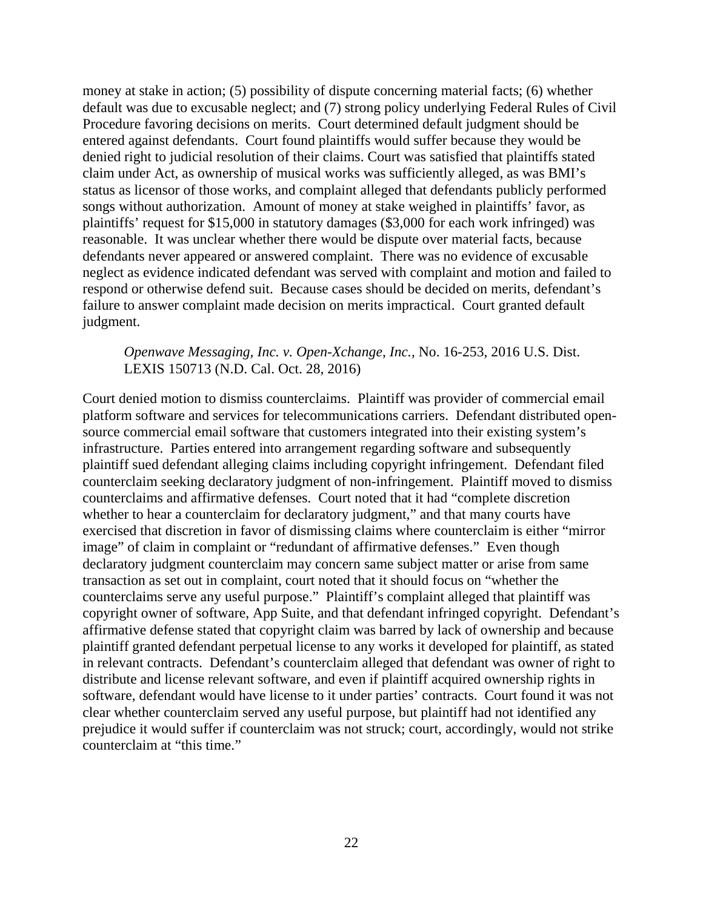money at stake in action; (5) possibility of dispute concerning material facts; (6) whether default was due to excusable neglect; and (7) strong policy underlying Federal Rules of Civil Procedure favoring decisions on merits. Court determined default judgment should be entered against defendants. Court found plaintiffs would suffer because they would be denied right to judicial resolution of their claims. Court was satisfied that plaintiffs stated claim under Act, as ownership of musical works was sufficiently alleged, as was BMI's status as licensor of those works, and complaint alleged that defendants publicly performed songs without authorization. Amount of money at stake weighed in plaintiffs' favor, as plaintiffs' request for $15,000 in statutory damages ($3,000 for each work infringed) was reasonable. It was unclear whether there would be dispute over material facts, because defendants never appeared or answered complaint. There was no evidence of excusable neglect as evidence indicated defendant was served with complaint and motion and failed to respond or otherwise defend suit. Because cases should be decided on merits, defendant's failure to answer complaint made decision on merits impractical. Court granted default judgment.

> *Openwave Messaging, Inc. v. Open-Xchange, Inc.*, No. 16-253, 2016 U.S. Dist. LEXIS 150713 (N.D. Cal. Oct. 28, 2016)

Court denied motion to dismiss counterclaims. Plaintiff was provider of commercial email platform software and services for telecommunications carriers. Defendant distributed open-source commercial email software that customers integrated into their existing system's infrastructure. Parties entered into arrangement regarding software and subsequently plaintiff sued defendant alleging claims including copyright infringement. Defendant filed counterclaim seeking declaratory judgment of non-infringement. Plaintiff moved to dismiss counterclaims and affirmative defenses. Court noted that it had "complete discretion whether to hear a counterclaim for declaratory judgment," and that many courts have exercised that discretion in favor of dismissing claims where counterclaim is either "mirror image" of claim in complaint or "redundant of affirmative defenses." Even though declaratory judgment counterclaim may concern same subject matter or arise from same transaction as set out in complaint, court noted that it should focus on "whether the counterclaims serve any useful purpose." Plaintiff's complaint alleged that plaintiff was copyright owner of software, App Suite, and that defendant infringed copyright. Defendant's affirmative defense stated that copyright claim was barred by lack of ownership and because plaintiff granted defendant perpetual license to any works it developed for plaintiff, as stated in relevant contracts. Defendant's counterclaim alleged that defendant was owner of right to distribute and license relevant software, and even if plaintiff acquired ownership rights in software, defendant would have license to it under parties' contracts. Court found it was not clear whether counterclaim served any useful purpose, but plaintiff had not identified any prejudice it would suffer if counterclaim was not struck; court, accordingly, would not strike counterclaim at "this time."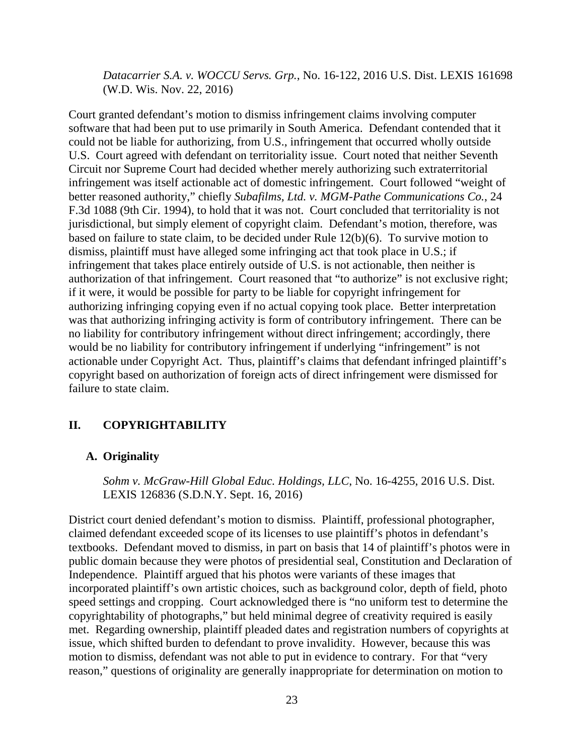*Datacarrier S.A. v. WOCCU Servs. Grp.*, No. 16-122, 2016 U.S. Dist. LEXIS 161698 (W.D. Wis. Nov. 22, 2016)

Court granted defendant's motion to dismiss infringement claims involving computer software that had been put to use primarily in South America. Defendant contended that it could not be liable for authorizing, from U.S., infringement that occurred wholly outside U.S. Court agreed with defendant on territoriality issue. Court noted that neither Seventh Circuit nor Supreme Court had decided whether merely authorizing such extraterritorial infringement was itself actionable act of domestic infringement. Court followed "weight of better reasoned authority," chiefly *Subafilms, Ltd. v. MGM-Pathe Communications Co.*, 24 F.3d 1088 (9th Cir. 1994), to hold that it was not. Court concluded that territoriality is not jurisdictional, but simply element of copyright claim. Defendant's motion, therefore, was based on failure to state claim, to be decided under Rule 12(b)(6). To survive motion to dismiss, plaintiff must have alleged some infringing act that took place in U.S.; if infringement that takes place entirely outside of U.S. is not actionable, then neither is authorization of that infringement. Court reasoned that "to authorize" is not exclusive right; if it were, it would be possible for party to be liable for copyright infringement for authorizing infringing copying even if no actual copying took place. Better interpretation was that authorizing infringing activity is form of contributory infringement. There can be no liability for contributory infringement without direct infringement; accordingly, there would be no liability for contributory infringement if underlying "infringement" is not actionable under Copyright Act. Thus, plaintiff's claims that defendant infringed plaintiff's copyright based on authorization of foreign acts of direct infringement were dismissed for failure to state claim.

## II. COPYRIGHTABILITY

### A. Originality

*Sohm v. McGraw-Hill Global Educ. Holdings, LLC*, No. 16-4255, 2016 U.S. Dist. LEXIS 126836 (S.D.N.Y. Sept. 16, 2016)

District court denied defendant's motion to dismiss. Plaintiff, professional photographer, claimed defendant exceeded scope of its licenses to use plaintiff's photos in defendant's textbooks. Defendant moved to dismiss, in part on basis that 14 of plaintiff's photos were in public domain because they were photos of presidential seal, Constitution and Declaration of Independence. Plaintiff argued that his photos were variants of these images that incorporated plaintiff's own artistic choices, such as background color, depth of field, photo speed settings and cropping. Court acknowledged there is "no uniform test to determine the copyrightability of photographs," but held minimal degree of creativity required is easily met. Regarding ownership, plaintiff pleaded dates and registration numbers of copyrights at issue, which shifted burden to defendant to prove invalidity. However, because this was motion to dismiss, defendant was not able to put in evidence to contrary. For that "very reason," questions of originality are generally inappropriate for determination on motion to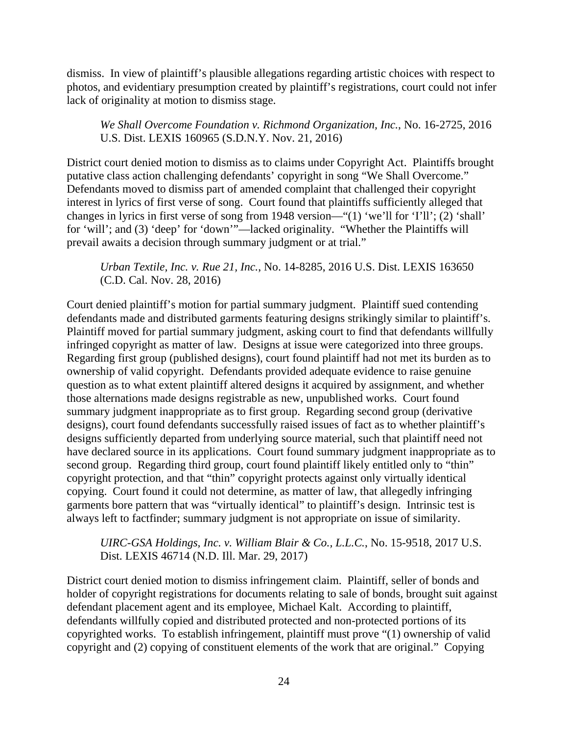dismiss. In view of plaintiff's plausible allegations regarding artistic choices with respect to photos, and evidentiary presumption created by plaintiff's registrations, court could not infer lack of originality at motion to dismiss stage.

> *We Shall Overcome Foundation v. Richmond Organization, Inc.*, No. 16-2725, 2016 U.S. Dist. LEXIS 160965 (S.D.N.Y. Nov. 21, 2016)

District court denied motion to dismiss as to claims under Copyright Act. Plaintiffs brought putative class action challenging defendants' copyright in song "We Shall Overcome." Defendants moved to dismiss part of amended complaint that challenged their copyright interest in lyrics of first verse of song. Court found that plaintiffs sufficiently alleged that changes in lyrics in first verse of song from 1948 version—"(1) 'we'll for 'I'll'; (2) 'shall' for 'will'; and (3) 'deep' for 'down'"—lacked originality. "Whether the Plaintiffs will prevail awaits a decision through summary judgment or at trial."

> *Urban Textile, Inc. v. Rue 21, Inc.*, No. 14-8285, 2016 U.S. Dist. LEXIS 163650 (C.D. Cal. Nov. 28, 2016)

Court denied plaintiff's motion for partial summary judgment. Plaintiff sued contending defendants made and distributed garments featuring designs strikingly similar to plaintiff's. Plaintiff moved for partial summary judgment, asking court to find that defendants willfully infringed copyright as matter of law. Designs at issue were categorized into three groups. Regarding first group (published designs), court found plaintiff had not met its burden as to ownership of valid copyright. Defendants provided adequate evidence to raise genuine question as to what extent plaintiff altered designs it acquired by assignment, and whether those alternations made designs registrable as new, unpublished works. Court found summary judgment inappropriate as to first group. Regarding second group (derivative designs), court found defendants successfully raised issues of fact as to whether plaintiff's designs sufficiently departed from underlying source material, such that plaintiff need not have declared source in its applications. Court found summary judgment inappropriate as to second group. Regarding third group, court found plaintiff likely entitled only to "thin" copyright protection, and that "thin" copyright protects against only virtually identical copying. Court found it could not determine, as matter of law, that allegedly infringing garments bore pattern that was "virtually identical" to plaintiff's design. Intrinsic test is always left to factfinder; summary judgment is not appropriate on issue of similarity.

> *UIRC-GSA Holdings, Inc. v. William Blair & Co., L.L.C.*, No. 15-9518, 2017 U.S. Dist. LEXIS 46714 (N.D. Ill. Mar. 29, 2017)

District court denied motion to dismiss infringement claim. Plaintiff, seller of bonds and holder of copyright registrations for documents relating to sale of bonds, brought suit against defendant placement agent and its employee, Michael Kalt. According to plaintiff, defendants willfully copied and distributed protected and non-protected portions of its copyrighted works. To establish infringement, plaintiff must prove "(1) ownership of valid copyright and (2) copying of constituent elements of the work that are original." Copying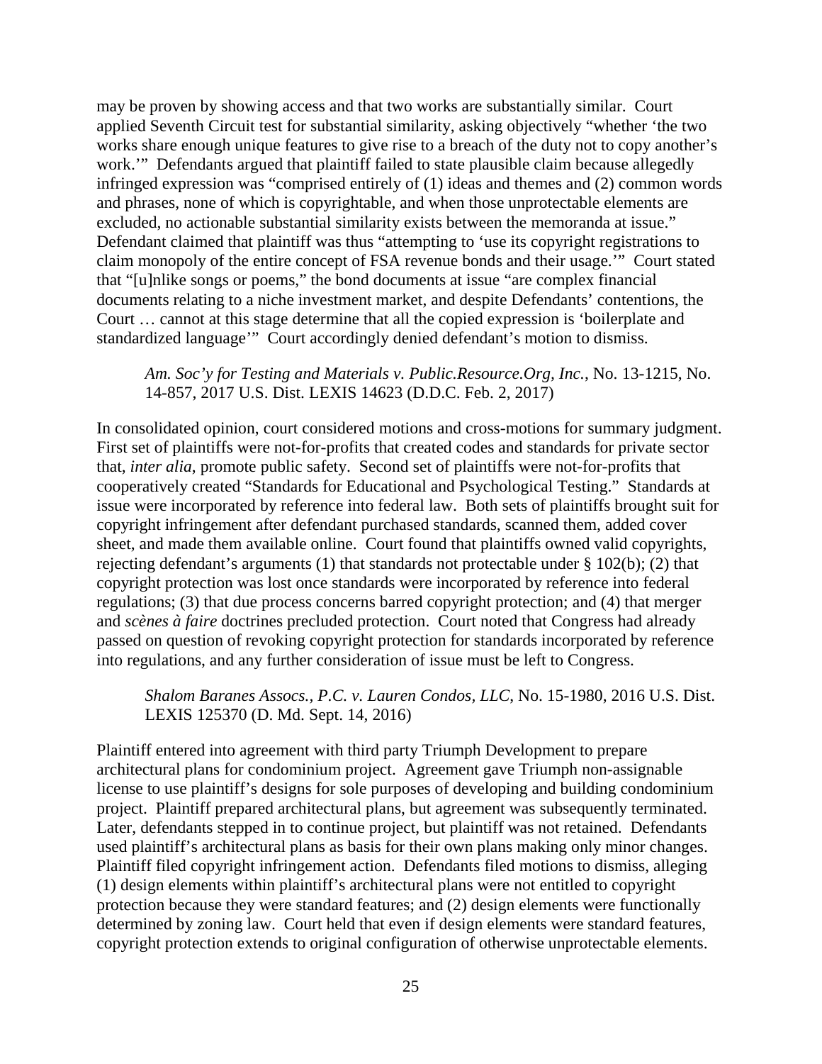may be proven by showing access and that two works are substantially similar. Court applied Seventh Circuit test for substantial similarity, asking objectively "whether 'the two works share enough unique features to give rise to a breach of the duty not to copy another's work.'" Defendants argued that plaintiff failed to state plausible claim because allegedly infringed expression was "comprised entirely of (1) ideas and themes and (2) common words and phrases, none of which is copyrightable, and when those unprotectable elements are excluded, no actionable substantial similarity exists between the memoranda at issue." Defendant claimed that plaintiff was thus "attempting to 'use its copyright registrations to claim monopoly of the entire concept of FSA revenue bonds and their usage.'" Court stated that "[u]nlike songs or poems," the bond documents at issue "are complex financial documents relating to a niche investment market, and despite Defendants' contentions, the Court … cannot at this stage determine that all the copied expression is 'boilerplate and standardized language'" Court accordingly denied defendant's motion to dismiss.

> *Am. Soc'y for Testing and Materials v. Public.Resource.Org, Inc.*, No. 13-1215, No. 14-857, 2017 U.S. Dist. LEXIS 14623 (D.D.C. Feb. 2, 2017)

In consolidated opinion, court considered motions and cross-motions for summary judgment. First set of plaintiffs were not-for-profits that created codes and standards for private sector that, *inter alia*, promote public safety. Second set of plaintiffs were not-for-profits that cooperatively created "Standards for Educational and Psychological Testing." Standards at issue were incorporated by reference into federal law. Both sets of plaintiffs brought suit for copyright infringement after defendant purchased standards, scanned them, added cover sheet, and made them available online. Court found that plaintiffs owned valid copyrights, rejecting defendant's arguments (1) that standards not protectable under § 102(b); (2) that copyright protection was lost once standards were incorporated by reference into federal regulations; (3) that due process concerns barred copyright protection; and (4) that merger and *scènes à faire* doctrines precluded protection. Court noted that Congress had already passed on question of revoking copyright protection for standards incorporated by reference into regulations, and any further consideration of issue must be left to Congress.

> *Shalom Baranes Assocs., P.C. v. Lauren Condos, LLC*, No. 15-1980, 2016 U.S. Dist. LEXIS 125370 (D. Md. Sept. 14, 2016)

Plaintiff entered into agreement with third party Triumph Development to prepare architectural plans for condominium project. Agreement gave Triumph non-assignable license to use plaintiff's designs for sole purposes of developing and building condominium project. Plaintiff prepared architectural plans, but agreement was subsequently terminated. Later, defendants stepped in to continue project, but plaintiff was not retained. Defendants used plaintiff's architectural plans as basis for their own plans making only minor changes. Plaintiff filed copyright infringement action. Defendants filed motions to dismiss, alleging (1) design elements within plaintiff's architectural plans were not entitled to copyright protection because they were standard features; and (2) design elements were functionally determined by zoning law. Court held that even if design elements were standard features, copyright protection extends to original configuration of otherwise unprotectable elements.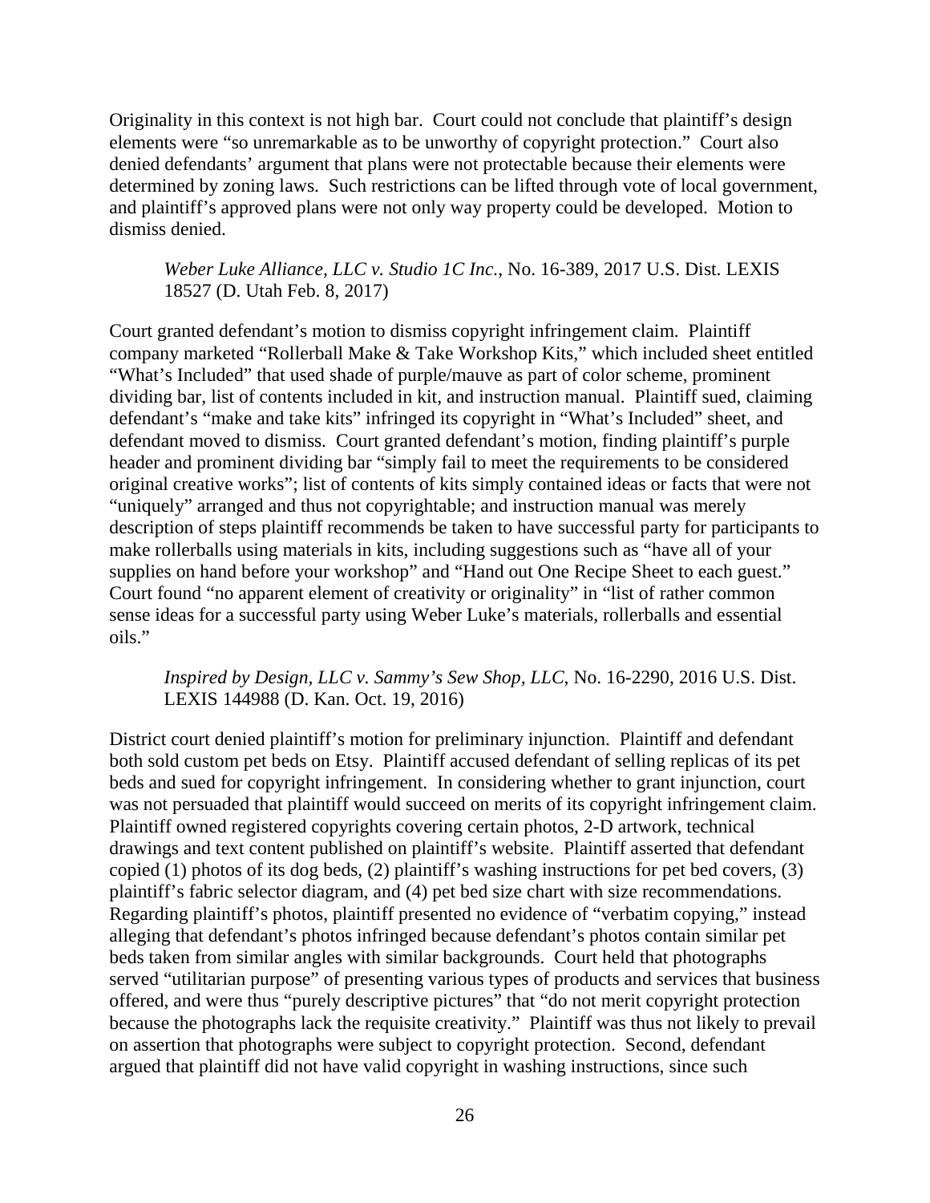Originality in this context is not high bar. Court could not conclude that plaintiff's design elements were "so unremarkable as to be unworthy of copyright protection." Court also denied defendants' argument that plans were not protectable because their elements were determined by zoning laws. Such restrictions can be lifted through vote of local government, and plaintiff's approved plans were not only way property could be developed. Motion to dismiss denied.

> *Weber Luke Alliance, LLC v. Studio 1C Inc.*, No. 16-389, 2017 U.S. Dist. LEXIS 18527 (D. Utah Feb. 8, 2017)

Court granted defendant's motion to dismiss copyright infringement claim. Plaintiff company marketed "Rollerball Make & Take Workshop Kits," which included sheet entitled "What's Included" that used shade of purple/mauve as part of color scheme, prominent dividing bar, list of contents included in kit, and instruction manual. Plaintiff sued, claiming defendant's "make and take kits" infringed its copyright in "What's Included" sheet, and defendant moved to dismiss. Court granted defendant's motion, finding plaintiff's purple header and prominent dividing bar "simply fail to meet the requirements to be considered original creative works"; list of contents of kits simply contained ideas or facts that were not "uniquely" arranged and thus not copyrightable; and instruction manual was merely description of steps plaintiff recommends be taken to have successful party for participants to make rollerballs using materials in kits, including suggestions such as "have all of your supplies on hand before your workshop" and "Hand out One Recipe Sheet to each guest." Court found "no apparent element of creativity or originality" in "list of rather common sense ideas for a successful party using Weber Luke's materials, rollerballs and essential oils."

> *Inspired by Design, LLC v. Sammy's Sew Shop, LLC*, No. 16-2290, 2016 U.S. Dist. LEXIS 144988 (D. Kan. Oct. 19, 2016)

District court denied plaintiff's motion for preliminary injunction. Plaintiff and defendant both sold custom pet beds on Etsy. Plaintiff accused defendant of selling replicas of its pet beds and sued for copyright infringement. In considering whether to grant injunction, court was not persuaded that plaintiff would succeed on merits of its copyright infringement claim. Plaintiff owned registered copyrights covering certain photos, 2-D artwork, technical drawings and text content published on plaintiff's website. Plaintiff asserted that defendant copied (1) photos of its dog beds, (2) plaintiff's washing instructions for pet bed covers, (3) plaintiff's fabric selector diagram, and (4) pet bed size chart with size recommendations. Regarding plaintiff's photos, plaintiff presented no evidence of "verbatim copying," instead alleging that defendant's photos infringed because defendant's photos contain similar pet beds taken from similar angles with similar backgrounds. Court held that photographs served "utilitarian purpose" of presenting various types of products and services that business offered, and were thus "purely descriptive pictures" that "do not merit copyright protection because the photographs lack the requisite creativity." Plaintiff was thus not likely to prevail on assertion that photographs were subject to copyright protection. Second, defendant argued that plaintiff did not have valid copyright in washing instructions, since such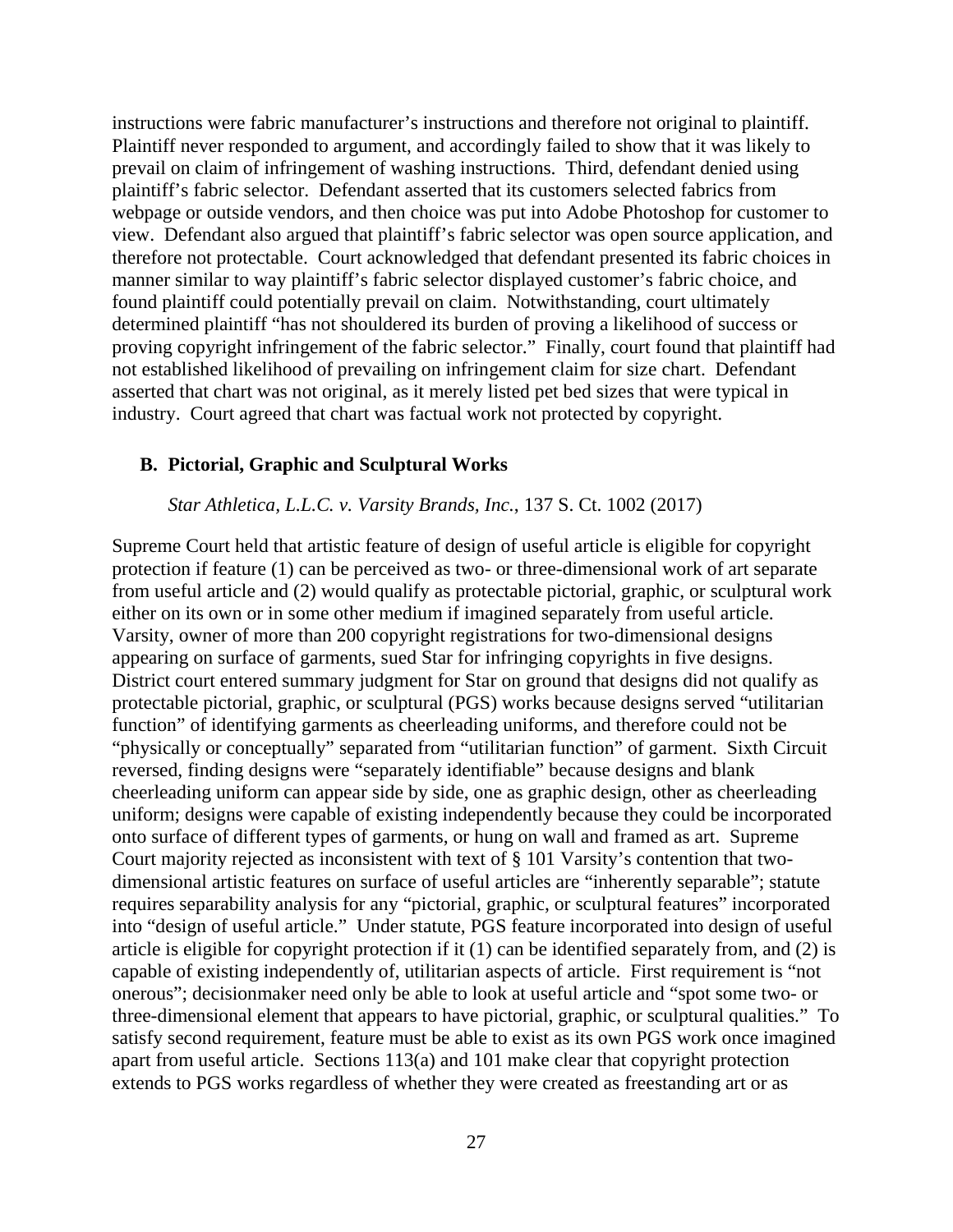instructions were fabric manufacturer's instructions and therefore not original to plaintiff. Plaintiff never responded to argument, and accordingly failed to show that it was likely to prevail on claim of infringement of washing instructions. Third, defendant denied using plaintiff's fabric selector. Defendant asserted that its customers selected fabrics from webpage or outside vendors, and then choice was put into Adobe Photoshop for customer to view. Defendant also argued that plaintiff's fabric selector was open source application, and therefore not protectable. Court acknowledged that defendant presented its fabric choices in manner similar to way plaintiff's fabric selector displayed customer's fabric choice, and found plaintiff could potentially prevail on claim. Notwithstanding, court ultimately determined plaintiff "has not shouldered its burden of proving a likelihood of success or proving copyright infringement of the fabric selector." Finally, court found that plaintiff had not established likelihood of prevailing on infringement claim for size chart. Defendant asserted that chart was not original, as it merely listed pet bed sizes that were typical in industry. Court agreed that chart was factual work not protected by copyright.

### B. Pictorial, Graphic and Sculptural Works

*Star Athletica, L.L.C. v. Varsity Brands, Inc.*, 137 S. Ct. 1002 (2017)

Supreme Court held that artistic feature of design of useful article is eligible for copyright protection if feature (1) can be perceived as two- or three-dimensional work of art separate from useful article and (2) would qualify as protectable pictorial, graphic, or sculptural work either on its own or in some other medium if imagined separately from useful article. Varsity, owner of more than 200 copyright registrations for two-dimensional designs appearing on surface of garments, sued Star for infringing copyrights in five designs. District court entered summary judgment for Star on ground that designs did not qualify as protectable pictorial, graphic, or sculptural (PGS) works because designs served "utilitarian function" of identifying garments as cheerleading uniforms, and therefore could not be "physically or conceptually" separated from "utilitarian function" of garment. Sixth Circuit reversed, finding designs were "separately identifiable" because designs and blank cheerleading uniform can appear side by side, one as graphic design, other as cheerleading uniform; designs were capable of existing independently because they could be incorporated onto surface of different types of garments, or hung on wall and framed as art. Supreme Court majority rejected as inconsistent with text of § 101 Varsity's contention that two-dimensional artistic features on surface of useful articles are "inherently separable"; statute requires separability analysis for any "pictorial, graphic, or sculptural features" incorporated into "design of useful article." Under statute, PGS feature incorporated into design of useful article is eligible for copyright protection if it (1) can be identified separately from, and (2) is capable of existing independently of, utilitarian aspects of article. First requirement is "not onerous"; decisionmaker need only be able to look at useful article and "spot some two- or three-dimensional element that appears to have pictorial, graphic, or sculptural qualities." To satisfy second requirement, feature must be able to exist as its own PGS work once imagined apart from useful article. Sections 113(a) and 101 make clear that copyright protection extends to PGS works regardless of whether they were created as freestanding art or as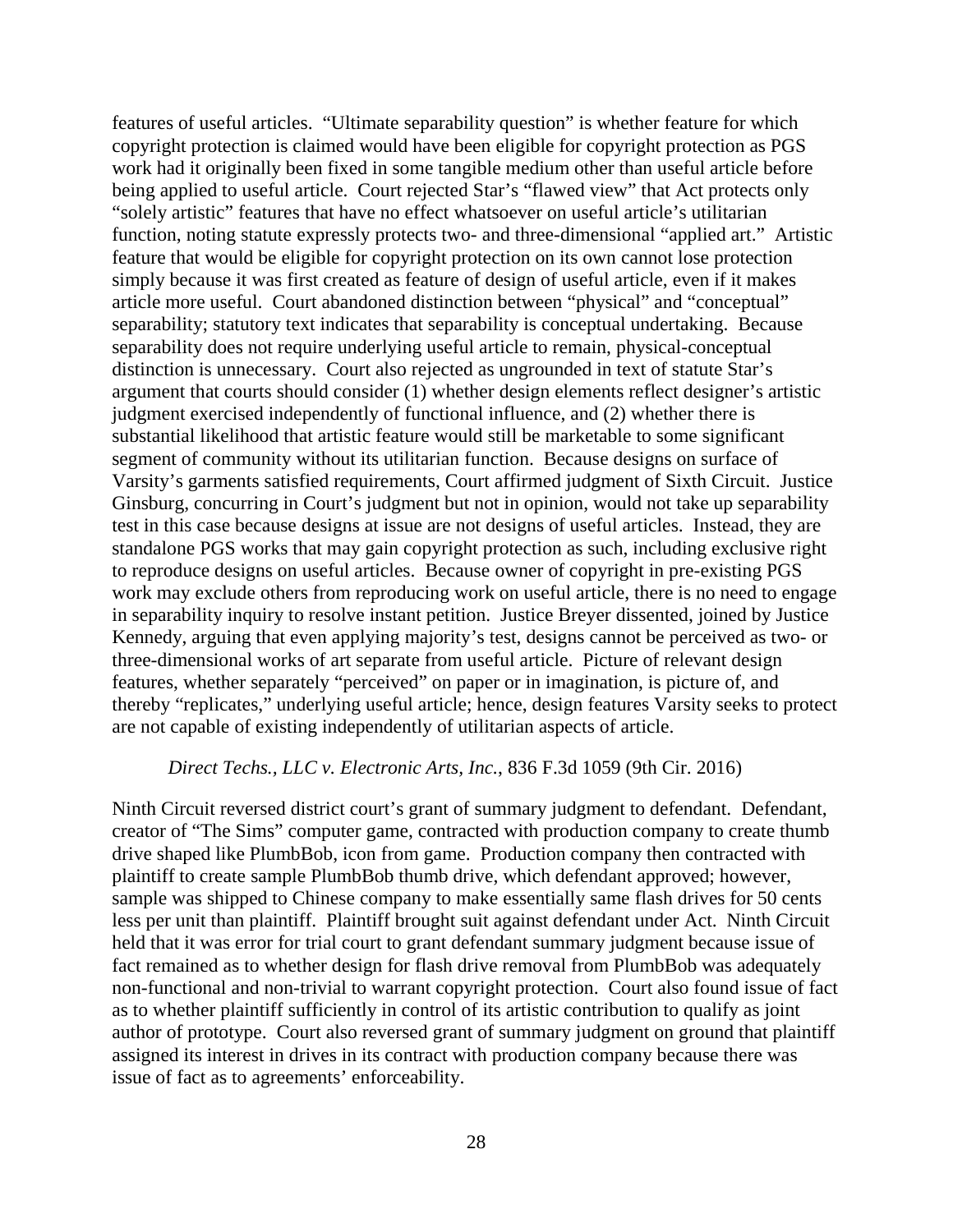features of useful articles. "Ultimate separability question" is whether feature for which copyright protection is claimed would have been eligible for copyright protection as PGS work had it originally been fixed in some tangible medium other than useful article before being applied to useful article. Court rejected Star's "flawed view" that Act protects only "solely artistic" features that have no effect whatsoever on useful article's utilitarian function, noting statute expressly protects two- and three-dimensional "applied art." Artistic feature that would be eligible for copyright protection on its own cannot lose protection simply because it was first created as feature of design of useful article, even if it makes article more useful. Court abandoned distinction between "physical" and "conceptual" separability; statutory text indicates that separability is conceptual undertaking. Because separability does not require underlying useful article to remain, physical-conceptual distinction is unnecessary. Court also rejected as ungrounded in text of statute Star's argument that courts should consider (1) whether design elements reflect designer's artistic judgment exercised independently of functional influence, and (2) whether there is substantial likelihood that artistic feature would still be marketable to some significant segment of community without its utilitarian function. Because designs on surface of Varsity's garments satisfied requirements, Court affirmed judgment of Sixth Circuit. Justice Ginsburg, concurring in Court's judgment but not in opinion, would not take up separability test in this case because designs at issue are not designs of useful articles. Instead, they are standalone PGS works that may gain copyright protection as such, including exclusive right to reproduce designs on useful articles. Because owner of copyright in pre-existing PGS work may exclude others from reproducing work on useful article, there is no need to engage in separability inquiry to resolve instant petition. Justice Breyer dissented, joined by Justice Kennedy, arguing that even applying majority's test, designs cannot be perceived as two- or three-dimensional works of art separate from useful article. Picture of relevant design features, whether separately "perceived" on paper or in imagination, is picture of, and thereby "replicates," underlying useful article; hence, design features Varsity seeks to protect are not capable of existing independently of utilitarian aspects of article.

*Direct Techs., LLC v. Electronic Arts, Inc.*, 836 F.3d 1059 (9th Cir. 2016)

Ninth Circuit reversed district court's grant of summary judgment to defendant. Defendant, creator of "The Sims" computer game, contracted with production company to create thumb drive shaped like PlumbBob, icon from game. Production company then contracted with plaintiff to create sample PlumbBob thumb drive, which defendant approved; however, sample was shipped to Chinese company to make essentially same flash drives for 50 cents less per unit than plaintiff. Plaintiff brought suit against defendant under Act. Ninth Circuit held that it was error for trial court to grant defendant summary judgment because issue of fact remained as to whether design for flash drive removal from PlumbBob was adequately non-functional and non-trivial to warrant copyright protection. Court also found issue of fact as to whether plaintiff sufficiently in control of its artistic contribution to qualify as joint author of prototype. Court also reversed grant of summary judgment on ground that plaintiff assigned its interest in drives in its contract with production company because there was issue of fact as to agreements' enforceability.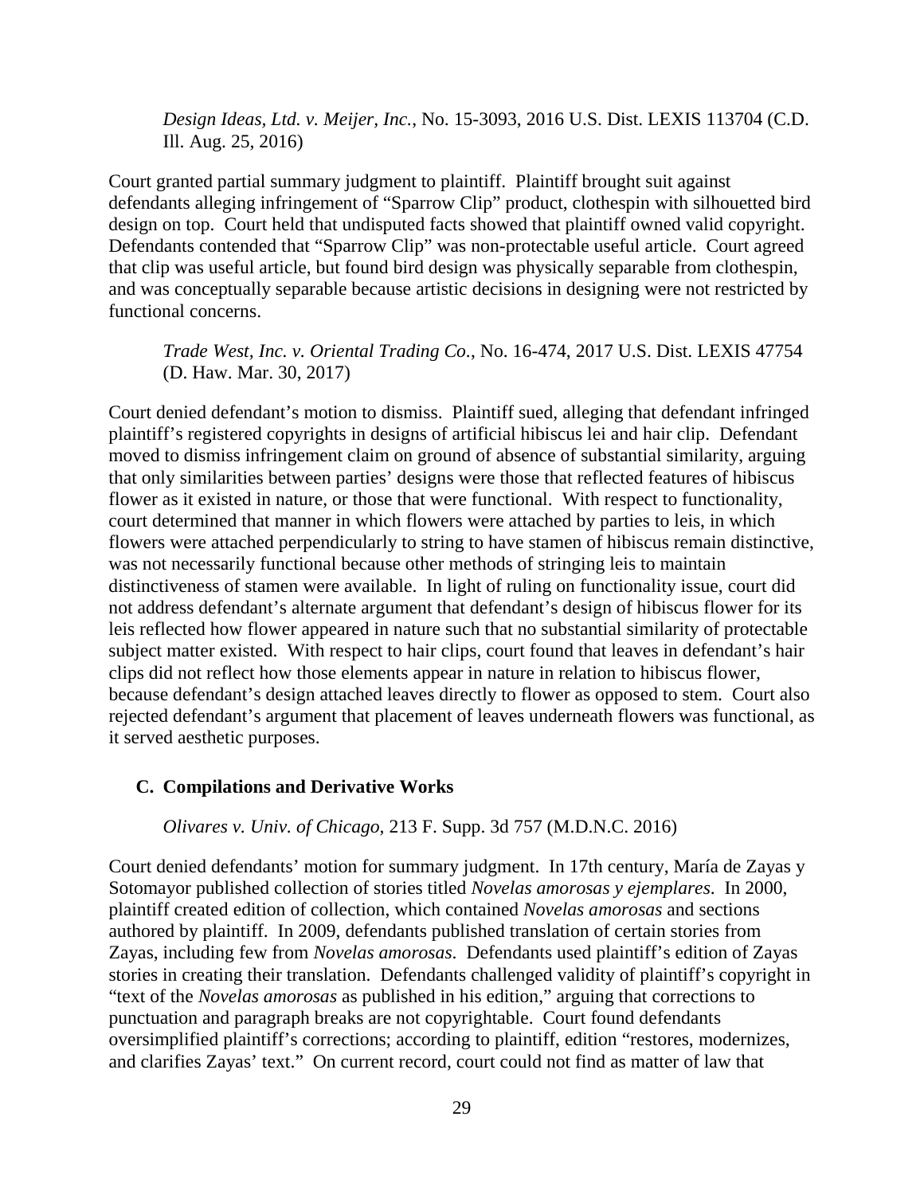*Design Ideas, Ltd. v. Meijer, Inc.*, No. 15-3093, 2016 U.S. Dist. LEXIS 113704 (C.D. Ill. Aug. 25, 2016)

Court granted partial summary judgment to plaintiff. Plaintiff brought suit against defendants alleging infringement of "Sparrow Clip" product, clothespin with silhouetted bird design on top. Court held that undisputed facts showed that plaintiff owned valid copyright. Defendants contended that "Sparrow Clip" was non-protectable useful article. Court agreed that clip was useful article, but found bird design was physically separable from clothespin, and was conceptually separable because artistic decisions in designing were not restricted by functional concerns.

*Trade West, Inc. v. Oriental Trading Co.*, No. 16-474, 2017 U.S. Dist. LEXIS 47754 (D. Haw. Mar. 30, 2017)

Court denied defendant's motion to dismiss. Plaintiff sued, alleging that defendant infringed plaintiff's registered copyrights in designs of artificial hibiscus lei and hair clip. Defendant moved to dismiss infringement claim on ground of absence of substantial similarity, arguing that only similarities between parties' designs were those that reflected features of hibiscus flower as it existed in nature, or those that were functional. With respect to functionality, court determined that manner in which flowers were attached by parties to leis, in which flowers were attached perpendicularly to string to have stamen of hibiscus remain distinctive, was not necessarily functional because other methods of stringing leis to maintain distinctiveness of stamen were available. In light of ruling on functionality issue, court did not address defendant's alternate argument that defendant's design of hibiscus flower for its leis reflected how flower appeared in nature such that no substantial similarity of protectable subject matter existed. With respect to hair clips, court found that leaves in defendant's hair clips did not reflect how those elements appear in nature in relation to hibiscus flower, because defendant's design attached leaves directly to flower as opposed to stem. Court also rejected defendant's argument that placement of leaves underneath flowers was functional, as it served aesthetic purposes.

### C. Compilations and Derivative Works

*Olivares v. Univ. of Chicago*, 213 F. Supp. 3d 757 (M.D.N.C. 2016)

Court denied defendants' motion for summary judgment. In 17th century, María de Zayas y Sotomayor published collection of stories titled *Novelas amorosas y ejemplares*. In 2000, plaintiff created edition of collection, which contained *Novelas amorosas* and sections authored by plaintiff. In 2009, defendants published translation of certain stories from Zayas, including few from *Novelas amorosas*. Defendants used plaintiff's edition of Zayas stories in creating their translation. Defendants challenged validity of plaintiff's copyright in "text of the *Novelas amorosas* as published in his edition," arguing that corrections to punctuation and paragraph breaks are not copyrightable. Court found defendants oversimplified plaintiff's corrections; according to plaintiff, edition "restores, modernizes, and clarifies Zayas' text." On current record, court could not find as matter of law that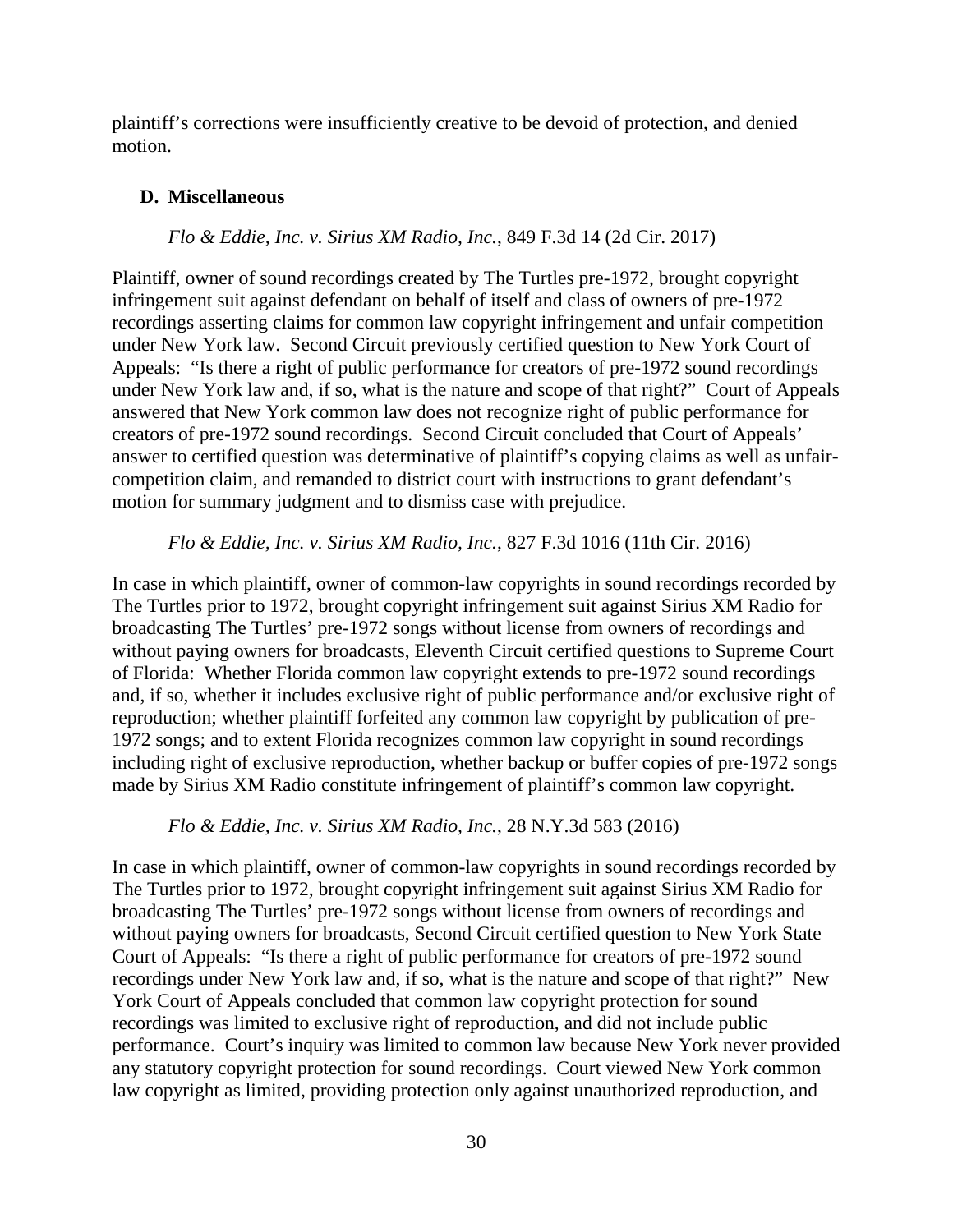plaintiff's corrections were insufficiently creative to be devoid of protection, and denied motion.

### D. Miscellaneous

*Flo & Eddie, Inc. v. Sirius XM Radio, Inc.*, 849 F.3d 14 (2d Cir. 2017)

Plaintiff, owner of sound recordings created by The Turtles pre-1972, brought copyright infringement suit against defendant on behalf of itself and class of owners of pre-1972 recordings asserting claims for common law copyright infringement and unfair competition under New York law. Second Circuit previously certified question to New York Court of Appeals: "Is there a right of public performance for creators of pre-1972 sound recordings under New York law and, if so, what is the nature and scope of that right?" Court of Appeals answered that New York common law does not recognize right of public performance for creators of pre-1972 sound recordings. Second Circuit concluded that Court of Appeals' answer to certified question was determinative of plaintiff's copying claims as well as unfair-competition claim, and remanded to district court with instructions to grant defendant's motion for summary judgment and to dismiss case with prejudice.

*Flo & Eddie, Inc. v. Sirius XM Radio, Inc.*, 827 F.3d 1016 (11th Cir. 2016)

In case in which plaintiff, owner of common-law copyrights in sound recordings recorded by The Turtles prior to 1972, brought copyright infringement suit against Sirius XM Radio for broadcasting The Turtles' pre-1972 songs without license from owners of recordings and without paying owners for broadcasts, Eleventh Circuit certified questions to Supreme Court of Florida: Whether Florida common law copyright extends to pre-1972 sound recordings and, if so, whether it includes exclusive right of public performance and/or exclusive right of reproduction; whether plaintiff forfeited any common law copyright by publication of pre-1972 songs; and to extent Florida recognizes common law copyright in sound recordings including right of exclusive reproduction, whether backup or buffer copies of pre-1972 songs made by Sirius XM Radio constitute infringement of plaintiff's common law copyright.

*Flo & Eddie, Inc. v. Sirius XM Radio, Inc.*, 28 N.Y.3d 583 (2016)

In case in which plaintiff, owner of common-law copyrights in sound recordings recorded by The Turtles prior to 1972, brought copyright infringement suit against Sirius XM Radio for broadcasting The Turtles' pre-1972 songs without license from owners of recordings and without paying owners for broadcasts, Second Circuit certified question to New York State Court of Appeals: "Is there a right of public performance for creators of pre-1972 sound recordings under New York law and, if so, what is the nature and scope of that right?" New York Court of Appeals concluded that common law copyright protection for sound recordings was limited to exclusive right of reproduction, and did not include public performance. Court's inquiry was limited to common law because New York never provided any statutory copyright protection for sound recordings. Court viewed New York common law copyright as limited, providing protection only against unauthorized reproduction, and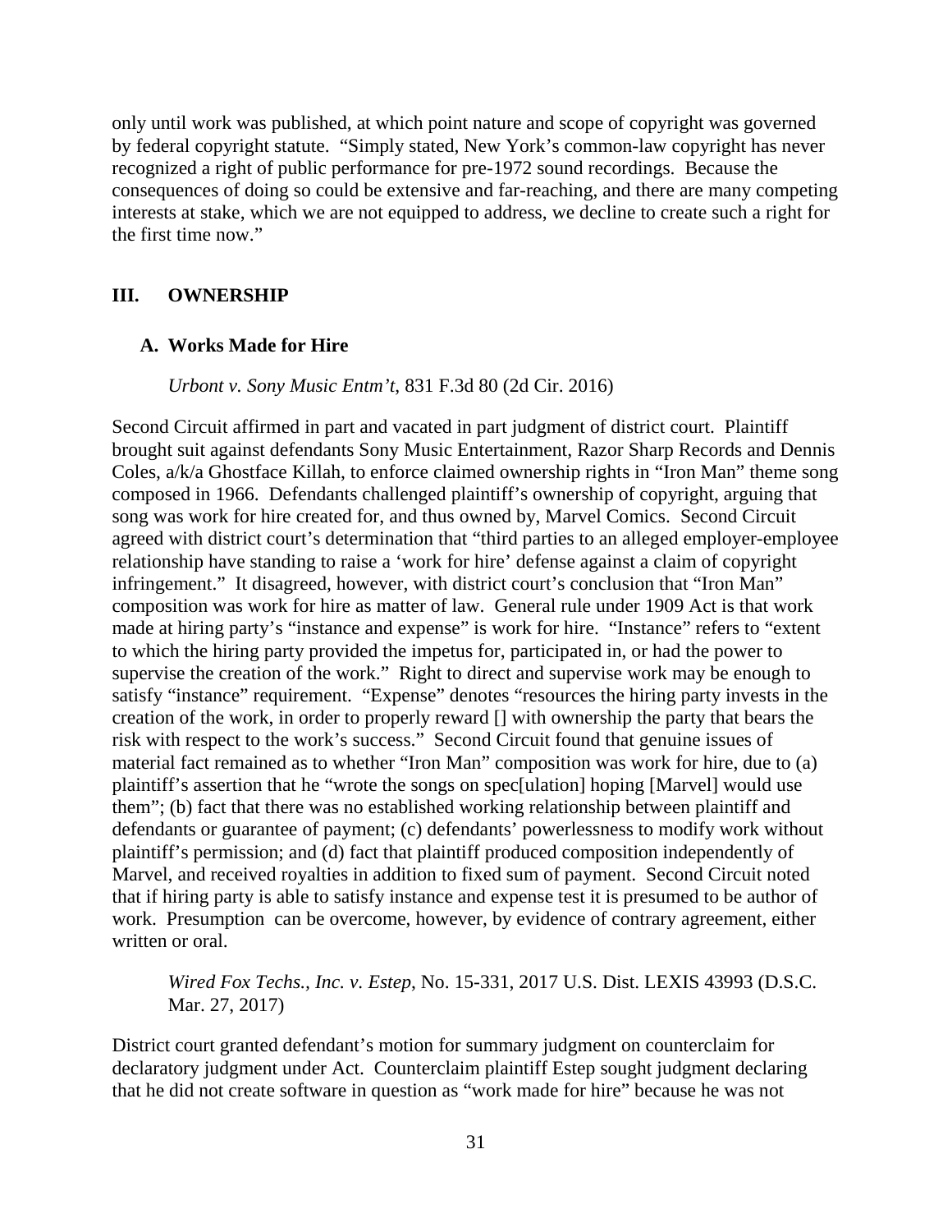only until work was published, at which point nature and scope of copyright was governed by federal copyright statute. "Simply stated, New York's common-law copyright has never recognized a right of public performance for pre-1972 sound recordings. Because the consequences of doing so could be extensive and far-reaching, and there are many competing interests at stake, which we are not equipped to address, we decline to create such a right for the first time now."

## III. OWNERSHIP

### A. Works Made for Hire

*Urbont v. Sony Music Entm't*, 831 F.3d 80 (2d Cir. 2016)

Second Circuit affirmed in part and vacated in part judgment of district court. Plaintiff brought suit against defendants Sony Music Entertainment, Razor Sharp Records and Dennis Coles, a/k/a Ghostface Killah, to enforce claimed ownership rights in "Iron Man" theme song composed in 1966. Defendants challenged plaintiff's ownership of copyright, arguing that song was work for hire created for, and thus owned by, Marvel Comics. Second Circuit agreed with district court's determination that "third parties to an alleged employer-employee relationship have standing to raise a 'work for hire' defense against a claim of copyright infringement." It disagreed, however, with district court's conclusion that "Iron Man" composition was work for hire as matter of law. General rule under 1909 Act is that work made at hiring party's "instance and expense" is work for hire. "Instance" refers to "extent to which the hiring party provided the impetus for, participated in, or had the power to supervise the creation of the work." Right to direct and supervise work may be enough to satisfy "instance" requirement. "Expense" denotes "resources the hiring party invests in the creation of the work, in order to properly reward [] with ownership the party that bears the risk with respect to the work's success." Second Circuit found that genuine issues of material fact remained as to whether "Iron Man" composition was work for hire, due to (a) plaintiff's assertion that he "wrote the songs on spec[ulation] hoping [Marvel] would use them"; (b) fact that there was no established working relationship between plaintiff and defendants or guarantee of payment; (c) defendants' powerlessness to modify work without plaintiff's permission; and (d) fact that plaintiff produced composition independently of Marvel, and received royalties in addition to fixed sum of payment. Second Circuit noted that if hiring party is able to satisfy instance and expense test it is presumed to be author of work. Presumption can be overcome, however, by evidence of contrary agreement, either written or oral.

*Wired Fox Techs., Inc. v. Estep*, No. 15-331, 2017 U.S. Dist. LEXIS 43993 (D.S.C. Mar. 27, 2017)

District court granted defendant's motion for summary judgment on counterclaim for declaratory judgment under Act. Counterclaim plaintiff Estep sought judgment declaring that he did not create software in question as "work made for hire" because he was not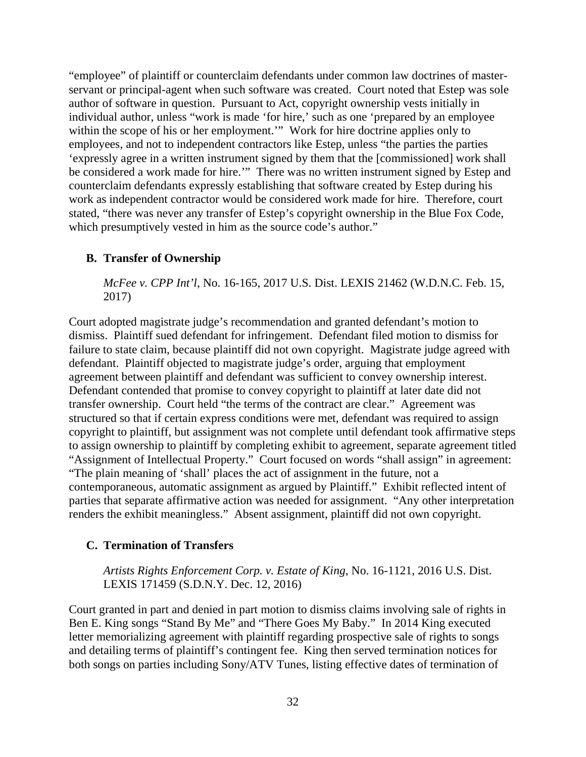"employee" of plaintiff or counterclaim defendants under common law doctrines of master-servant or principal-agent when such software was created. Court noted that Estep was sole author of software in question. Pursuant to Act, copyright ownership vests initially in individual author, unless "work is made 'for hire,' such as one 'prepared by an employee within the scope of his or her employment.'" Work for hire doctrine applies only to employees, and not to independent contractors like Estep, unless "the parties the parties 'expressly agree in a written instrument signed by them that the [commissioned] work shall be considered a work made for hire.'" There was no written instrument signed by Estep and counterclaim defendants expressly establishing that software created by Estep during his work as independent contractor would be considered work made for hire. Therefore, court stated, "there was never any transfer of Estep's copyright ownership in the Blue Fox Code, which presumptively vested in him as the source code's author."

### B. Transfer of Ownership

*McFee v. CPP Int'l*, No. 16-165, 2017 U.S. Dist. LEXIS 21462 (W.D.N.C. Feb. 15, 2017)

Court adopted magistrate judge's recommendation and granted defendant's motion to dismiss. Plaintiff sued defendant for infringement. Defendant filed motion to dismiss for failure to state claim, because plaintiff did not own copyright. Magistrate judge agreed with defendant. Plaintiff objected to magistrate judge's order, arguing that employment agreement between plaintiff and defendant was sufficient to convey ownership interest. Defendant contended that promise to convey copyright to plaintiff at later date did not transfer ownership. Court held "the terms of the contract are clear." Agreement was structured so that if certain express conditions were met, defendant was required to assign copyright to plaintiff, but assignment was not complete until defendant took affirmative steps to assign ownership to plaintiff by completing exhibit to agreement, separate agreement titled "Assignment of Intellectual Property." Court focused on words "shall assign" in agreement: "The plain meaning of 'shall' places the act of assignment in the future, not a contemporaneous, automatic assignment as argued by Plaintiff." Exhibit reflected intent of parties that separate affirmative action was needed for assignment. "Any other interpretation renders the exhibit meaningless." Absent assignment, plaintiff did not own copyright.

### C. Termination of Transfers

*Artists Rights Enforcement Corp. v. Estate of King*, No. 16-1121, 2016 U.S. Dist. LEXIS 171459 (S.D.N.Y. Dec. 12, 2016)

Court granted in part and denied in part motion to dismiss claims involving sale of rights in Ben E. King songs "Stand By Me" and "There Goes My Baby." In 2014 King executed letter memorializing agreement with plaintiff regarding prospective sale of rights to songs and detailing terms of plaintiff's contingent fee. King then served termination notices for both songs on parties including Sony/ATV Tunes, listing effective dates of termination of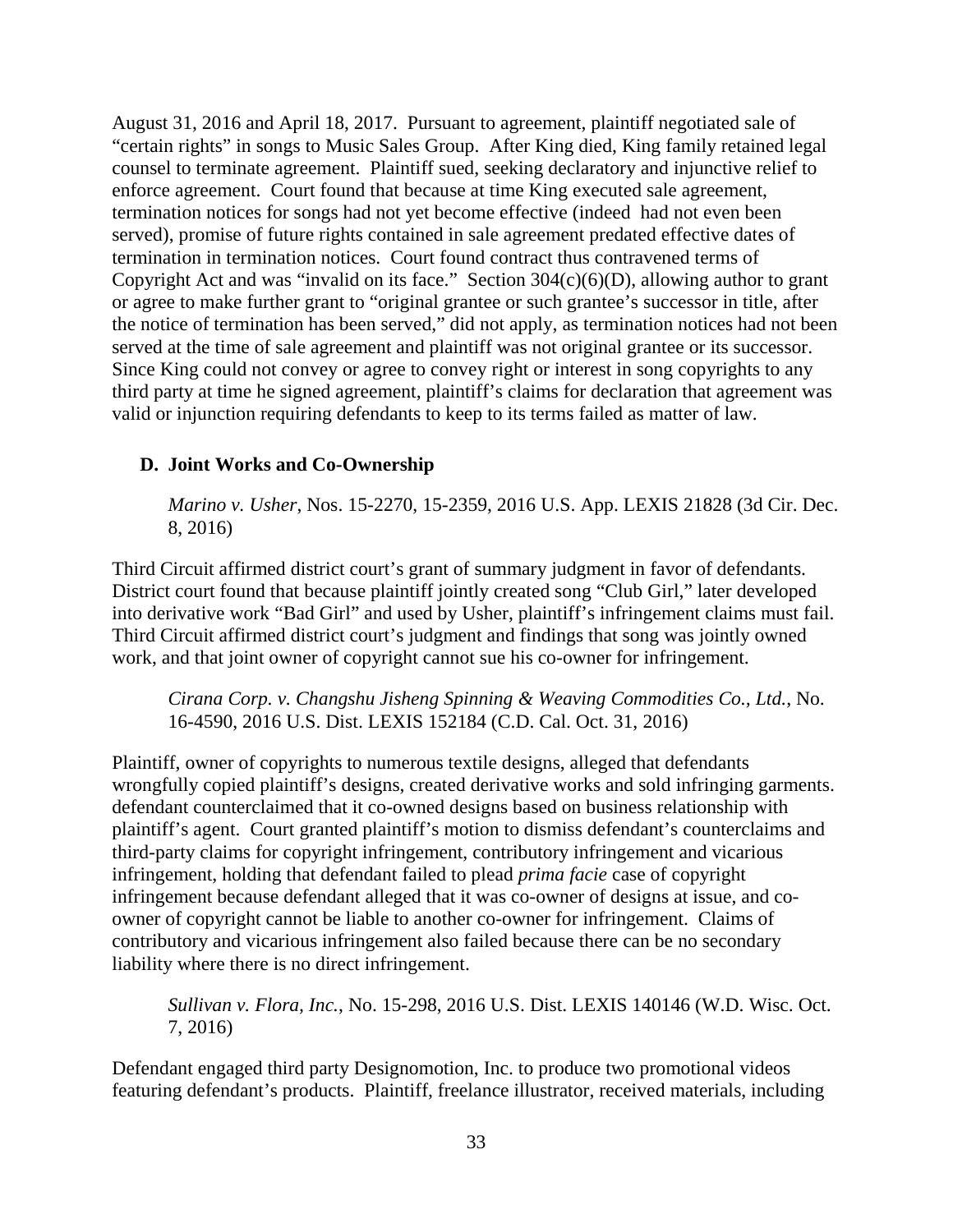August 31, 2016 and April 18, 2017. Pursuant to agreement, plaintiff negotiated sale of "certain rights" in songs to Music Sales Group. After King died, King family retained legal counsel to terminate agreement. Plaintiff sued, seeking declaratory and injunctive relief to enforce agreement. Court found that because at time King executed sale agreement, termination notices for songs had not yet become effective (indeed had not even been served), promise of future rights contained in sale agreement predated effective dates of termination in termination notices. Court found contract thus contravened terms of Copyright Act and was "invalid on its face." Section 304(c)(6)(D), allowing author to grant or agree to make further grant to "original grantee or such grantee's successor in title, after the notice of termination has been served," did not apply, as termination notices had not been served at the time of sale agreement and plaintiff was not original grantee or its successor. Since King could not convey or agree to convey right or interest in song copyrights to any third party at time he signed agreement, plaintiff's claims for declaration that agreement was valid or injunction requiring defendants to keep to its terms failed as matter of law.

### D. Joint Works and Co-Ownership

*Marino v. Usher*, Nos. 15-2270, 15-2359, 2016 U.S. App. LEXIS 21828 (3d Cir. Dec. 8, 2016)

Third Circuit affirmed district court's grant of summary judgment in favor of defendants. District court found that because plaintiff jointly created song "Club Girl," later developed into derivative work "Bad Girl" and used by Usher, plaintiff's infringement claims must fail. Third Circuit affirmed district court's judgment and findings that song was jointly owned work, and that joint owner of copyright cannot sue his co-owner for infringement.

*Cirana Corp. v. Changshu Jisheng Spinning & Weaving Commodities Co., Ltd.*, No. 16-4590, 2016 U.S. Dist. LEXIS 152184 (C.D. Cal. Oct. 31, 2016)

Plaintiff, owner of copyrights to numerous textile designs, alleged that defendants wrongfully copied plaintiff's designs, created derivative works and sold infringing garments. defendant counterclaimed that it co-owned designs based on business relationship with plaintiff's agent. Court granted plaintiff's motion to dismiss defendant's counterclaims and third-party claims for copyright infringement, contributory infringement and vicarious infringement, holding that defendant failed to plead *prima facie* case of copyright infringement because defendant alleged that it was co-owner of designs at issue, and co-owner of copyright cannot be liable to another co-owner for infringement. Claims of contributory and vicarious infringement also failed because there can be no secondary liability where there is no direct infringement.

*Sullivan v. Flora, Inc.*, No. 15-298, 2016 U.S. Dist. LEXIS 140146 (W.D. Wisc. Oct. 7, 2016)

Defendant engaged third party Designomotion, Inc. to produce two promotional videos featuring defendant's products. Plaintiff, freelance illustrator, received materials, including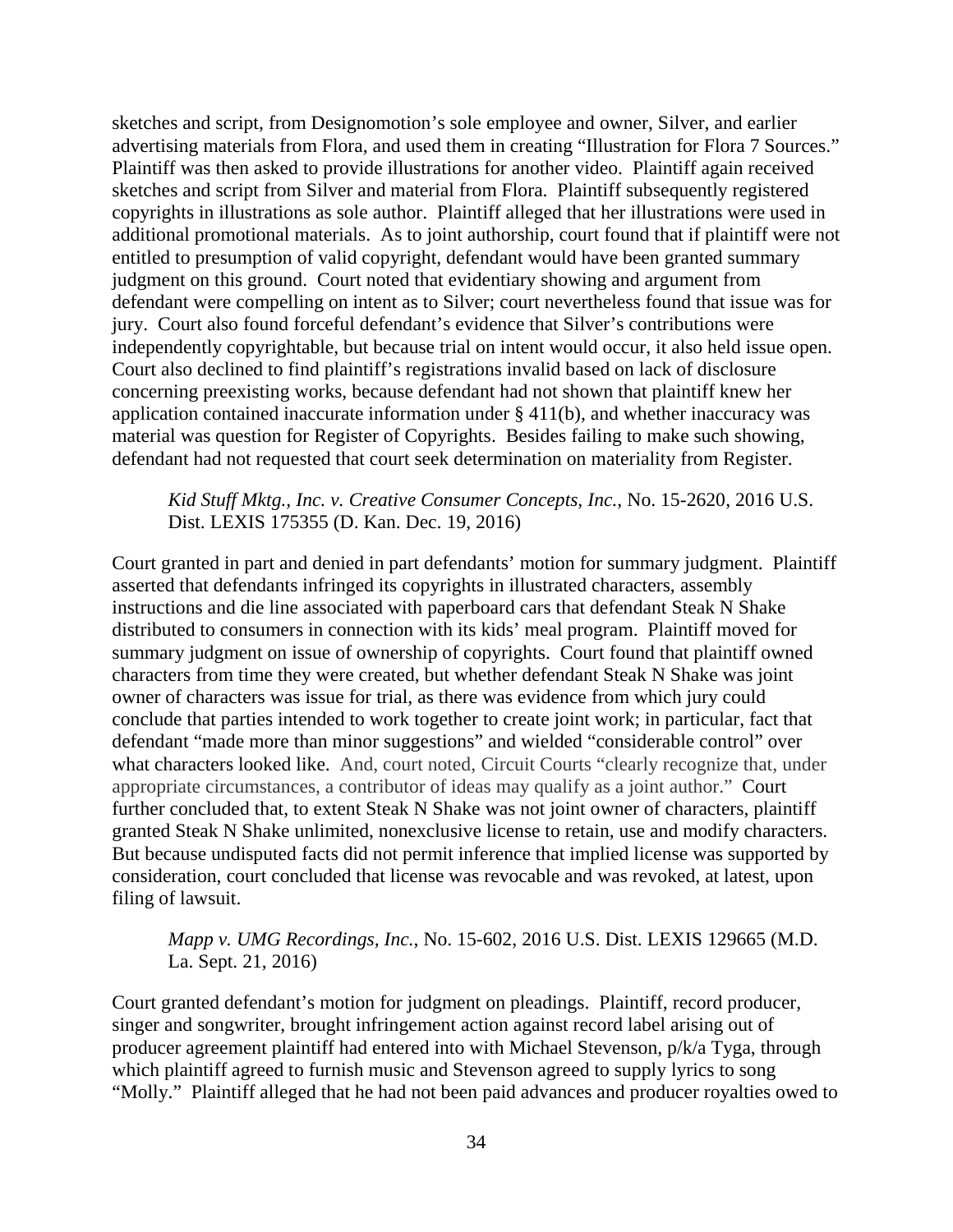sketches and script, from Designomotion's sole employee and owner, Silver, and earlier advertising materials from Flora, and used them in creating "Illustration for Flora 7 Sources." Plaintiff was then asked to provide illustrations for another video. Plaintiff again received sketches and script from Silver and material from Flora. Plaintiff subsequently registered copyrights in illustrations as sole author. Plaintiff alleged that her illustrations were used in additional promotional materials. As to joint authorship, court found that if plaintiff were not entitled to presumption of valid copyright, defendant would have been granted summary judgment on this ground. Court noted that evidentiary showing and argument from defendant were compelling on intent as to Silver; court nevertheless found that issue was for jury. Court also found forceful defendant's evidence that Silver's contributions were independently copyrightable, but because trial on intent would occur, it also held issue open. Court also declined to find plaintiff's registrations invalid based on lack of disclosure concerning preexisting works, because defendant had not shown that plaintiff knew her application contained inaccurate information under § 411(b), and whether inaccuracy was material was question for Register of Copyrights. Besides failing to make such showing, defendant had not requested that court seek determination on materiality from Register.

> *Kid Stuff Mktg., Inc. v. Creative Consumer Concepts, Inc.*, No. 15-2620, 2016 U.S. Dist. LEXIS 175355 (D. Kan. Dec. 19, 2016)

Court granted in part and denied in part defendants' motion for summary judgment. Plaintiff asserted that defendants infringed its copyrights in illustrated characters, assembly instructions and die line associated with paperboard cars that defendant Steak N Shake distributed to consumers in connection with its kids' meal program. Plaintiff moved for summary judgment on issue of ownership of copyrights. Court found that plaintiff owned characters from time they were created, but whether defendant Steak N Shake was joint owner of characters was issue for trial, as there was evidence from which jury could conclude that parties intended to work together to create joint work; in particular, fact that defendant "made more than minor suggestions" and wielded "considerable control" over what characters looked like. And, court noted, Circuit Courts "clearly recognize that, under appropriate circumstances, a contributor of ideas may qualify as a joint author." Court further concluded that, to extent Steak N Shake was not joint owner of characters, plaintiff granted Steak N Shake unlimited, nonexclusive license to retain, use and modify characters. But because undisputed facts did not permit inference that implied license was supported by consideration, court concluded that license was revocable and was revoked, at latest, upon filing of lawsuit.

> *Mapp v. UMG Recordings, Inc.*, No. 15-602, 2016 U.S. Dist. LEXIS 129665 (M.D. La. Sept. 21, 2016)

Court granted defendant's motion for judgment on pleadings. Plaintiff, record producer, singer and songwriter, brought infringement action against record label arising out of producer agreement plaintiff had entered into with Michael Stevenson, p/k/a Tyga, through which plaintiff agreed to furnish music and Stevenson agreed to supply lyrics to song "Molly." Plaintiff alleged that he had not been paid advances and producer royalties owed to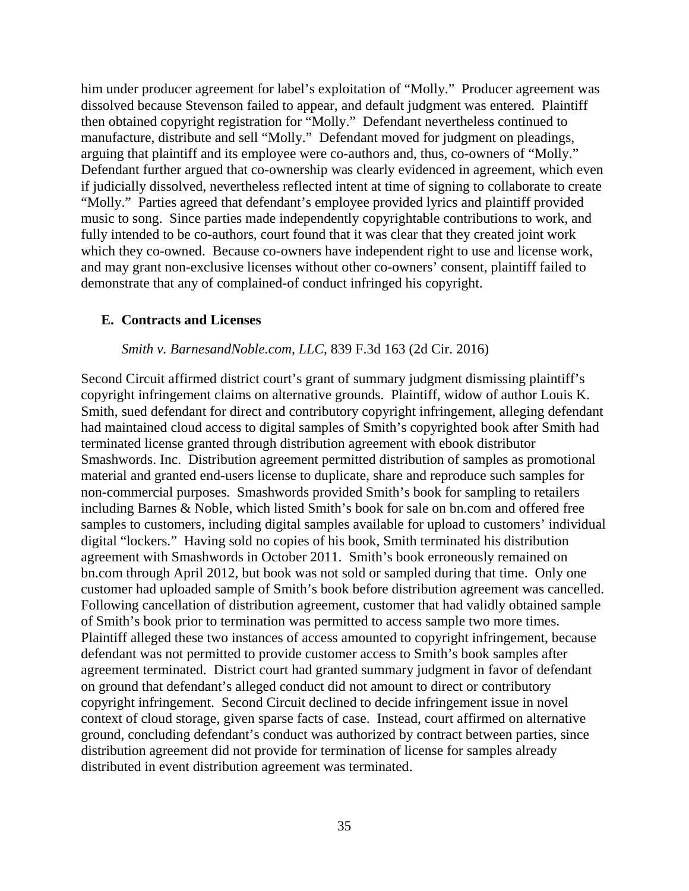him under producer agreement for label's exploitation of "Molly." Producer agreement was dissolved because Stevenson failed to appear, and default judgment was entered. Plaintiff then obtained copyright registration for "Molly." Defendant nevertheless continued to manufacture, distribute and sell "Molly." Defendant moved for judgment on pleadings, arguing that plaintiff and its employee were co-authors and, thus, co-owners of "Molly." Defendant further argued that co-ownership was clearly evidenced in agreement, which even if judicially dissolved, nevertheless reflected intent at time of signing to collaborate to create "Molly." Parties agreed that defendant's employee provided lyrics and plaintiff provided music to song. Since parties made independently copyrightable contributions to work, and fully intended to be co-authors, court found that it was clear that they created joint work which they co-owned. Because co-owners have independent right to use and license work, and may grant non-exclusive licenses without other co-owners' consent, plaintiff failed to demonstrate that any of complained-of conduct infringed his copyright.

### E. Contracts and Licenses

*Smith v. BarnesandNoble.com, LLC*, 839 F.3d 163 (2d Cir. 2016)

Second Circuit affirmed district court's grant of summary judgment dismissing plaintiff's copyright infringement claims on alternative grounds. Plaintiff, widow of author Louis K. Smith, sued defendant for direct and contributory copyright infringement, alleging defendant had maintained cloud access to digital samples of Smith's copyrighted book after Smith had terminated license granted through distribution agreement with ebook distributor Smashwords. Inc. Distribution agreement permitted distribution of samples as promotional material and granted end-users license to duplicate, share and reproduce such samples for non-commercial purposes. Smashwords provided Smith's book for sampling to retailers including Barnes & Noble, which listed Smith's book for sale on bn.com and offered free samples to customers, including digital samples available for upload to customers' individual digital "lockers." Having sold no copies of his book, Smith terminated his distribution agreement with Smashwords in October 2011. Smith's book erroneously remained on bn.com through April 2012, but book was not sold or sampled during that time. Only one customer had uploaded sample of Smith's book before distribution agreement was cancelled. Following cancellation of distribution agreement, customer that had validly obtained sample of Smith's book prior to termination was permitted to access sample two more times. Plaintiff alleged these two instances of access amounted to copyright infringement, because defendant was not permitted to provide customer access to Smith's book samples after agreement terminated. District court had granted summary judgment in favor of defendant on ground that defendant's alleged conduct did not amount to direct or contributory copyright infringement. Second Circuit declined to decide infringement issue in novel context of cloud storage, given sparse facts of case. Instead, court affirmed on alternative ground, concluding defendant's conduct was authorized by contract between parties, since distribution agreement did not provide for termination of license for samples already distributed in event distribution agreement was terminated.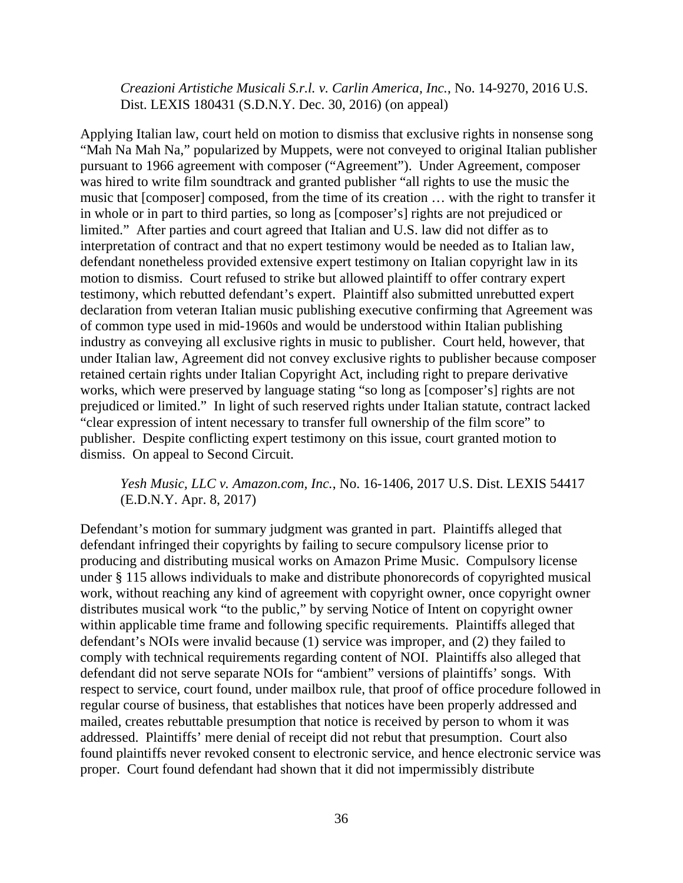*Creazioni Artistiche Musicali S.r.l. v. Carlin America, Inc.*, No. 14-9270, 2016 U.S. Dist. LEXIS 180431 (S.D.N.Y. Dec. 30, 2016) (on appeal)

Applying Italian law, court held on motion to dismiss that exclusive rights in nonsense song "Mah Na Mah Na," popularized by Muppets, were not conveyed to original Italian publisher pursuant to 1966 agreement with composer ("Agreement"). Under Agreement, composer was hired to write film soundtrack and granted publisher "all rights to use the music the music that [composer] composed, from the time of its creation … with the right to transfer it in whole or in part to third parties, so long as [composer's] rights are not prejudiced or limited." After parties and court agreed that Italian and U.S. law did not differ as to interpretation of contract and that no expert testimony would be needed as to Italian law, defendant nonetheless provided extensive expert testimony on Italian copyright law in its motion to dismiss. Court refused to strike but allowed plaintiff to offer contrary expert testimony, which rebutted defendant's expert. Plaintiff also submitted unrebutted expert declaration from veteran Italian music publishing executive confirming that Agreement was of common type used in mid-1960s and would be understood within Italian publishing industry as conveying all exclusive rights in music to publisher. Court held, however, that under Italian law, Agreement did not convey exclusive rights to publisher because composer retained certain rights under Italian Copyright Act, including right to prepare derivative works, which were preserved by language stating "so long as [composer's] rights are not prejudiced or limited." In light of such reserved rights under Italian statute, contract lacked "clear expression of intent necessary to transfer full ownership of the film score" to publisher. Despite conflicting expert testimony on this issue, court granted motion to dismiss. On appeal to Second Circuit.

*Yesh Music, LLC v. Amazon.com, Inc.*, No. 16-1406, 2017 U.S. Dist. LEXIS 54417 (E.D.N.Y. Apr. 8, 2017)

Defendant's motion for summary judgment was granted in part. Plaintiffs alleged that defendant infringed their copyrights by failing to secure compulsory license prior to producing and distributing musical works on Amazon Prime Music. Compulsory license under § 115 allows individuals to make and distribute phonorecords of copyrighted musical work, without reaching any kind of agreement with copyright owner, once copyright owner distributes musical work "to the public," by serving Notice of Intent on copyright owner within applicable time frame and following specific requirements. Plaintiffs alleged that defendant's NOIs were invalid because (1) service was improper, and (2) they failed to comply with technical requirements regarding content of NOI. Plaintiffs also alleged that defendant did not serve separate NOIs for "ambient" versions of plaintiffs' songs. With respect to service, court found, under mailbox rule, that proof of office procedure followed in regular course of business, that establishes that notices have been properly addressed and mailed, creates rebuttable presumption that notice is received by person to whom it was addressed. Plaintiffs' mere denial of receipt did not rebut that presumption. Court also found plaintiffs never revoked consent to electronic service, and hence electronic service was proper. Court found defendant had shown that it did not impermissibly distribute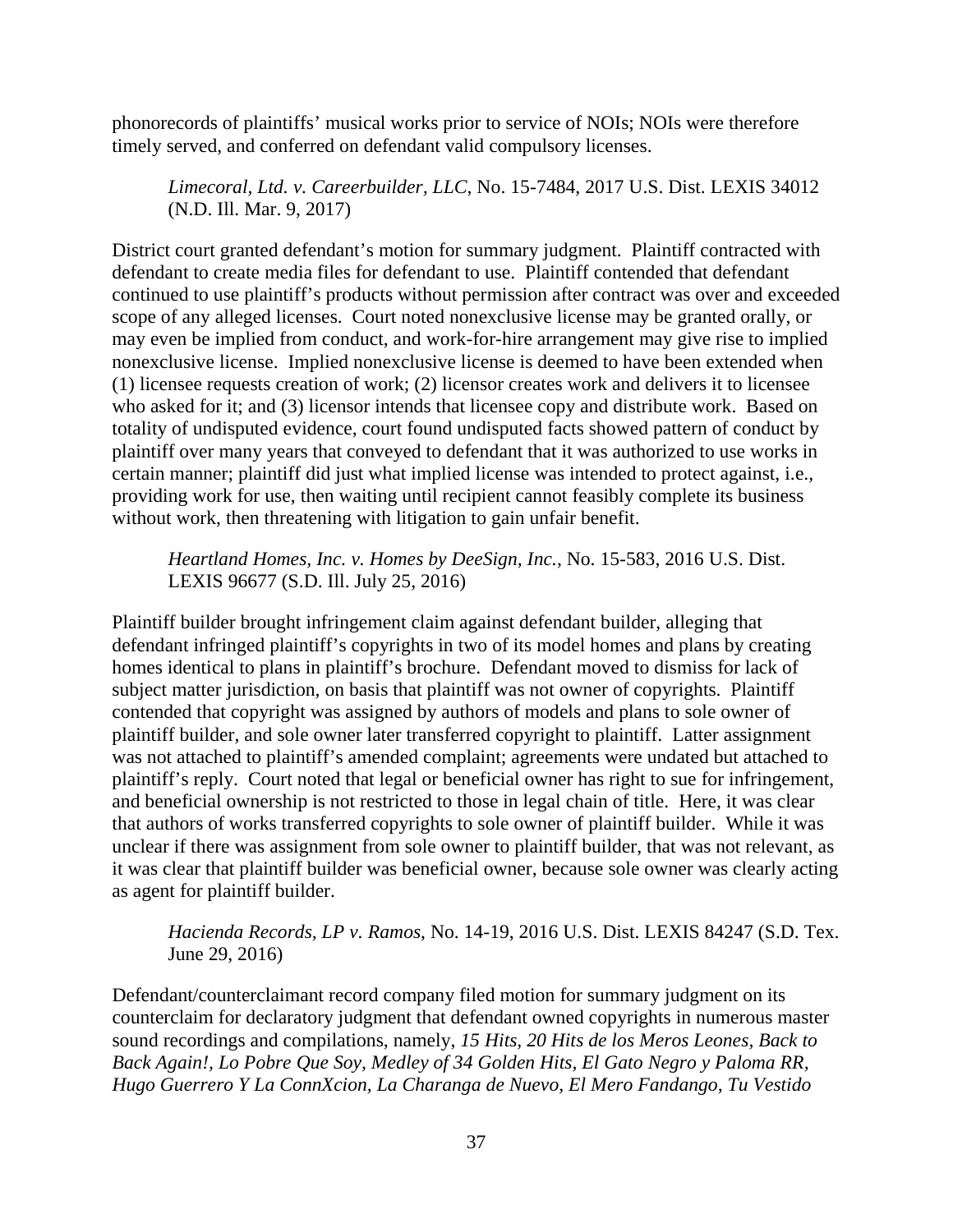phonorecords of plaintiffs' musical works prior to service of NOIs; NOIs were therefore timely served, and conferred on defendant valid compulsory licenses.

*Limecoral, Ltd. v. Careerbuilder, LLC*, No. 15-7484, 2017 U.S. Dist. LEXIS 34012 (N.D. Ill. Mar. 9, 2017)

District court granted defendant's motion for summary judgment. Plaintiff contracted with defendant to create media files for defendant to use. Plaintiff contended that defendant continued to use plaintiff's products without permission after contract was over and exceeded scope of any alleged licenses. Court noted nonexclusive license may be granted orally, or may even be implied from conduct, and work-for-hire arrangement may give rise to implied nonexclusive license. Implied nonexclusive license is deemed to have been extended when (1) licensee requests creation of work; (2) licensor creates work and delivers it to licensee who asked for it; and (3) licensor intends that licensee copy and distribute work. Based on totality of undisputed evidence, court found undisputed facts showed pattern of conduct by plaintiff over many years that conveyed to defendant that it was authorized to use works in certain manner; plaintiff did just what implied license was intended to protect against, i.e., providing work for use, then waiting until recipient cannot feasibly complete its business without work, then threatening with litigation to gain unfair benefit.

*Heartland Homes, Inc. v. Homes by DeeSign, Inc.*, No. 15-583, 2016 U.S. Dist. LEXIS 96677 (S.D. Ill. July 25, 2016)

Plaintiff builder brought infringement claim against defendant builder, alleging that defendant infringed plaintiff's copyrights in two of its model homes and plans by creating homes identical to plans in plaintiff's brochure. Defendant moved to dismiss for lack of subject matter jurisdiction, on basis that plaintiff was not owner of copyrights. Plaintiff contended that copyright was assigned by authors of models and plans to sole owner of plaintiff builder, and sole owner later transferred copyright to plaintiff. Latter assignment was not attached to plaintiff's amended complaint; agreements were undated but attached to plaintiff's reply. Court noted that legal or beneficial owner has right to sue for infringement, and beneficial ownership is not restricted to those in legal chain of title. Here, it was clear that authors of works transferred copyrights to sole owner of plaintiff builder. While it was unclear if there was assignment from sole owner to plaintiff builder, that was not relevant, as it was clear that plaintiff builder was beneficial owner, because sole owner was clearly acting as agent for plaintiff builder.

*Hacienda Records, LP v. Ramos*, No. 14-19, 2016 U.S. Dist. LEXIS 84247 (S.D. Tex. June 29, 2016)

Defendant/counterclaimant record company filed motion for summary judgment on its counterclaim for declaratory judgment that defendant owned copyrights in numerous master sound recordings and compilations, namely, *15 Hits, 20 Hits de los Meros Leones, Back to Back Again!, Lo Pobre Que Soy, Medley of 34 Golden Hits, El Gato Negro y Paloma RR, Hugo Guerrero Y La ConnXcion, La Charanga de Nuevo, El Mero Fandango, Tu Vestido*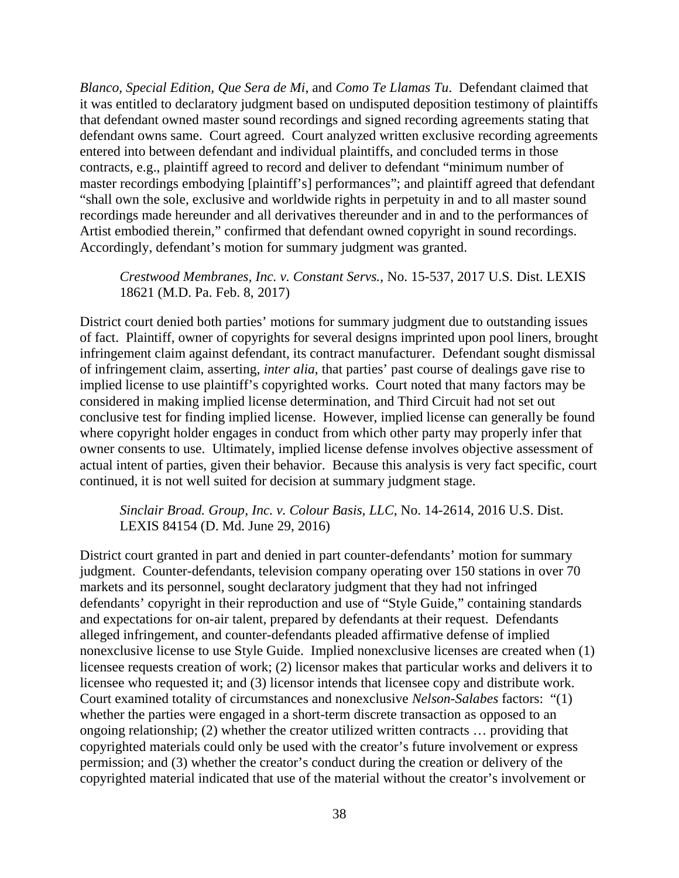*Blanco, Special Edition*, *Que Sera de Mi*, and *Como Te Llamas Tu*. Defendant claimed that it was entitled to declaratory judgment based on undisputed deposition testimony of plaintiffs that defendant owned master sound recordings and signed recording agreements stating that defendant owns same. Court agreed. Court analyzed written exclusive recording agreements entered into between defendant and individual plaintiffs, and concluded terms in those contracts, e.g., plaintiff agreed to record and deliver to defendant "minimum number of master recordings embodying [plaintiff's] performances"; and plaintiff agreed that defendant "shall own the sole, exclusive and worldwide rights in perpetuity in and to all master sound recordings made hereunder and all derivatives thereunder and in and to the performances of Artist embodied therein," confirmed that defendant owned copyright in sound recordings. Accordingly, defendant's motion for summary judgment was granted.

> *Crestwood Membranes, Inc. v. Constant Servs.*, No. 15-537, 2017 U.S. Dist. LEXIS 18621 (M.D. Pa. Feb. 8, 2017)

District court denied both parties' motions for summary judgment due to outstanding issues of fact. Plaintiff, owner of copyrights for several designs imprinted upon pool liners, brought infringement claim against defendant, its contract manufacturer. Defendant sought dismissal of infringement claim, asserting, *inter alia*, that parties' past course of dealings gave rise to implied license to use plaintiff's copyrighted works. Court noted that many factors may be considered in making implied license determination, and Third Circuit had not set out conclusive test for finding implied license. However, implied license can generally be found where copyright holder engages in conduct from which other party may properly infer that owner consents to use. Ultimately, implied license defense involves objective assessment of actual intent of parties, given their behavior. Because this analysis is very fact specific, court continued, it is not well suited for decision at summary judgment stage.

> *Sinclair Broad. Group, Inc. v. Colour Basis, LLC*, No. 14-2614, 2016 U.S. Dist. LEXIS 84154 (D. Md. June 29, 2016)

District court granted in part and denied in part counter-defendants' motion for summary judgment. Counter-defendants, television company operating over 150 stations in over 70 markets and its personnel, sought declaratory judgment that they had not infringed defendants' copyright in their reproduction and use of "Style Guide," containing standards and expectations for on-air talent, prepared by defendants at their request. Defendants alleged infringement, and counter-defendants pleaded affirmative defense of implied nonexclusive license to use Style Guide. Implied nonexclusive licenses are created when (1) licensee requests creation of work; (2) licensor makes that particular works and delivers it to licensee who requested it; and (3) licensor intends that licensee copy and distribute work. Court examined totality of circumstances and nonexclusive *Nelson-Salabes* factors: "(1) whether the parties were engaged in a short-term discrete transaction as opposed to an ongoing relationship; (2) whether the creator utilized written contracts … providing that copyrighted materials could only be used with the creator's future involvement or express permission; and (3) whether the creator's conduct during the creation or delivery of the copyrighted material indicated that use of the material without the creator's involvement or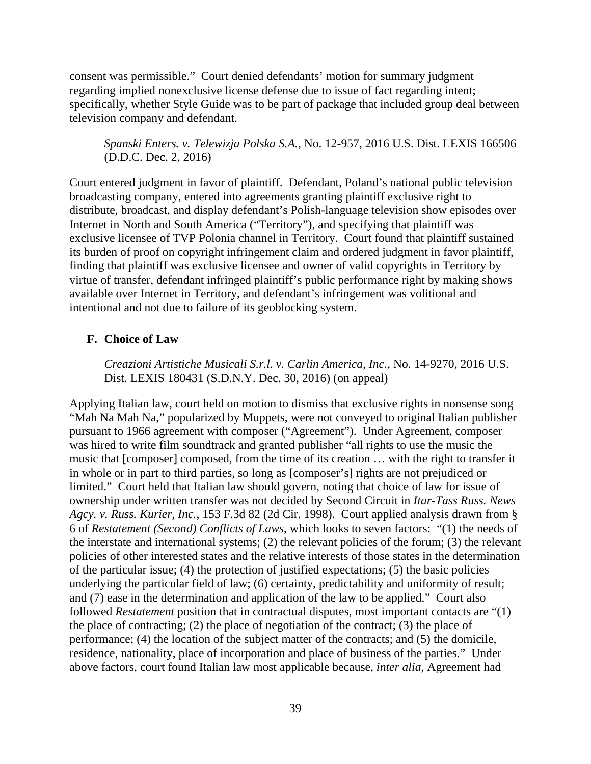consent was permissible." Court denied defendants' motion for summary judgment regarding implied nonexclusive license defense due to issue of fact regarding intent; specifically, whether Style Guide was to be part of package that included group deal between television company and defendant.

> *Spanski Enters. v. Telewizja Polska S.A.*, No. 12-957, 2016 U.S. Dist. LEXIS 166506 (D.D.C. Dec. 2, 2016)

Court entered judgment in favor of plaintiff. Defendant, Poland's national public television broadcasting company, entered into agreements granting plaintiff exclusive right to distribute, broadcast, and display defendant's Polish-language television show episodes over Internet in North and South America ("Territory"), and specifying that plaintiff was exclusive licensee of TVP Polonia channel in Territory. Court found that plaintiff sustained its burden of proof on copyright infringement claim and ordered judgment in favor plaintiff, finding that plaintiff was exclusive licensee and owner of valid copyrights in Territory by virtue of transfer, defendant infringed plaintiff's public performance right by making shows available over Internet in Territory, and defendant's infringement was volitional and intentional and not due to failure of its geoblocking system.

### F. Choice of Law

> *Creazioni Artistiche Musicali S.r.l. v. Carlin America, Inc.*, No. 14-9270, 2016 U.S. Dist. LEXIS 180431 (S.D.N.Y. Dec. 30, 2016) (on appeal)

Applying Italian law, court held on motion to dismiss that exclusive rights in nonsense song "Mah Na Mah Na," popularized by Muppets, were not conveyed to original Italian publisher pursuant to 1966 agreement with composer ("Agreement"). Under Agreement, composer was hired to write film soundtrack and granted publisher "all rights to use the music the music that [composer] composed, from the time of its creation … with the right to transfer it in whole or in part to third parties, so long as [composer's] rights are not prejudiced or limited." Court held that Italian law should govern, noting that choice of law for issue of ownership under written transfer was not decided by Second Circuit in *Itar-Tass Russ. News Agcy. v. Russ. Kurier, Inc.*, 153 F.3d 82 (2d Cir. 1998). Court applied analysis drawn from § 6 of *Restatement (Second) Conflicts of Laws*, which looks to seven factors: "(1) the needs of the interstate and international systems; (2) the relevant policies of the forum; (3) the relevant policies of other interested states and the relative interests of those states in the determination of the particular issue; (4) the protection of justified expectations; (5) the basic policies underlying the particular field of law; (6) certainty, predictability and uniformity of result; and (7) ease in the determination and application of the law to be applied." Court also followed *Restatement* position that in contractual disputes, most important contacts are "(1) the place of contracting; (2) the place of negotiation of the contract; (3) the place of performance; (4) the location of the subject matter of the contracts; and (5) the domicile, residence, nationality, place of incorporation and place of business of the parties." Under above factors, court found Italian law most applicable because, *inter alia*, Agreement had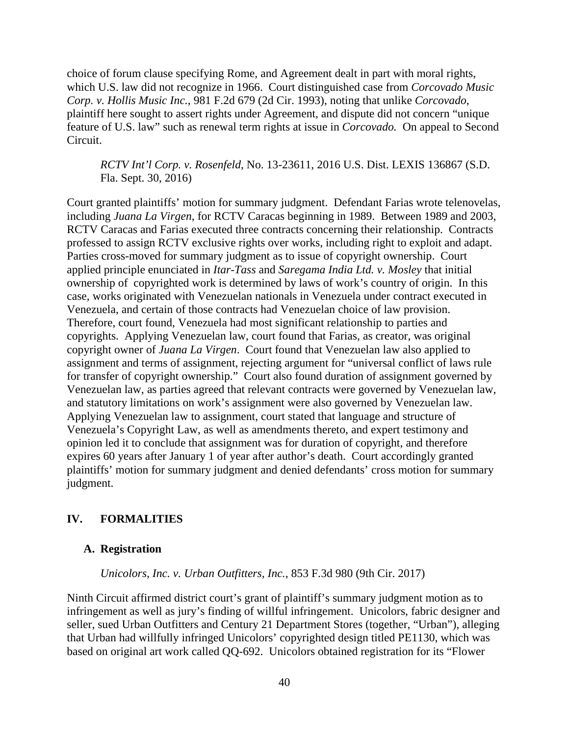choice of forum clause specifying Rome, and Agreement dealt in part with moral rights, which U.S. law did not recognize in 1966. Court distinguished case from *Corcovado Music Corp. v. Hollis Music Inc.*, 981 F.2d 679 (2d Cir. 1993), noting that unlike *Corcovado*, plaintiff here sought to assert rights under Agreement, and dispute did not concern "unique feature of U.S. law" such as renewal term rights at issue in *Corcovado.* On appeal to Second Circuit.

> *RCTV Int'l Corp. v. Rosenfeld*, No. 13-23611, 2016 U.S. Dist. LEXIS 136867 (S.D. Fla. Sept. 30, 2016)

Court granted plaintiffs' motion for summary judgment. Defendant Farias wrote telenovelas, including *Juana La Virgen*, for RCTV Caracas beginning in 1989. Between 1989 and 2003, RCTV Caracas and Farias executed three contracts concerning their relationship. Contracts professed to assign RCTV exclusive rights over works, including right to exploit and adapt. Parties cross-moved for summary judgment as to issue of copyright ownership. Court applied principle enunciated in *Itar-Tass* and *Saregama India Ltd. v. Mosley* that initial ownership of copyrighted work is determined by laws of work's country of origin. In this case, works originated with Venezuelan nationals in Venezuela under contract executed in Venezuela, and certain of those contracts had Venezuelan choice of law provision. Therefore, court found, Venezuela had most significant relationship to parties and copyrights. Applying Venezuelan law, court found that Farias, as creator, was original copyright owner of *Juana La Virgen*. Court found that Venezuelan law also applied to assignment and terms of assignment, rejecting argument for "universal conflict of laws rule for transfer of copyright ownership." Court also found duration of assignment governed by Venezuelan law, as parties agreed that relevant contracts were governed by Venezuelan law, and statutory limitations on work's assignment were also governed by Venezuelan law. Applying Venezuelan law to assignment, court stated that language and structure of Venezuela's Copyright Law, as well as amendments thereto, and expert testimony and opinion led it to conclude that assignment was for duration of copyright, and therefore expires 60 years after January 1 of year after author's death. Court accordingly granted plaintiffs' motion for summary judgment and denied defendants' cross motion for summary judgment.

## IV. FORMALITIES

### A. Registration

> *Unicolors, Inc. v. Urban Outfitters, Inc.*, 853 F.3d 980 (9th Cir. 2017)

Ninth Circuit affirmed district court's grant of plaintiff's summary judgment motion as to infringement as well as jury's finding of willful infringement. Unicolors, fabric designer and seller, sued Urban Outfitters and Century 21 Department Stores (together, "Urban"), alleging that Urban had willfully infringed Unicolors' copyrighted design titled PE1130, which was based on original art work called QQ-692. Unicolors obtained registration for its "Flower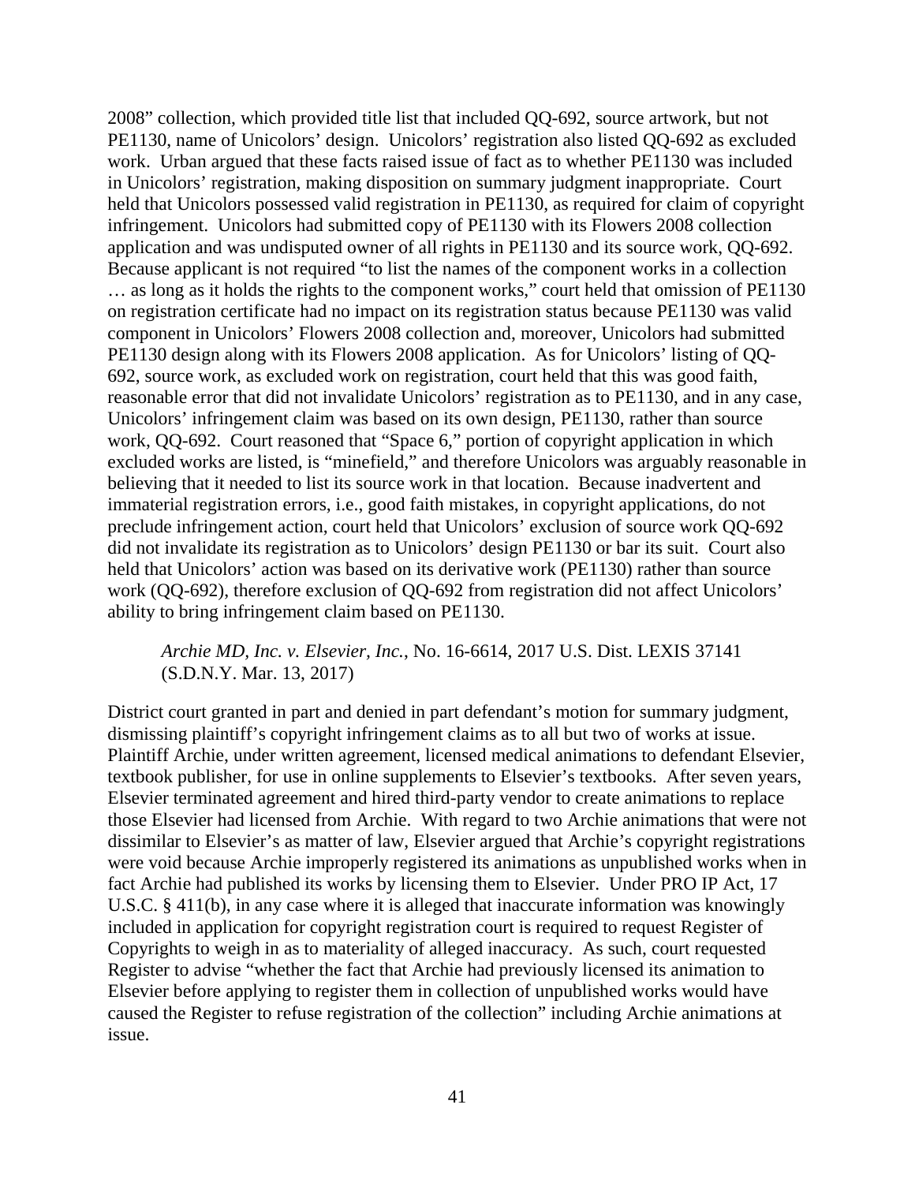2008" collection, which provided title list that included QQ-692, source artwork, but not PE1130, name of Unicolors' design. Unicolors' registration also listed QQ-692 as excluded work. Urban argued that these facts raised issue of fact as to whether PE1130 was included in Unicolors' registration, making disposition on summary judgment inappropriate. Court held that Unicolors possessed valid registration in PE1130, as required for claim of copyright infringement. Unicolors had submitted copy of PE1130 with its Flowers 2008 collection application and was undisputed owner of all rights in PE1130 and its source work, QQ-692. Because applicant is not required "to list the names of the component works in a collection … as long as it holds the rights to the component works," court held that omission of PE1130 on registration certificate had no impact on its registration status because PE1130 was valid component in Unicolors' Flowers 2008 collection and, moreover, Unicolors had submitted PE1130 design along with its Flowers 2008 application. As for Unicolors' listing of QQ-692, source work, as excluded work on registration, court held that this was good faith, reasonable error that did not invalidate Unicolors' registration as to PE1130, and in any case, Unicolors' infringement claim was based on its own design, PE1130, rather than source work, QQ-692. Court reasoned that "Space 6," portion of copyright application in which excluded works are listed, is "minefield," and therefore Unicolors was arguably reasonable in believing that it needed to list its source work in that location. Because inadvertent and immaterial registration errors, i.e., good faith mistakes, in copyright applications, do not preclude infringement action, court held that Unicolors' exclusion of source work QQ-692 did not invalidate its registration as to Unicolors' design PE1130 or bar its suit. Court also held that Unicolors' action was based on its derivative work (PE1130) rather than source work (QQ-692), therefore exclusion of QQ-692 from registration did not affect Unicolors' ability to bring infringement claim based on PE1130.

> *Archie MD, Inc. v. Elsevier, Inc.*, No. 16-6614, 2017 U.S. Dist. LEXIS 37141 (S.D.N.Y. Mar. 13, 2017)

District court granted in part and denied in part defendant's motion for summary judgment, dismissing plaintiff's copyright infringement claims as to all but two of works at issue. Plaintiff Archie, under written agreement, licensed medical animations to defendant Elsevier, textbook publisher, for use in online supplements to Elsevier's textbooks. After seven years, Elsevier terminated agreement and hired third-party vendor to create animations to replace those Elsevier had licensed from Archie. With regard to two Archie animations that were not dissimilar to Elsevier's as matter of law, Elsevier argued that Archie's copyright registrations were void because Archie improperly registered its animations as unpublished works when in fact Archie had published its works by licensing them to Elsevier. Under PRO IP Act, 17 U.S.C. § 411(b), in any case where it is alleged that inaccurate information was knowingly included in application for copyright registration court is required to request Register of Copyrights to weigh in as to materiality of alleged inaccuracy. As such, court requested Register to advise "whether the fact that Archie had previously licensed its animation to Elsevier before applying to register them in collection of unpublished works would have caused the Register to refuse registration of the collection" including Archie animations at issue.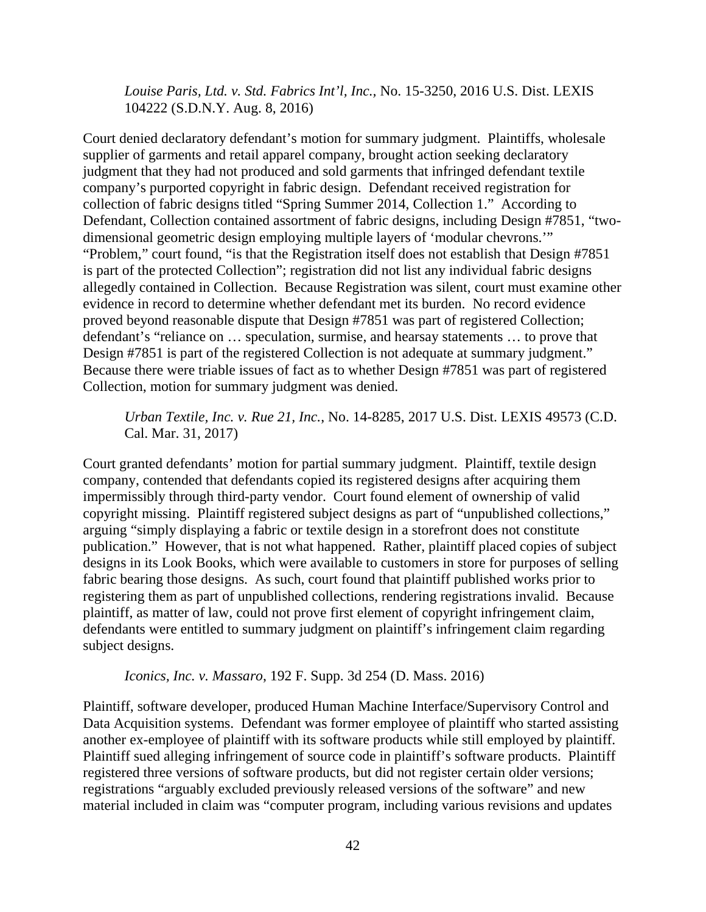*Louise Paris, Ltd. v. Std. Fabrics Int'l, Inc.*, No. 15-3250, 2016 U.S. Dist. LEXIS 104222 (S.D.N.Y. Aug. 8, 2016)

Court denied declaratory defendant's motion for summary judgment. Plaintiffs, wholesale supplier of garments and retail apparel company, brought action seeking declaratory judgment that they had not produced and sold garments that infringed defendant textile company's purported copyright in fabric design. Defendant received registration for collection of fabric designs titled "Spring Summer 2014, Collection 1." According to Defendant, Collection contained assortment of fabric designs, including Design #7851, "two-dimensional geometric design employing multiple layers of 'modular chevrons.'" "Problem," court found, "is that the Registration itself does not establish that Design #7851 is part of the protected Collection"; registration did not list any individual fabric designs allegedly contained in Collection. Because Registration was silent, court must examine other evidence in record to determine whether defendant met its burden. No record evidence proved beyond reasonable dispute that Design #7851 was part of registered Collection; defendant's "reliance on … speculation, surmise, and hearsay statements … to prove that Design #7851 is part of the registered Collection is not adequate at summary judgment." Because there were triable issues of fact as to whether Design #7851 was part of registered Collection, motion for summary judgment was denied.

*Urban Textile, Inc. v. Rue 21, Inc.*, No. 14-8285, 2017 U.S. Dist. LEXIS 49573 (C.D. Cal. Mar. 31, 2017)

Court granted defendants' motion for partial summary judgment. Plaintiff, textile design company, contended that defendants copied its registered designs after acquiring them impermissibly through third-party vendor. Court found element of ownership of valid copyright missing. Plaintiff registered subject designs as part of "unpublished collections," arguing "simply displaying a fabric or textile design in a storefront does not constitute publication." However, that is not what happened. Rather, plaintiff placed copies of subject designs in its Look Books, which were available to customers in store for purposes of selling fabric bearing those designs. As such, court found that plaintiff published works prior to registering them as part of unpublished collections, rendering registrations invalid. Because plaintiff, as matter of law, could not prove first element of copyright infringement claim, defendants were entitled to summary judgment on plaintiff's infringement claim regarding subject designs.

*Iconics, Inc. v. Massaro*, 192 F. Supp. 3d 254 (D. Mass. 2016)

Plaintiff, software developer, produced Human Machine Interface/Supervisory Control and Data Acquisition systems. Defendant was former employee of plaintiff who started assisting another ex-employee of plaintiff with its software products while still employed by plaintiff. Plaintiff sued alleging infringement of source code in plaintiff's software products. Plaintiff registered three versions of software products, but did not register certain older versions; registrations "arguably excluded previously released versions of the software" and new material included in claim was "computer program, including various revisions and updates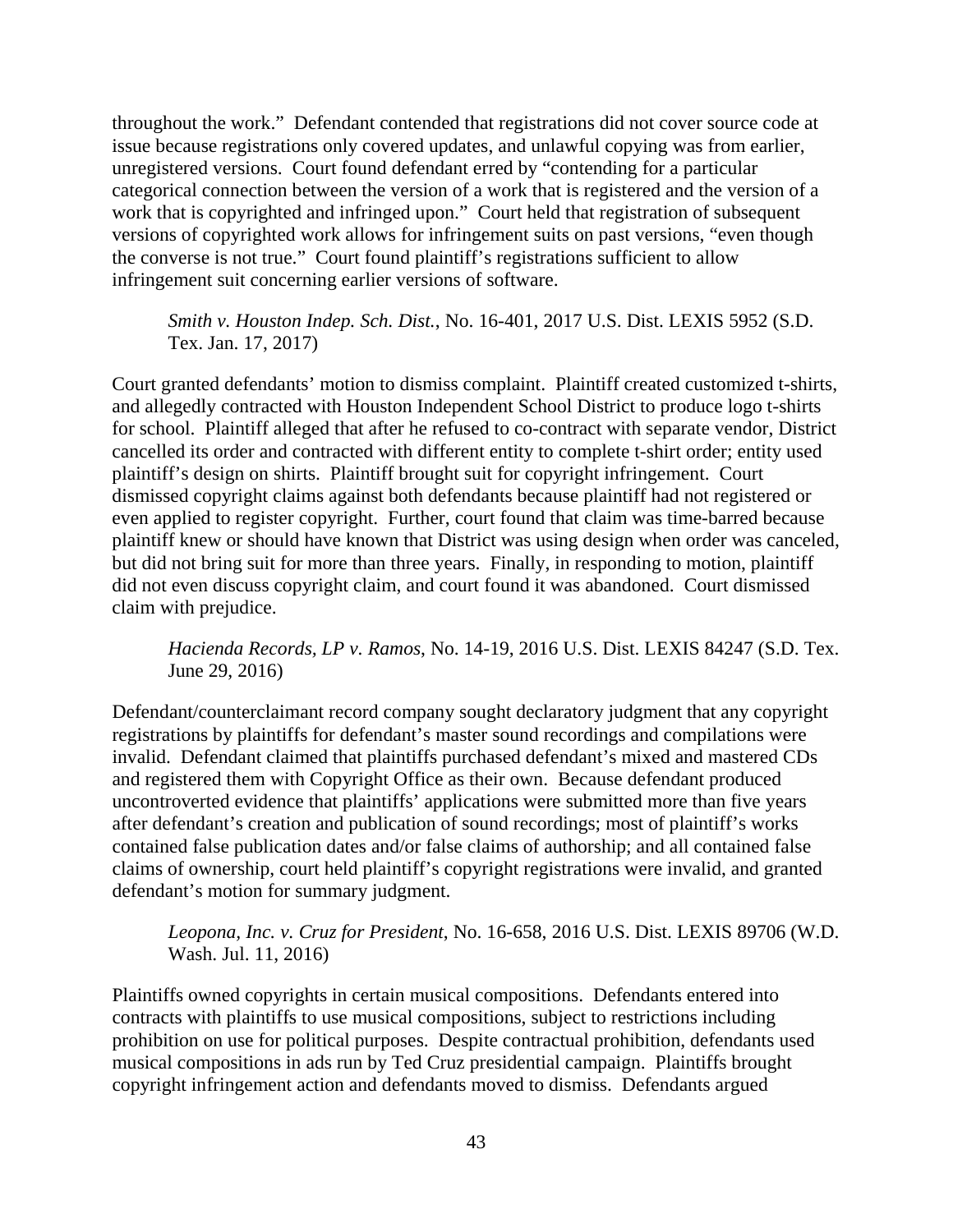throughout the work." Defendant contended that registrations did not cover source code at issue because registrations only covered updates, and unlawful copying was from earlier, unregistered versions. Court found defendant erred by "contending for a particular categorical connection between the version of a work that is registered and the version of a work that is copyrighted and infringed upon." Court held that registration of subsequent versions of copyrighted work allows for infringement suits on past versions, "even though the converse is not true." Court found plaintiff's registrations sufficient to allow infringement suit concerning earlier versions of software.

> *Smith v. Houston Indep. Sch. Dist.*, No. 16-401, 2017 U.S. Dist. LEXIS 5952 (S.D. Tex. Jan. 17, 2017)

Court granted defendants' motion to dismiss complaint. Plaintiff created customized t-shirts, and allegedly contracted with Houston Independent School District to produce logo t-shirts for school. Plaintiff alleged that after he refused to co-contract with separate vendor, District cancelled its order and contracted with different entity to complete t-shirt order; entity used plaintiff's design on shirts. Plaintiff brought suit for copyright infringement. Court dismissed copyright claims against both defendants because plaintiff had not registered or even applied to register copyright. Further, court found that claim was time-barred because plaintiff knew or should have known that District was using design when order was canceled, but did not bring suit for more than three years. Finally, in responding to motion, plaintiff did not even discuss copyright claim, and court found it was abandoned. Court dismissed claim with prejudice.

> *Hacienda Records, LP v. Ramos*, No. 14-19, 2016 U.S. Dist. LEXIS 84247 (S.D. Tex. June 29, 2016)

Defendant/counterclaimant record company sought declaratory judgment that any copyright registrations by plaintiffs for defendant's master sound recordings and compilations were invalid. Defendant claimed that plaintiffs purchased defendant's mixed and mastered CDs and registered them with Copyright Office as their own. Because defendant produced uncontroverted evidence that plaintiffs' applications were submitted more than five years after defendant's creation and publication of sound recordings; most of plaintiff's works contained false publication dates and/or false claims of authorship; and all contained false claims of ownership, court held plaintiff's copyright registrations were invalid, and granted defendant's motion for summary judgment.

> *Leopona, Inc. v. Cruz for President*, No. 16-658, 2016 U.S. Dist. LEXIS 89706 (W.D. Wash. Jul. 11, 2016)

Plaintiffs owned copyrights in certain musical compositions. Defendants entered into contracts with plaintiffs to use musical compositions, subject to restrictions including prohibition on use for political purposes. Despite contractual prohibition, defendants used musical compositions in ads run by Ted Cruz presidential campaign. Plaintiffs brought copyright infringement action and defendants moved to dismiss. Defendants argued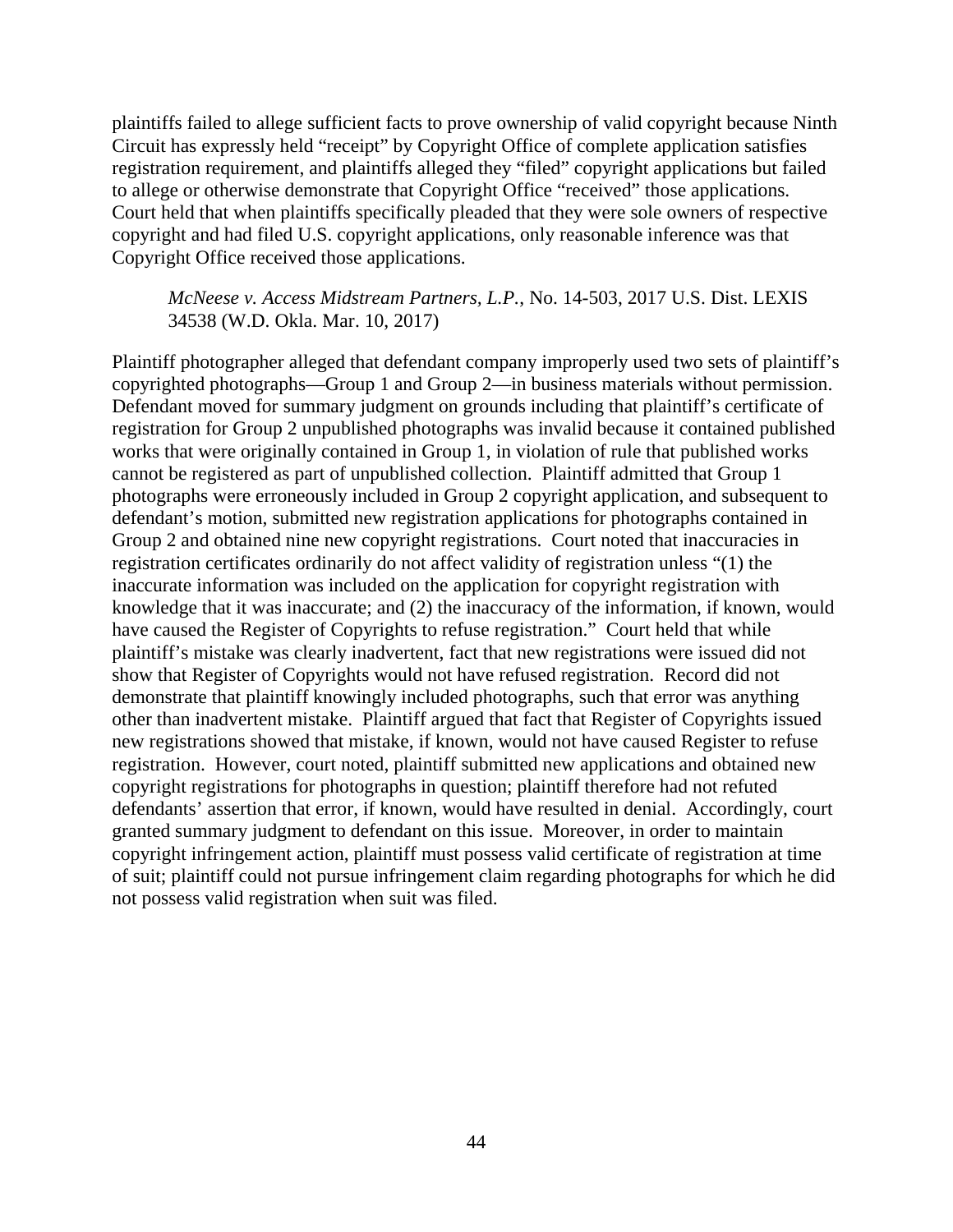plaintiffs failed to allege sufficient facts to prove ownership of valid copyright because Ninth Circuit has expressly held "receipt" by Copyright Office of complete application satisfies registration requirement, and plaintiffs alleged they "filed" copyright applications but failed to allege or otherwise demonstrate that Copyright Office "received" those applications. Court held that when plaintiffs specifically pleaded that they were sole owners of respective copyright and had filed U.S. copyright applications, only reasonable inference was that Copyright Office received those applications.

> *McNeese v. Access Midstream Partners, L.P.*, No. 14-503, 2017 U.S. Dist. LEXIS 34538 (W.D. Okla. Mar. 10, 2017)

Plaintiff photographer alleged that defendant company improperly used two sets of plaintiff's copyrighted photographs—Group 1 and Group 2—in business materials without permission. Defendant moved for summary judgment on grounds including that plaintiff's certificate of registration for Group 2 unpublished photographs was invalid because it contained published works that were originally contained in Group 1, in violation of rule that published works cannot be registered as part of unpublished collection. Plaintiff admitted that Group 1 photographs were erroneously included in Group 2 copyright application, and subsequent to defendant's motion, submitted new registration applications for photographs contained in Group 2 and obtained nine new copyright registrations. Court noted that inaccuracies in registration certificates ordinarily do not affect validity of registration unless "(1) the inaccurate information was included on the application for copyright registration with knowledge that it was inaccurate; and (2) the inaccuracy of the information, if known, would have caused the Register of Copyrights to refuse registration." Court held that while plaintiff's mistake was clearly inadvertent, fact that new registrations were issued did not show that Register of Copyrights would not have refused registration. Record did not demonstrate that plaintiff knowingly included photographs, such that error was anything other than inadvertent mistake. Plaintiff argued that fact that Register of Copyrights issued new registrations showed that mistake, if known, would not have caused Register to refuse registration. However, court noted, plaintiff submitted new applications and obtained new copyright registrations for photographs in question; plaintiff therefore had not refuted defendants' assertion that error, if known, would have resulted in denial. Accordingly, court granted summary judgment to defendant on this issue. Moreover, in order to maintain copyright infringement action, plaintiff must possess valid certificate of registration at time of suit; plaintiff could not pursue infringement claim regarding photographs for which he did not possess valid registration when suit was filed.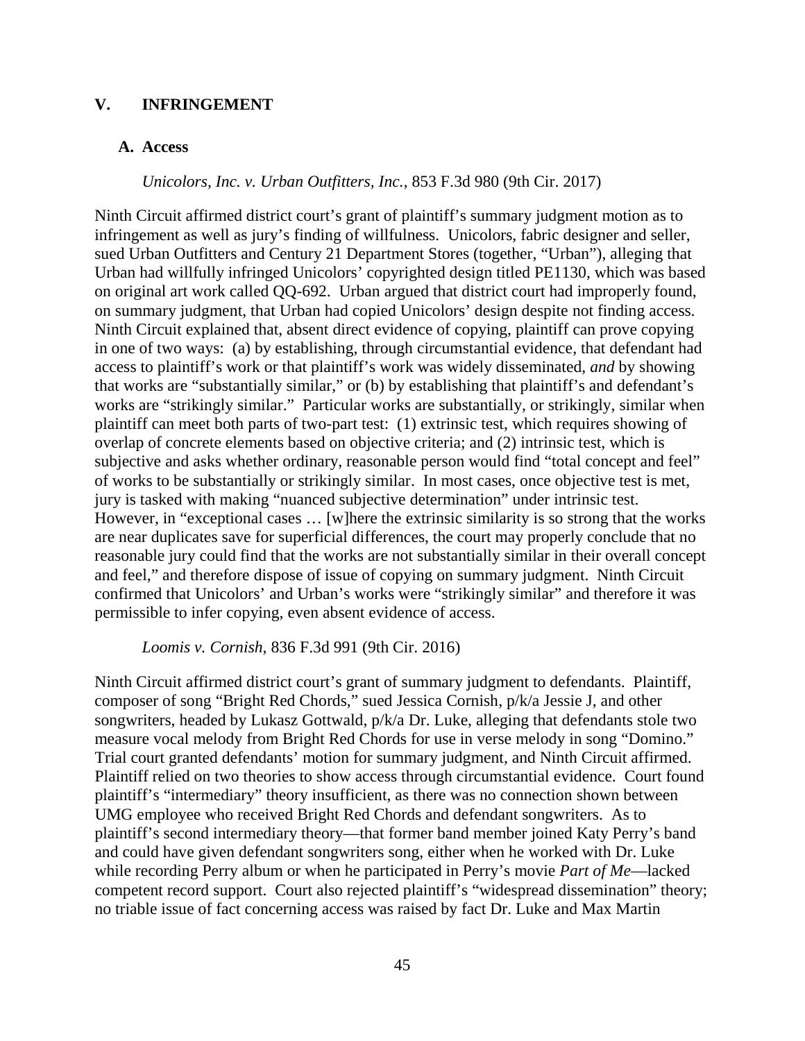## V. INFRINGEMENT

### A. Access

*Unicolors, Inc. v. Urban Outfitters, Inc.*, 853 F.3d 980 (9th Cir. 2017)

Ninth Circuit affirmed district court's grant of plaintiff's summary judgment motion as to infringement as well as jury's finding of willfulness. Unicolors, fabric designer and seller, sued Urban Outfitters and Century 21 Department Stores (together, "Urban"), alleging that Urban had willfully infringed Unicolors' copyrighted design titled PE1130, which was based on original art work called QQ-692. Urban argued that district court had improperly found, on summary judgment, that Urban had copied Unicolors' design despite not finding access. Ninth Circuit explained that, absent direct evidence of copying, plaintiff can prove copying in one of two ways: (a) by establishing, through circumstantial evidence, that defendant had access to plaintiff's work or that plaintiff's work was widely disseminated, *and* by showing that works are "substantially similar," or (b) by establishing that plaintiff's and defendant's works are "strikingly similar." Particular works are substantially, or strikingly, similar when plaintiff can meet both parts of two-part test: (1) extrinsic test, which requires showing of overlap of concrete elements based on objective criteria; and (2) intrinsic test, which is subjective and asks whether ordinary, reasonable person would find "total concept and feel" of works to be substantially or strikingly similar. In most cases, once objective test is met, jury is tasked with making "nuanced subjective determination" under intrinsic test. However, in "exceptional cases … [w]here the extrinsic similarity is so strong that the works are near duplicates save for superficial differences, the court may properly conclude that no reasonable jury could find that the works are not substantially similar in their overall concept and feel," and therefore dispose of issue of copying on summary judgment. Ninth Circuit confirmed that Unicolors' and Urban's works were "strikingly similar" and therefore it was permissible to infer copying, even absent evidence of access.

*Loomis v. Cornish*, 836 F.3d 991 (9th Cir. 2016)

Ninth Circuit affirmed district court's grant of summary judgment to defendants. Plaintiff, composer of song "Bright Red Chords," sued Jessica Cornish, p/k/a Jessie J, and other songwriters, headed by Lukasz Gottwald, p/k/a Dr. Luke, alleging that defendants stole two measure vocal melody from Bright Red Chords for use in verse melody in song "Domino." Trial court granted defendants' motion for summary judgment, and Ninth Circuit affirmed. Plaintiff relied on two theories to show access through circumstantial evidence. Court found plaintiff's "intermediary" theory insufficient, as there was no connection shown between UMG employee who received Bright Red Chords and defendant songwriters. As to plaintiff's second intermediary theory—that former band member joined Katy Perry's band and could have given defendant songwriters song, either when he worked with Dr. Luke while recording Perry album or when he participated in Perry's movie *Part of Me*—lacked competent record support. Court also rejected plaintiff's "widespread dissemination" theory; no triable issue of fact concerning access was raised by fact Dr. Luke and Max Martin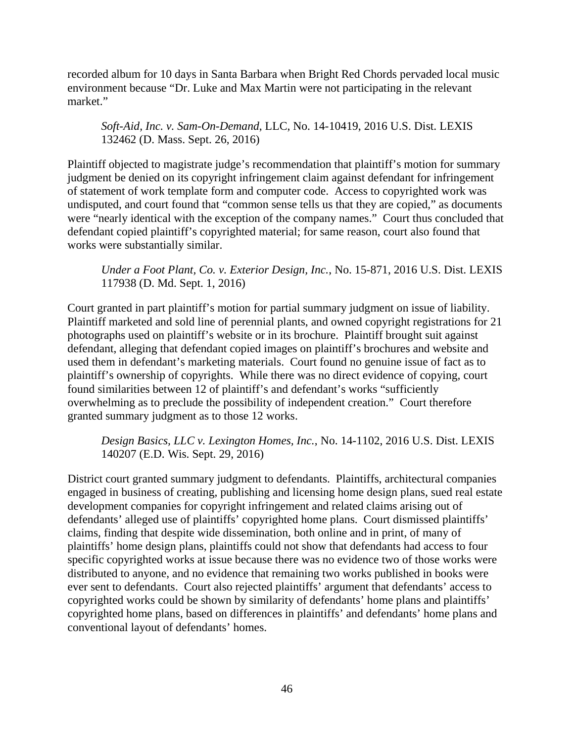recorded album for 10 days in Santa Barbara when Bright Red Chords pervaded local music environment because "Dr. Luke and Max Martin were not participating in the relevant market."

*Soft-Aid, Inc. v. Sam-On-Demand*, LLC, No. 14-10419, 2016 U.S. Dist. LEXIS 132462 (D. Mass. Sept. 26, 2016)

Plaintiff objected to magistrate judge's recommendation that plaintiff's motion for summary judgment be denied on its copyright infringement claim against defendant for infringement of statement of work template form and computer code. Access to copyrighted work was undisputed, and court found that "common sense tells us that they are copied," as documents were "nearly identical with the exception of the company names." Court thus concluded that defendant copied plaintiff's copyrighted material; for same reason, court also found that works were substantially similar.

*Under a Foot Plant, Co. v. Exterior Design, Inc.*, No. 15-871, 2016 U.S. Dist. LEXIS 117938 (D. Md. Sept. 1, 2016)

Court granted in part plaintiff's motion for partial summary judgment on issue of liability. Plaintiff marketed and sold line of perennial plants, and owned copyright registrations for 21 photographs used on plaintiff's website or in its brochure. Plaintiff brought suit against defendant, alleging that defendant copied images on plaintiff's brochures and website and used them in defendant's marketing materials. Court found no genuine issue of fact as to plaintiff's ownership of copyrights. While there was no direct evidence of copying, court found similarities between 12 of plaintiff's and defendant's works "sufficiently overwhelming as to preclude the possibility of independent creation." Court therefore granted summary judgment as to those 12 works.

*Design Basics, LLC v. Lexington Homes, Inc.*, No. 14-1102, 2016 U.S. Dist. LEXIS 140207 (E.D. Wis. Sept. 29, 2016)

District court granted summary judgment to defendants. Plaintiffs, architectural companies engaged in business of creating, publishing and licensing home design plans, sued real estate development companies for copyright infringement and related claims arising out of defendants' alleged use of plaintiffs' copyrighted home plans. Court dismissed plaintiffs' claims, finding that despite wide dissemination, both online and in print, of many of plaintiffs' home design plans, plaintiffs could not show that defendants had access to four specific copyrighted works at issue because there was no evidence two of those works were distributed to anyone, and no evidence that remaining two works published in books were ever sent to defendants. Court also rejected plaintiffs' argument that defendants' access to copyrighted works could be shown by similarity of defendants' home plans and plaintiffs' copyrighted home plans, based on differences in plaintiffs' and defendants' home plans and conventional layout of defendants' homes.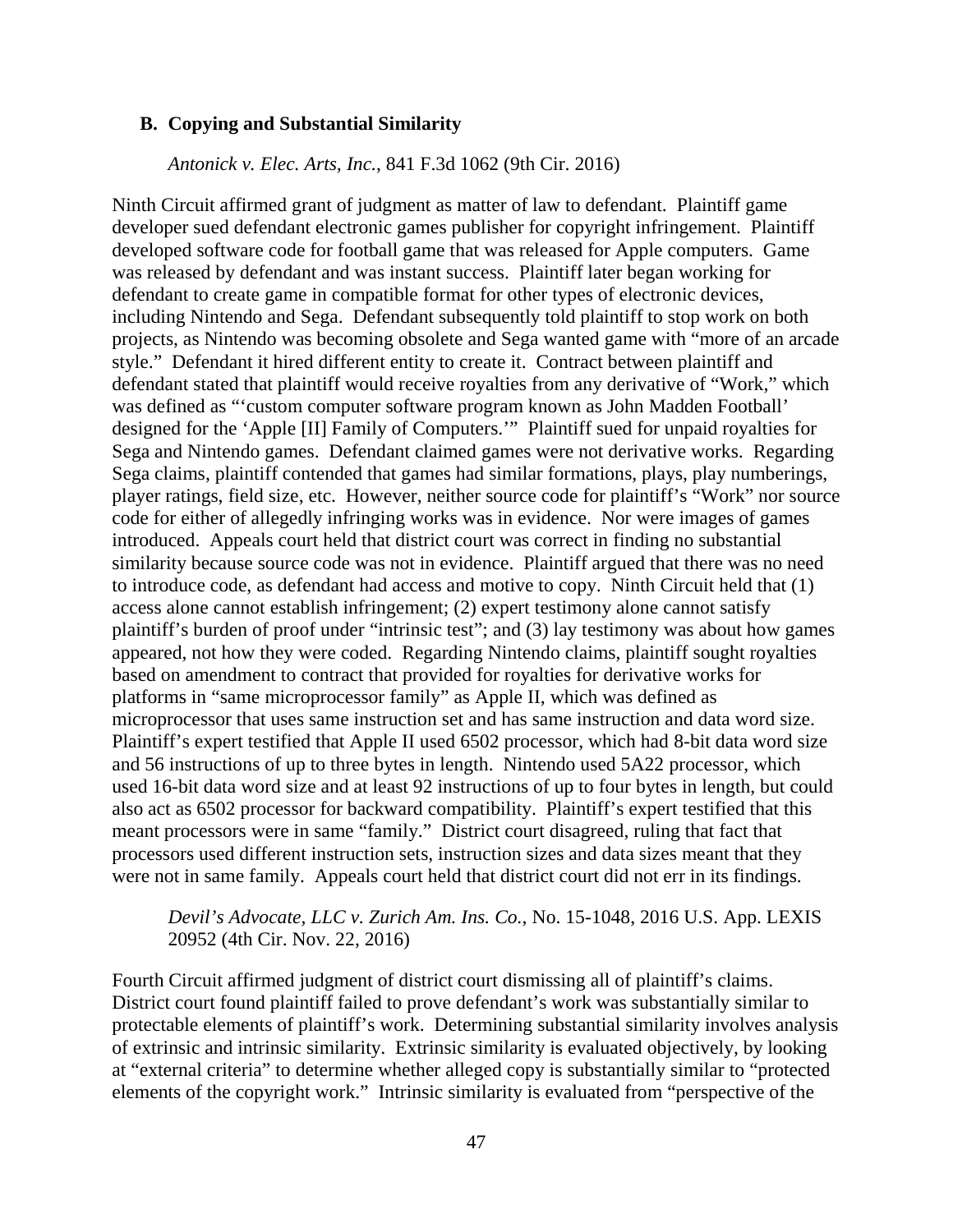## B. Copying and Substantial Similarity

*Antonick v. Elec. Arts, Inc.*, 841 F.3d 1062 (9th Cir. 2016)

Ninth Circuit affirmed grant of judgment as matter of law to defendant. Plaintiff game developer sued defendant electronic games publisher for copyright infringement. Plaintiff developed software code for football game that was released for Apple computers. Game was released by defendant and was instant success. Plaintiff later began working for defendant to create game in compatible format for other types of electronic devices, including Nintendo and Sega. Defendant subsequently told plaintiff to stop work on both projects, as Nintendo was becoming obsolete and Sega wanted game with "more of an arcade style." Defendant it hired different entity to create it. Contract between plaintiff and defendant stated that plaintiff would receive royalties from any derivative of "Work," which was defined as "'custom computer software program known as John Madden Football' designed for the 'Apple [II] Family of Computers.'" Plaintiff sued for unpaid royalties for Sega and Nintendo games. Defendant claimed games were not derivative works. Regarding Sega claims, plaintiff contended that games had similar formations, plays, play numberings, player ratings, field size, etc. However, neither source code for plaintiff's "Work" nor source code for either of allegedly infringing works was in evidence. Nor were images of games introduced. Appeals court held that district court was correct in finding no substantial similarity because source code was not in evidence. Plaintiff argued that there was no need to introduce code, as defendant had access and motive to copy. Ninth Circuit held that (1) access alone cannot establish infringement; (2) expert testimony alone cannot satisfy plaintiff's burden of proof under "intrinsic test"; and (3) lay testimony was about how games appeared, not how they were coded. Regarding Nintendo claims, plaintiff sought royalties based on amendment to contract that provided for royalties for derivative works for platforms in "same microprocessor family" as Apple II, which was defined as microprocessor that uses same instruction set and has same instruction and data word size. Plaintiff's expert testified that Apple II used 6502 processor, which had 8-bit data word size and 56 instructions of up to three bytes in length. Nintendo used 5A22 processor, which used 16-bit data word size and at least 92 instructions of up to four bytes in length, but could also act as 6502 processor for backward compatibility. Plaintiff's expert testified that this meant processors were in same "family." District court disagreed, ruling that fact that processors used different instruction sets, instruction sizes and data sizes meant that they were not in same family. Appeals court held that district court did not err in its findings.

*Devil's Advocate, LLC v. Zurich Am. Ins. Co.*, No. 15-1048, 2016 U.S. App. LEXIS 20952 (4th Cir. Nov. 22, 2016)

Fourth Circuit affirmed judgment of district court dismissing all of plaintiff's claims. District court found plaintiff failed to prove defendant's work was substantially similar to protectable elements of plaintiff's work. Determining substantial similarity involves analysis of extrinsic and intrinsic similarity. Extrinsic similarity is evaluated objectively, by looking at "external criteria" to determine whether alleged copy is substantially similar to "protected elements of the copyright work." Intrinsic similarity is evaluated from "perspective of the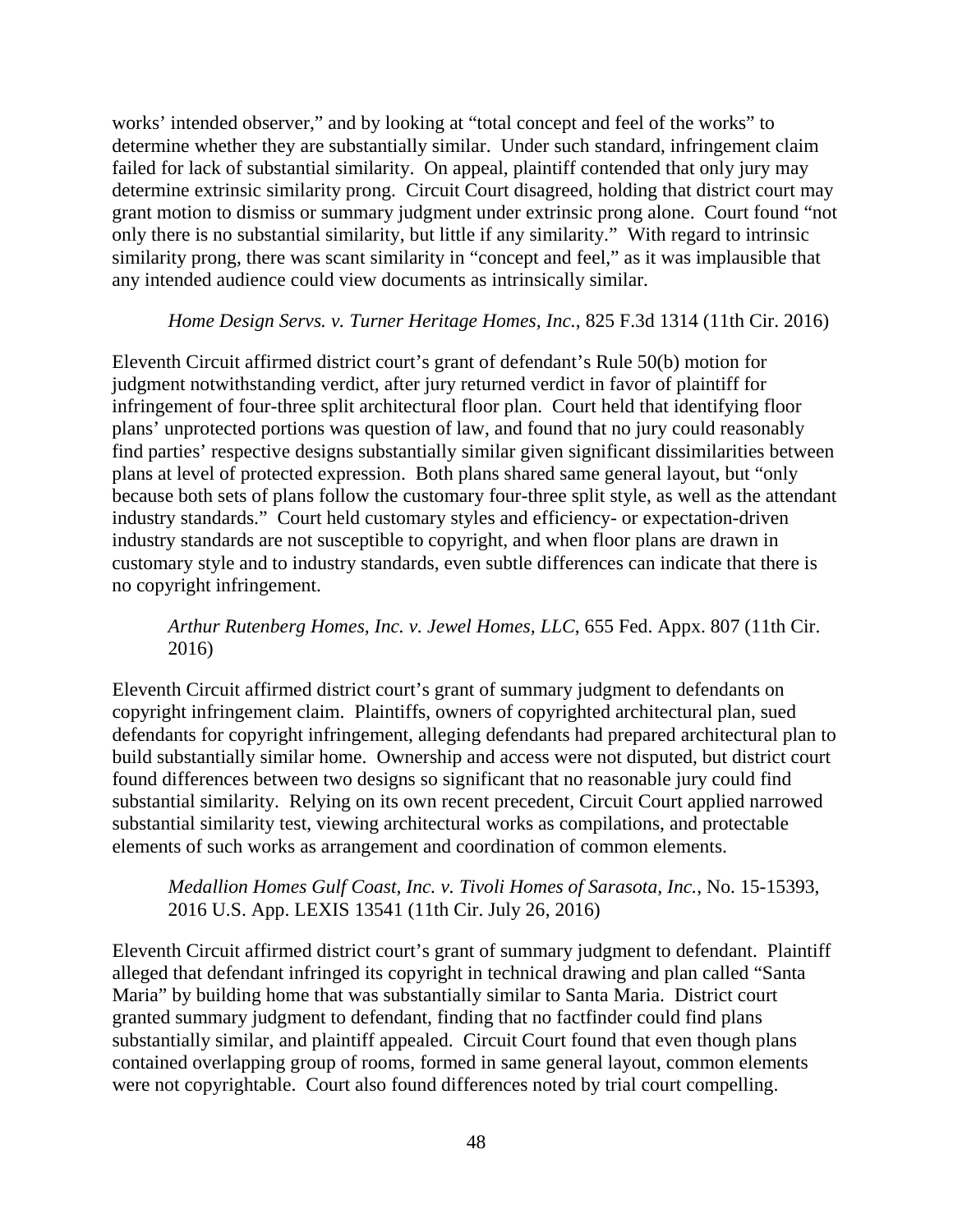works' intended observer," and by looking at "total concept and feel of the works" to determine whether they are substantially similar. Under such standard, infringement claim failed for lack of substantial similarity. On appeal, plaintiff contended that only jury may determine extrinsic similarity prong. Circuit Court disagreed, holding that district court may grant motion to dismiss or summary judgment under extrinsic prong alone. Court found "not only there is no substantial similarity, but little if any similarity." With regard to intrinsic similarity prong, there was scant similarity in "concept and feel," as it was implausible that any intended audience could view documents as intrinsically similar.

> *Home Design Servs. v. Turner Heritage Homes, Inc.*, 825 F.3d 1314 (11th Cir. 2016)

Eleventh Circuit affirmed district court's grant of defendant's Rule 50(b) motion for judgment notwithstanding verdict, after jury returned verdict in favor of plaintiff for infringement of four-three split architectural floor plan. Court held that identifying floor plans' unprotected portions was question of law, and found that no jury could reasonably find parties' respective designs substantially similar given significant dissimilarities between plans at level of protected expression. Both plans shared same general layout, but "only because both sets of plans follow the customary four-three split style, as well as the attendant industry standards." Court held customary styles and efficiency- or expectation-driven industry standards are not susceptible to copyright, and when floor plans are drawn in customary style and to industry standards, even subtle differences can indicate that there is no copyright infringement.

> *Arthur Rutenberg Homes, Inc. v. Jewel Homes, LLC*, 655 Fed. Appx. 807 (11th Cir. 2016)

Eleventh Circuit affirmed district court's grant of summary judgment to defendants on copyright infringement claim. Plaintiffs, owners of copyrighted architectural plan, sued defendants for copyright infringement, alleging defendants had prepared architectural plan to build substantially similar home. Ownership and access were not disputed, but district court found differences between two designs so significant that no reasonable jury could find substantial similarity. Relying on its own recent precedent, Circuit Court applied narrowed substantial similarity test, viewing architectural works as compilations, and protectable elements of such works as arrangement and coordination of common elements.

> *Medallion Homes Gulf Coast, Inc. v. Tivoli Homes of Sarasota, Inc.*, No. 15-15393, 2016 U.S. App. LEXIS 13541 (11th Cir. July 26, 2016)

Eleventh Circuit affirmed district court's grant of summary judgment to defendant. Plaintiff alleged that defendant infringed its copyright in technical drawing and plan called "Santa Maria" by building home that was substantially similar to Santa Maria. District court granted summary judgment to defendant, finding that no factfinder could find plans substantially similar, and plaintiff appealed. Circuit Court found that even though plans contained overlapping group of rooms, formed in same general layout, common elements were not copyrightable. Court also found differences noted by trial court compelling.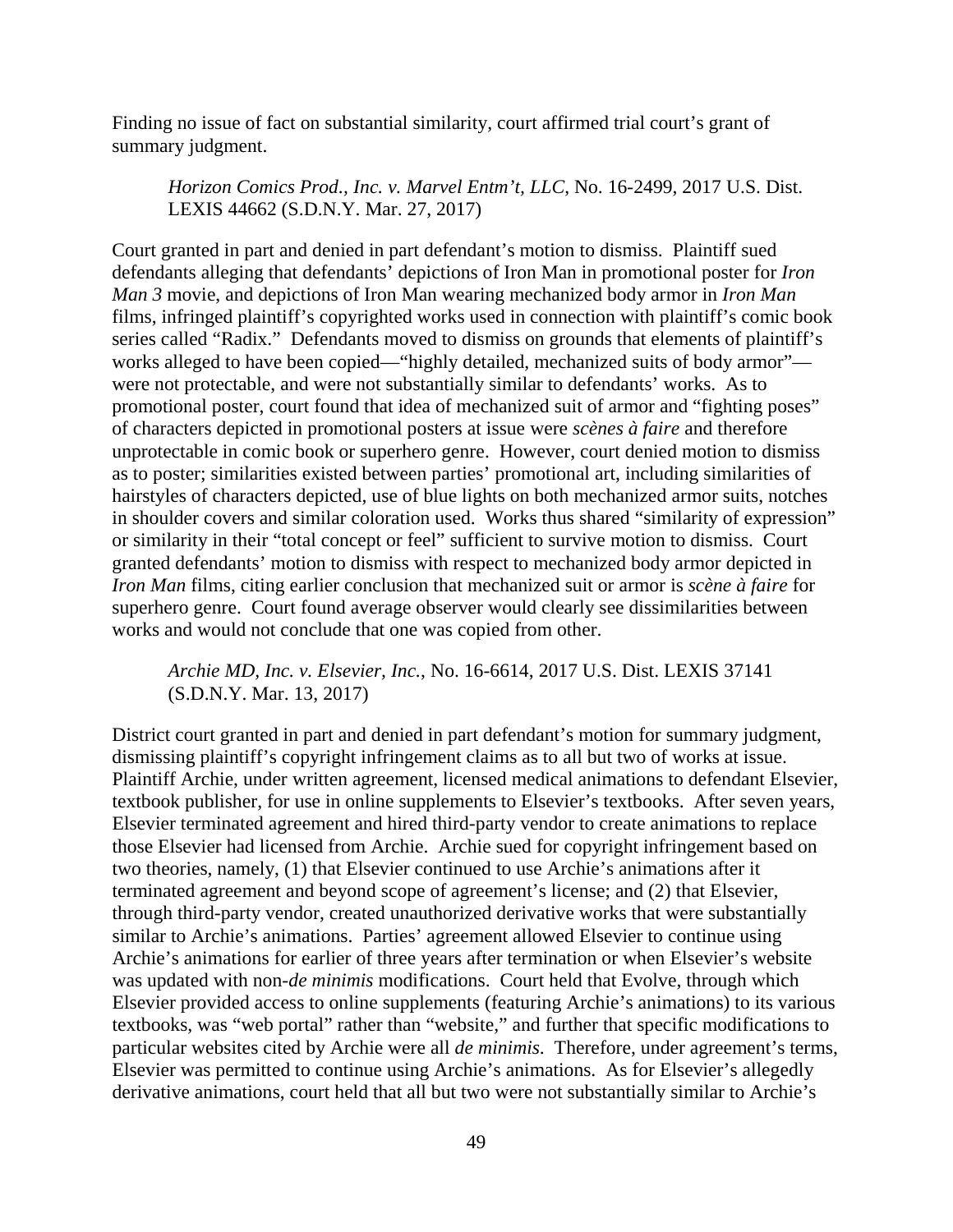Finding no issue of fact on substantial similarity, court affirmed trial court's grant of summary judgment.

> *Horizon Comics Prod., Inc. v. Marvel Entm't, LLC*, No. 16-2499, 2017 U.S. Dist. LEXIS 44662 (S.D.N.Y. Mar. 27, 2017)

Court granted in part and denied in part defendant's motion to dismiss. Plaintiff sued defendants alleging that defendants' depictions of Iron Man in promotional poster for *Iron Man 3* movie, and depictions of Iron Man wearing mechanized body armor in *Iron Man* films, infringed plaintiff's copyrighted works used in connection with plaintiff's comic book series called "Radix." Defendants moved to dismiss on grounds that elements of plaintiff's works alleged to have been copied—"highly detailed, mechanized suits of body armor"—were not protectable, and were not substantially similar to defendants' works. As to promotional poster, court found that idea of mechanized suit of armor and "fighting poses" of characters depicted in promotional posters at issue were *scènes à faire* and therefore unprotectable in comic book or superhero genre. However, court denied motion to dismiss as to poster; similarities existed between parties' promotional art, including similarities of hairstyles of characters depicted, use of blue lights on both mechanized armor suits, notches in shoulder covers and similar coloration used. Works thus shared "similarity of expression" or similarity in their "total concept or feel" sufficient to survive motion to dismiss. Court granted defendants' motion to dismiss with respect to mechanized body armor depicted in *Iron Man* films, citing earlier conclusion that mechanized suit or armor is *scène à faire* for superhero genre. Court found average observer would clearly see dissimilarities between works and would not conclude that one was copied from other.

> *Archie MD, Inc. v. Elsevier, Inc.*, No. 16-6614, 2017 U.S. Dist. LEXIS 37141 (S.D.N.Y. Mar. 13, 2017)

District court granted in part and denied in part defendant's motion for summary judgment, dismissing plaintiff's copyright infringement claims as to all but two of works at issue. Plaintiff Archie, under written agreement, licensed medical animations to defendant Elsevier, textbook publisher, for use in online supplements to Elsevier's textbooks. After seven years, Elsevier terminated agreement and hired third-party vendor to create animations to replace those Elsevier had licensed from Archie. Archie sued for copyright infringement based on two theories, namely, (1) that Elsevier continued to use Archie's animations after it terminated agreement and beyond scope of agreement's license; and (2) that Elsevier, through third-party vendor, created unauthorized derivative works that were substantially similar to Archie's animations. Parties' agreement allowed Elsevier to continue using Archie's animations for earlier of three years after termination or when Elsevier's website was updated with non-*de minimis* modifications. Court held that Evolve, through which Elsevier provided access to online supplements (featuring Archie's animations) to its various textbooks, was "web portal" rather than "website," and further that specific modifications to particular websites cited by Archie were all *de minimis*. Therefore, under agreement's terms, Elsevier was permitted to continue using Archie's animations. As for Elsevier's allegedly derivative animations, court held that all but two were not substantially similar to Archie's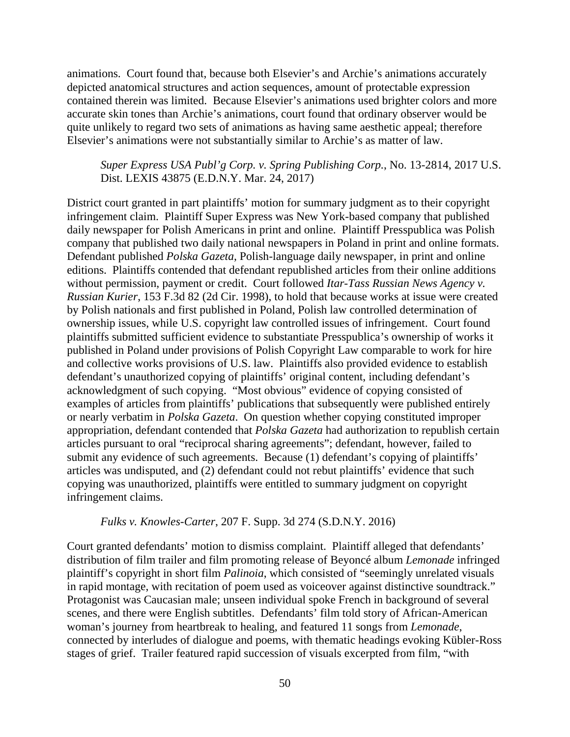animations. Court found that, because both Elsevier's and Archie's animations accurately depicted anatomical structures and action sequences, amount of protectable expression contained therein was limited. Because Elsevier's animations used brighter colors and more accurate skin tones than Archie's animations, court found that ordinary observer would be quite unlikely to regard two sets of animations as having same aesthetic appeal; therefore Elsevier's animations were not substantially similar to Archie's as matter of law.

> *Super Express USA Publ'g Corp. v. Spring Publishing Corp.*, No. 13-2814, 2017 U.S. Dist. LEXIS 43875 (E.D.N.Y. Mar. 24, 2017)

District court granted in part plaintiffs' motion for summary judgment as to their copyright infringement claim. Plaintiff Super Express was New York-based company that published daily newspaper for Polish Americans in print and online. Plaintiff Presspublica was Polish company that published two daily national newspapers in Poland in print and online formats. Defendant published *Polska Gazeta*, Polish-language daily newspaper, in print and online editions. Plaintiffs contended that defendant republished articles from their online additions without permission, payment or credit. Court followed *Itar-Tass Russian News Agency v. Russian Kurier*, 153 F.3d 82 (2d Cir. 1998), to hold that because works at issue were created by Polish nationals and first published in Poland, Polish law controlled determination of ownership issues, while U.S. copyright law controlled issues of infringement. Court found plaintiffs submitted sufficient evidence to substantiate Presspublica's ownership of works it published in Poland under provisions of Polish Copyright Law comparable to work for hire and collective works provisions of U.S. law. Plaintiffs also provided evidence to establish defendant's unauthorized copying of plaintiffs' original content, including defendant's acknowledgment of such copying. "Most obvious" evidence of copying consisted of examples of articles from plaintiffs' publications that subsequently were published entirely or nearly verbatim in *Polska Gazeta*. On question whether copying constituted improper appropriation, defendant contended that *Polska Gazeta* had authorization to republish certain articles pursuant to oral "reciprocal sharing agreements"; defendant, however, failed to submit any evidence of such agreements. Because (1) defendant's copying of plaintiffs' articles was undisputed, and (2) defendant could not rebut plaintiffs' evidence that such copying was unauthorized, plaintiffs were entitled to summary judgment on copyright infringement claims.

> *Fulks v. Knowles-Carter*, 207 F. Supp. 3d 274 (S.D.N.Y. 2016)

Court granted defendants' motion to dismiss complaint. Plaintiff alleged that defendants' distribution of film trailer and film promoting release of Beyoncé album *Lemonade* infringed plaintiff's copyright in short film *Palinoia*, which consisted of "seemingly unrelated visuals in rapid montage, with recitation of poem used as voiceover against distinctive soundtrack." Protagonist was Caucasian male; unseen individual spoke French in background of several scenes, and there were English subtitles. Defendants' film told story of African-American woman's journey from heartbreak to healing, and featured 11 songs from *Lemonade*, connected by interludes of dialogue and poems, with thematic headings evoking Kübler-Ross stages of grief. Trailer featured rapid succession of visuals excerpted from film, "with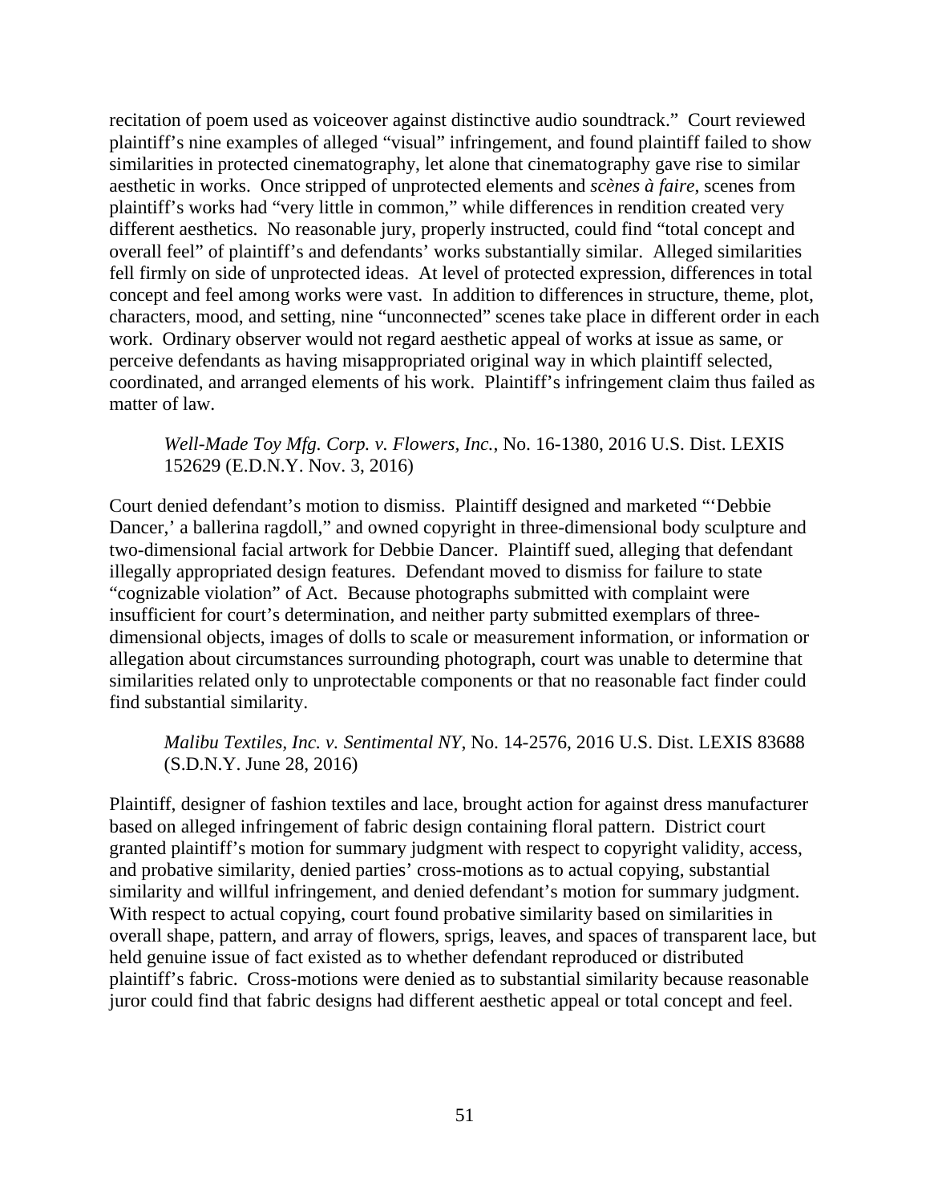recitation of poem used as voiceover against distinctive audio soundtrack." Court reviewed plaintiff's nine examples of alleged "visual" infringement, and found plaintiff failed to show similarities in protected cinematography, let alone that cinematography gave rise to similar aesthetic in works. Once stripped of unprotected elements and *scènes à faire*, scenes from plaintiff's works had "very little in common," while differences in rendition created very different aesthetics. No reasonable jury, properly instructed, could find "total concept and overall feel" of plaintiff's and defendants' works substantially similar. Alleged similarities fell firmly on side of unprotected ideas. At level of protected expression, differences in total concept and feel among works were vast. In addition to differences in structure, theme, plot, characters, mood, and setting, nine "unconnected" scenes take place in different order in each work. Ordinary observer would not regard aesthetic appeal of works at issue as same, or perceive defendants as having misappropriated original way in which plaintiff selected, coordinated, and arranged elements of his work. Plaintiff's infringement claim thus failed as matter of law.

> *Well-Made Toy Mfg. Corp. v. Flowers, Inc.*, No. 16-1380, 2016 U.S. Dist. LEXIS 152629 (E.D.N.Y. Nov. 3, 2016)

Court denied defendant's motion to dismiss. Plaintiff designed and marketed "'Debbie Dancer,' a ballerina ragdoll," and owned copyright in three-dimensional body sculpture and two-dimensional facial artwork for Debbie Dancer. Plaintiff sued, alleging that defendant illegally appropriated design features. Defendant moved to dismiss for failure to state "cognizable violation" of Act. Because photographs submitted with complaint were insufficient for court's determination, and neither party submitted exemplars of three-dimensional objects, images of dolls to scale or measurement information, or information or allegation about circumstances surrounding photograph, court was unable to determine that similarities related only to unprotectable components or that no reasonable fact finder could find substantial similarity.

> *Malibu Textiles, Inc. v. Sentimental NY*, No. 14-2576, 2016 U.S. Dist. LEXIS 83688 (S.D.N.Y. June 28, 2016)

Plaintiff, designer of fashion textiles and lace, brought action for against dress manufacturer based on alleged infringement of fabric design containing floral pattern. District court granted plaintiff's motion for summary judgment with respect to copyright validity, access, and probative similarity, denied parties' cross-motions as to actual copying, substantial similarity and willful infringement, and denied defendant's motion for summary judgment. With respect to actual copying, court found probative similarity based on similarities in overall shape, pattern, and array of flowers, sprigs, leaves, and spaces of transparent lace, but held genuine issue of fact existed as to whether defendant reproduced or distributed plaintiff's fabric. Cross-motions were denied as to substantial similarity because reasonable juror could find that fabric designs had different aesthetic appeal or total concept and feel.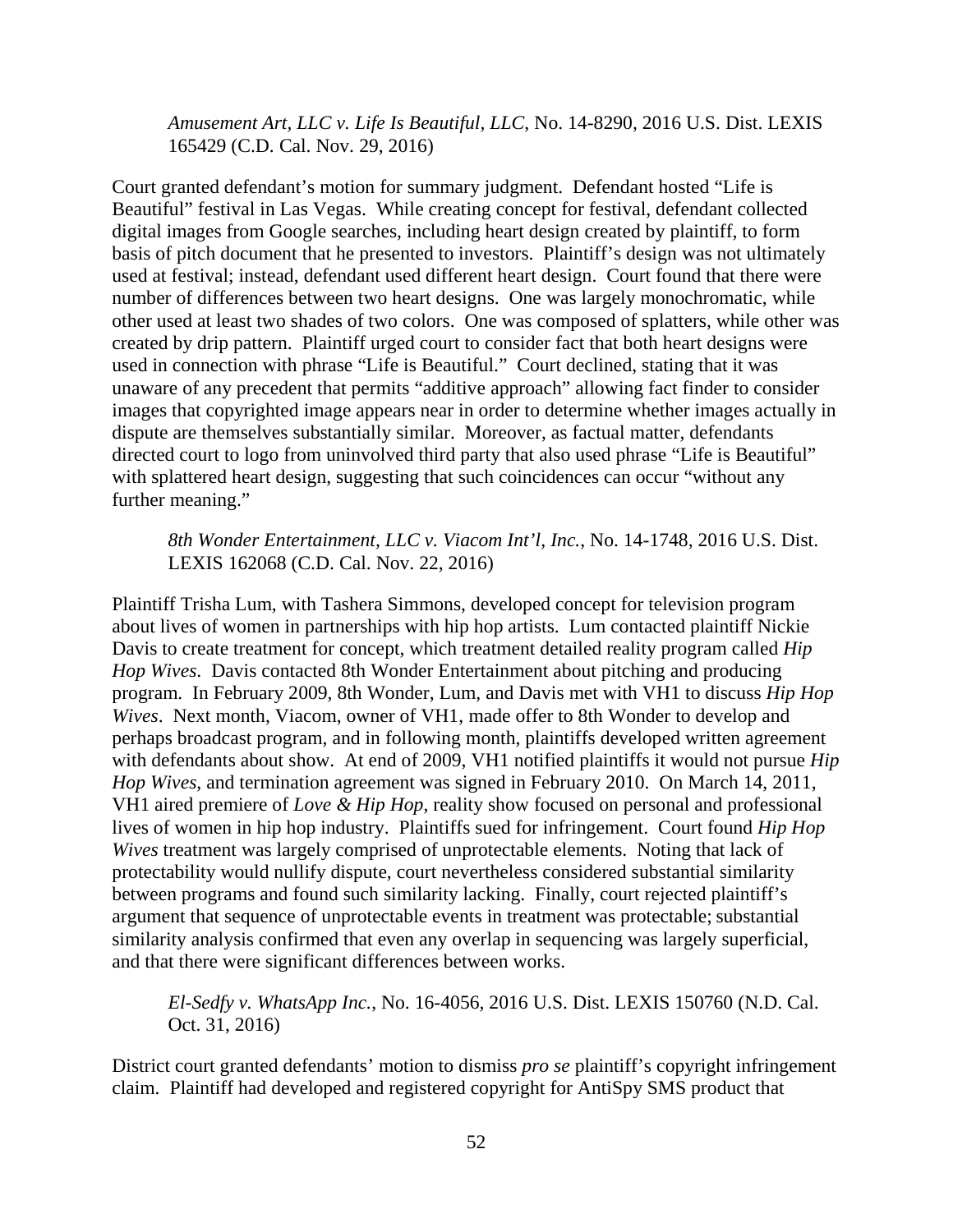*Amusement Art, LLC v. Life Is Beautiful, LLC*, No. 14-8290, 2016 U.S. Dist. LEXIS 165429 (C.D. Cal. Nov. 29, 2016)

Court granted defendant's motion for summary judgment. Defendant hosted "Life is Beautiful" festival in Las Vegas. While creating concept for festival, defendant collected digital images from Google searches, including heart design created by plaintiff, to form basis of pitch document that he presented to investors. Plaintiff's design was not ultimately used at festival; instead, defendant used different heart design. Court found that there were number of differences between two heart designs. One was largely monochromatic, while other used at least two shades of two colors. One was composed of splatters, while other was created by drip pattern. Plaintiff urged court to consider fact that both heart designs were used in connection with phrase "Life is Beautiful." Court declined, stating that it was unaware of any precedent that permits "additive approach" allowing fact finder to consider images that copyrighted image appears near in order to determine whether images actually in dispute are themselves substantially similar. Moreover, as factual matter, defendants directed court to logo from uninvolved third party that also used phrase "Life is Beautiful" with splattered heart design, suggesting that such coincidences can occur "without any further meaning."

*8th Wonder Entertainment, LLC v. Viacom Int'l, Inc.*, No. 14-1748, 2016 U.S. Dist. LEXIS 162068 (C.D. Cal. Nov. 22, 2016)

Plaintiff Trisha Lum, with Tashera Simmons, developed concept for television program about lives of women in partnerships with hip hop artists. Lum contacted plaintiff Nickie Davis to create treatment for concept, which treatment detailed reality program called *Hip Hop Wives*. Davis contacted 8th Wonder Entertainment about pitching and producing program. In February 2009, 8th Wonder, Lum, and Davis met with VH1 to discuss *Hip Hop Wives*. Next month, Viacom, owner of VH1, made offer to 8th Wonder to develop and perhaps broadcast program, and in following month, plaintiffs developed written agreement with defendants about show. At end of 2009, VH1 notified plaintiffs it would not pursue *Hip Hop Wives*, and termination agreement was signed in February 2010. On March 14, 2011, VH1 aired premiere of *Love & Hip Hop*, reality show focused on personal and professional lives of women in hip hop industry. Plaintiffs sued for infringement. Court found *Hip Hop Wives* treatment was largely comprised of unprotectable elements. Noting that lack of protectability would nullify dispute, court nevertheless considered substantial similarity between programs and found such similarity lacking. Finally, court rejected plaintiff's argument that sequence of unprotectable events in treatment was protectable; substantial similarity analysis confirmed that even any overlap in sequencing was largely superficial, and that there were significant differences between works.

*El-Sedfy v. WhatsApp Inc.*, No. 16-4056, 2016 U.S. Dist. LEXIS 150760 (N.D. Cal. Oct. 31, 2016)

District court granted defendants' motion to dismiss *pro se* plaintiff's copyright infringement claim. Plaintiff had developed and registered copyright for AntiSpy SMS product that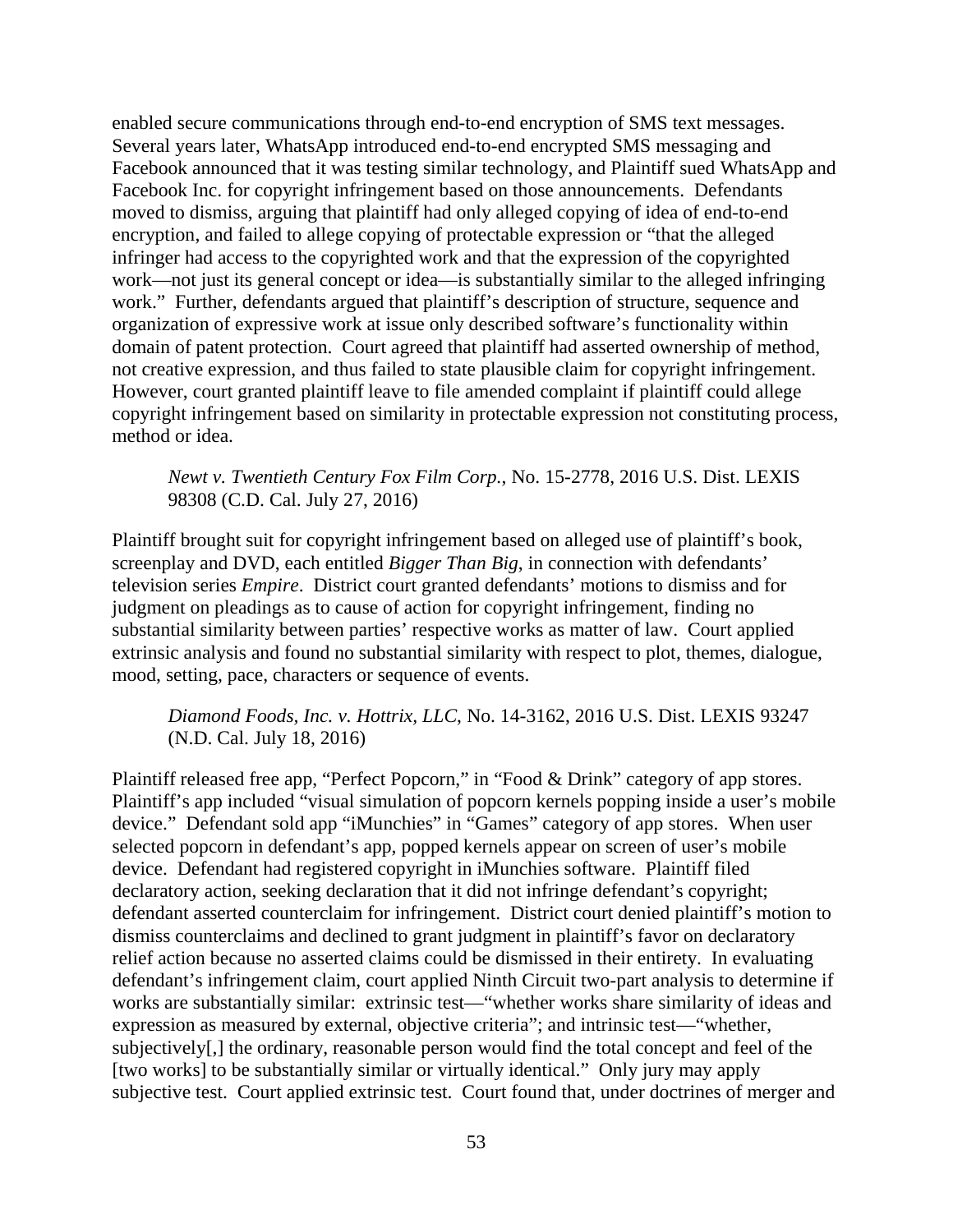enabled secure communications through end-to-end encryption of SMS text messages. Several years later, WhatsApp introduced end-to-end encrypted SMS messaging and Facebook announced that it was testing similar technology, and Plaintiff sued WhatsApp and Facebook Inc. for copyright infringement based on those announcements. Defendants moved to dismiss, arguing that plaintiff had only alleged copying of idea of end-to-end encryption, and failed to allege copying of protectable expression or "that the alleged infringer had access to the copyrighted work and that the expression of the copyrighted work—not just its general concept or idea—is substantially similar to the alleged infringing work." Further, defendants argued that plaintiff's description of structure, sequence and organization of expressive work at issue only described software's functionality within domain of patent protection. Court agreed that plaintiff had asserted ownership of method, not creative expression, and thus failed to state plausible claim for copyright infringement. However, court granted plaintiff leave to file amended complaint if plaintiff could allege copyright infringement based on similarity in protectable expression not constituting process, method or idea.

> *Newt v. Twentieth Century Fox Film Corp.*, No. 15-2778, 2016 U.S. Dist. LEXIS 98308 (C.D. Cal. July 27, 2016)

Plaintiff brought suit for copyright infringement based on alleged use of plaintiff's book, screenplay and DVD, each entitled *Bigger Than Big*, in connection with defendants' television series *Empire*. District court granted defendants' motions to dismiss and for judgment on pleadings as to cause of action for copyright infringement, finding no substantial similarity between parties' respective works as matter of law. Court applied extrinsic analysis and found no substantial similarity with respect to plot, themes, dialogue, mood, setting, pace, characters or sequence of events.

> *Diamond Foods, Inc. v. Hottrix, LLC*, No. 14-3162, 2016 U.S. Dist. LEXIS 93247 (N.D. Cal. July 18, 2016)

Plaintiff released free app, "Perfect Popcorn," in "Food & Drink" category of app stores. Plaintiff's app included "visual simulation of popcorn kernels popping inside a user's mobile device." Defendant sold app "iMunchies" in "Games" category of app stores. When user selected popcorn in defendant's app, popped kernels appear on screen of user's mobile device. Defendant had registered copyright in iMunchies software. Plaintiff filed declaratory action, seeking declaration that it did not infringe defendant's copyright; defendant asserted counterclaim for infringement. District court denied plaintiff's motion to dismiss counterclaims and declined to grant judgment in plaintiff's favor on declaratory relief action because no asserted claims could be dismissed in their entirety. In evaluating defendant's infringement claim, court applied Ninth Circuit two-part analysis to determine if works are substantially similar: extrinsic test—"whether works share similarity of ideas and expression as measured by external, objective criteria"; and intrinsic test—"whether, subjectively[,] the ordinary, reasonable person would find the total concept and feel of the [two works] to be substantially similar or virtually identical." Only jury may apply subjective test. Court applied extrinsic test. Court found that, under doctrines of merger and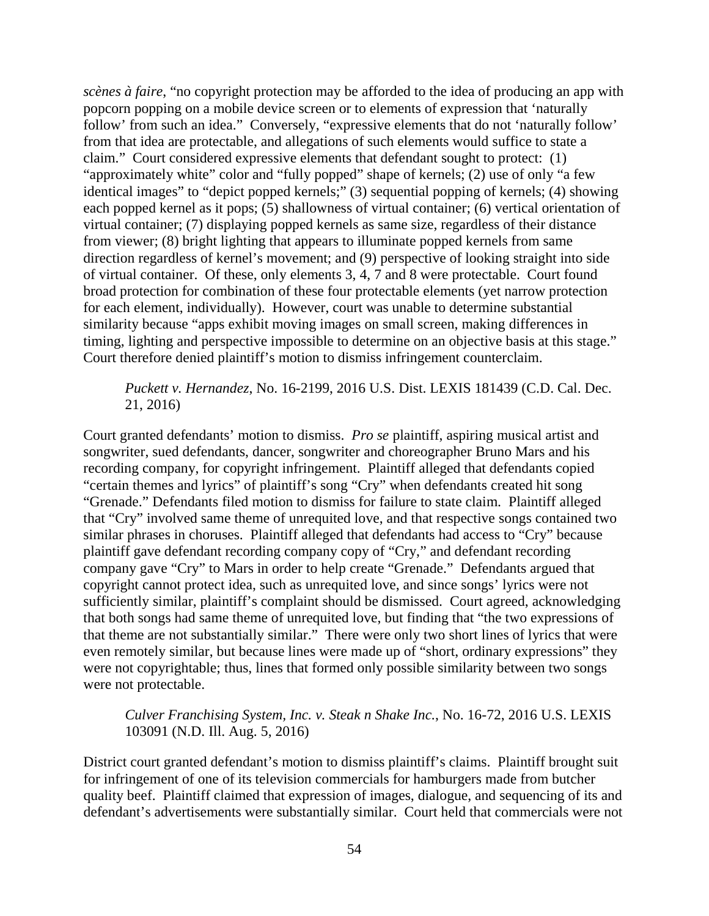*scènes à faire*, "no copyright protection may be afforded to the idea of producing an app with popcorn popping on a mobile device screen or to elements of expression that 'naturally follow' from such an idea." Conversely, "expressive elements that do not 'naturally follow' from that idea are protectable, and allegations of such elements would suffice to state a claim." Court considered expressive elements that defendant sought to protect: (1) "approximately white" color and "fully popped" shape of kernels; (2) use of only "a few identical images" to "depict popped kernels;" (3) sequential popping of kernels; (4) showing each popped kernel as it pops; (5) shallowness of virtual container; (6) vertical orientation of virtual container; (7) displaying popped kernels as same size, regardless of their distance from viewer; (8) bright lighting that appears to illuminate popped kernels from same direction regardless of kernel's movement; and (9) perspective of looking straight into side of virtual container. Of these, only elements 3, 4, 7 and 8 were protectable. Court found broad protection for combination of these four protectable elements (yet narrow protection for each element, individually). However, court was unable to determine substantial similarity because "apps exhibit moving images on small screen, making differences in timing, lighting and perspective impossible to determine on an objective basis at this stage." Court therefore denied plaintiff's motion to dismiss infringement counterclaim.

> *Puckett v. Hernandez*, No. 16-2199, 2016 U.S. Dist. LEXIS 181439 (C.D. Cal. Dec. 21, 2016)

Court granted defendants' motion to dismiss. *Pro se* plaintiff, aspiring musical artist and songwriter, sued defendants, dancer, songwriter and choreographer Bruno Mars and his recording company, for copyright infringement. Plaintiff alleged that defendants copied "certain themes and lyrics" of plaintiff's song "Cry" when defendants created hit song "Grenade." Defendants filed motion to dismiss for failure to state claim. Plaintiff alleged that "Cry" involved same theme of unrequited love, and that respective songs contained two similar phrases in choruses. Plaintiff alleged that defendants had access to "Cry" because plaintiff gave defendant recording company copy of "Cry," and defendant recording company gave "Cry" to Mars in order to help create "Grenade." Defendants argued that copyright cannot protect idea, such as unrequited love, and since songs' lyrics were not sufficiently similar, plaintiff's complaint should be dismissed. Court agreed, acknowledging that both songs had same theme of unrequited love, but finding that "the two expressions of that theme are not substantially similar." There were only two short lines of lyrics that were even remotely similar, but because lines were made up of "short, ordinary expressions" they were not copyrightable; thus, lines that formed only possible similarity between two songs were not protectable.

> *Culver Franchising System, Inc. v. Steak n Shake Inc.*, No. 16-72, 2016 U.S. LEXIS 103091 (N.D. Ill. Aug. 5, 2016)

District court granted defendant's motion to dismiss plaintiff's claims. Plaintiff brought suit for infringement of one of its television commercials for hamburgers made from butcher quality beef. Plaintiff claimed that expression of images, dialogue, and sequencing of its and defendant's advertisements were substantially similar. Court held that commercials were not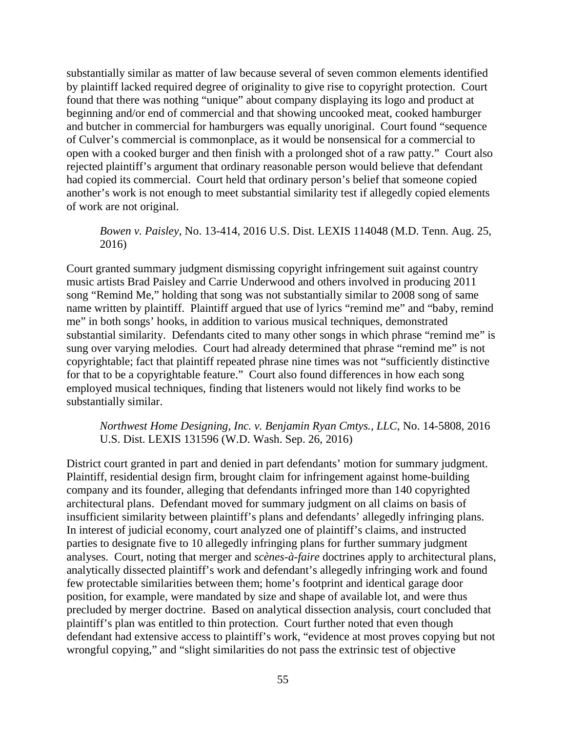substantially similar as matter of law because several of seven common elements identified by plaintiff lacked required degree of originality to give rise to copyright protection. Court found that there was nothing "unique" about company displaying its logo and product at beginning and/or end of commercial and that showing uncooked meat, cooked hamburger and butcher in commercial for hamburgers was equally unoriginal. Court found "sequence of Culver's commercial is commonplace, as it would be nonsensical for a commercial to open with a cooked burger and then finish with a prolonged shot of a raw patty." Court also rejected plaintiff's argument that ordinary reasonable person would believe that defendant had copied its commercial. Court held that ordinary person's belief that someone copied another's work is not enough to meet substantial similarity test if allegedly copied elements of work are not original.

> *Bowen v. Paisley*, No. 13-414, 2016 U.S. Dist. LEXIS 114048 (M.D. Tenn. Aug. 25, 2016)

Court granted summary judgment dismissing copyright infringement suit against country music artists Brad Paisley and Carrie Underwood and others involved in producing 2011 song "Remind Me," holding that song was not substantially similar to 2008 song of same name written by plaintiff. Plaintiff argued that use of lyrics "remind me" and "baby, remind me" in both songs' hooks, in addition to various musical techniques, demonstrated substantial similarity. Defendants cited to many other songs in which phrase "remind me" is sung over varying melodies. Court had already determined that phrase "remind me" is not copyrightable; fact that plaintiff repeated phrase nine times was not "sufficiently distinctive for that to be a copyrightable feature." Court also found differences in how each song employed musical techniques, finding that listeners would not likely find works to be substantially similar.

> *Northwest Home Designing, Inc. v. Benjamin Ryan Cmtys., LLC*, No. 14-5808, 2016 U.S. Dist. LEXIS 131596 (W.D. Wash. Sep. 26, 2016)

District court granted in part and denied in part defendants' motion for summary judgment. Plaintiff, residential design firm, brought claim for infringement against home-building company and its founder, alleging that defendants infringed more than 140 copyrighted architectural plans. Defendant moved for summary judgment on all claims on basis of insufficient similarity between plaintiff's plans and defendants' allegedly infringing plans. In interest of judicial economy, court analyzed one of plaintiff's claims, and instructed parties to designate five to 10 allegedly infringing plans for further summary judgment analyses. Court, noting that merger and *scènes-à-faire* doctrines apply to architectural plans, analytically dissected plaintiff's work and defendant's allegedly infringing work and found few protectable similarities between them; home's footprint and identical garage door position, for example, were mandated by size and shape of available lot, and were thus precluded by merger doctrine. Based on analytical dissection analysis, court concluded that plaintiff's plan was entitled to thin protection. Court further noted that even though defendant had extensive access to plaintiff's work, "evidence at most proves copying but not wrongful copying," and "slight similarities do not pass the extrinsic test of objective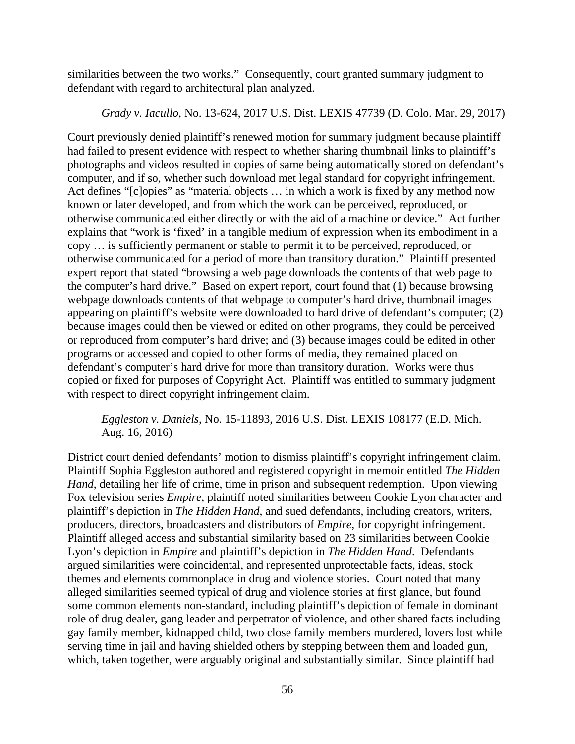similarities between the two works." Consequently, court granted summary judgment to defendant with regard to architectural plan analyzed.

*Grady v. Iacullo*, No. 13-624, 2017 U.S. Dist. LEXIS 47739 (D. Colo. Mar. 29, 2017)

Court previously denied plaintiff's renewed motion for summary judgment because plaintiff had failed to present evidence with respect to whether sharing thumbnail links to plaintiff's photographs and videos resulted in copies of same being automatically stored on defendant's computer, and if so, whether such download met legal standard for copyright infringement. Act defines "[c]opies" as "material objects … in which a work is fixed by any method now known or later developed, and from which the work can be perceived, reproduced, or otherwise communicated either directly or with the aid of a machine or device." Act further explains that "work is 'fixed' in a tangible medium of expression when its embodiment in a copy … is sufficiently permanent or stable to permit it to be perceived, reproduced, or otherwise communicated for a period of more than transitory duration." Plaintiff presented expert report that stated "browsing a web page downloads the contents of that web page to the computer's hard drive." Based on expert report, court found that (1) because browsing webpage downloads contents of that webpage to computer's hard drive, thumbnail images appearing on plaintiff's website were downloaded to hard drive of defendant's computer; (2) because images could then be viewed or edited on other programs, they could be perceived or reproduced from computer's hard drive; and (3) because images could be edited in other programs or accessed and copied to other forms of media, they remained placed on defendant's computer's hard drive for more than transitory duration. Works were thus copied or fixed for purposes of Copyright Act. Plaintiff was entitled to summary judgment with respect to direct copyright infringement claim.

*Eggleston v. Daniels*, No. 15-11893, 2016 U.S. Dist. LEXIS 108177 (E.D. Mich. Aug. 16, 2016)

District court denied defendants' motion to dismiss plaintiff's copyright infringement claim. Plaintiff Sophia Eggleston authored and registered copyright in memoir entitled *The Hidden Hand*, detailing her life of crime, time in prison and subsequent redemption. Upon viewing Fox television series *Empire*, plaintiff noted similarities between Cookie Lyon character and plaintiff's depiction in *The Hidden Hand*, and sued defendants, including creators, writers, producers, directors, broadcasters and distributors of *Empire*, for copyright infringement. Plaintiff alleged access and substantial similarity based on 23 similarities between Cookie Lyon's depiction in *Empire* and plaintiff's depiction in *The Hidden Hand*. Defendants argued similarities were coincidental, and represented unprotectable facts, ideas, stock themes and elements commonplace in drug and violence stories. Court noted that many alleged similarities seemed typical of drug and violence stories at first glance, but found some common elements non-standard, including plaintiff's depiction of female in dominant role of drug dealer, gang leader and perpetrator of violence, and other shared facts including gay family member, kidnapped child, two close family members murdered, lovers lost while serving time in jail and having shielded others by stepping between them and loaded gun, which, taken together, were arguably original and substantially similar. Since plaintiff had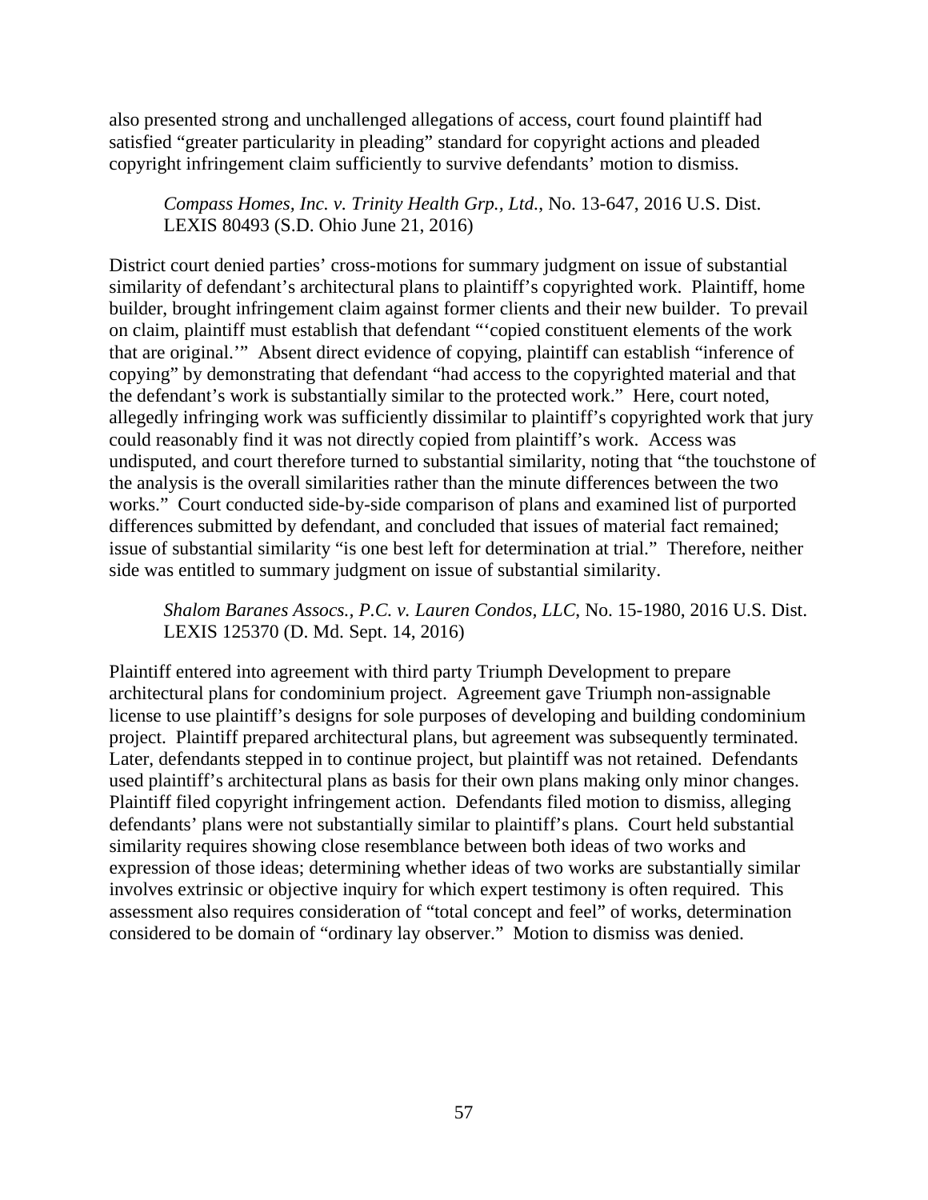also presented strong and unchallenged allegations of access, court found plaintiff had satisfied "greater particularity in pleading" standard for copyright actions and pleaded copyright infringement claim sufficiently to survive defendants' motion to dismiss.

> *Compass Homes, Inc. v. Trinity Health Grp., Ltd.*, No. 13-647, 2016 U.S. Dist. LEXIS 80493 (S.D. Ohio June 21, 2016)

District court denied parties' cross-motions for summary judgment on issue of substantial similarity of defendant's architectural plans to plaintiff's copyrighted work. Plaintiff, home builder, brought infringement claim against former clients and their new builder. To prevail on claim, plaintiff must establish that defendant "'copied constituent elements of the work that are original.'" Absent direct evidence of copying, plaintiff can establish "inference of copying" by demonstrating that defendant "had access to the copyrighted material and that the defendant's work is substantially similar to the protected work." Here, court noted, allegedly infringing work was sufficiently dissimilar to plaintiff's copyrighted work that jury could reasonably find it was not directly copied from plaintiff's work. Access was undisputed, and court therefore turned to substantial similarity, noting that "the touchstone of the analysis is the overall similarities rather than the minute differences between the two works." Court conducted side-by-side comparison of plans and examined list of purported differences submitted by defendant, and concluded that issues of material fact remained; issue of substantial similarity "is one best left for determination at trial." Therefore, neither side was entitled to summary judgment on issue of substantial similarity.

> *Shalom Baranes Assocs., P.C. v. Lauren Condos, LLC*, No. 15-1980, 2016 U.S. Dist. LEXIS 125370 (D. Md. Sept. 14, 2016)

Plaintiff entered into agreement with third party Triumph Development to prepare architectural plans for condominium project. Agreement gave Triumph non-assignable license to use plaintiff's designs for sole purposes of developing and building condominium project. Plaintiff prepared architectural plans, but agreement was subsequently terminated. Later, defendants stepped in to continue project, but plaintiff was not retained. Defendants used plaintiff's architectural plans as basis for their own plans making only minor changes. Plaintiff filed copyright infringement action. Defendants filed motion to dismiss, alleging defendants' plans were not substantially similar to plaintiff's plans. Court held substantial similarity requires showing close resemblance between both ideas of two works and expression of those ideas; determining whether ideas of two works are substantially similar involves extrinsic or objective inquiry for which expert testimony is often required. This assessment also requires consideration of "total concept and feel" of works, determination considered to be domain of "ordinary lay observer." Motion to dismiss was denied.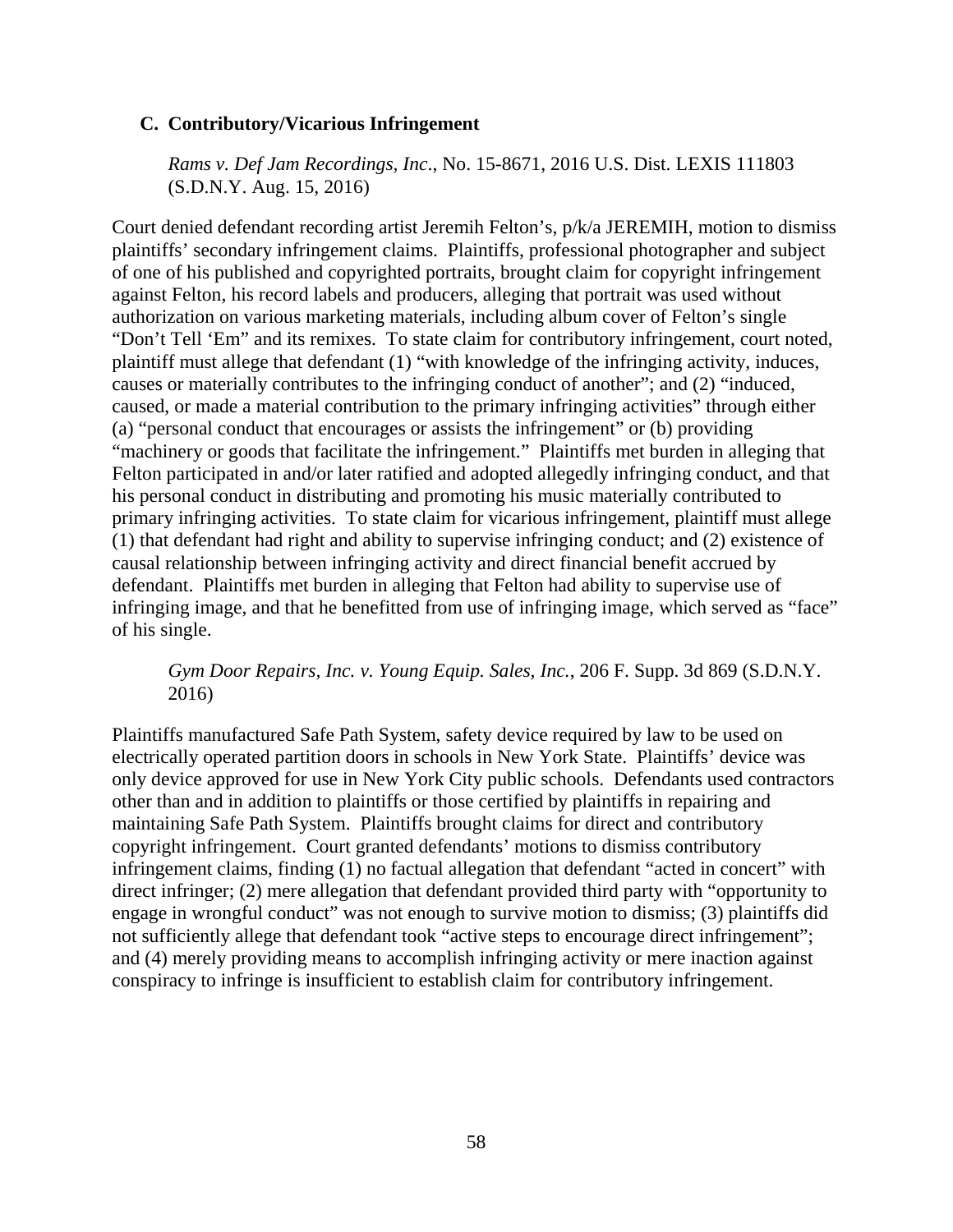### C. Contributory/Vicarious Infringement

*Rams v. Def Jam Recordings, Inc*., No. 15-8671, 2016 U.S. Dist. LEXIS 111803 (S.D.N.Y. Aug. 15, 2016)

Court denied defendant recording artist Jeremih Felton's, p/k/a JEREMIH, motion to dismiss plaintiffs' secondary infringement claims. Plaintiffs, professional photographer and subject of one of his published and copyrighted portraits, brought claim for copyright infringement against Felton, his record labels and producers, alleging that portrait was used without authorization on various marketing materials, including album cover of Felton's single "Don't Tell 'Em" and its remixes. To state claim for contributory infringement, court noted, plaintiff must allege that defendant (1) "with knowledge of the infringing activity, induces, causes or materially contributes to the infringing conduct of another"; and (2) "induced, caused, or made a material contribution to the primary infringing activities" through either (a) "personal conduct that encourages or assists the infringement" or (b) providing "machinery or goods that facilitate the infringement." Plaintiffs met burden in alleging that Felton participated in and/or later ratified and adopted allegedly infringing conduct, and that his personal conduct in distributing and promoting his music materially contributed to primary infringing activities. To state claim for vicarious infringement, plaintiff must allege (1) that defendant had right and ability to supervise infringing conduct; and (2) existence of causal relationship between infringing activity and direct financial benefit accrued by defendant. Plaintiffs met burden in alleging that Felton had ability to supervise use of infringing image, and that he benefitted from use of infringing image, which served as "face" of his single.

*Gym Door Repairs, Inc. v. Young Equip. Sales, Inc.*, 206 F. Supp. 3d 869 (S.D.N.Y. 2016)

Plaintiffs manufactured Safe Path System, safety device required by law to be used on electrically operated partition doors in schools in New York State. Plaintiffs' device was only device approved for use in New York City public schools. Defendants used contractors other than and in addition to plaintiffs or those certified by plaintiffs in repairing and maintaining Safe Path System. Plaintiffs brought claims for direct and contributory copyright infringement. Court granted defendants' motions to dismiss contributory infringement claims, finding (1) no factual allegation that defendant "acted in concert" with direct infringer; (2) mere allegation that defendant provided third party with "opportunity to engage in wrongful conduct" was not enough to survive motion to dismiss; (3) plaintiffs did not sufficiently allege that defendant took "active steps to encourage direct infringement"; and (4) merely providing means to accomplish infringing activity or mere inaction against conspiracy to infringe is insufficient to establish claim for contributory infringement.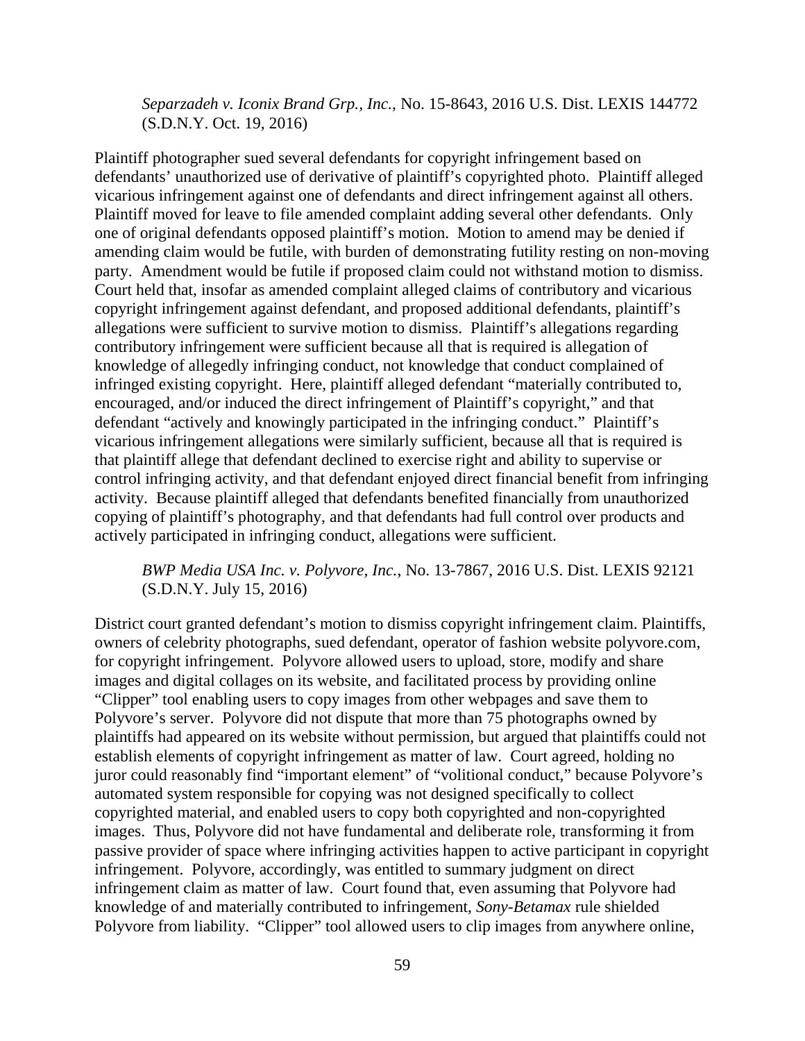*Separzadeh v. Iconix Brand Grp., Inc.*, No. 15-8643, 2016 U.S. Dist. LEXIS 144772 (S.D.N.Y. Oct. 19, 2016)

Plaintiff photographer sued several defendants for copyright infringement based on defendants' unauthorized use of derivative of plaintiff's copyrighted photo. Plaintiff alleged vicarious infringement against one of defendants and direct infringement against all others. Plaintiff moved for leave to file amended complaint adding several other defendants. Only one of original defendants opposed plaintiff's motion. Motion to amend may be denied if amending claim would be futile, with burden of demonstrating futility resting on non-moving party. Amendment would be futile if proposed claim could not withstand motion to dismiss. Court held that, insofar as amended complaint alleged claims of contributory and vicarious copyright infringement against defendant, and proposed additional defendants, plaintiff's allegations were sufficient to survive motion to dismiss. Plaintiff's allegations regarding contributory infringement were sufficient because all that is required is allegation of knowledge of allegedly infringing conduct, not knowledge that conduct complained of infringed existing copyright. Here, plaintiff alleged defendant "materially contributed to, encouraged, and/or induced the direct infringement of Plaintiff's copyright," and that defendant "actively and knowingly participated in the infringing conduct." Plaintiff's vicarious infringement allegations were similarly sufficient, because all that is required is that plaintiff allege that defendant declined to exercise right and ability to supervise or control infringing activity, and that defendant enjoyed direct financial benefit from infringing activity. Because plaintiff alleged that defendants benefited financially from unauthorized copying of plaintiff's photography, and that defendants had full control over products and actively participated in infringing conduct, allegations were sufficient.

*BWP Media USA Inc. v. Polyvore, Inc.*, No. 13-7867, 2016 U.S. Dist. LEXIS 92121 (S.D.N.Y. July 15, 2016)

District court granted defendant's motion to dismiss copyright infringement claim. Plaintiffs, owners of celebrity photographs, sued defendant, operator of fashion website polyvore.com, for copyright infringement. Polyvore allowed users to upload, store, modify and share images and digital collages on its website, and facilitated process by providing online "Clipper" tool enabling users to copy images from other webpages and save them to Polyvore's server. Polyvore did not dispute that more than 75 photographs owned by plaintiffs had appeared on its website without permission, but argued that plaintiffs could not establish elements of copyright infringement as matter of law. Court agreed, holding no juror could reasonably find "important element" of "volitional conduct," because Polyvore's automated system responsible for copying was not designed specifically to collect copyrighted material, and enabled users to copy both copyrighted and non-copyrighted images. Thus, Polyvore did not have fundamental and deliberate role, transforming it from passive provider of space where infringing activities happen to active participant in copyright infringement. Polyvore, accordingly, was entitled to summary judgment on direct infringement claim as matter of law. Court found that, even assuming that Polyvore had knowledge of and materially contributed to infringement, *Sony-Betamax* rule shielded Polyvore from liability. "Clipper" tool allowed users to clip images from anywhere online,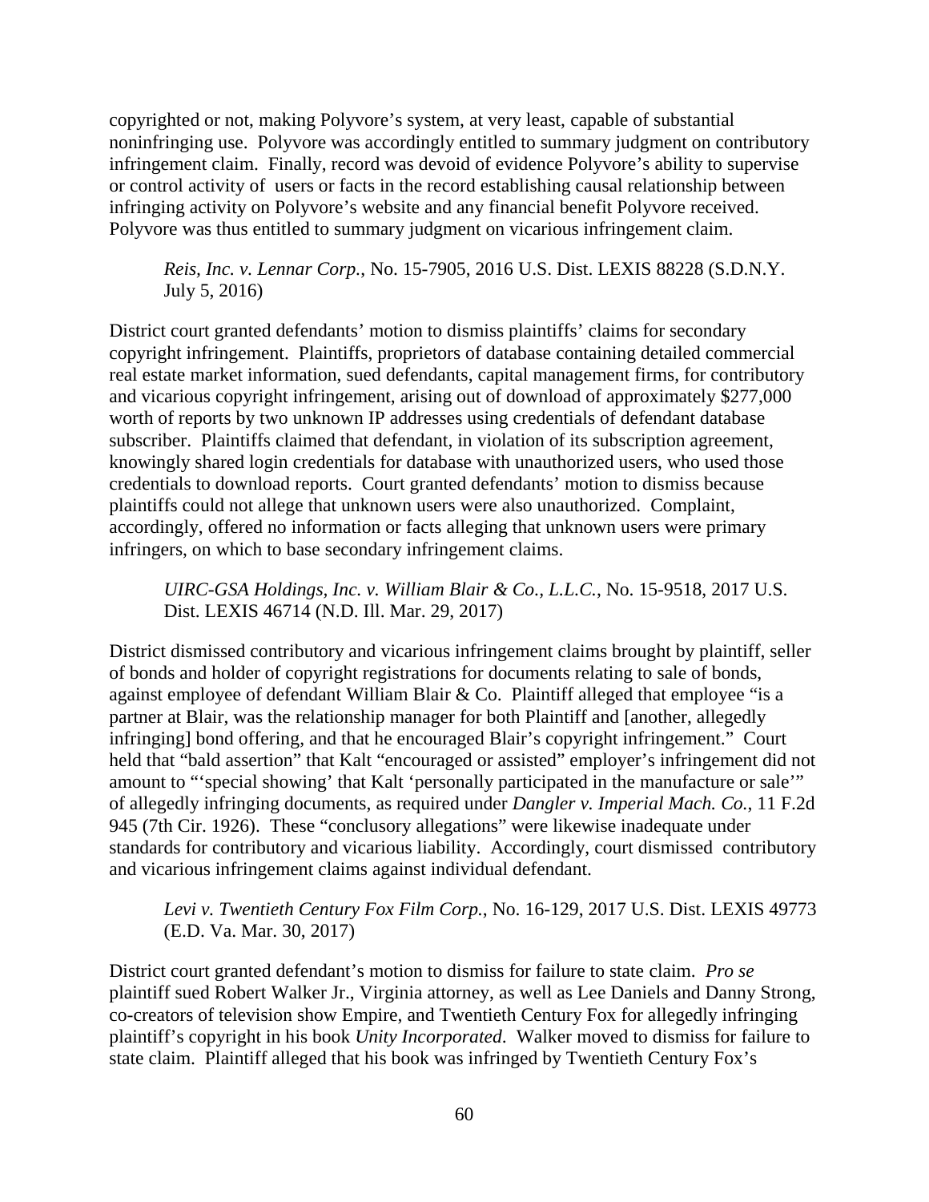copyrighted or not, making Polyvore's system, at very least, capable of substantial noninfringing use. Polyvore was accordingly entitled to summary judgment on contributory infringement claim. Finally, record was devoid of evidence Polyvore's ability to supervise or control activity of users or facts in the record establishing causal relationship between infringing activity on Polyvore's website and any financial benefit Polyvore received. Polyvore was thus entitled to summary judgment on vicarious infringement claim.

*Reis, Inc. v. Lennar Corp.*, No. 15-7905, 2016 U.S. Dist. LEXIS 88228 (S.D.N.Y. July 5, 2016)

District court granted defendants' motion to dismiss plaintiffs' claims for secondary copyright infringement. Plaintiffs, proprietors of database containing detailed commercial real estate market information, sued defendants, capital management firms, for contributory and vicarious copyright infringement, arising out of download of approximately $277,000 worth of reports by two unknown IP addresses using credentials of defendant database subscriber. Plaintiffs claimed that defendant, in violation of its subscription agreement, knowingly shared login credentials for database with unauthorized users, who used those credentials to download reports. Court granted defendants' motion to dismiss because plaintiffs could not allege that unknown users were also unauthorized. Complaint, accordingly, offered no information or facts alleging that unknown users were primary infringers, on which to base secondary infringement claims.

*UIRC-GSA Holdings, Inc. v. William Blair & Co., L.L.C.*, No. 15-9518, 2017 U.S. Dist. LEXIS 46714 (N.D. Ill. Mar. 29, 2017)

District dismissed contributory and vicarious infringement claims brought by plaintiff, seller of bonds and holder of copyright registrations for documents relating to sale of bonds, against employee of defendant William Blair & Co. Plaintiff alleged that employee "is a partner at Blair, was the relationship manager for both Plaintiff and [another, allegedly infringing] bond offering, and that he encouraged Blair's copyright infringement." Court held that "bald assertion" that Kalt "encouraged or assisted" employer's infringement did not amount to "'special showing' that Kalt 'personally participated in the manufacture or sale'" of allegedly infringing documents, as required under *Dangler v. Imperial Mach. Co.*, 11 F.2d 945 (7th Cir. 1926). These "conclusory allegations" were likewise inadequate under standards for contributory and vicarious liability. Accordingly, court dismissed contributory and vicarious infringement claims against individual defendant.

*Levi v. Twentieth Century Fox Film Corp.*, No. 16-129, 2017 U.S. Dist. LEXIS 49773 (E.D. Va. Mar. 30, 2017)

District court granted defendant's motion to dismiss for failure to state claim. *Pro se* plaintiff sued Robert Walker Jr., Virginia attorney, as well as Lee Daniels and Danny Strong, co-creators of television show Empire, and Twentieth Century Fox for allegedly infringing plaintiff's copyright in his book *Unity Incorporated*. Walker moved to dismiss for failure to state claim. Plaintiff alleged that his book was infringed by Twentieth Century Fox's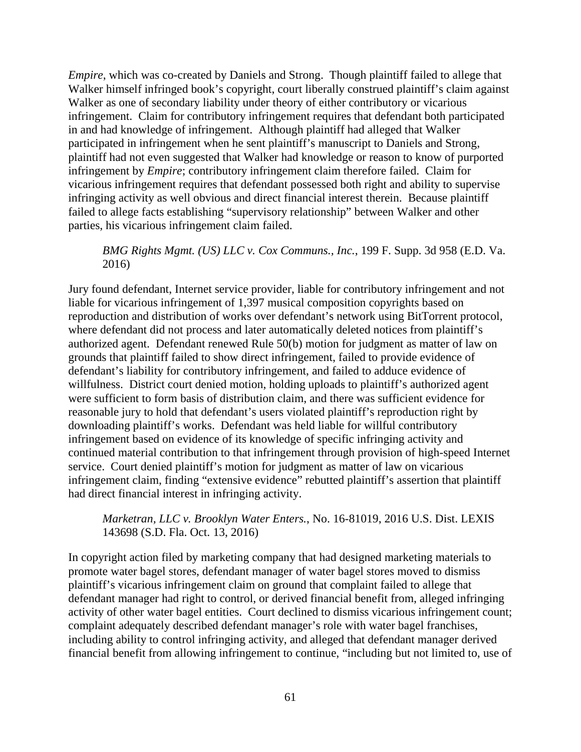*Empire*, which was co-created by Daniels and Strong. Though plaintiff failed to allege that Walker himself infringed book's copyright, court liberally construed plaintiff's claim against Walker as one of secondary liability under theory of either contributory or vicarious infringement. Claim for contributory infringement requires that defendant both participated in and had knowledge of infringement. Although plaintiff had alleged that Walker participated in infringement when he sent plaintiff's manuscript to Daniels and Strong, plaintiff had not even suggested that Walker had knowledge or reason to know of purported infringement by *Empire*; contributory infringement claim therefore failed. Claim for vicarious infringement requires that defendant possessed both right and ability to supervise infringing activity as well obvious and direct financial interest therein. Because plaintiff failed to allege facts establishing "supervisory relationship" between Walker and other parties, his vicarious infringement claim failed.

> *BMG Rights Mgmt. (US) LLC v. Cox Communs., Inc.*, 199 F. Supp. 3d 958 (E.D. Va. 2016)

Jury found defendant, Internet service provider, liable for contributory infringement and not liable for vicarious infringement of 1,397 musical composition copyrights based on reproduction and distribution of works over defendant's network using BitTorrent protocol, where defendant did not process and later automatically deleted notices from plaintiff's authorized agent. Defendant renewed Rule 50(b) motion for judgment as matter of law on grounds that plaintiff failed to show direct infringement, failed to provide evidence of defendant's liability for contributory infringement, and failed to adduce evidence of willfulness. District court denied motion, holding uploads to plaintiff's authorized agent were sufficient to form basis of distribution claim, and there was sufficient evidence for reasonable jury to hold that defendant's users violated plaintiff's reproduction right by downloading plaintiff's works. Defendant was held liable for willful contributory infringement based on evidence of its knowledge of specific infringing activity and continued material contribution to that infringement through provision of high-speed Internet service. Court denied plaintiff's motion for judgment as matter of law on vicarious infringement claim, finding "extensive evidence" rebutted plaintiff's assertion that plaintiff had direct financial interest in infringing activity.

> *Marketran, LLC v. Brooklyn Water Enters.*, No. 16-81019, 2016 U.S. Dist. LEXIS 143698 (S.D. Fla. Oct. 13, 2016)

In copyright action filed by marketing company that had designed marketing materials to promote water bagel stores, defendant manager of water bagel stores moved to dismiss plaintiff's vicarious infringement claim on ground that complaint failed to allege that defendant manager had right to control, or derived financial benefit from, alleged infringing activity of other water bagel entities. Court declined to dismiss vicarious infringement count; complaint adequately described defendant manager's role with water bagel franchises, including ability to control infringing activity, and alleged that defendant manager derived financial benefit from allowing infringement to continue, "including but not limited to, use of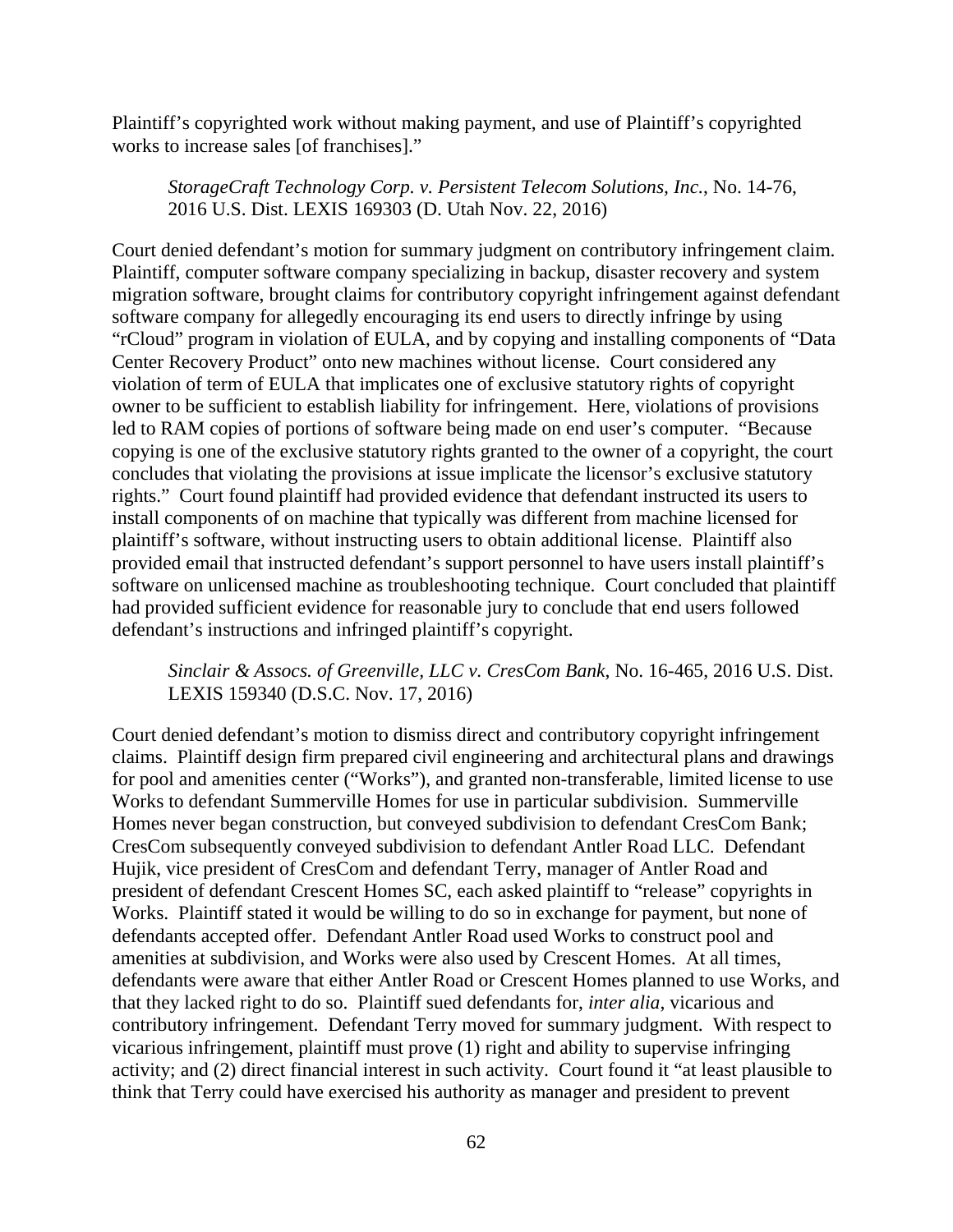Plaintiff's copyrighted work without making payment, and use of Plaintiff's copyrighted works to increase sales [of franchises]."

> *StorageCraft Technology Corp. v. Persistent Telecom Solutions, Inc.*, No. 14-76, 2016 U.S. Dist. LEXIS 169303 (D. Utah Nov. 22, 2016)

Court denied defendant's motion for summary judgment on contributory infringement claim. Plaintiff, computer software company specializing in backup, disaster recovery and system migration software, brought claims for contributory copyright infringement against defendant software company for allegedly encouraging its end users to directly infringe by using "rCloud" program in violation of EULA, and by copying and installing components of "Data Center Recovery Product" onto new machines without license. Court considered any violation of term of EULA that implicates one of exclusive statutory rights of copyright owner to be sufficient to establish liability for infringement. Here, violations of provisions led to RAM copies of portions of software being made on end user's computer. "Because copying is one of the exclusive statutory rights granted to the owner of a copyright, the court concludes that violating the provisions at issue implicate the licensor's exclusive statutory rights." Court found plaintiff had provided evidence that defendant instructed its users to install components of on machine that typically was different from machine licensed for plaintiff's software, without instructing users to obtain additional license. Plaintiff also provided email that instructed defendant's support personnel to have users install plaintiff's software on unlicensed machine as troubleshooting technique. Court concluded that plaintiff had provided sufficient evidence for reasonable jury to conclude that end users followed defendant's instructions and infringed plaintiff's copyright.

> *Sinclair & Assocs. of Greenville, LLC v. CresCom Bank*, No. 16-465, 2016 U.S. Dist. LEXIS 159340 (D.S.C. Nov. 17, 2016)

Court denied defendant's motion to dismiss direct and contributory copyright infringement claims. Plaintiff design firm prepared civil engineering and architectural plans and drawings for pool and amenities center ("Works"), and granted non-transferable, limited license to use Works to defendant Summerville Homes for use in particular subdivision. Summerville Homes never began construction, but conveyed subdivision to defendant CresCom Bank; CresCom subsequently conveyed subdivision to defendant Antler Road LLC. Defendant Hujik, vice president of CresCom and defendant Terry, manager of Antler Road and president of defendant Crescent Homes SC, each asked plaintiff to "release" copyrights in Works. Plaintiff stated it would be willing to do so in exchange for payment, but none of defendants accepted offer. Defendant Antler Road used Works to construct pool and amenities at subdivision, and Works were also used by Crescent Homes. At all times, defendants were aware that either Antler Road or Crescent Homes planned to use Works, and that they lacked right to do so. Plaintiff sued defendants for, *inter alia*, vicarious and contributory infringement. Defendant Terry moved for summary judgment. With respect to vicarious infringement, plaintiff must prove (1) right and ability to supervise infringing activity; and (2) direct financial interest in such activity. Court found it "at least plausible to think that Terry could have exercised his authority as manager and president to prevent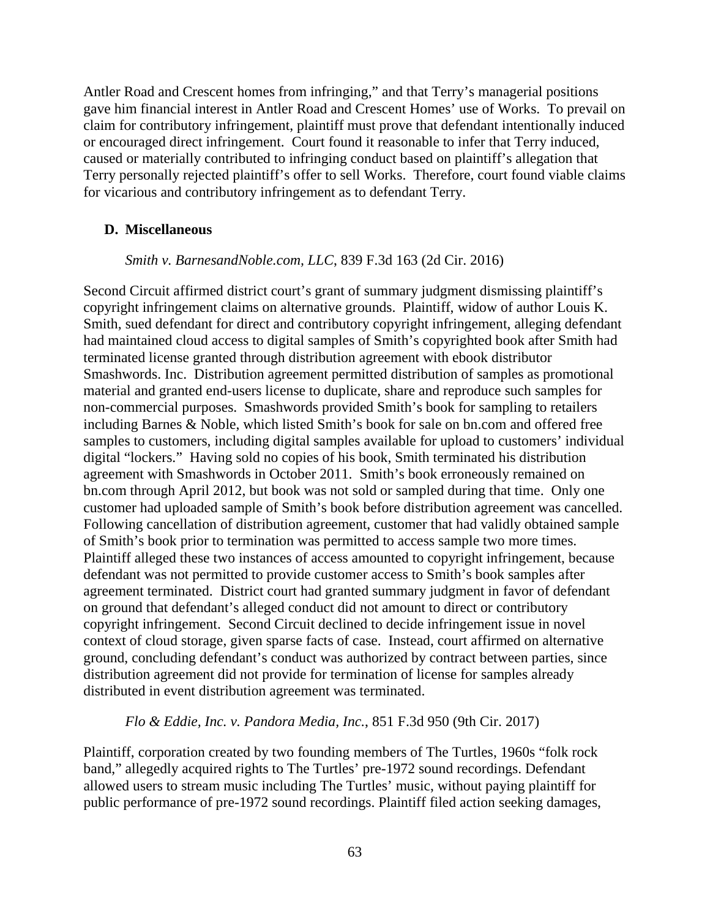Antler Road and Crescent homes from infringing," and that Terry's managerial positions gave him financial interest in Antler Road and Crescent Homes' use of Works. To prevail on claim for contributory infringement, plaintiff must prove that defendant intentionally induced or encouraged direct infringement. Court found it reasonable to infer that Terry induced, caused or materially contributed to infringing conduct based on plaintiff's allegation that Terry personally rejected plaintiff's offer to sell Works. Therefore, court found viable claims for vicarious and contributory infringement as to defendant Terry.

### D. Miscellaneous

*Smith v. BarnesandNoble.com, LLC*, 839 F.3d 163 (2d Cir. 2016)

Second Circuit affirmed district court's grant of summary judgment dismissing plaintiff's copyright infringement claims on alternative grounds. Plaintiff, widow of author Louis K. Smith, sued defendant for direct and contributory copyright infringement, alleging defendant had maintained cloud access to digital samples of Smith's copyrighted book after Smith had terminated license granted through distribution agreement with ebook distributor Smashwords. Inc. Distribution agreement permitted distribution of samples as promotional material and granted end-users license to duplicate, share and reproduce such samples for non-commercial purposes. Smashwords provided Smith's book for sampling to retailers including Barnes & Noble, which listed Smith's book for sale on bn.com and offered free samples to customers, including digital samples available for upload to customers' individual digital "lockers." Having sold no copies of his book, Smith terminated his distribution agreement with Smashwords in October 2011. Smith's book erroneously remained on bn.com through April 2012, but book was not sold or sampled during that time. Only one customer had uploaded sample of Smith's book before distribution agreement was cancelled. Following cancellation of distribution agreement, customer that had validly obtained sample of Smith's book prior to termination was permitted to access sample two more times. Plaintiff alleged these two instances of access amounted to copyright infringement, because defendant was not permitted to provide customer access to Smith's book samples after agreement terminated. District court had granted summary judgment in favor of defendant on ground that defendant's alleged conduct did not amount to direct or contributory copyright infringement. Second Circuit declined to decide infringement issue in novel context of cloud storage, given sparse facts of case. Instead, court affirmed on alternative ground, concluding defendant's conduct was authorized by contract between parties, since distribution agreement did not provide for termination of license for samples already distributed in event distribution agreement was terminated.

*Flo & Eddie, Inc. v. Pandora Media, Inc.*, 851 F.3d 950 (9th Cir. 2017)

Plaintiff, corporation created by two founding members of The Turtles, 1960s "folk rock band," allegedly acquired rights to The Turtles' pre-1972 sound recordings. Defendant allowed users to stream music including The Turtles' music, without paying plaintiff for public performance of pre-1972 sound recordings. Plaintiff filed action seeking damages,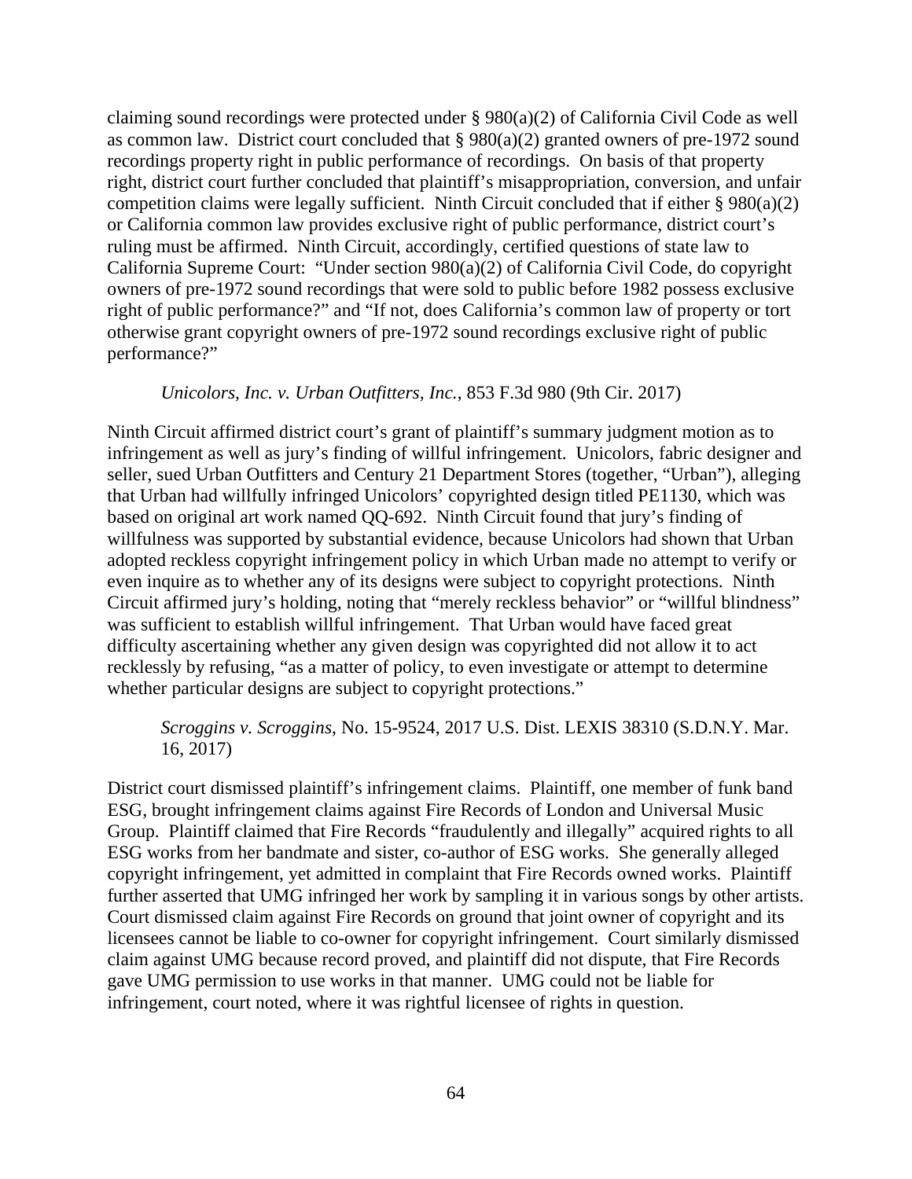claiming sound recordings were protected under § 980(a)(2) of California Civil Code as well as common law. District court concluded that § 980(a)(2) granted owners of pre-1972 sound recordings property right in public performance of recordings. On basis of that property right, district court further concluded that plaintiff's misappropriation, conversion, and unfair competition claims were legally sufficient. Ninth Circuit concluded that if either § 980(a)(2) or California common law provides exclusive right of public performance, district court's ruling must be affirmed. Ninth Circuit, accordingly, certified questions of state law to California Supreme Court: "Under section 980(a)(2) of California Civil Code, do copyright owners of pre-1972 sound recordings that were sold to public before 1982 possess exclusive right of public performance?" and "If not, does California's common law of property or tort otherwise grant copyright owners of pre-1972 sound recordings exclusive right of public performance?"

*Unicolors, Inc. v. Urban Outfitters, Inc.*, 853 F.3d 980 (9th Cir. 2017)

Ninth Circuit affirmed district court's grant of plaintiff's summary judgment motion as to infringement as well as jury's finding of willful infringement. Unicolors, fabric designer and seller, sued Urban Outfitters and Century 21 Department Stores (together, "Urban"), alleging that Urban had willfully infringed Unicolors' copyrighted design titled PE1130, which was based on original art work named QQ-692. Ninth Circuit found that jury's finding of willfulness was supported by substantial evidence, because Unicolors had shown that Urban adopted reckless copyright infringement policy in which Urban made no attempt to verify or even inquire as to whether any of its designs were subject to copyright protections. Ninth Circuit affirmed jury's holding, noting that "merely reckless behavior" or "willful blindness" was sufficient to establish willful infringement. That Urban would have faced great difficulty ascertaining whether any given design was copyrighted did not allow it to act recklessly by refusing, "as a matter of policy, to even investigate or attempt to determine whether particular designs are subject to copyright protections."

*Scroggins v. Scroggins*, No. 15-9524, 2017 U.S. Dist. LEXIS 38310 (S.D.N.Y. Mar. 16, 2017)

District court dismissed plaintiff's infringement claims. Plaintiff, one member of funk band ESG, brought infringement claims against Fire Records of London and Universal Music Group. Plaintiff claimed that Fire Records "fraudulently and illegally" acquired rights to all ESG works from her bandmate and sister, co-author of ESG works. She generally alleged copyright infringement, yet admitted in complaint that Fire Records owned works. Plaintiff further asserted that UMG infringed her work by sampling it in various songs by other artists. Court dismissed claim against Fire Records on ground that joint owner of copyright and its licensees cannot be liable to co-owner for copyright infringement. Court similarly dismissed claim against UMG because record proved, and plaintiff did not dispute, that Fire Records gave UMG permission to use works in that manner. UMG could not be liable for infringement, court noted, where it was rightful licensee of rights in question.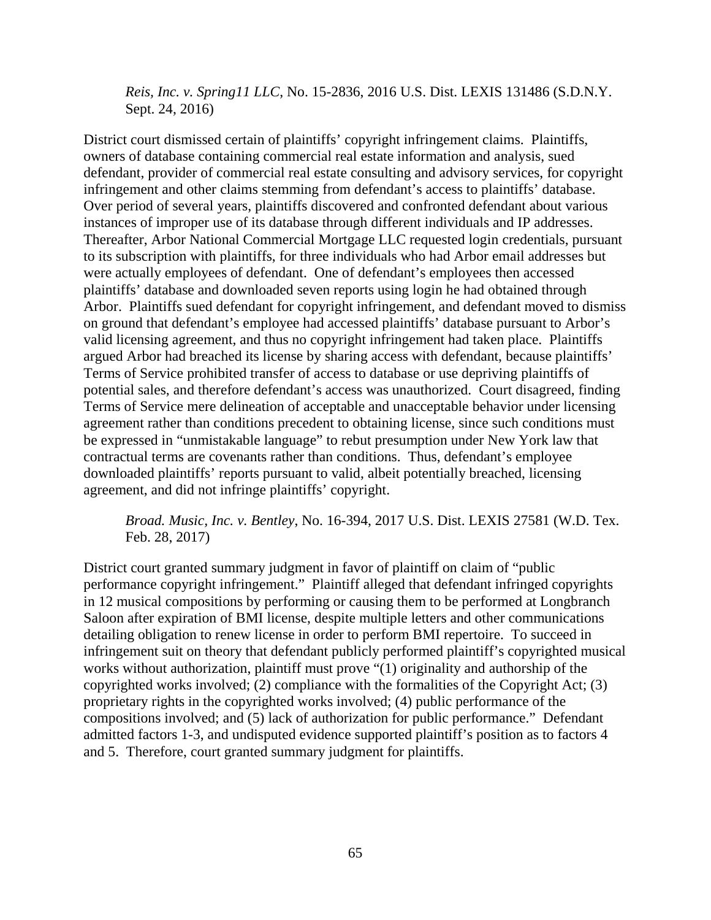*Reis, Inc. v. Spring11 LLC*, No. 15-2836, 2016 U.S. Dist. LEXIS 131486 (S.D.N.Y. Sept. 24, 2016)

District court dismissed certain of plaintiffs' copyright infringement claims. Plaintiffs, owners of database containing commercial real estate information and analysis, sued defendant, provider of commercial real estate consulting and advisory services, for copyright infringement and other claims stemming from defendant's access to plaintiffs' database. Over period of several years, plaintiffs discovered and confronted defendant about various instances of improper use of its database through different individuals and IP addresses. Thereafter, Arbor National Commercial Mortgage LLC requested login credentials, pursuant to its subscription with plaintiffs, for three individuals who had Arbor email addresses but were actually employees of defendant. One of defendant's employees then accessed plaintiffs' database and downloaded seven reports using login he had obtained through Arbor. Plaintiffs sued defendant for copyright infringement, and defendant moved to dismiss on ground that defendant's employee had accessed plaintiffs' database pursuant to Arbor's valid licensing agreement, and thus no copyright infringement had taken place. Plaintiffs argued Arbor had breached its license by sharing access with defendant, because plaintiffs' Terms of Service prohibited transfer of access to database or use depriving plaintiffs of potential sales, and therefore defendant's access was unauthorized. Court disagreed, finding Terms of Service mere delineation of acceptable and unacceptable behavior under licensing agreement rather than conditions precedent to obtaining license, since such conditions must be expressed in "unmistakable language" to rebut presumption under New York law that contractual terms are covenants rather than conditions. Thus, defendant's employee downloaded plaintiffs' reports pursuant to valid, albeit potentially breached, licensing agreement, and did not infringe plaintiffs' copyright.

*Broad. Music, Inc. v. Bentley*, No. 16-394, 2017 U.S. Dist. LEXIS 27581 (W.D. Tex. Feb. 28, 2017)

District court granted summary judgment in favor of plaintiff on claim of "public performance copyright infringement." Plaintiff alleged that defendant infringed copyrights in 12 musical compositions by performing or causing them to be performed at Longbranch Saloon after expiration of BMI license, despite multiple letters and other communications detailing obligation to renew license in order to perform BMI repertoire. To succeed in infringement suit on theory that defendant publicly performed plaintiff's copyrighted musical works without authorization, plaintiff must prove "(1) originality and authorship of the copyrighted works involved; (2) compliance with the formalities of the Copyright Act; (3) proprietary rights in the copyrighted works involved; (4) public performance of the compositions involved; and (5) lack of authorization for public performance." Defendant admitted factors 1-3, and undisputed evidence supported plaintiff's position as to factors 4 and 5. Therefore, court granted summary judgment for plaintiffs.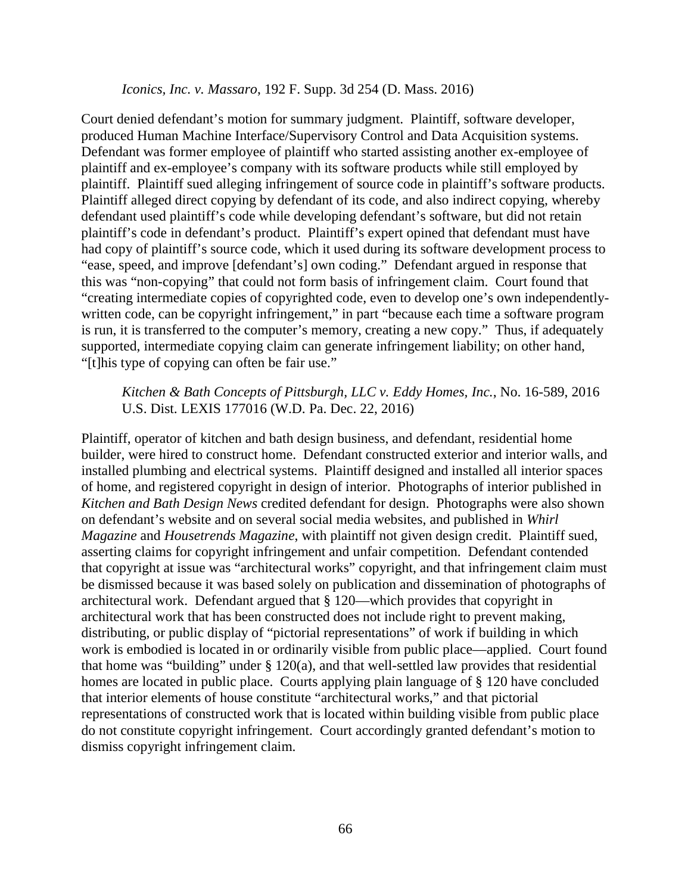*Iconics, Inc. v. Massaro*, 192 F. Supp. 3d 254 (D. Mass. 2016)

Court denied defendant's motion for summary judgment. Plaintiff, software developer, produced Human Machine Interface/Supervisory Control and Data Acquisition systems. Defendant was former employee of plaintiff who started assisting another ex-employee of plaintiff and ex-employee's company with its software products while still employed by plaintiff. Plaintiff sued alleging infringement of source code in plaintiff's software products. Plaintiff alleged direct copying by defendant of its code, and also indirect copying, whereby defendant used plaintiff's code while developing defendant's software, but did not retain plaintiff's code in defendant's product. Plaintiff's expert opined that defendant must have had copy of plaintiff's source code, which it used during its software development process to "ease, speed, and improve [defendant's] own coding." Defendant argued in response that this was "non-copying" that could not form basis of infringement claim. Court found that "creating intermediate copies of copyrighted code, even to develop one's own independently-written code, can be copyright infringement," in part "because each time a software program is run, it is transferred to the computer's memory, creating a new copy." Thus, if adequately supported, intermediate copying claim can generate infringement liability; on other hand, "[t]his type of copying can often be fair use."

*Kitchen & Bath Concepts of Pittsburgh, LLC v. Eddy Homes, Inc.*, No. 16-589, 2016 U.S. Dist. LEXIS 177016 (W.D. Pa. Dec. 22, 2016)

Plaintiff, operator of kitchen and bath design business, and defendant, residential home builder, were hired to construct home. Defendant constructed exterior and interior walls, and installed plumbing and electrical systems. Plaintiff designed and installed all interior spaces of home, and registered copyright in design of interior. Photographs of interior published in *Kitchen and Bath Design News* credited defendant for design. Photographs were also shown on defendant's website and on several social media websites, and published in *Whirl Magazine* and *Housetrends Magazine*, with plaintiff not given design credit. Plaintiff sued, asserting claims for copyright infringement and unfair competition. Defendant contended that copyright at issue was "architectural works" copyright, and that infringement claim must be dismissed because it was based solely on publication and dissemination of photographs of architectural work. Defendant argued that § 120—which provides that copyright in architectural work that has been constructed does not include right to prevent making, distributing, or public display of "pictorial representations" of work if building in which work is embodied is located in or ordinarily visible from public place—applied. Court found that home was "building" under § 120(a), and that well-settled law provides that residential homes are located in public place. Courts applying plain language of § 120 have concluded that interior elements of house constitute "architectural works," and that pictorial representations of constructed work that is located within building visible from public place do not constitute copyright infringement. Court accordingly granted defendant's motion to dismiss copyright infringement claim.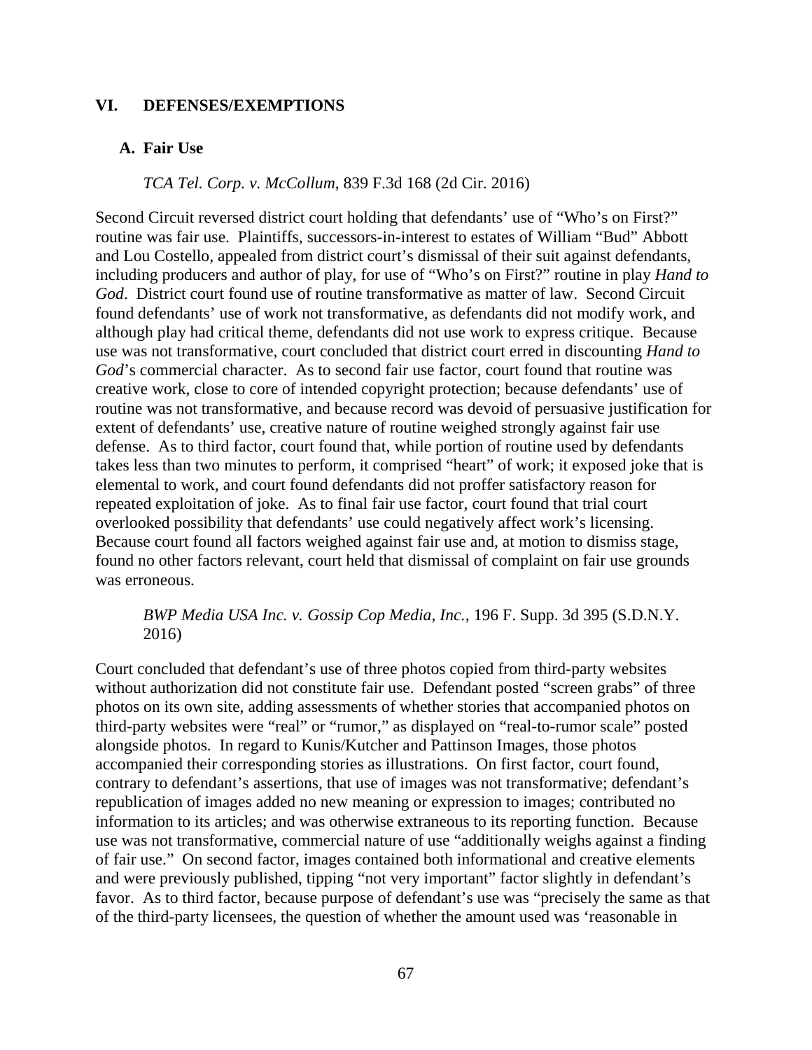## VI. DEFENSES/EXEMPTIONS

### A. Fair Use

*TCA Tel. Corp. v. McCollum*, 839 F.3d 168 (2d Cir. 2016)

Second Circuit reversed district court holding that defendants' use of "Who's on First?" routine was fair use. Plaintiffs, successors-in-interest to estates of William "Bud" Abbott and Lou Costello, appealed from district court's dismissal of their suit against defendants, including producers and author of play, for use of "Who's on First?" routine in play *Hand to God*. District court found use of routine transformative as matter of law. Second Circuit found defendants' use of work not transformative, as defendants did not modify work, and although play had critical theme, defendants did not use work to express critique. Because use was not transformative, court concluded that district court erred in discounting *Hand to God*'s commercial character. As to second fair use factor, court found that routine was creative work, close to core of intended copyright protection; because defendants' use of routine was not transformative, and because record was devoid of persuasive justification for extent of defendants' use, creative nature of routine weighed strongly against fair use defense. As to third factor, court found that, while portion of routine used by defendants takes less than two minutes to perform, it comprised "heart" of work; it exposed joke that is elemental to work, and court found defendants did not proffer satisfactory reason for repeated exploitation of joke. As to final fair use factor, court found that trial court overlooked possibility that defendants' use could negatively affect work's licensing. Because court found all factors weighed against fair use and, at motion to dismiss stage, found no other factors relevant, court held that dismissal of complaint on fair use grounds was erroneous.

*BWP Media USA Inc. v. Gossip Cop Media, Inc.*, 196 F. Supp. 3d 395 (S.D.N.Y. 2016)

Court concluded that defendant's use of three photos copied from third-party websites without authorization did not constitute fair use. Defendant posted "screen grabs" of three photos on its own site, adding assessments of whether stories that accompanied photos on third-party websites were "real" or "rumor," as displayed on "real-to-rumor scale" posted alongside photos. In regard to Kunis/Kutcher and Pattinson Images, those photos accompanied their corresponding stories as illustrations. On first factor, court found, contrary to defendant's assertions, that use of images was not transformative; defendant's republication of images added no new meaning or expression to images; contributed no information to its articles; and was otherwise extraneous to its reporting function. Because use was not transformative, commercial nature of use "additionally weighs against a finding of fair use." On second factor, images contained both informational and creative elements and were previously published, tipping "not very important" factor slightly in defendant's favor. As to third factor, because purpose of defendant's use was "precisely the same as that of the third-party licensees, the question of whether the amount used was 'reasonable in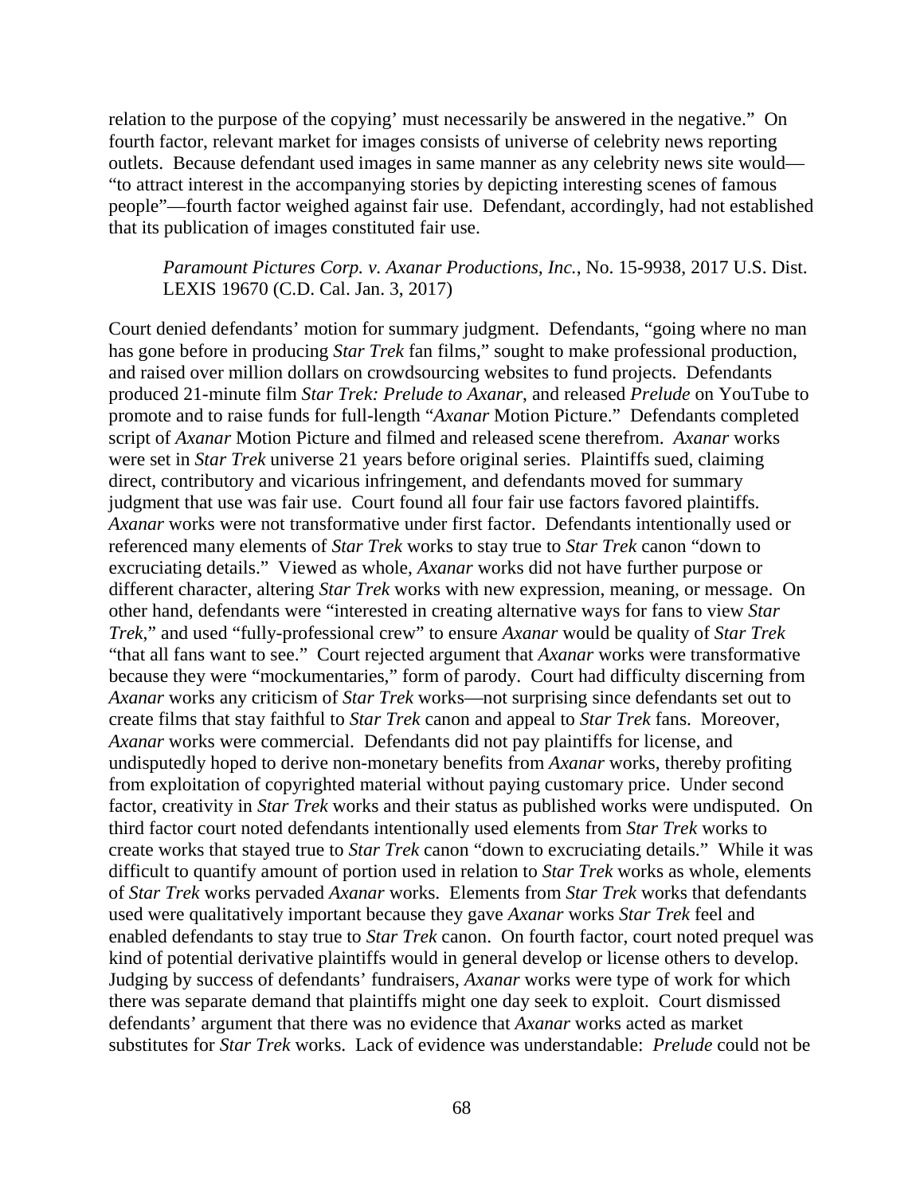relation to the purpose of the copying' must necessarily be answered in the negative." On fourth factor, relevant market for images consists of universe of celebrity news reporting outlets. Because defendant used images in same manner as any celebrity news site would—"to attract interest in the accompanying stories by depicting interesting scenes of famous people"—fourth factor weighed against fair use. Defendant, accordingly, had not established that its publication of images constituted fair use.

> *Paramount Pictures Corp. v. Axanar Productions, Inc.*, No. 15-9938, 2017 U.S. Dist. LEXIS 19670 (C.D. Cal. Jan. 3, 2017)

Court denied defendants' motion for summary judgment. Defendants, "going where no man has gone before in producing *Star Trek* fan films," sought to make professional production, and raised over million dollars on crowdsourcing websites to fund projects. Defendants produced 21-minute film *Star Trek: Prelude to Axanar*, and released *Prelude* on YouTube to promote and to raise funds for full-length "*Axanar* Motion Picture." Defendants completed script of *Axanar* Motion Picture and filmed and released scene therefrom. *Axanar* works were set in *Star Trek* universe 21 years before original series. Plaintiffs sued, claiming direct, contributory and vicarious infringement, and defendants moved for summary judgment that use was fair use. Court found all four fair use factors favored plaintiffs. *Axanar* works were not transformative under first factor. Defendants intentionally used or referenced many elements of *Star Trek* works to stay true to *Star Trek* canon "down to excruciating details." Viewed as whole, *Axanar* works did not have further purpose or different character, altering *Star Trek* works with new expression, meaning, or message. On other hand, defendants were "interested in creating alternative ways for fans to view *Star Trek*," and used "fully-professional crew" to ensure *Axanar* would be quality of *Star Trek* "that all fans want to see." Court rejected argument that *Axanar* works were transformative because they were "mockumentaries," form of parody. Court had difficulty discerning from *Axanar* works any criticism of *Star Trek* works—not surprising since defendants set out to create films that stay faithful to *Star Trek* canon and appeal to *Star Trek* fans. Moreover, *Axanar* works were commercial. Defendants did not pay plaintiffs for license, and undisputedly hoped to derive non-monetary benefits from *Axanar* works, thereby profiting from exploitation of copyrighted material without paying customary price. Under second factor, creativity in *Star Trek* works and their status as published works were undisputed. On third factor court noted defendants intentionally used elements from *Star Trek* works to create works that stayed true to *Star Trek* canon "down to excruciating details." While it was difficult to quantify amount of portion used in relation to *Star Trek* works as whole, elements of *Star Trek* works pervaded *Axanar* works. Elements from *Star Trek* works that defendants used were qualitatively important because they gave *Axanar* works *Star Trek* feel and enabled defendants to stay true to *Star Trek* canon. On fourth factor, court noted prequel was kind of potential derivative plaintiffs would in general develop or license others to develop. Judging by success of defendants' fundraisers, *Axanar* works were type of work for which there was separate demand that plaintiffs might one day seek to exploit. Court dismissed defendants' argument that there was no evidence that *Axanar* works acted as market substitutes for *Star Trek* works. Lack of evidence was understandable: *Prelude* could not be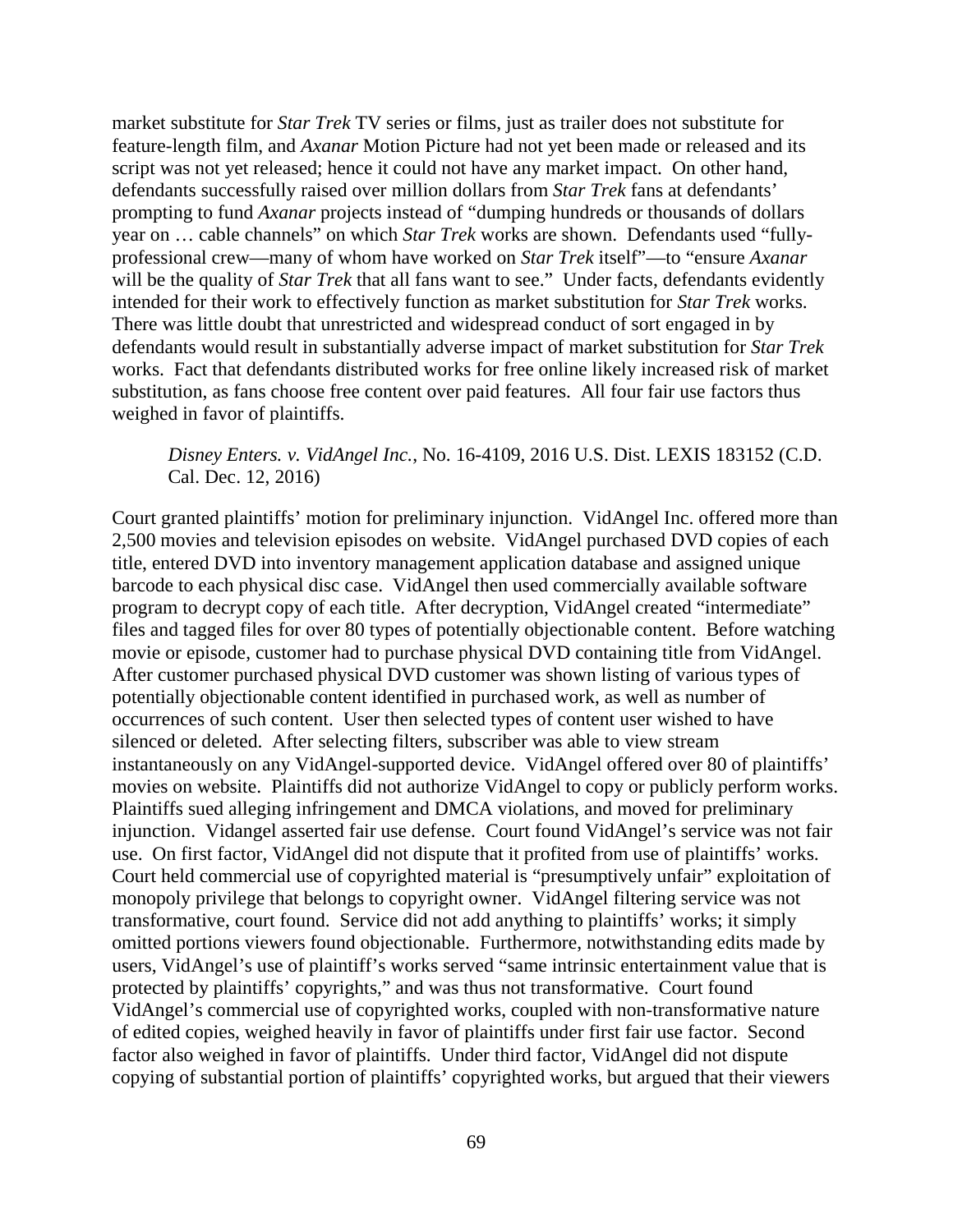market substitute for *Star Trek* TV series or films, just as trailer does not substitute for feature-length film, and *Axanar* Motion Picture had not yet been made or released and its script was not yet released; hence it could not have any market impact. On other hand, defendants successfully raised over million dollars from *Star Trek* fans at defendants' prompting to fund *Axanar* projects instead of "dumping hundreds or thousands of dollars year on … cable channels" on which *Star Trek* works are shown. Defendants used "fully-professional crew—many of whom have worked on *Star Trek* itself"—to "ensure *Axanar* will be the quality of *Star Trek* that all fans want to see." Under facts, defendants evidently intended for their work to effectively function as market substitution for *Star Trek* works. There was little doubt that unrestricted and widespread conduct of sort engaged in by defendants would result in substantially adverse impact of market substitution for *Star Trek* works. Fact that defendants distributed works for free online likely increased risk of market substitution, as fans choose free content over paid features. All four fair use factors thus weighed in favor of plaintiffs.

> *Disney Enters. v. VidAngel Inc.*, No. 16-4109, 2016 U.S. Dist. LEXIS 183152 (C.D. Cal. Dec. 12, 2016)

Court granted plaintiffs' motion for preliminary injunction. VidAngel Inc. offered more than 2,500 movies and television episodes on website. VidAngel purchased DVD copies of each title, entered DVD into inventory management application database and assigned unique barcode to each physical disc case. VidAngel then used commercially available software program to decrypt copy of each title. After decryption, VidAngel created "intermediate" files and tagged files for over 80 types of potentially objectionable content. Before watching movie or episode, customer had to purchase physical DVD containing title from VidAngel. After customer purchased physical DVD customer was shown listing of various types of potentially objectionable content identified in purchased work, as well as number of occurrences of such content. User then selected types of content user wished to have silenced or deleted. After selecting filters, subscriber was able to view stream instantaneously on any VidAngel-supported device. VidAngel offered over 80 of plaintiffs' movies on website. Plaintiffs did not authorize VidAngel to copy or publicly perform works. Plaintiffs sued alleging infringement and DMCA violations, and moved for preliminary injunction. Vidangel asserted fair use defense. Court found VidAngel's service was not fair use. On first factor, VidAngel did not dispute that it profited from use of plaintiffs' works. Court held commercial use of copyrighted material is "presumptively unfair" exploitation of monopoly privilege that belongs to copyright owner. VidAngel filtering service was not transformative, court found. Service did not add anything to plaintiffs' works; it simply omitted portions viewers found objectionable. Furthermore, notwithstanding edits made by users, VidAngel's use of plaintiff's works served "same intrinsic entertainment value that is protected by plaintiffs' copyrights," and was thus not transformative. Court found VidAngel's commercial use of copyrighted works, coupled with non-transformative nature of edited copies, weighed heavily in favor of plaintiffs under first fair use factor. Second factor also weighed in favor of plaintiffs. Under third factor, VidAngel did not dispute copying of substantial portion of plaintiffs' copyrighted works, but argued that their viewers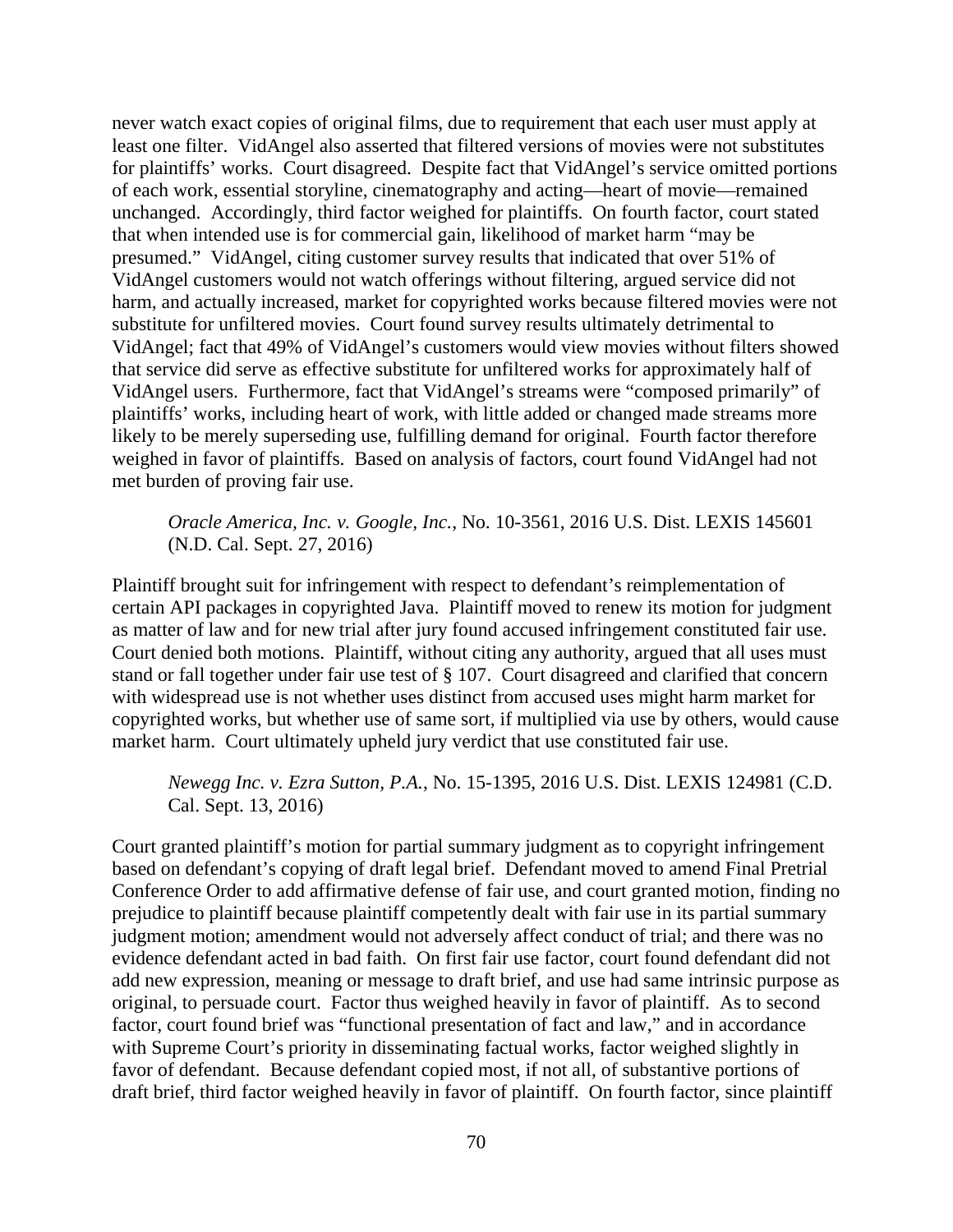never watch exact copies of original films, due to requirement that each user must apply at least one filter. VidAngel also asserted that filtered versions of movies were not substitutes for plaintiffs' works. Court disagreed. Despite fact that VidAngel's service omitted portions of each work, essential storyline, cinematography and acting—heart of movie—remained unchanged. Accordingly, third factor weighed for plaintiffs. On fourth factor, court stated that when intended use is for commercial gain, likelihood of market harm "may be presumed." VidAngel, citing customer survey results that indicated that over 51% of VidAngel customers would not watch offerings without filtering, argued service did not harm, and actually increased, market for copyrighted works because filtered movies were not substitute for unfiltered movies. Court found survey results ultimately detrimental to VidAngel; fact that 49% of VidAngel's customers would view movies without filters showed that service did serve as effective substitute for unfiltered works for approximately half of VidAngel users. Furthermore, fact that VidAngel's streams were "composed primarily" of plaintiffs' works, including heart of work, with little added or changed made streams more likely to be merely superseding use, fulfilling demand for original. Fourth factor therefore weighed in favor of plaintiffs. Based on analysis of factors, court found VidAngel had not met burden of proving fair use.

> *Oracle America, Inc. v. Google, Inc.*, No. 10-3561, 2016 U.S. Dist. LEXIS 145601 (N.D. Cal. Sept. 27, 2016)

Plaintiff brought suit for infringement with respect to defendant's reimplementation of certain API packages in copyrighted Java. Plaintiff moved to renew its motion for judgment as matter of law and for new trial after jury found accused infringement constituted fair use. Court denied both motions. Plaintiff, without citing any authority, argued that all uses must stand or fall together under fair use test of § 107. Court disagreed and clarified that concern with widespread use is not whether uses distinct from accused uses might harm market for copyrighted works, but whether use of same sort, if multiplied via use by others, would cause market harm. Court ultimately upheld jury verdict that use constituted fair use.

> *Newegg Inc. v. Ezra Sutton, P.A.*, No. 15-1395, 2016 U.S. Dist. LEXIS 124981 (C.D. Cal. Sept. 13, 2016)

Court granted plaintiff's motion for partial summary judgment as to copyright infringement based on defendant's copying of draft legal brief. Defendant moved to amend Final Pretrial Conference Order to add affirmative defense of fair use, and court granted motion, finding no prejudice to plaintiff because plaintiff competently dealt with fair use in its partial summary judgment motion; amendment would not adversely affect conduct of trial; and there was no evidence defendant acted in bad faith. On first fair use factor, court found defendant did not add new expression, meaning or message to draft brief, and use had same intrinsic purpose as original, to persuade court. Factor thus weighed heavily in favor of plaintiff. As to second factor, court found brief was "functional presentation of fact and law," and in accordance with Supreme Court's priority in disseminating factual works, factor weighed slightly in favor of defendant. Because defendant copied most, if not all, of substantive portions of draft brief, third factor weighed heavily in favor of plaintiff. On fourth factor, since plaintiff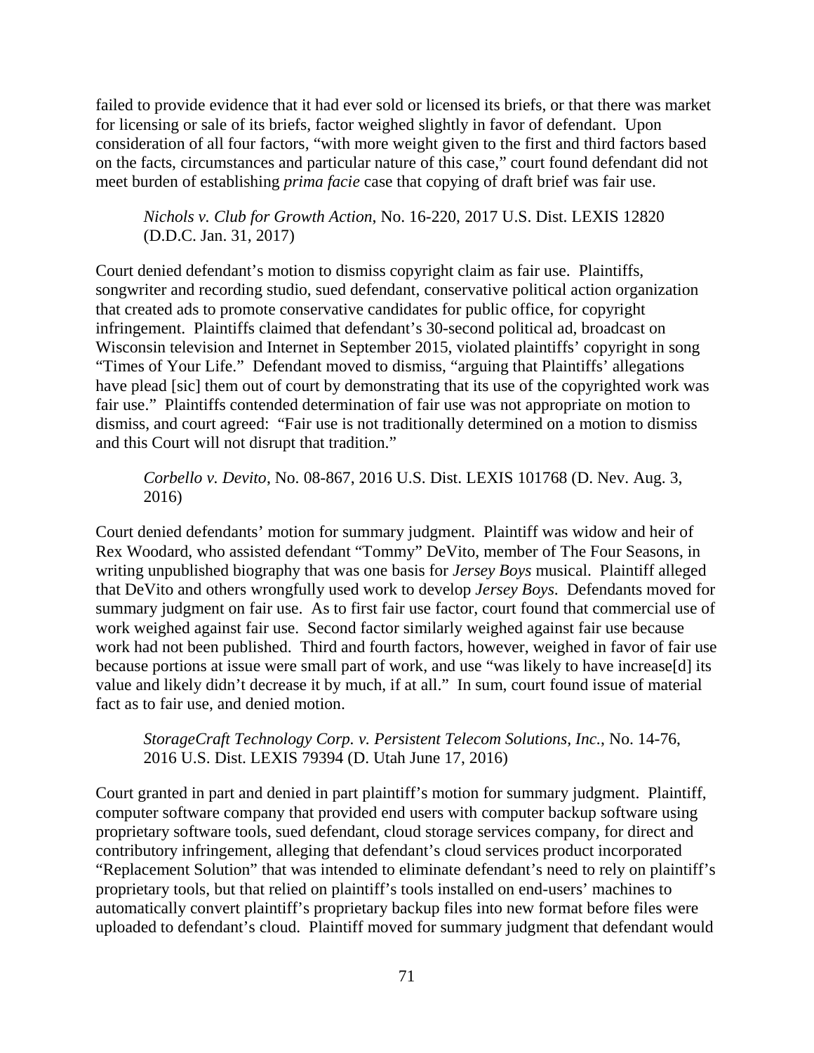failed to provide evidence that it had ever sold or licensed its briefs, or that there was market for licensing or sale of its briefs, factor weighed slightly in favor of defendant. Upon consideration of all four factors, "with more weight given to the first and third factors based on the facts, circumstances and particular nature of this case," court found defendant did not meet burden of establishing *prima facie* case that copying of draft brief was fair use.

> *Nichols v. Club for Growth Action*, No. 16-220, 2017 U.S. Dist. LEXIS 12820 (D.D.C. Jan. 31, 2017)

Court denied defendant's motion to dismiss copyright claim as fair use. Plaintiffs, songwriter and recording studio, sued defendant, conservative political action organization that created ads to promote conservative candidates for public office, for copyright infringement. Plaintiffs claimed that defendant's 30-second political ad, broadcast on Wisconsin television and Internet in September 2015, violated plaintiffs' copyright in song "Times of Your Life." Defendant moved to dismiss, "arguing that Plaintiffs' allegations have plead [sic] them out of court by demonstrating that its use of the copyrighted work was fair use." Plaintiffs contended determination of fair use was not appropriate on motion to dismiss, and court agreed: "Fair use is not traditionally determined on a motion to dismiss and this Court will not disrupt that tradition."

> *Corbello v. Devito*, No. 08-867, 2016 U.S. Dist. LEXIS 101768 (D. Nev. Aug. 3, 2016)

Court denied defendants' motion for summary judgment. Plaintiff was widow and heir of Rex Woodard, who assisted defendant "Tommy" DeVito, member of The Four Seasons, in writing unpublished biography that was one basis for *Jersey Boys* musical. Plaintiff alleged that DeVito and others wrongfully used work to develop *Jersey Boys*. Defendants moved for summary judgment on fair use. As to first fair use factor, court found that commercial use of work weighed against fair use. Second factor similarly weighed against fair use because work had not been published. Third and fourth factors, however, weighed in favor of fair use because portions at issue were small part of work, and use "was likely to have increase[d] its value and likely didn't decrease it by much, if at all." In sum, court found issue of material fact as to fair use, and denied motion.

> *StorageCraft Technology Corp. v. Persistent Telecom Solutions, Inc.*, No. 14-76, 2016 U.S. Dist. LEXIS 79394 (D. Utah June 17, 2016)

Court granted in part and denied in part plaintiff's motion for summary judgment. Plaintiff, computer software company that provided end users with computer backup software using proprietary software tools, sued defendant, cloud storage services company, for direct and contributory infringement, alleging that defendant's cloud services product incorporated "Replacement Solution" that was intended to eliminate defendant's need to rely on plaintiff's proprietary tools, but that relied on plaintiff's tools installed on end-users' machines to automatically convert plaintiff's proprietary backup files into new format before files were uploaded to defendant's cloud. Plaintiff moved for summary judgment that defendant would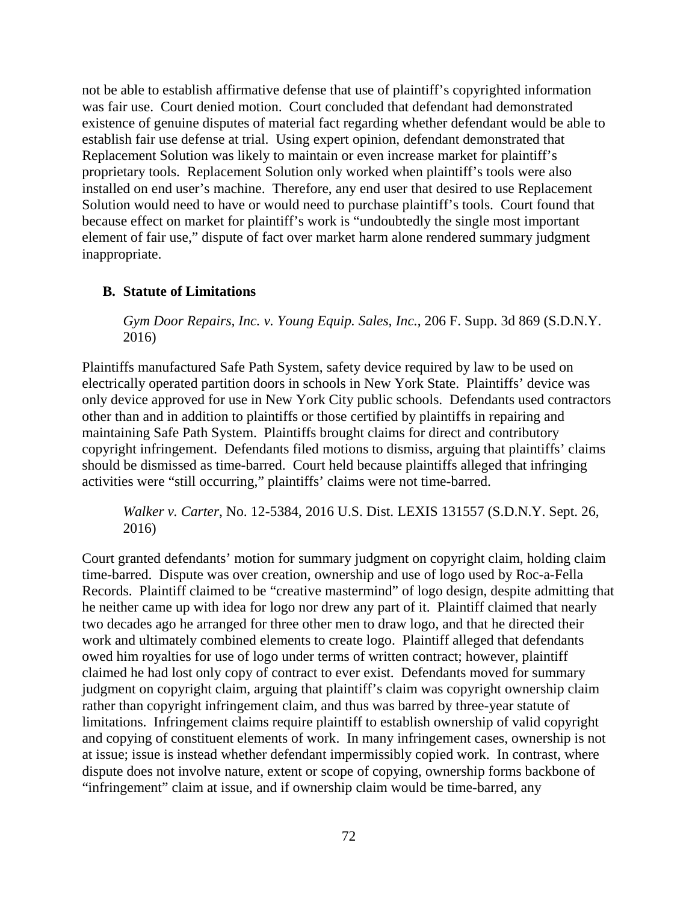not be able to establish affirmative defense that use of plaintiff's copyrighted information was fair use. Court denied motion. Court concluded that defendant had demonstrated existence of genuine disputes of material fact regarding whether defendant would be able to establish fair use defense at trial. Using expert opinion, defendant demonstrated that Replacement Solution was likely to maintain or even increase market for plaintiff's proprietary tools. Replacement Solution only worked when plaintiff's tools were also installed on end user's machine. Therefore, any end user that desired to use Replacement Solution would need to have or would need to purchase plaintiff's tools. Court found that because effect on market for plaintiff's work is "undoubtedly the single most important element of fair use," dispute of fact over market harm alone rendered summary judgment inappropriate.

### B. Statute of Limitations

> *Gym Door Repairs, Inc. v. Young Equip. Sales, Inc.*, 206 F. Supp. 3d 869 (S.D.N.Y. 2016)

Plaintiffs manufactured Safe Path System, safety device required by law to be used on electrically operated partition doors in schools in New York State. Plaintiffs' device was only device approved for use in New York City public schools. Defendants used contractors other than and in addition to plaintiffs or those certified by plaintiffs in repairing and maintaining Safe Path System. Plaintiffs brought claims for direct and contributory copyright infringement. Defendants filed motions to dismiss, arguing that plaintiffs' claims should be dismissed as time-barred. Court held because plaintiffs alleged that infringing activities were "still occurring," plaintiffs' claims were not time-barred.

> *Walker v. Carter*, No. 12-5384, 2016 U.S. Dist. LEXIS 131557 (S.D.N.Y. Sept. 26, 2016)

Court granted defendants' motion for summary judgment on copyright claim, holding claim time-barred. Dispute was over creation, ownership and use of logo used by Roc-a-Fella Records. Plaintiff claimed to be "creative mastermind" of logo design, despite admitting that he neither came up with idea for logo nor drew any part of it. Plaintiff claimed that nearly two decades ago he arranged for three other men to draw logo, and that he directed their work and ultimately combined elements to create logo. Plaintiff alleged that defendants owed him royalties for use of logo under terms of written contract; however, plaintiff claimed he had lost only copy of contract to ever exist. Defendants moved for summary judgment on copyright claim, arguing that plaintiff's claim was copyright ownership claim rather than copyright infringement claim, and thus was barred by three-year statute of limitations. Infringement claims require plaintiff to establish ownership of valid copyright and copying of constituent elements of work. In many infringement cases, ownership is not at issue; issue is instead whether defendant impermissibly copied work. In contrast, where dispute does not involve nature, extent or scope of copying, ownership forms backbone of "infringement" claim at issue, and if ownership claim would be time-barred, any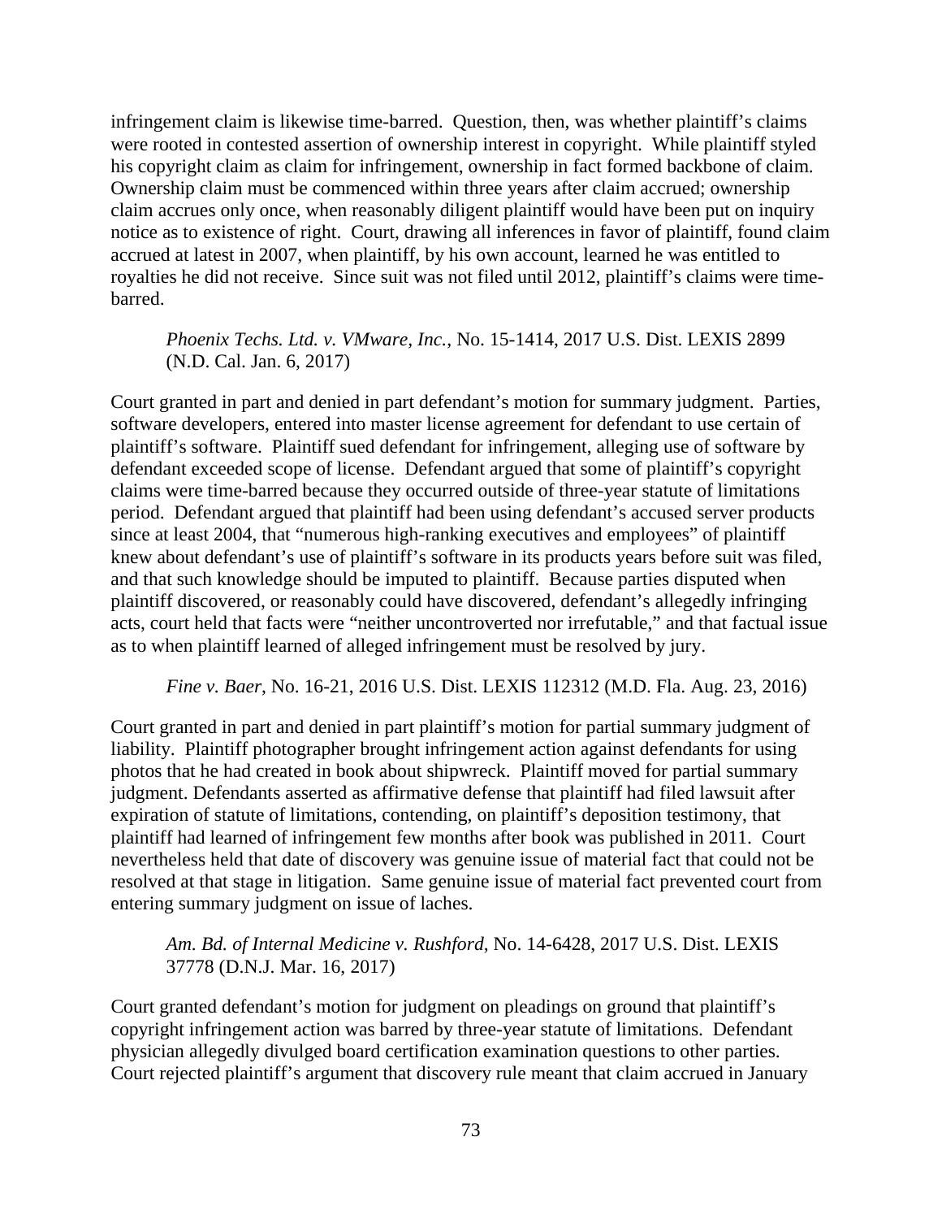infringement claim is likewise time-barred. Question, then, was whether plaintiff's claims were rooted in contested assertion of ownership interest in copyright. While plaintiff styled his copyright claim as claim for infringement, ownership in fact formed backbone of claim. Ownership claim must be commenced within three years after claim accrued; ownership claim accrues only once, when reasonably diligent plaintiff would have been put on inquiry notice as to existence of right. Court, drawing all inferences in favor of plaintiff, found claim accrued at latest in 2007, when plaintiff, by his own account, learned he was entitled to royalties he did not receive. Since suit was not filed until 2012, plaintiff's claims were time-barred.

> *Phoenix Techs. Ltd. v. VMware, Inc.*, No. 15-1414, 2017 U.S. Dist. LEXIS 2899 (N.D. Cal. Jan. 6, 2017)

Court granted in part and denied in part defendant's motion for summary judgment. Parties, software developers, entered into master license agreement for defendant to use certain of plaintiff's software. Plaintiff sued defendant for infringement, alleging use of software by defendant exceeded scope of license. Defendant argued that some of plaintiff's copyright claims were time-barred because they occurred outside of three-year statute of limitations period. Defendant argued that plaintiff had been using defendant's accused server products since at least 2004, that "numerous high-ranking executives and employees" of plaintiff knew about defendant's use of plaintiff's software in its products years before suit was filed, and that such knowledge should be imputed to plaintiff. Because parties disputed when plaintiff discovered, or reasonably could have discovered, defendant's allegedly infringing acts, court held that facts were "neither uncontroverted nor irrefutable," and that factual issue as to when plaintiff learned of alleged infringement must be resolved by jury.

> *Fine v. Baer*, No. 16-21, 2016 U.S. Dist. LEXIS 112312 (M.D. Fla. Aug. 23, 2016)

Court granted in part and denied in part plaintiff's motion for partial summary judgment of liability. Plaintiff photographer brought infringement action against defendants for using photos that he had created in book about shipwreck. Plaintiff moved for partial summary judgment. Defendants asserted as affirmative defense that plaintiff had filed lawsuit after expiration of statute of limitations, contending, on plaintiff's deposition testimony, that plaintiff had learned of infringement few months after book was published in 2011. Court nevertheless held that date of discovery was genuine issue of material fact that could not be resolved at that stage in litigation. Same genuine issue of material fact prevented court from entering summary judgment on issue of laches.

> *Am. Bd. of Internal Medicine v. Rushford*, No. 14-6428, 2017 U.S. Dist. LEXIS 37778 (D.N.J. Mar. 16, 2017)

Court granted defendant's motion for judgment on pleadings on ground that plaintiff's copyright infringement action was barred by three-year statute of limitations. Defendant physician allegedly divulged board certification examination questions to other parties. Court rejected plaintiff's argument that discovery rule meant that claim accrued in January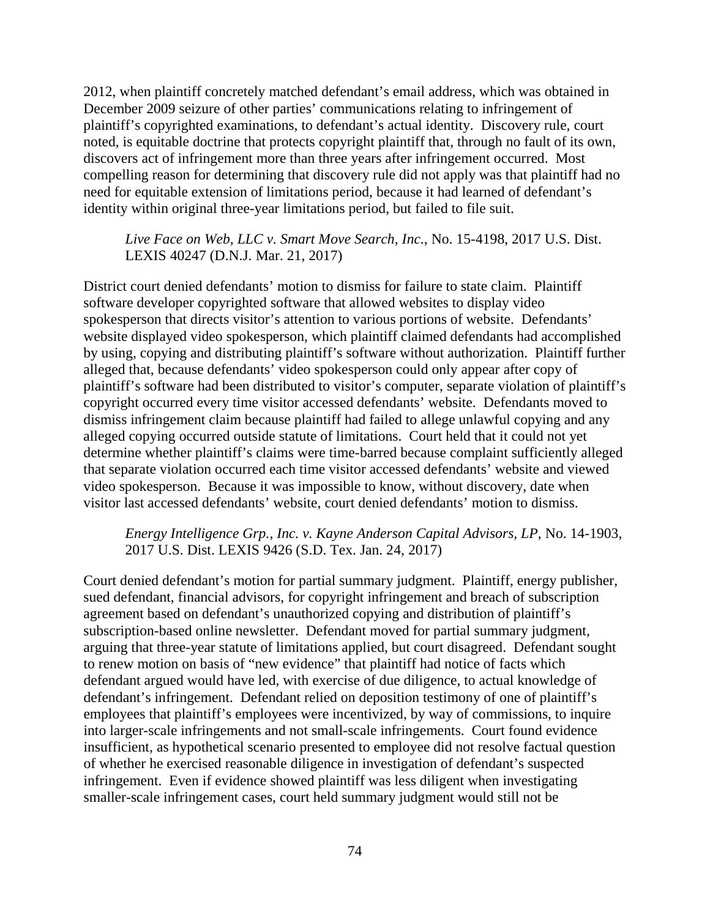2012, when plaintiff concretely matched defendant's email address, which was obtained in December 2009 seizure of other parties' communications relating to infringement of plaintiff's copyrighted examinations, to defendant's actual identity. Discovery rule, court noted, is equitable doctrine that protects copyright plaintiff that, through no fault of its own, discovers act of infringement more than three years after infringement occurred. Most compelling reason for determining that discovery rule did not apply was that plaintiff had no need for equitable extension of limitations period, because it had learned of defendant's identity within original three-year limitations period, but failed to file suit.

> *Live Face on Web, LLC v. Smart Move Search, Inc.*, No. 15-4198, 2017 U.S. Dist. LEXIS 40247 (D.N.J. Mar. 21, 2017)

District court denied defendants' motion to dismiss for failure to state claim. Plaintiff software developer copyrighted software that allowed websites to display video spokesperson that directs visitor's attention to various portions of website. Defendants' website displayed video spokesperson, which plaintiff claimed defendants had accomplished by using, copying and distributing plaintiff's software without authorization. Plaintiff further alleged that, because defendants' video spokesperson could only appear after copy of plaintiff's software had been distributed to visitor's computer, separate violation of plaintiff's copyright occurred every time visitor accessed defendants' website. Defendants moved to dismiss infringement claim because plaintiff had failed to allege unlawful copying and any alleged copying occurred outside statute of limitations. Court held that it could not yet determine whether plaintiff's claims were time-barred because complaint sufficiently alleged that separate violation occurred each time visitor accessed defendants' website and viewed video spokesperson. Because it was impossible to know, without discovery, date when visitor last accessed defendants' website, court denied defendants' motion to dismiss.

> *Energy Intelligence Grp., Inc. v. Kayne Anderson Capital Advisors, LP*, No. 14-1903, 2017 U.S. Dist. LEXIS 9426 (S.D. Tex. Jan. 24, 2017)

Court denied defendant's motion for partial summary judgment. Plaintiff, energy publisher, sued defendant, financial advisors, for copyright infringement and breach of subscription agreement based on defendant's unauthorized copying and distribution of plaintiff's subscription-based online newsletter. Defendant moved for partial summary judgment, arguing that three-year statute of limitations applied, but court disagreed. Defendant sought to renew motion on basis of "new evidence" that plaintiff had notice of facts which defendant argued would have led, with exercise of due diligence, to actual knowledge of defendant's infringement. Defendant relied on deposition testimony of one of plaintiff's employees that plaintiff's employees were incentivized, by way of commissions, to inquire into larger-scale infringements and not small-scale infringements. Court found evidence insufficient, as hypothetical scenario presented to employee did not resolve factual question of whether he exercised reasonable diligence in investigation of defendant's suspected infringement. Even if evidence showed plaintiff was less diligent when investigating smaller-scale infringement cases, court held summary judgment would still not be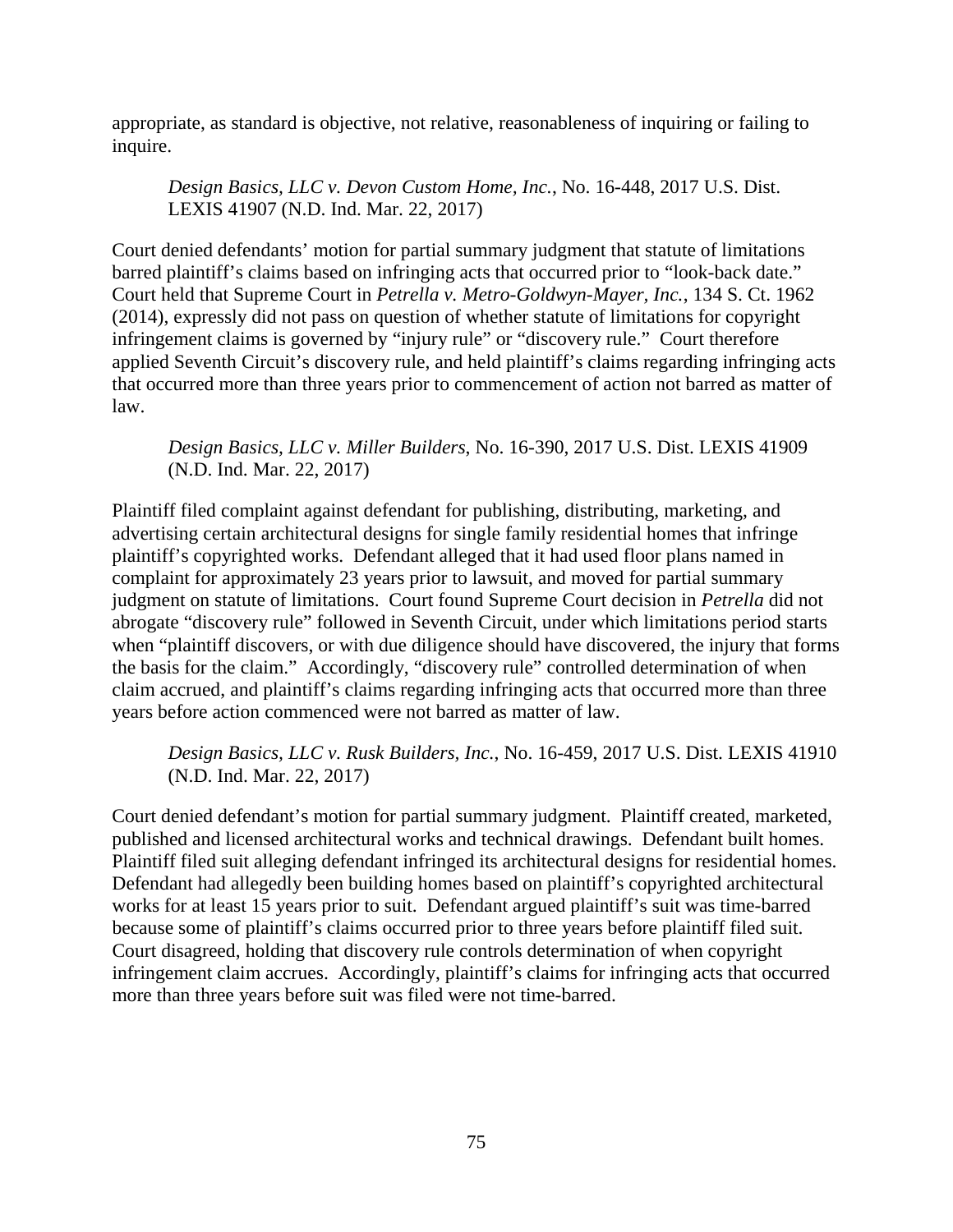appropriate, as standard is objective, not relative, reasonableness of inquiring or failing to inquire.

*Design Basics, LLC v. Devon Custom Home, Inc.*, No. 16-448, 2017 U.S. Dist. LEXIS 41907 (N.D. Ind. Mar. 22, 2017)

Court denied defendants' motion for partial summary judgment that statute of limitations barred plaintiff's claims based on infringing acts that occurred prior to "look-back date." Court held that Supreme Court in *Petrella v. Metro-Goldwyn-Mayer, Inc.*, 134 S. Ct. 1962 (2014), expressly did not pass on question of whether statute of limitations for copyright infringement claims is governed by "injury rule" or "discovery rule." Court therefore applied Seventh Circuit's discovery rule, and held plaintiff's claims regarding infringing acts that occurred more than three years prior to commencement of action not barred as matter of law.

*Design Basics, LLC v. Miller Builders*, No. 16-390, 2017 U.S. Dist. LEXIS 41909 (N.D. Ind. Mar. 22, 2017)

Plaintiff filed complaint against defendant for publishing, distributing, marketing, and advertising certain architectural designs for single family residential homes that infringe plaintiff's copyrighted works. Defendant alleged that it had used floor plans named in complaint for approximately 23 years prior to lawsuit, and moved for partial summary judgment on statute of limitations. Court found Supreme Court decision in *Petrella* did not abrogate "discovery rule" followed in Seventh Circuit, under which limitations period starts when "plaintiff discovers, or with due diligence should have discovered, the injury that forms the basis for the claim." Accordingly, "discovery rule" controlled determination of when claim accrued, and plaintiff's claims regarding infringing acts that occurred more than three years before action commenced were not barred as matter of law.

*Design Basics, LLC v. Rusk Builders, Inc.*, No. 16-459, 2017 U.S. Dist. LEXIS 41910 (N.D. Ind. Mar. 22, 2017)

Court denied defendant's motion for partial summary judgment. Plaintiff created, marketed, published and licensed architectural works and technical drawings. Defendant built homes. Plaintiff filed suit alleging defendant infringed its architectural designs for residential homes. Defendant had allegedly been building homes based on plaintiff's copyrighted architectural works for at least 15 years prior to suit. Defendant argued plaintiff's suit was time-barred because some of plaintiff's claims occurred prior to three years before plaintiff filed suit. Court disagreed, holding that discovery rule controls determination of when copyright infringement claim accrues. Accordingly, plaintiff's claims for infringing acts that occurred more than three years before suit was filed were not time-barred.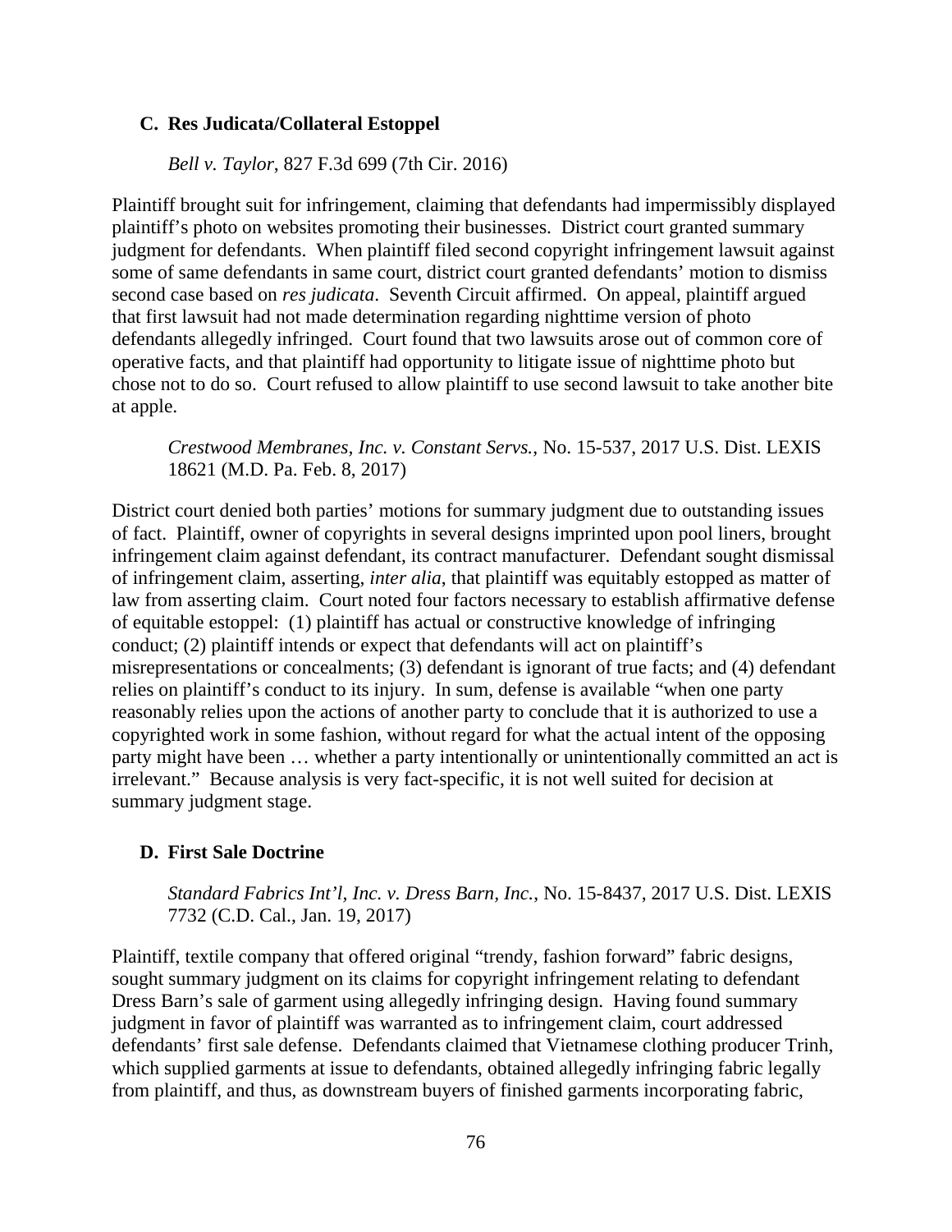### C. Res Judicata/Collateral Estoppel

*Bell v. Taylor*, 827 F.3d 699 (7th Cir. 2016)

Plaintiff brought suit for infringement, claiming that defendants had impermissibly displayed plaintiff's photo on websites promoting their businesses. District court granted summary judgment for defendants. When plaintiff filed second copyright infringement lawsuit against some of same defendants in same court, district court granted defendants' motion to dismiss second case based on *res judicata*. Seventh Circuit affirmed. On appeal, plaintiff argued that first lawsuit had not made determination regarding nighttime version of photo defendants allegedly infringed. Court found that two lawsuits arose out of common core of operative facts, and that plaintiff had opportunity to litigate issue of nighttime photo but chose not to do so. Court refused to allow plaintiff to use second lawsuit to take another bite at apple.

*Crestwood Membranes, Inc. v. Constant Servs.*, No. 15-537, 2017 U.S. Dist. LEXIS 18621 (M.D. Pa. Feb. 8, 2017)

District court denied both parties' motions for summary judgment due to outstanding issues of fact. Plaintiff, owner of copyrights in several designs imprinted upon pool liners, brought infringement claim against defendant, its contract manufacturer. Defendant sought dismissal of infringement claim, asserting, *inter alia,* that plaintiff was equitably estopped as matter of law from asserting claim. Court noted four factors necessary to establish affirmative defense of equitable estoppel: (1) plaintiff has actual or constructive knowledge of infringing conduct; (2) plaintiff intends or expect that defendants will act on plaintiff's misrepresentations or concealments; (3) defendant is ignorant of true facts; and (4) defendant relies on plaintiff's conduct to its injury. In sum, defense is available "when one party reasonably relies upon the actions of another party to conclude that it is authorized to use a copyrighted work in some fashion, without regard for what the actual intent of the opposing party might have been … whether a party intentionally or unintentionally committed an act is irrelevant." Because analysis is very fact-specific, it is not well suited for decision at summary judgment stage.

### D. First Sale Doctrine

*Standard Fabrics Int'l, Inc. v. Dress Barn, Inc.*, No. 15-8437, 2017 U.S. Dist. LEXIS 7732 (C.D. Cal., Jan. 19, 2017)

Plaintiff, textile company that offered original "trendy, fashion forward" fabric designs, sought summary judgment on its claims for copyright infringement relating to defendant Dress Barn's sale of garment using allegedly infringing design. Having found summary judgment in favor of plaintiff was warranted as to infringement claim, court addressed defendants' first sale defense. Defendants claimed that Vietnamese clothing producer Trinh, which supplied garments at issue to defendants, obtained allegedly infringing fabric legally from plaintiff, and thus, as downstream buyers of finished garments incorporating fabric,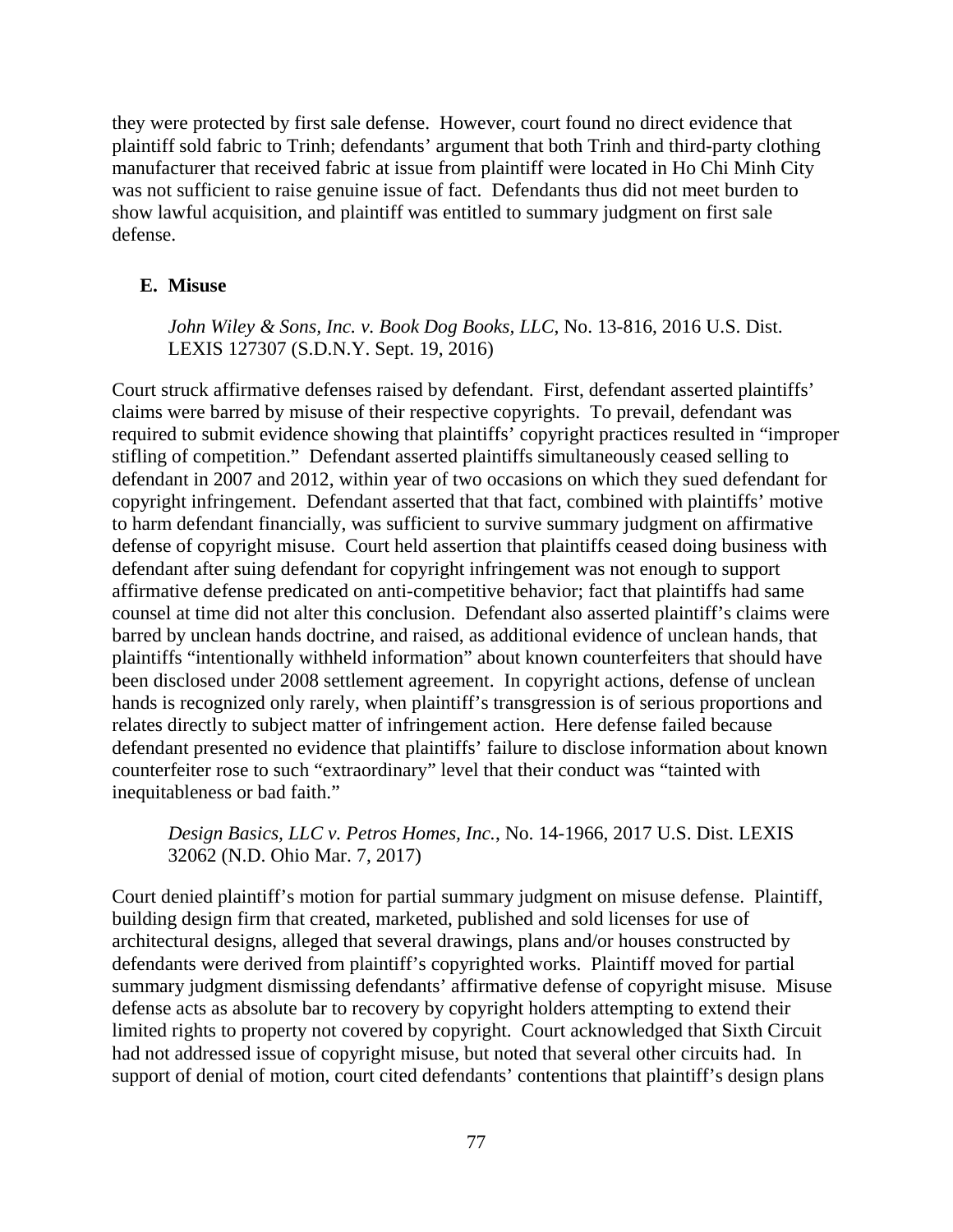they were protected by first sale defense. However, court found no direct evidence that plaintiff sold fabric to Trinh; defendants' argument that both Trinh and third-party clothing manufacturer that received fabric at issue from plaintiff were located in Ho Chi Minh City was not sufficient to raise genuine issue of fact. Defendants thus did not meet burden to show lawful acquisition, and plaintiff was entitled to summary judgment on first sale defense.

### E. Misuse

*John Wiley & Sons, Inc. v. Book Dog Books, LLC*, No. 13-816, 2016 U.S. Dist. LEXIS 127307 (S.D.N.Y. Sept. 19, 2016)

Court struck affirmative defenses raised by defendant. First, defendant asserted plaintiffs' claims were barred by misuse of their respective copyrights. To prevail, defendant was required to submit evidence showing that plaintiffs' copyright practices resulted in "improper stifling of competition." Defendant asserted plaintiffs simultaneously ceased selling to defendant in 2007 and 2012, within year of two occasions on which they sued defendant for copyright infringement. Defendant asserted that that fact, combined with plaintiffs' motive to harm defendant financially, was sufficient to survive summary judgment on affirmative defense of copyright misuse. Court held assertion that plaintiffs ceased doing business with defendant after suing defendant for copyright infringement was not enough to support affirmative defense predicated on anti-competitive behavior; fact that plaintiffs had same counsel at time did not alter this conclusion. Defendant also asserted plaintiff's claims were barred by unclean hands doctrine, and raised, as additional evidence of unclean hands, that plaintiffs "intentionally withheld information" about known counterfeiters that should have been disclosed under 2008 settlement agreement. In copyright actions, defense of unclean hands is recognized only rarely, when plaintiff's transgression is of serious proportions and relates directly to subject matter of infringement action. Here defense failed because defendant presented no evidence that plaintiffs' failure to disclose information about known counterfeiter rose to such "extraordinary" level that their conduct was "tainted with inequitableness or bad faith."

*Design Basics, LLC v. Petros Homes, Inc.*, No. 14-1966, 2017 U.S. Dist. LEXIS 32062 (N.D. Ohio Mar. 7, 2017)

Court denied plaintiff's motion for partial summary judgment on misuse defense. Plaintiff, building design firm that created, marketed, published and sold licenses for use of architectural designs, alleged that several drawings, plans and/or houses constructed by defendants were derived from plaintiff's copyrighted works. Plaintiff moved for partial summary judgment dismissing defendants' affirmative defense of copyright misuse. Misuse defense acts as absolute bar to recovery by copyright holders attempting to extend their limited rights to property not covered by copyright. Court acknowledged that Sixth Circuit had not addressed issue of copyright misuse, but noted that several other circuits had. In support of denial of motion, court cited defendants' contentions that plaintiff's design plans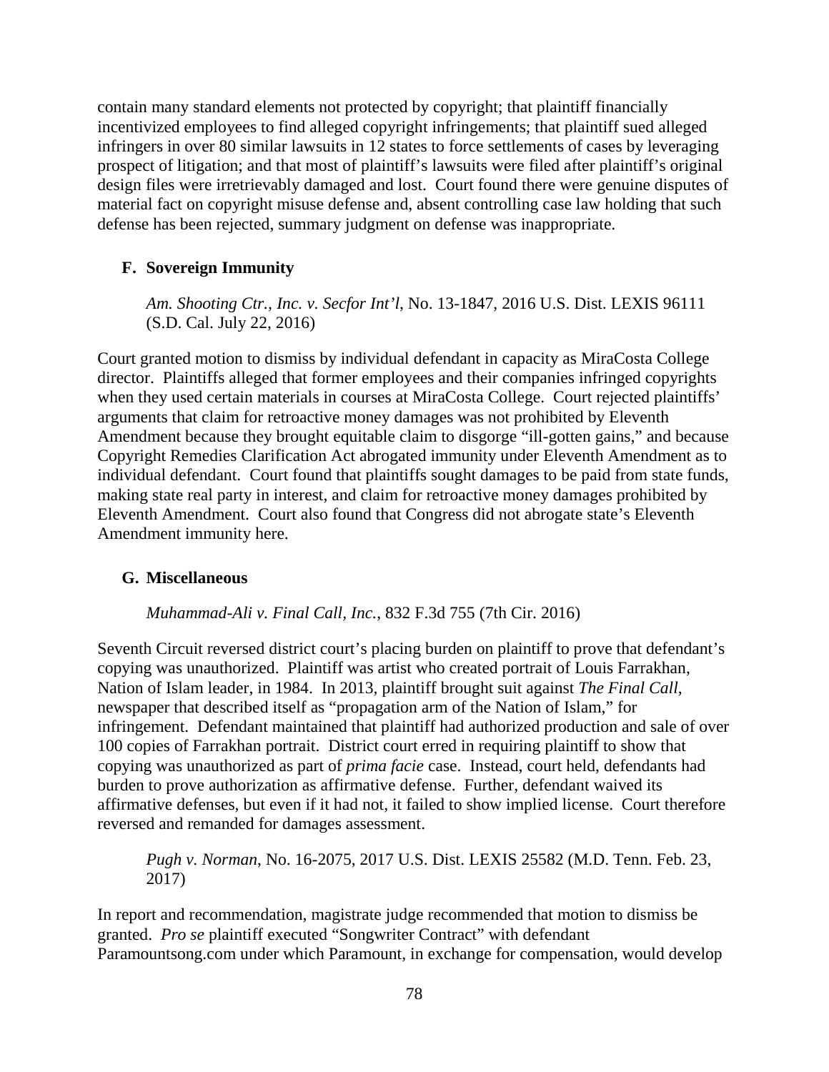contain many standard elements not protected by copyright; that plaintiff financially incentivized employees to find alleged copyright infringements; that plaintiff sued alleged infringers in over 80 similar lawsuits in 12 states to force settlements of cases by leveraging prospect of litigation; and that most of plaintiff's lawsuits were filed after plaintiff's original design files were irretrievably damaged and lost. Court found there were genuine disputes of material fact on copyright misuse defense and, absent controlling case law holding that such defense has been rejected, summary judgment on defense was inappropriate.

### F. Sovereign Immunity

*Am. Shooting Ctr., Inc. v. Secfor Int'l*, No. 13-1847, 2016 U.S. Dist. LEXIS 96111 (S.D. Cal. July 22, 2016)

Court granted motion to dismiss by individual defendant in capacity as MiraCosta College director. Plaintiffs alleged that former employees and their companies infringed copyrights when they used certain materials in courses at MiraCosta College. Court rejected plaintiffs' arguments that claim for retroactive money damages was not prohibited by Eleventh Amendment because they brought equitable claim to disgorge "ill-gotten gains," and because Copyright Remedies Clarification Act abrogated immunity under Eleventh Amendment as to individual defendant. Court found that plaintiffs sought damages to be paid from state funds, making state real party in interest, and claim for retroactive money damages prohibited by Eleventh Amendment. Court also found that Congress did not abrogate state's Eleventh Amendment immunity here.

### G. Miscellaneous

*Muhammad-Ali v. Final Call, Inc.*, 832 F.3d 755 (7th Cir. 2016)

Seventh Circuit reversed district court's placing burden on plaintiff to prove that defendant's copying was unauthorized. Plaintiff was artist who created portrait of Louis Farrakhan, Nation of Islam leader, in 1984. In 2013, plaintiff brought suit against *The Final Call*, newspaper that described itself as "propagation arm of the Nation of Islam," for infringement. Defendant maintained that plaintiff had authorized production and sale of over 100 copies of Farrakhan portrait. District court erred in requiring plaintiff to show that copying was unauthorized as part of *prima facie* case. Instead, court held, defendants had burden to prove authorization as affirmative defense. Further, defendant waived its affirmative defenses, but even if it had not, it failed to show implied license. Court therefore reversed and remanded for damages assessment.

*Pugh v. Norman*, No. 16-2075, 2017 U.S. Dist. LEXIS 25582 (M.D. Tenn. Feb. 23, 2017)

In report and recommendation, magistrate judge recommended that motion to dismiss be granted. *Pro se* plaintiff executed "Songwriter Contract" with defendant Paramountsong.com under which Paramount, in exchange for compensation, would develop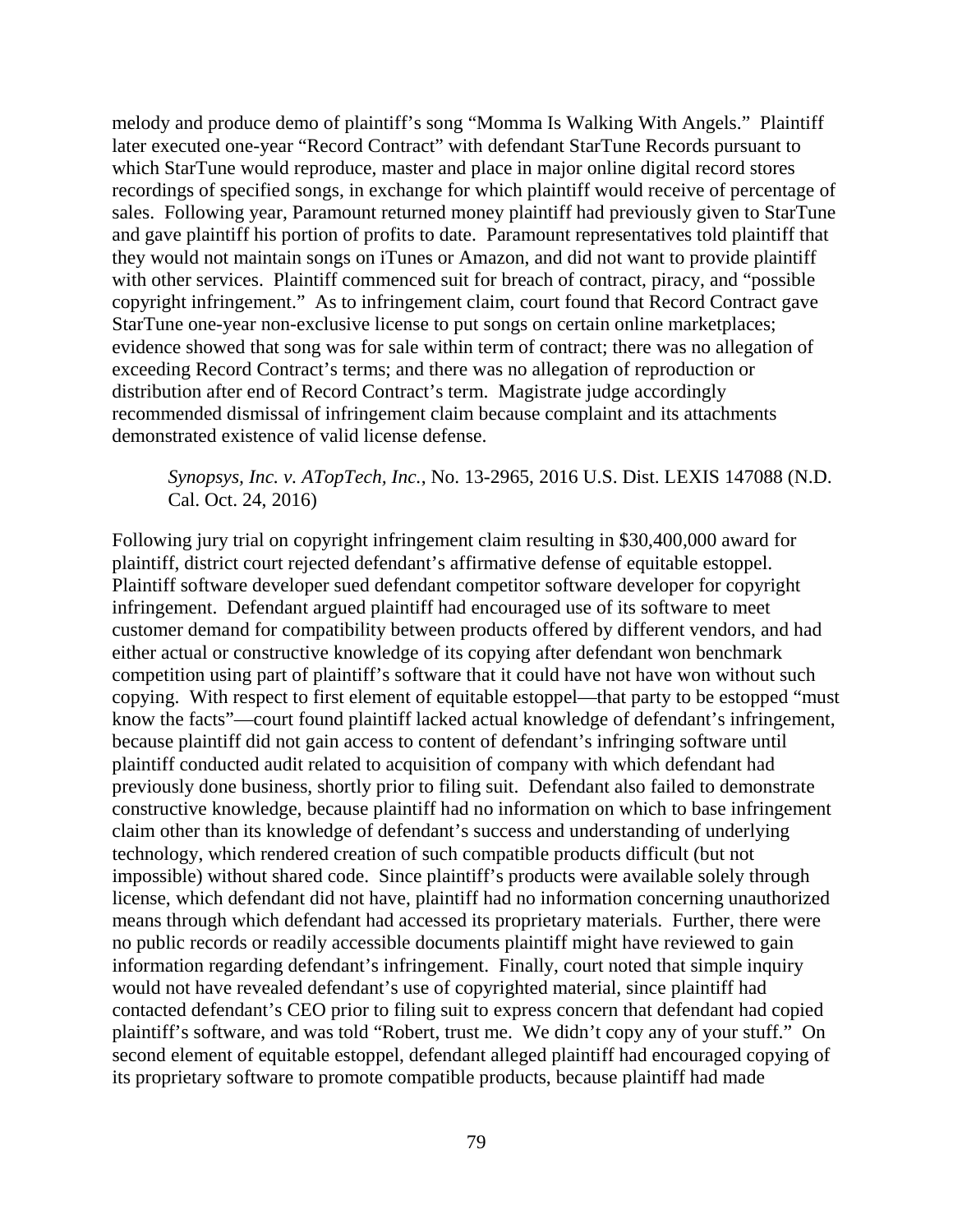melody and produce demo of plaintiff's song "Momma Is Walking With Angels." Plaintiff later executed one-year "Record Contract" with defendant StarTune Records pursuant to which StarTune would reproduce, master and place in major online digital record stores recordings of specified songs, in exchange for which plaintiff would receive of percentage of sales. Following year, Paramount returned money plaintiff had previously given to StarTune and gave plaintiff his portion of profits to date. Paramount representatives told plaintiff that they would not maintain songs on iTunes or Amazon, and did not want to provide plaintiff with other services. Plaintiff commenced suit for breach of contract, piracy, and "possible copyright infringement." As to infringement claim, court found that Record Contract gave StarTune one-year non-exclusive license to put songs on certain online marketplaces; evidence showed that song was for sale within term of contract; there was no allegation of exceeding Record Contract's terms; and there was no allegation of reproduction or distribution after end of Record Contract's term. Magistrate judge accordingly recommended dismissal of infringement claim because complaint and its attachments demonstrated existence of valid license defense.

> *Synopsys, Inc. v. ATopTech, Inc.*, No. 13-2965, 2016 U.S. Dist. LEXIS 147088 (N.D. Cal. Oct. 24, 2016)

Following jury trial on copyright infringement claim resulting in $30,400,000 award for plaintiff, district court rejected defendant's affirmative defense of equitable estoppel. Plaintiff software developer sued defendant competitor software developer for copyright infringement. Defendant argued plaintiff had encouraged use of its software to meet customer demand for compatibility between products offered by different vendors, and had either actual or constructive knowledge of its copying after defendant won benchmark competition using part of plaintiff's software that it could have not have won without such copying. With respect to first element of equitable estoppel—that party to be estopped "must know the facts"—court found plaintiff lacked actual knowledge of defendant's infringement, because plaintiff did not gain access to content of defendant's infringing software until plaintiff conducted audit related to acquisition of company with which defendant had previously done business, shortly prior to filing suit. Defendant also failed to demonstrate constructive knowledge, because plaintiff had no information on which to base infringement claim other than its knowledge of defendant's success and understanding of underlying technology, which rendered creation of such compatible products difficult (but not impossible) without shared code. Since plaintiff's products were available solely through license, which defendant did not have, plaintiff had no information concerning unauthorized means through which defendant had accessed its proprietary materials. Further, there were no public records or readily accessible documents plaintiff might have reviewed to gain information regarding defendant's infringement. Finally, court noted that simple inquiry would not have revealed defendant's use of copyrighted material, since plaintiff had contacted defendant's CEO prior to filing suit to express concern that defendant had copied plaintiff's software, and was told "Robert, trust me. We didn't copy any of your stuff." On second element of equitable estoppel, defendant alleged plaintiff had encouraged copying of its proprietary software to promote compatible products, because plaintiff had made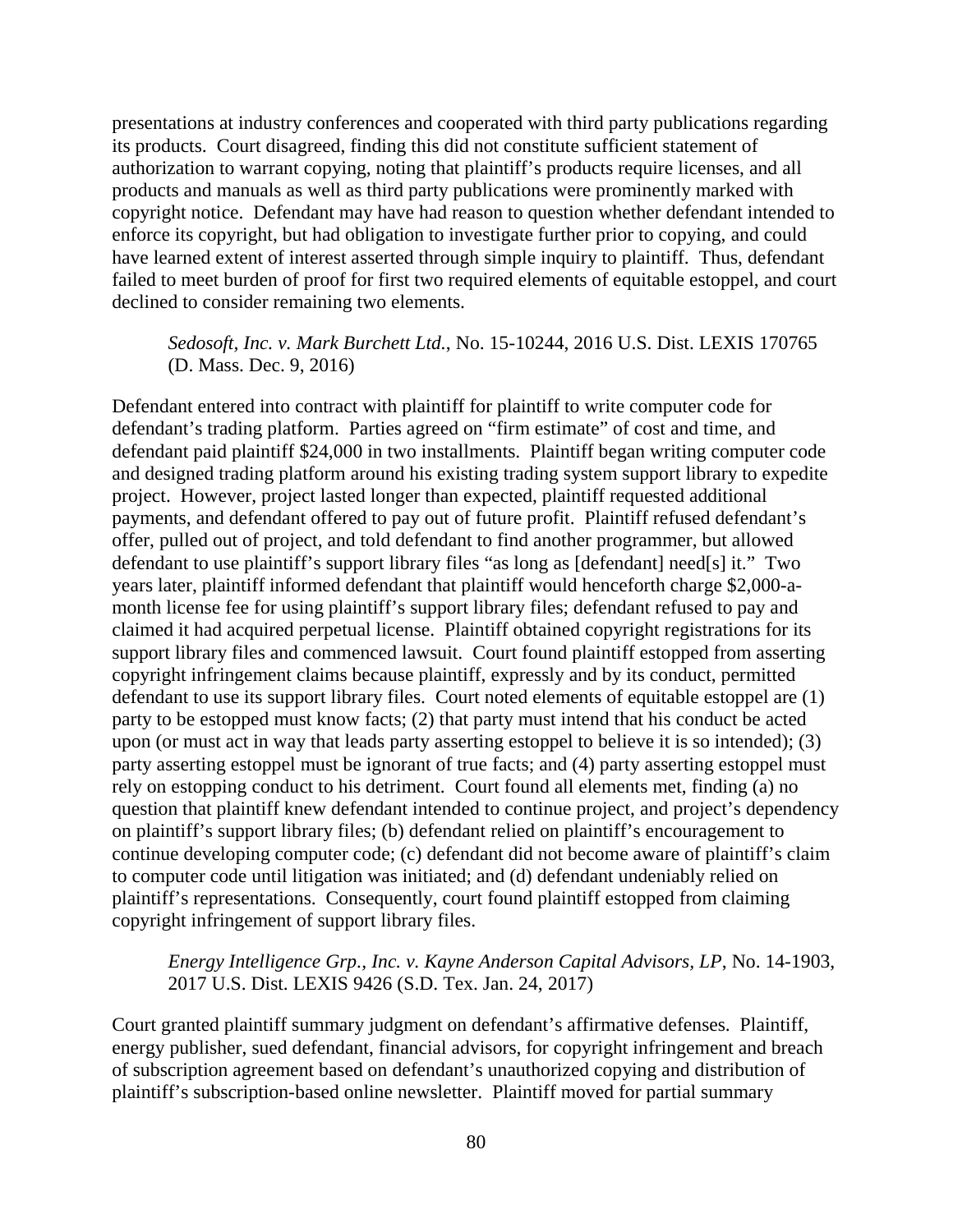presentations at industry conferences and cooperated with third party publications regarding its products. Court disagreed, finding this did not constitute sufficient statement of authorization to warrant copying, noting that plaintiff's products require licenses, and all products and manuals as well as third party publications were prominently marked with copyright notice. Defendant may have had reason to question whether defendant intended to enforce its copyright, but had obligation to investigate further prior to copying, and could have learned extent of interest asserted through simple inquiry to plaintiff. Thus, defendant failed to meet burden of proof for first two required elements of equitable estoppel, and court declined to consider remaining two elements.

> *Sedosoft, Inc. v. Mark Burchett Ltd.*, No. 15-10244, 2016 U.S. Dist. LEXIS 170765 (D. Mass. Dec. 9, 2016)

Defendant entered into contract with plaintiff for plaintiff to write computer code for defendant's trading platform. Parties agreed on "firm estimate" of cost and time, and defendant paid plaintiff $24,000 in two installments. Plaintiff began writing computer code and designed trading platform around his existing trading system support library to expedite project. However, project lasted longer than expected, plaintiff requested additional payments, and defendant offered to pay out of future profit. Plaintiff refused defendant's offer, pulled out of project, and told defendant to find another programmer, but allowed defendant to use plaintiff's support library files "as long as [defendant] need[s] it." Two years later, plaintiff informed defendant that plaintiff would henceforth charge $2,000-a-month license fee for using plaintiff's support library files; defendant refused to pay and claimed it had acquired perpetual license. Plaintiff obtained copyright registrations for its support library files and commenced lawsuit. Court found plaintiff estopped from asserting copyright infringement claims because plaintiff, expressly and by its conduct, permitted defendant to use its support library files. Court noted elements of equitable estoppel are (1) party to be estopped must know facts; (2) that party must intend that his conduct be acted upon (or must act in way that leads party asserting estoppel to believe it is so intended); (3) party asserting estoppel must be ignorant of true facts; and (4) party asserting estoppel must rely on estopping conduct to his detriment. Court found all elements met, finding (a) no question that plaintiff knew defendant intended to continue project, and project's dependency on plaintiff's support library files; (b) defendant relied on plaintiff's encouragement to continue developing computer code; (c) defendant did not become aware of plaintiff's claim to computer code until litigation was initiated; and (d) defendant undeniably relied on plaintiff's representations. Consequently, court found plaintiff estopped from claiming copyright infringement of support library files.

> *Energy Intelligence Grp., Inc. v. Kayne Anderson Capital Advisors, LP*, No. 14-1903, 2017 U.S. Dist. LEXIS 9426 (S.D. Tex. Jan. 24, 2017)

Court granted plaintiff summary judgment on defendant's affirmative defenses. Plaintiff, energy publisher, sued defendant, financial advisors, for copyright infringement and breach of subscription agreement based on defendant's unauthorized copying and distribution of plaintiff's subscription-based online newsletter. Plaintiff moved for partial summary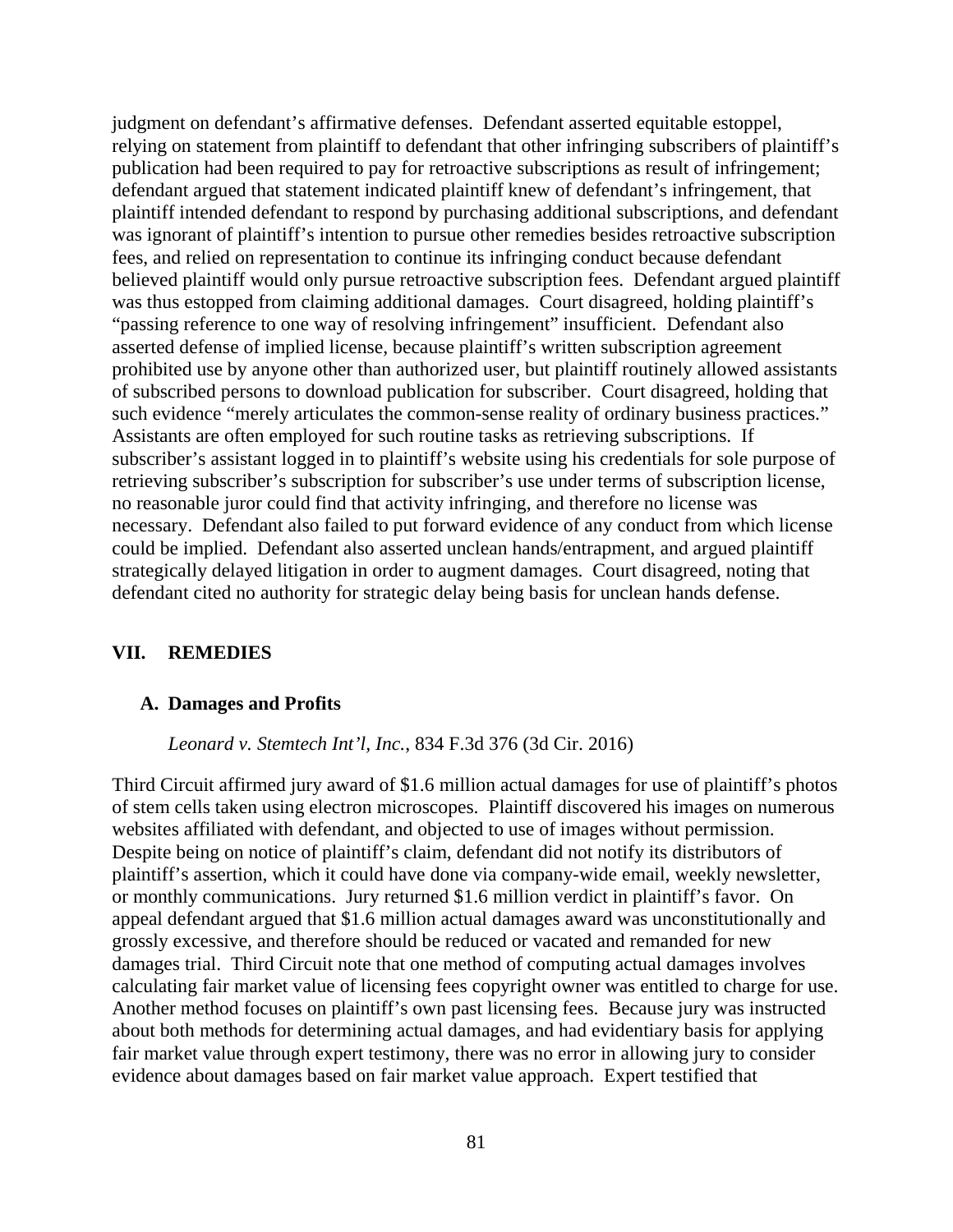judgment on defendant's affirmative defenses. Defendant asserted equitable estoppel, relying on statement from plaintiff to defendant that other infringing subscribers of plaintiff's publication had been required to pay for retroactive subscriptions as result of infringement; defendant argued that statement indicated plaintiff knew of defendant's infringement, that plaintiff intended defendant to respond by purchasing additional subscriptions, and defendant was ignorant of plaintiff's intention to pursue other remedies besides retroactive subscription fees, and relied on representation to continue its infringing conduct because defendant believed plaintiff would only pursue retroactive subscription fees. Defendant argued plaintiff was thus estopped from claiming additional damages. Court disagreed, holding plaintiff's "passing reference to one way of resolving infringement" insufficient. Defendant also asserted defense of implied license, because plaintiff's written subscription agreement prohibited use by anyone other than authorized user, but plaintiff routinely allowed assistants of subscribed persons to download publication for subscriber. Court disagreed, holding that such evidence "merely articulates the common-sense reality of ordinary business practices." Assistants are often employed for such routine tasks as retrieving subscriptions. If subscriber's assistant logged in to plaintiff's website using his credentials for sole purpose of retrieving subscriber's subscription for subscriber's use under terms of subscription license, no reasonable juror could find that activity infringing, and therefore no license was necessary. Defendant also failed to put forward evidence of any conduct from which license could be implied. Defendant also asserted unclean hands/entrapment, and argued plaintiff strategically delayed litigation in order to augment damages. Court disagreed, noting that defendant cited no authority for strategic delay being basis for unclean hands defense.

## VII. REMEDIES

### A. Damages and Profits

*Leonard v. Stemtech Int'l, Inc.*, 834 F.3d 376 (3d Cir. 2016)

Third Circuit affirmed jury award of $1.6 million actual damages for use of plaintiff's photos of stem cells taken using electron microscopes. Plaintiff discovered his images on numerous websites affiliated with defendant, and objected to use of images without permission. Despite being on notice of plaintiff's claim, defendant did not notify its distributors of plaintiff's assertion, which it could have done via company-wide email, weekly newsletter, or monthly communications. Jury returned $1.6 million verdict in plaintiff's favor. On appeal defendant argued that $1.6 million actual damages award was unconstitutionally and grossly excessive, and therefore should be reduced or vacated and remanded for new damages trial. Third Circuit note that one method of computing actual damages involves calculating fair market value of licensing fees copyright owner was entitled to charge for use. Another method focuses on plaintiff's own past licensing fees. Because jury was instructed about both methods for determining actual damages, and had evidentiary basis for applying fair market value through expert testimony, there was no error in allowing jury to consider evidence about damages based on fair market value approach. Expert testified that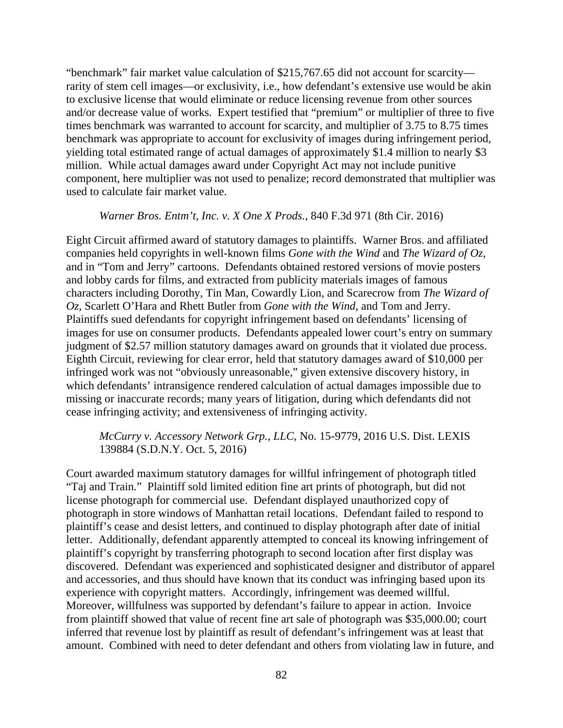"benchmark" fair market value calculation of $215,767.65 did not account for scarcity—rarity of stem cell images—or exclusivity, i.e., how defendant's extensive use would be akin to exclusive license that would eliminate or reduce licensing revenue from other sources and/or decrease value of works. Expert testified that "premium" or multiplier of three to five times benchmark was warranted to account for scarcity, and multiplier of 3.75 to 8.75 times benchmark was appropriate to account for exclusivity of images during infringement period, yielding total estimated range of actual damages of approximately $1.4 million to nearly $3 million. While actual damages award under Copyright Act may not include punitive component, here multiplier was not used to penalize; record demonstrated that multiplier was used to calculate fair market value.

*Warner Bros. Entm't, Inc. v. X One X Prods.*, 840 F.3d 971 (8th Cir. 2016)

Eight Circuit affirmed award of statutory damages to plaintiffs. Warner Bros. and affiliated companies held copyrights in well-known films *Gone with the Wind* and *The Wizard of Oz*, and in "Tom and Jerry" cartoons. Defendants obtained restored versions of movie posters and lobby cards for films, and extracted from publicity materials images of famous characters including Dorothy, Tin Man, Cowardly Lion, and Scarecrow from *The Wizard of Oz*, Scarlett O'Hara and Rhett Butler from *Gone with the Wind*, and Tom and Jerry. Plaintiffs sued defendants for copyright infringement based on defendants' licensing of images for use on consumer products. Defendants appealed lower court's entry on summary judgment of $2.57 million statutory damages award on grounds that it violated due process. Eighth Circuit, reviewing for clear error, held that statutory damages award of $10,000 per infringed work was not "obviously unreasonable," given extensive discovery history, in which defendants' intransigence rendered calculation of actual damages impossible due to missing or inaccurate records; many years of litigation, during which defendants did not cease infringing activity; and extensiveness of infringing activity.

*McCurry v. Accessory Network Grp., LLC*, No. 15-9779, 2016 U.S. Dist. LEXIS 139884 (S.D.N.Y. Oct. 5, 2016)

Court awarded maximum statutory damages for willful infringement of photograph titled "Taj and Train." Plaintiff sold limited edition fine art prints of photograph, but did not license photograph for commercial use. Defendant displayed unauthorized copy of photograph in store windows of Manhattan retail locations. Defendant failed to respond to plaintiff's cease and desist letters, and continued to display photograph after date of initial letter. Additionally, defendant apparently attempted to conceal its knowing infringement of plaintiff's copyright by transferring photograph to second location after first display was discovered. Defendant was experienced and sophisticated designer and distributor of apparel and accessories, and thus should have known that its conduct was infringing based upon its experience with copyright matters. Accordingly, infringement was deemed willful. Moreover, willfulness was supported by defendant's failure to appear in action. Invoice from plaintiff showed that value of recent fine art sale of photograph was $35,000.00; court inferred that revenue lost by plaintiff as result of defendant's infringement was at least that amount. Combined with need to deter defendant and others from violating law in future, and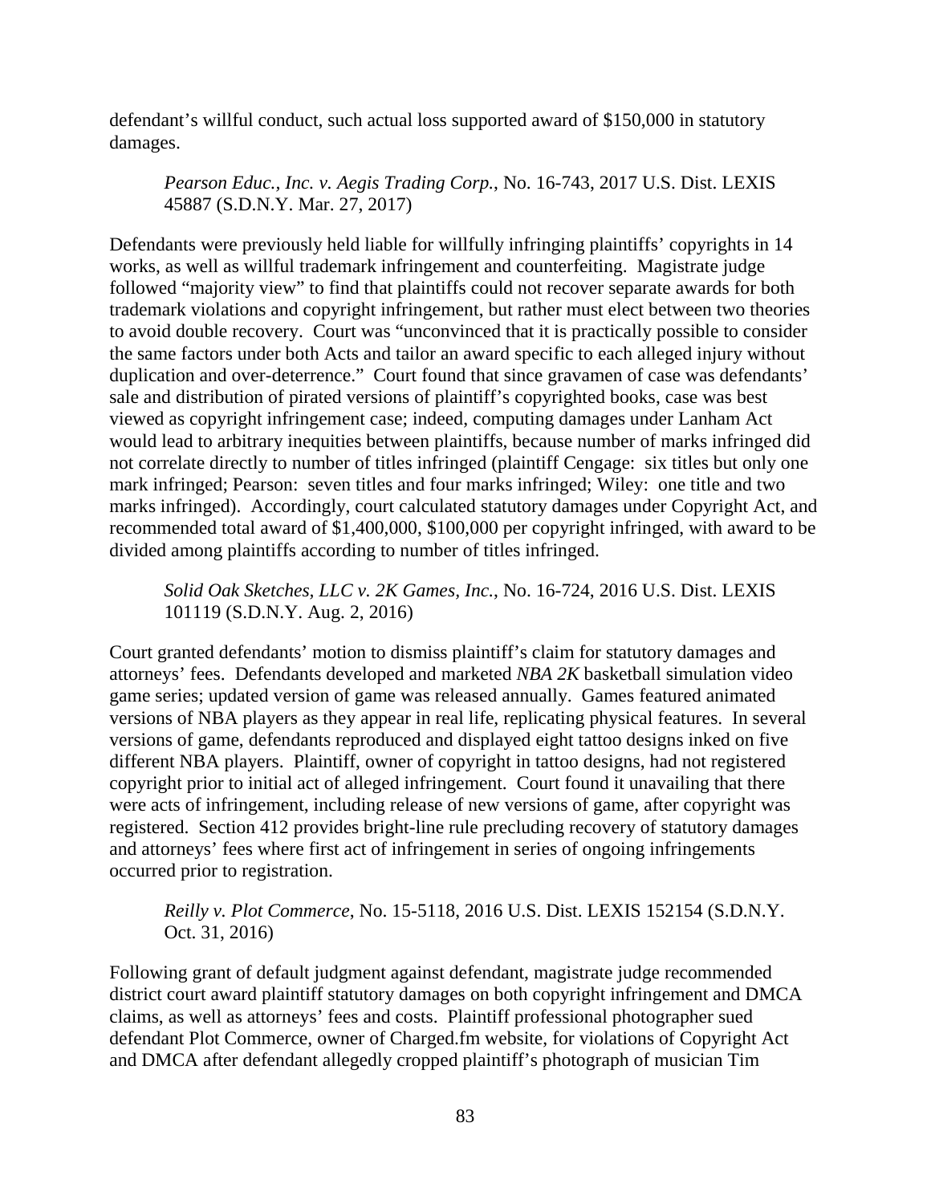defendant's willful conduct, such actual loss supported award of $150,000 in statutory damages.

> *Pearson Educ., Inc. v. Aegis Trading Corp.*, No. 16-743, 2017 U.S. Dist. LEXIS 45887 (S.D.N.Y. Mar. 27, 2017)

Defendants were previously held liable for willfully infringing plaintiffs' copyrights in 14 works, as well as willful trademark infringement and counterfeiting. Magistrate judge followed "majority view" to find that plaintiffs could not recover separate awards for both trademark violations and copyright infringement, but rather must elect between two theories to avoid double recovery. Court was "unconvinced that it is practically possible to consider the same factors under both Acts and tailor an award specific to each alleged injury without duplication and over-deterrence." Court found that since gravamen of case was defendants' sale and distribution of pirated versions of plaintiff's copyrighted books, case was best viewed as copyright infringement case; indeed, computing damages under Lanham Act would lead to arbitrary inequities between plaintiffs, because number of marks infringed did not correlate directly to number of titles infringed (plaintiff Cengage: six titles but only one mark infringed; Pearson: seven titles and four marks infringed; Wiley: one title and two marks infringed). Accordingly, court calculated statutory damages under Copyright Act, and recommended total award of $1,400,000, $100,000 per copyright infringed, with award to be divided among plaintiffs according to number of titles infringed.

> *Solid Oak Sketches, LLC v. 2K Games, Inc.*, No. 16-724, 2016 U.S. Dist. LEXIS 101119 (S.D.N.Y. Aug. 2, 2016)

Court granted defendants' motion to dismiss plaintiff's claim for statutory damages and attorneys' fees. Defendants developed and marketed *NBA 2K* basketball simulation video game series; updated version of game was released annually. Games featured animated versions of NBA players as they appear in real life, replicating physical features. In several versions of game, defendants reproduced and displayed eight tattoo designs inked on five different NBA players. Plaintiff, owner of copyright in tattoo designs, had not registered copyright prior to initial act of alleged infringement. Court found it unavailing that there were acts of infringement, including release of new versions of game, after copyright was registered. Section 412 provides bright-line rule precluding recovery of statutory damages and attorneys' fees where first act of infringement in series of ongoing infringements occurred prior to registration.

> *Reilly v. Plot Commerce*, No. 15-5118, 2016 U.S. Dist. LEXIS 152154 (S.D.N.Y. Oct. 31, 2016)

Following grant of default judgment against defendant, magistrate judge recommended district court award plaintiff statutory damages on both copyright infringement and DMCA claims, as well as attorneys' fees and costs. Plaintiff professional photographer sued defendant Plot Commerce, owner of Charged.fm website, for violations of Copyright Act and DMCA after defendant allegedly cropped plaintiff's photograph of musician Tim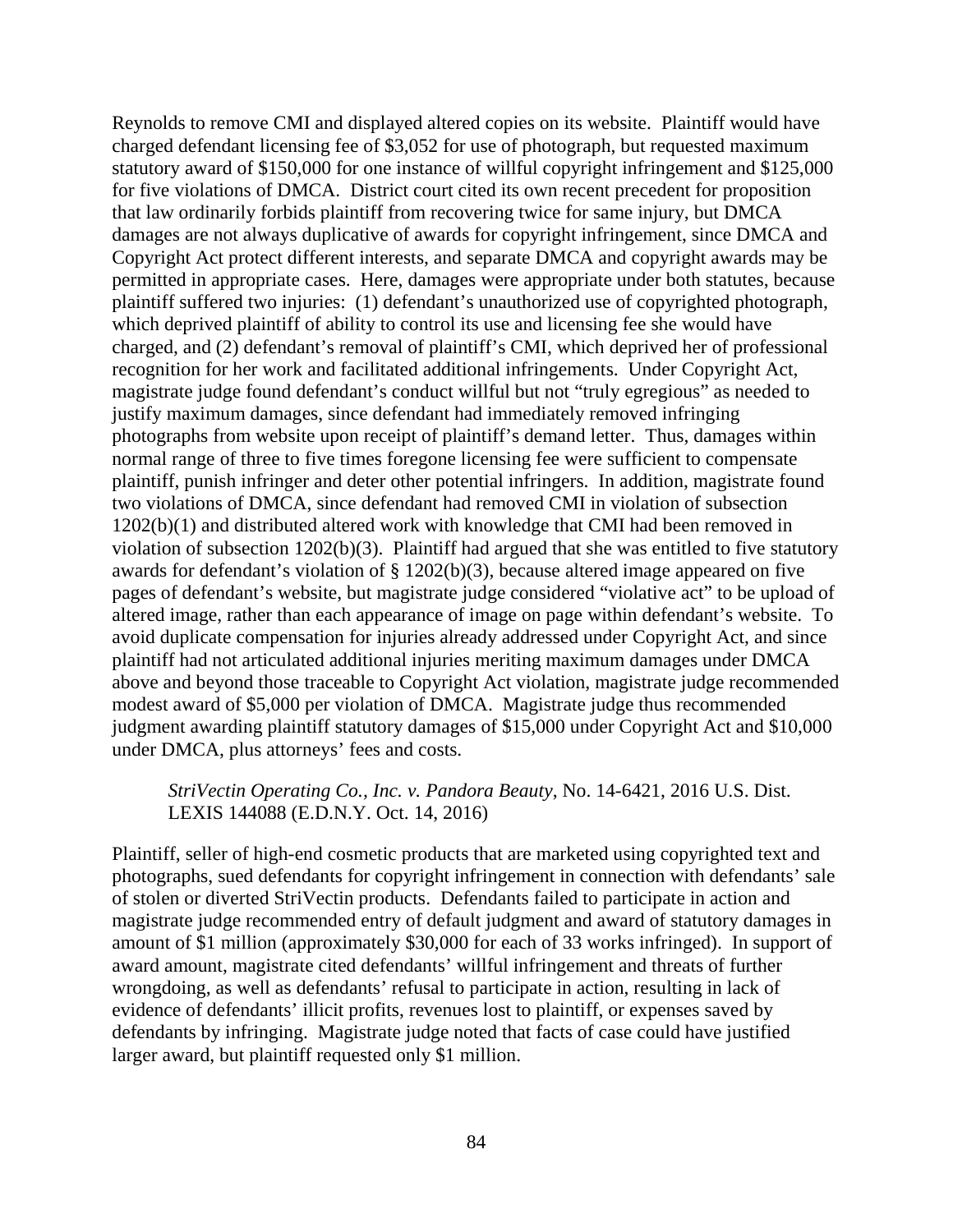Reynolds to remove CMI and displayed altered copies on its website. Plaintiff would have charged defendant licensing fee of $3,052 for use of photograph, but requested maximum statutory award of $150,000 for one instance of willful copyright infringement and $125,000 for five violations of DMCA. District court cited its own recent precedent for proposition that law ordinarily forbids plaintiff from recovering twice for same injury, but DMCA damages are not always duplicative of awards for copyright infringement, since DMCA and Copyright Act protect different interests, and separate DMCA and copyright awards may be permitted in appropriate cases. Here, damages were appropriate under both statutes, because plaintiff suffered two injuries: (1) defendant's unauthorized use of copyrighted photograph, which deprived plaintiff of ability to control its use and licensing fee she would have charged, and (2) defendant's removal of plaintiff's CMI, which deprived her of professional recognition for her work and facilitated additional infringements. Under Copyright Act, magistrate judge found defendant's conduct willful but not "truly egregious" as needed to justify maximum damages, since defendant had immediately removed infringing photographs from website upon receipt of plaintiff's demand letter. Thus, damages within normal range of three to five times foregone licensing fee were sufficient to compensate plaintiff, punish infringer and deter other potential infringers. In addition, magistrate found two violations of DMCA, since defendant had removed CMI in violation of subsection 1202(b)(1) and distributed altered work with knowledge that CMI had been removed in violation of subsection 1202(b)(3). Plaintiff had argued that she was entitled to five statutory awards for defendant's violation of § 1202(b)(3), because altered image appeared on five pages of defendant's website, but magistrate judge considered "violative act" to be upload of altered image, rather than each appearance of image on page within defendant's website. To avoid duplicate compensation for injuries already addressed under Copyright Act, and since plaintiff had not articulated additional injuries meriting maximum damages under DMCA above and beyond those traceable to Copyright Act violation, magistrate judge recommended modest award of $5,000 per violation of DMCA. Magistrate judge thus recommended judgment awarding plaintiff statutory damages of $15,000 under Copyright Act and $10,000 under DMCA, plus attorneys' fees and costs.

> *StriVectin Operating Co., Inc. v. Pandora Beauty*, No. 14-6421, 2016 U.S. Dist. LEXIS 144088 (E.D.N.Y. Oct. 14, 2016)

Plaintiff, seller of high-end cosmetic products that are marketed using copyrighted text and photographs, sued defendants for copyright infringement in connection with defendants' sale of stolen or diverted StriVectin products. Defendants failed to participate in action and magistrate judge recommended entry of default judgment and award of statutory damages in amount of $1 million (approximately $30,000 for each of 33 works infringed). In support of award amount, magistrate cited defendants' willful infringement and threats of further wrongdoing, as well as defendants' refusal to participate in action, resulting in lack of evidence of defendants' illicit profits, revenues lost to plaintiff, or expenses saved by defendants by infringing. Magistrate judge noted that facts of case could have justified larger award, but plaintiff requested only $1 million.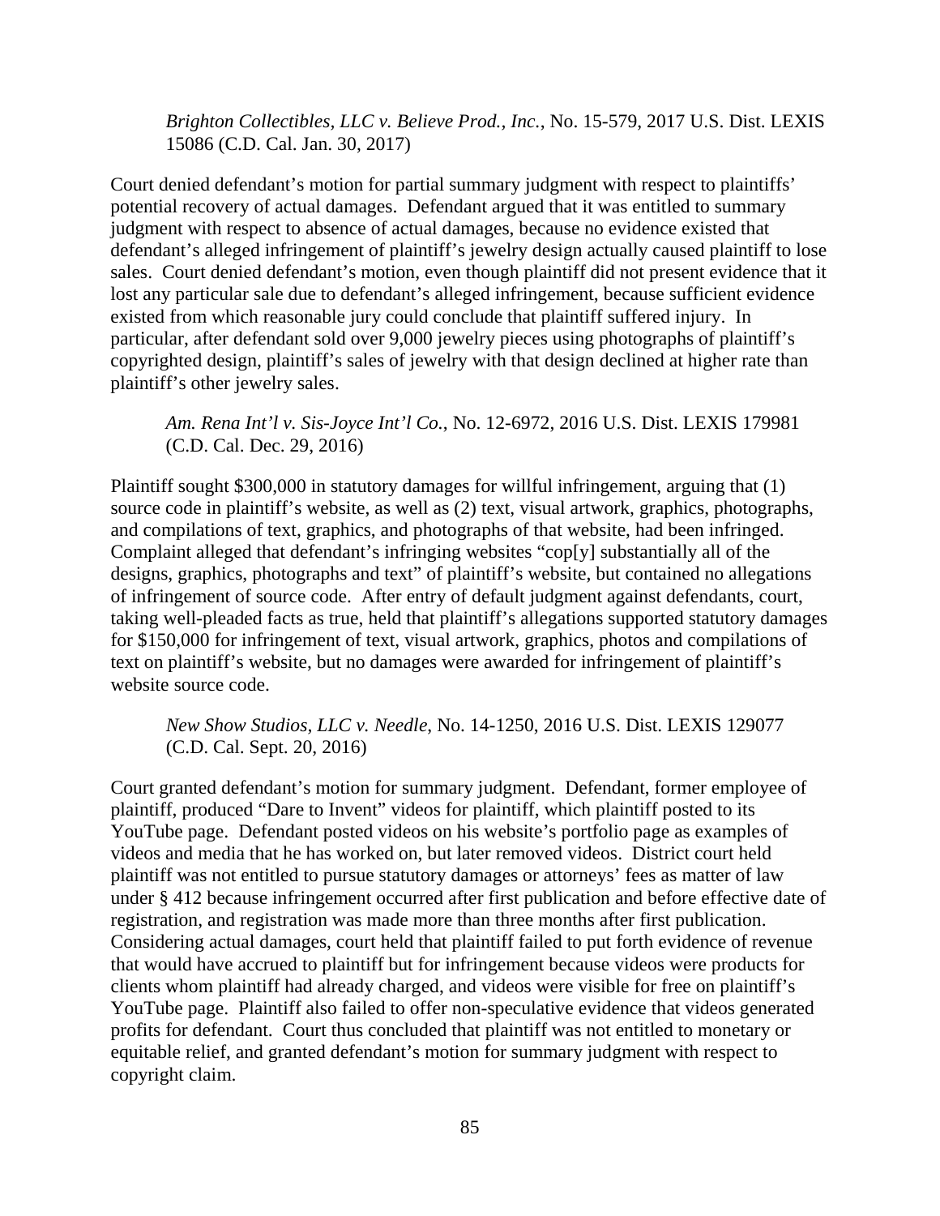*Brighton Collectibles, LLC v. Believe Prod., Inc.*, No. 15-579, 2017 U.S. Dist. LEXIS 15086 (C.D. Cal. Jan. 30, 2017)

Court denied defendant's motion for partial summary judgment with respect to plaintiffs' potential recovery of actual damages. Defendant argued that it was entitled to summary judgment with respect to absence of actual damages, because no evidence existed that defendant's alleged infringement of plaintiff's jewelry design actually caused plaintiff to lose sales. Court denied defendant's motion, even though plaintiff did not present evidence that it lost any particular sale due to defendant's alleged infringement, because sufficient evidence existed from which reasonable jury could conclude that plaintiff suffered injury. In particular, after defendant sold over 9,000 jewelry pieces using photographs of plaintiff's copyrighted design, plaintiff's sales of jewelry with that design declined at higher rate than plaintiff's other jewelry sales.

*Am. Rena Int'l v. Sis-Joyce Int'l Co.*, No. 12-6972, 2016 U.S. Dist. LEXIS 179981 (C.D. Cal. Dec. 29, 2016)

Plaintiff sought $300,000 in statutory damages for willful infringement, arguing that (1) source code in plaintiff's website, as well as (2) text, visual artwork, graphics, photographs, and compilations of text, graphics, and photographs of that website, had been infringed. Complaint alleged that defendant's infringing websites "cop[y] substantially all of the designs, graphics, photographs and text" of plaintiff's website, but contained no allegations of infringement of source code. After entry of default judgment against defendants, court, taking well-pleaded facts as true, held that plaintiff's allegations supported statutory damages for $150,000 for infringement of text, visual artwork, graphics, photos and compilations of text on plaintiff's website, but no damages were awarded for infringement of plaintiff's website source code.

*New Show Studios, LLC v. Needle*, No. 14-1250, 2016 U.S. Dist. LEXIS 129077 (C.D. Cal. Sept. 20, 2016)

Court granted defendant's motion for summary judgment. Defendant, former employee of plaintiff, produced "Dare to Invent" videos for plaintiff, which plaintiff posted to its YouTube page. Defendant posted videos on his website's portfolio page as examples of videos and media that he has worked on, but later removed videos. District court held plaintiff was not entitled to pursue statutory damages or attorneys' fees as matter of law under § 412 because infringement occurred after first publication and before effective date of registration, and registration was made more than three months after first publication. Considering actual damages, court held that plaintiff failed to put forth evidence of revenue that would have accrued to plaintiff but for infringement because videos were products for clients whom plaintiff had already charged, and videos were visible for free on plaintiff's YouTube page. Plaintiff also failed to offer non-speculative evidence that videos generated profits for defendant. Court thus concluded that plaintiff was not entitled to monetary or equitable relief, and granted defendant's motion for summary judgment with respect to copyright claim.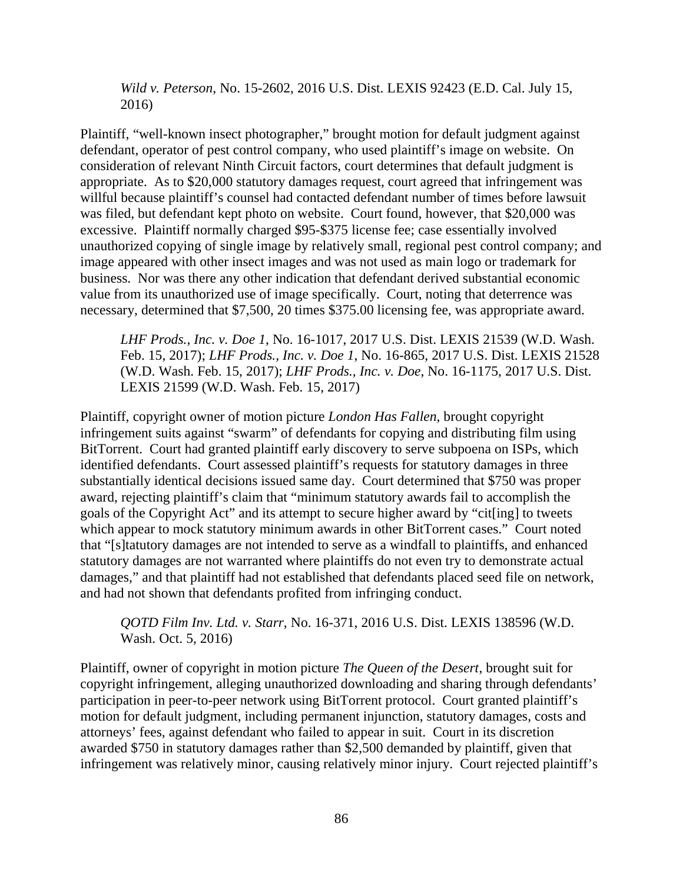*Wild v. Peterson*, No. 15-2602, 2016 U.S. Dist. LEXIS 92423 (E.D. Cal. July 15, 2016)

Plaintiff, "well-known insect photographer," brought motion for default judgment against defendant, operator of pest control company, who used plaintiff's image on website. On consideration of relevant Ninth Circuit factors, court determines that default judgment is appropriate. As to $20,000 statutory damages request, court agreed that infringement was willful because plaintiff's counsel had contacted defendant number of times before lawsuit was filed, but defendant kept photo on website. Court found, however, that $20,000 was excessive. Plaintiff normally charged $95-$375 license fee; case essentially involved unauthorized copying of single image by relatively small, regional pest control company; and image appeared with other insect images and was not used as main logo or trademark for business. Nor was there any other indication that defendant derived substantial economic value from its unauthorized use of image specifically. Court, noting that deterrence was necessary, determined that $7,500, 20 times $375.00 licensing fee, was appropriate award.

*LHF Prods., Inc. v. Doe 1*, No. 16-1017, 2017 U.S. Dist. LEXIS 21539 (W.D. Wash. Feb. 15, 2017); *LHF Prods., Inc. v. Doe 1*, No. 16-865, 2017 U.S. Dist. LEXIS 21528 (W.D. Wash. Feb. 15, 2017); *LHF Prods., Inc. v. Doe*, No. 16-1175, 2017 U.S. Dist. LEXIS 21599 (W.D. Wash. Feb. 15, 2017)

Plaintiff, copyright owner of motion picture *London Has Fallen*, brought copyright infringement suits against "swarm" of defendants for copying and distributing film using BitTorrent. Court had granted plaintiff early discovery to serve subpoena on ISPs, which identified defendants. Court assessed plaintiff's requests for statutory damages in three substantially identical decisions issued same day. Court determined that $750 was proper award, rejecting plaintiff's claim that "minimum statutory awards fail to accomplish the goals of the Copyright Act" and its attempt to secure higher award by "cit[ing] to tweets which appear to mock statutory minimum awards in other BitTorrent cases." Court noted that "[s]tatutory damages are not intended to serve as a windfall to plaintiffs, and enhanced statutory damages are not warranted where plaintiffs do not even try to demonstrate actual damages," and that plaintiff had not established that defendants placed seed file on network, and had not shown that defendants profited from infringing conduct.

*QOTD Film Inv. Ltd. v. Starr*, No. 16-371, 2016 U.S. Dist. LEXIS 138596 (W.D. Wash. Oct. 5, 2016)

Plaintiff, owner of copyright in motion picture *The Queen of the Desert*, brought suit for copyright infringement, alleging unauthorized downloading and sharing through defendants' participation in peer-to-peer network using BitTorrent protocol. Court granted plaintiff's motion for default judgment, including permanent injunction, statutory damages, costs and attorneys' fees, against defendant who failed to appear in suit. Court in its discretion awarded $750 in statutory damages rather than $2,500 demanded by plaintiff, given that infringement was relatively minor, causing relatively minor injury. Court rejected plaintiff's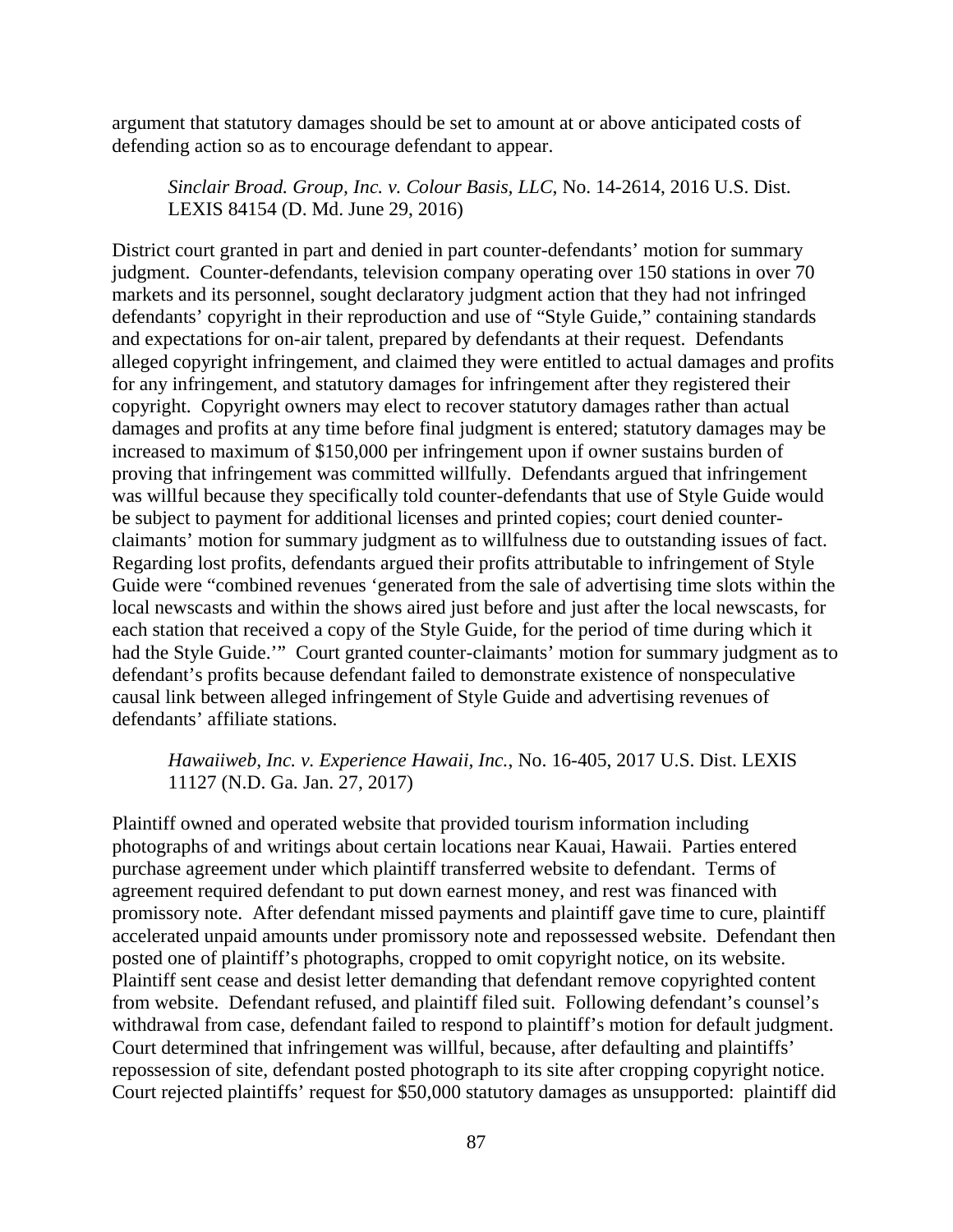argument that statutory damages should be set to amount at or above anticipated costs of defending action so as to encourage defendant to appear.

> *Sinclair Broad. Group, Inc. v. Colour Basis, LLC*, No. 14-2614, 2016 U.S. Dist. LEXIS 84154 (D. Md. June 29, 2016)

District court granted in part and denied in part counter-defendants' motion for summary judgment. Counter-defendants, television company operating over 150 stations in over 70 markets and its personnel, sought declaratory judgment action that they had not infringed defendants' copyright in their reproduction and use of "Style Guide," containing standards and expectations for on-air talent, prepared by defendants at their request. Defendants alleged copyright infringement, and claimed they were entitled to actual damages and profits for any infringement, and statutory damages for infringement after they registered their copyright. Copyright owners may elect to recover statutory damages rather than actual damages and profits at any time before final judgment is entered; statutory damages may be increased to maximum of $150,000 per infringement upon if owner sustains burden of proving that infringement was committed willfully. Defendants argued that infringement was willful because they specifically told counter-defendants that use of Style Guide would be subject to payment for additional licenses and printed copies; court denied counter-claimants' motion for summary judgment as to willfulness due to outstanding issues of fact. Regarding lost profits, defendants argued their profits attributable to infringement of Style Guide were "combined revenues 'generated from the sale of advertising time slots within the local newscasts and within the shows aired just before and just after the local newscasts, for each station that received a copy of the Style Guide, for the period of time during which it had the Style Guide.'" Court granted counter-claimants' motion for summary judgment as to defendant's profits because defendant failed to demonstrate existence of nonspeculative causal link between alleged infringement of Style Guide and advertising revenues of defendants' affiliate stations.

> *Hawaiiweb, Inc. v. Experience Hawaii, Inc.*, No. 16-405, 2017 U.S. Dist. LEXIS 11127 (N.D. Ga. Jan. 27, 2017)

Plaintiff owned and operated website that provided tourism information including photographs of and writings about certain locations near Kauai, Hawaii. Parties entered purchase agreement under which plaintiff transferred website to defendant. Terms of agreement required defendant to put down earnest money, and rest was financed with promissory note. After defendant missed payments and plaintiff gave time to cure, plaintiff accelerated unpaid amounts under promissory note and repossessed website. Defendant then posted one of plaintiff's photographs, cropped to omit copyright notice, on its website. Plaintiff sent cease and desist letter demanding that defendant remove copyrighted content from website. Defendant refused, and plaintiff filed suit. Following defendant's counsel's withdrawal from case, defendant failed to respond to plaintiff's motion for default judgment. Court determined that infringement was willful, because, after defaulting and plaintiffs' repossession of site, defendant posted photograph to its site after cropping copyright notice. Court rejected plaintiffs' request for $50,000 statutory damages as unsupported: plaintiff did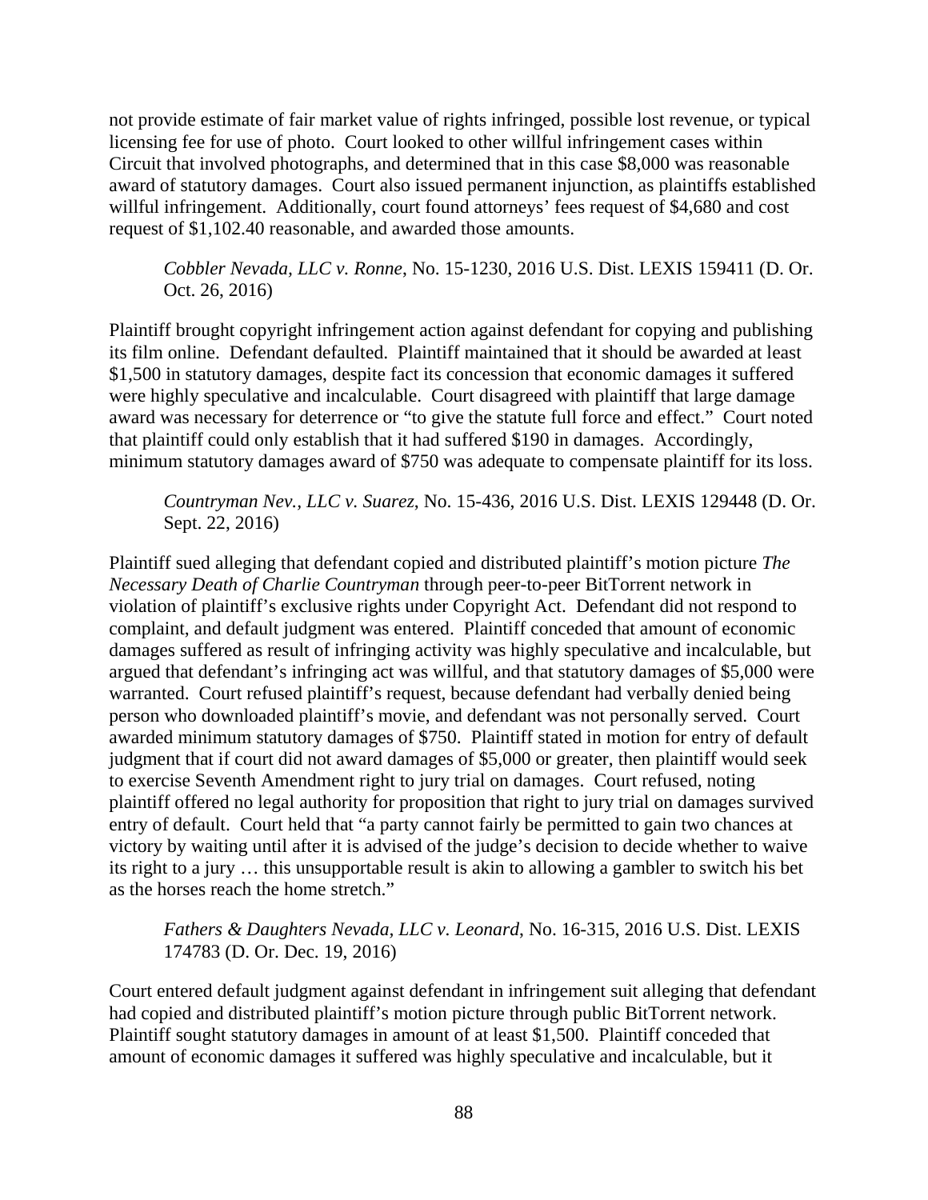not provide estimate of fair market value of rights infringed, possible lost revenue, or typical licensing fee for use of photo. Court looked to other willful infringement cases within Circuit that involved photographs, and determined that in this case $8,000 was reasonable award of statutory damages. Court also issued permanent injunction, as plaintiffs established willful infringement. Additionally, court found attorneys' fees request of $4,680 and cost request of $1,102.40 reasonable, and awarded those amounts.

> *Cobbler Nevada, LLC v. Ronne*, No. 15-1230, 2016 U.S. Dist. LEXIS 159411 (D. Or. Oct. 26, 2016)

Plaintiff brought copyright infringement action against defendant for copying and publishing its film online. Defendant defaulted. Plaintiff maintained that it should be awarded at least $1,500 in statutory damages, despite fact its concession that economic damages it suffered were highly speculative and incalculable. Court disagreed with plaintiff that large damage award was necessary for deterrence or "to give the statute full force and effect." Court noted that plaintiff could only establish that it had suffered $190 in damages. Accordingly, minimum statutory damages award of $750 was adequate to compensate plaintiff for its loss.

> *Countryman Nev., LLC v. Suarez*, No. 15-436, 2016 U.S. Dist. LEXIS 129448 (D. Or. Sept. 22, 2016)

Plaintiff sued alleging that defendant copied and distributed plaintiff's motion picture *The Necessary Death of Charlie Countryman* through peer-to-peer BitTorrent network in violation of plaintiff's exclusive rights under Copyright Act. Defendant did not respond to complaint, and default judgment was entered. Plaintiff conceded that amount of economic damages suffered as result of infringing activity was highly speculative and incalculable, but argued that defendant's infringing act was willful, and that statutory damages of $5,000 were warranted. Court refused plaintiff's request, because defendant had verbally denied being person who downloaded plaintiff's movie, and defendant was not personally served. Court awarded minimum statutory damages of $750. Plaintiff stated in motion for entry of default judgment that if court did not award damages of $5,000 or greater, then plaintiff would seek to exercise Seventh Amendment right to jury trial on damages. Court refused, noting plaintiff offered no legal authority for proposition that right to jury trial on damages survived entry of default. Court held that "a party cannot fairly be permitted to gain two chances at victory by waiting until after it is advised of the judge's decision to decide whether to waive its right to a jury … this unsupportable result is akin to allowing a gambler to switch his bet as the horses reach the home stretch."

> *Fathers & Daughters Nevada, LLC v. Leonard*, No. 16-315, 2016 U.S. Dist. LEXIS 174783 (D. Or. Dec. 19, 2016)

Court entered default judgment against defendant in infringement suit alleging that defendant had copied and distributed plaintiff's motion picture through public BitTorrent network. Plaintiff sought statutory damages in amount of at least $1,500. Plaintiff conceded that amount of economic damages it suffered was highly speculative and incalculable, but it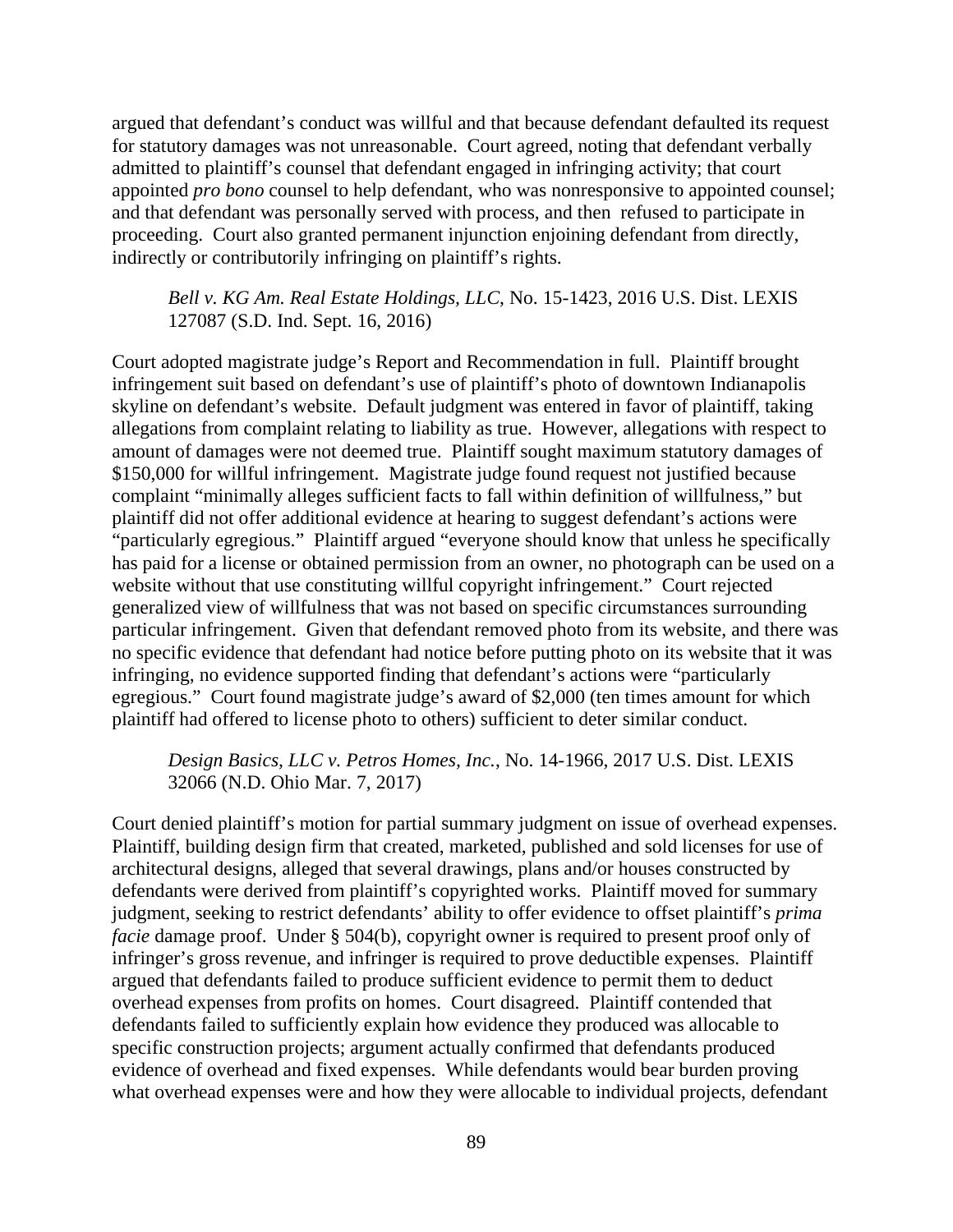argued that defendant's conduct was willful and that because defendant defaulted its request for statutory damages was not unreasonable. Court agreed, noting that defendant verbally admitted to plaintiff's counsel that defendant engaged in infringing activity; that court appointed *pro bono* counsel to help defendant, who was nonresponsive to appointed counsel; and that defendant was personally served with process, and then refused to participate in proceeding. Court also granted permanent injunction enjoining defendant from directly, indirectly or contributorily infringing on plaintiff's rights.

> *Bell v. KG Am. Real Estate Holdings, LLC*, No. 15-1423, 2016 U.S. Dist. LEXIS 127087 (S.D. Ind. Sept. 16, 2016)

Court adopted magistrate judge's Report and Recommendation in full. Plaintiff brought infringement suit based on defendant's use of plaintiff's photo of downtown Indianapolis skyline on defendant's website. Default judgment was entered in favor of plaintiff, taking allegations from complaint relating to liability as true. However, allegations with respect to amount of damages were not deemed true. Plaintiff sought maximum statutory damages of $150,000 for willful infringement. Magistrate judge found request not justified because complaint "minimally alleges sufficient facts to fall within definition of willfulness," but plaintiff did not offer additional evidence at hearing to suggest defendant's actions were "particularly egregious." Plaintiff argued "everyone should know that unless he specifically has paid for a license or obtained permission from an owner, no photograph can be used on a website without that use constituting willful copyright infringement." Court rejected generalized view of willfulness that was not based on specific circumstances surrounding particular infringement. Given that defendant removed photo from its website, and there was no specific evidence that defendant had notice before putting photo on its website that it was infringing, no evidence supported finding that defendant's actions were "particularly egregious." Court found magistrate judge's award of $2,000 (ten times amount for which plaintiff had offered to license photo to others) sufficient to deter similar conduct.

> *Design Basics, LLC v. Petros Homes, Inc.*, No. 14-1966, 2017 U.S. Dist. LEXIS 32066 (N.D. Ohio Mar. 7, 2017)

Court denied plaintiff's motion for partial summary judgment on issue of overhead expenses. Plaintiff, building design firm that created, marketed, published and sold licenses for use of architectural designs, alleged that several drawings, plans and/or houses constructed by defendants were derived from plaintiff's copyrighted works. Plaintiff moved for summary judgment, seeking to restrict defendants' ability to offer evidence to offset plaintiff's *prima facie* damage proof. Under § 504(b), copyright owner is required to present proof only of infringer's gross revenue, and infringer is required to prove deductible expenses. Plaintiff argued that defendants failed to produce sufficient evidence to permit them to deduct overhead expenses from profits on homes. Court disagreed. Plaintiff contended that defendants failed to sufficiently explain how evidence they produced was allocable to specific construction projects; argument actually confirmed that defendants produced evidence of overhead and fixed expenses. While defendants would bear burden proving what overhead expenses were and how they were allocable to individual projects, defendant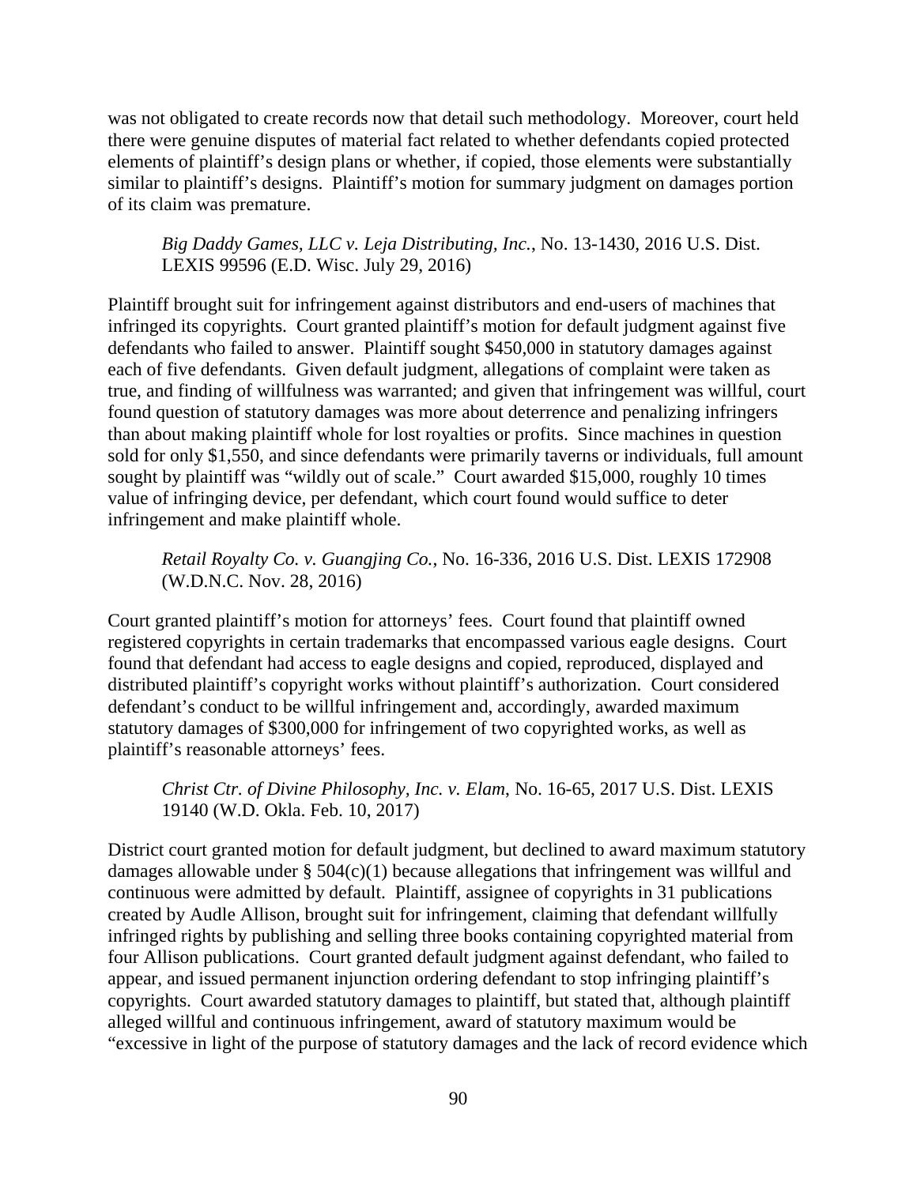was not obligated to create records now that detail such methodology. Moreover, court held there were genuine disputes of material fact related to whether defendants copied protected elements of plaintiff's design plans or whether, if copied, those elements were substantially similar to plaintiff's designs. Plaintiff's motion for summary judgment on damages portion of its claim was premature.

> *Big Daddy Games, LLC v. Leja Distributing, Inc.*, No. 13-1430, 2016 U.S. Dist. LEXIS 99596 (E.D. Wisc. July 29, 2016)

Plaintiff brought suit for infringement against distributors and end-users of machines that infringed its copyrights. Court granted plaintiff's motion for default judgment against five defendants who failed to answer. Plaintiff sought $450,000 in statutory damages against each of five defendants. Given default judgment, allegations of complaint were taken as true, and finding of willfulness was warranted; and given that infringement was willful, court found question of statutory damages was more about deterrence and penalizing infringers than about making plaintiff whole for lost royalties or profits. Since machines in question sold for only $1,550, and since defendants were primarily taverns or individuals, full amount sought by plaintiff was "wildly out of scale." Court awarded $15,000, roughly 10 times value of infringing device, per defendant, which court found would suffice to deter infringement and make plaintiff whole.

> *Retail Royalty Co. v. Guangjing Co.*, No. 16-336, 2016 U.S. Dist. LEXIS 172908 (W.D.N.C. Nov. 28, 2016)

Court granted plaintiff's motion for attorneys' fees. Court found that plaintiff owned registered copyrights in certain trademarks that encompassed various eagle designs. Court found that defendant had access to eagle designs and copied, reproduced, displayed and distributed plaintiff's copyright works without plaintiff's authorization. Court considered defendant's conduct to be willful infringement and, accordingly, awarded maximum statutory damages of $300,000 for infringement of two copyrighted works, as well as plaintiff's reasonable attorneys' fees.

> *Christ Ctr. of Divine Philosophy, Inc. v. Elam*, No. 16-65, 2017 U.S. Dist. LEXIS 19140 (W.D. Okla. Feb. 10, 2017)

District court granted motion for default judgment, but declined to award maximum statutory damages allowable under § 504(c)(1) because allegations that infringement was willful and continuous were admitted by default. Plaintiff, assignee of copyrights in 31 publications created by Audle Allison, brought suit for infringement, claiming that defendant willfully infringed rights by publishing and selling three books containing copyrighted material from four Allison publications. Court granted default judgment against defendant, who failed to appear, and issued permanent injunction ordering defendant to stop infringing plaintiff's copyrights. Court awarded statutory damages to plaintiff, but stated that, although plaintiff alleged willful and continuous infringement, award of statutory maximum would be "excessive in light of the purpose of statutory damages and the lack of record evidence which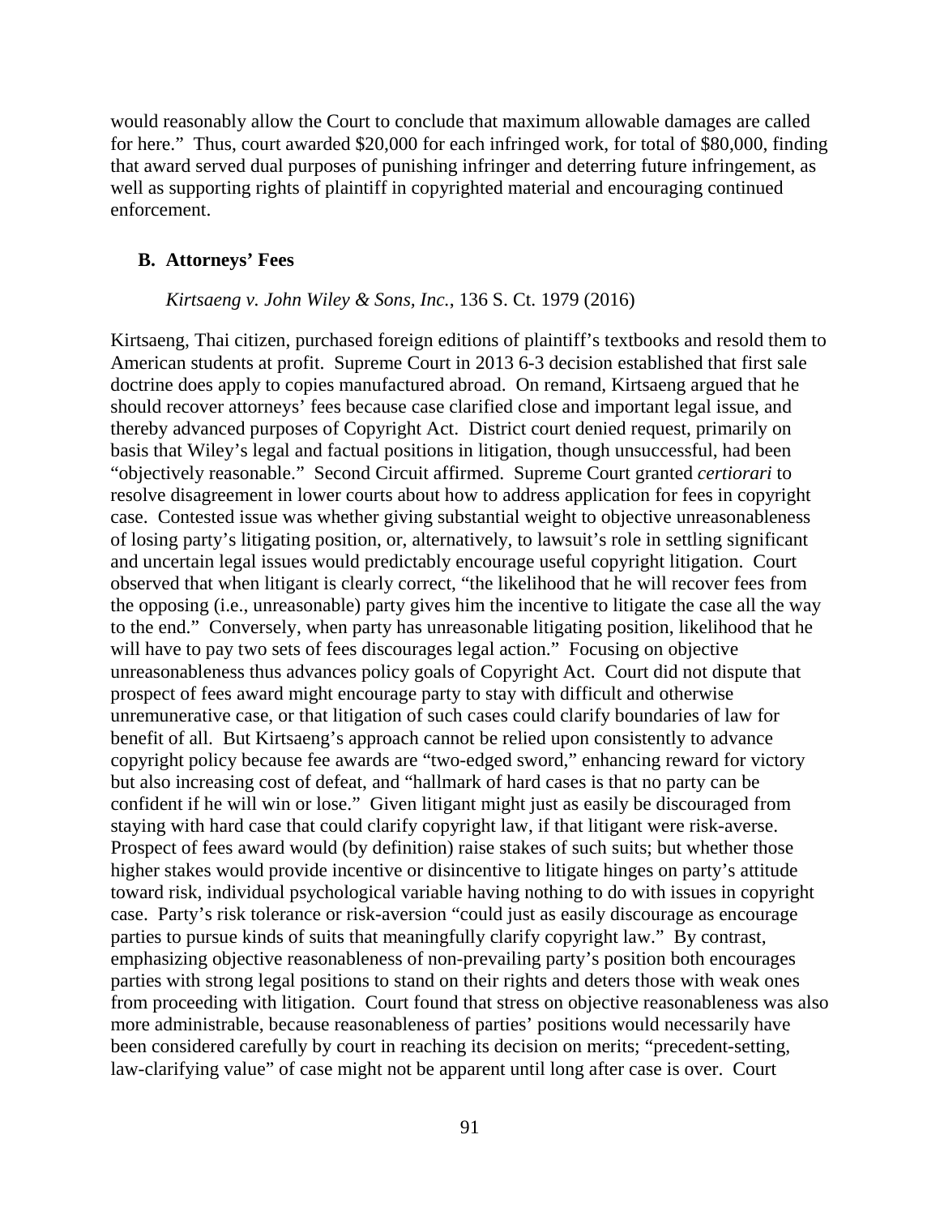would reasonably allow the Court to conclude that maximum allowable damages are called for here." Thus, court awarded $20,000 for each infringed work, for total of $80,000, finding that award served dual purposes of punishing infringer and deterring future infringement, as well as supporting rights of plaintiff in copyrighted material and encouraging continued enforcement.

### B. Attorneys' Fees

*Kirtsaeng v. John Wiley & Sons, Inc.*, 136 S. Ct. 1979 (2016)

Kirtsaeng, Thai citizen, purchased foreign editions of plaintiff's textbooks and resold them to American students at profit. Supreme Court in 2013 6-3 decision established that first sale doctrine does apply to copies manufactured abroad. On remand, Kirtsaeng argued that he should recover attorneys' fees because case clarified close and important legal issue, and thereby advanced purposes of Copyright Act. District court denied request, primarily on basis that Wiley's legal and factual positions in litigation, though unsuccessful, had been "objectively reasonable." Second Circuit affirmed. Supreme Court granted *certiorari* to resolve disagreement in lower courts about how to address application for fees in copyright case. Contested issue was whether giving substantial weight to objective unreasonableness of losing party's litigating position, or, alternatively, to lawsuit's role in settling significant and uncertain legal issues would predictably encourage useful copyright litigation. Court observed that when litigant is clearly correct, "the likelihood that he will recover fees from the opposing (i.e., unreasonable) party gives him the incentive to litigate the case all the way to the end." Conversely, when party has unreasonable litigating position, likelihood that he will have to pay two sets of fees discourages legal action." Focusing on objective unreasonableness thus advances policy goals of Copyright Act. Court did not dispute that prospect of fees award might encourage party to stay with difficult and otherwise unremunerative case, or that litigation of such cases could clarify boundaries of law for benefit of all. But Kirtsaeng's approach cannot be relied upon consistently to advance copyright policy because fee awards are "two-edged sword," enhancing reward for victory but also increasing cost of defeat, and "hallmark of hard cases is that no party can be confident if he will win or lose." Given litigant might just as easily be discouraged from staying with hard case that could clarify copyright law, if that litigant were risk-averse. Prospect of fees award would (by definition) raise stakes of such suits; but whether those higher stakes would provide incentive or disincentive to litigate hinges on party's attitude toward risk, individual psychological variable having nothing to do with issues in copyright case. Party's risk tolerance or risk-aversion "could just as easily discourage as encourage parties to pursue kinds of suits that meaningfully clarify copyright law." By contrast, emphasizing objective reasonableness of non-prevailing party's position both encourages parties with strong legal positions to stand on their rights and deters those with weak ones from proceeding with litigation. Court found that stress on objective reasonableness was also more administrable, because reasonableness of parties' positions would necessarily have been considered carefully by court in reaching its decision on merits; "precedent-setting, law-clarifying value" of case might not be apparent until long after case is over. Court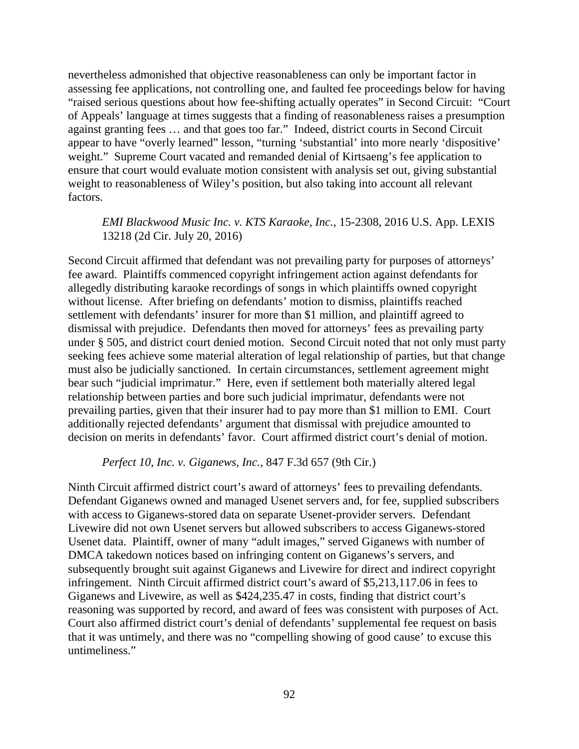nevertheless admonished that objective reasonableness can only be important factor in assessing fee applications, not controlling one, and faulted fee proceedings below for having "raised serious questions about how fee-shifting actually operates" in Second Circuit: "Court of Appeals' language at times suggests that a finding of reasonableness raises a presumption against granting fees … and that goes too far." Indeed, district courts in Second Circuit appear to have "overly learned" lesson, "turning 'substantial' into more nearly 'dispositive' weight." Supreme Court vacated and remanded denial of Kirtsaeng's fee application to ensure that court would evaluate motion consistent with analysis set out, giving substantial weight to reasonableness of Wiley's position, but also taking into account all relevant factors.

*EMI Blackwood Music Inc. v. KTS Karaoke, Inc.*, 15-2308, 2016 U.S. App. LEXIS 13218 (2d Cir. July 20, 2016)

Second Circuit affirmed that defendant was not prevailing party for purposes of attorneys' fee award. Plaintiffs commenced copyright infringement action against defendants for allegedly distributing karaoke recordings of songs in which plaintiffs owned copyright without license. After briefing on defendants' motion to dismiss, plaintiffs reached settlement with defendants' insurer for more than $1 million, and plaintiff agreed to dismissal with prejudice. Defendants then moved for attorneys' fees as prevailing party under § 505, and district court denied motion. Second Circuit noted that not only must party seeking fees achieve some material alteration of legal relationship of parties, but that change must also be judicially sanctioned. In certain circumstances, settlement agreement might bear such "judicial imprimatur." Here, even if settlement both materially altered legal relationship between parties and bore such judicial imprimatur, defendants were not prevailing parties, given that their insurer had to pay more than $1 million to EMI. Court additionally rejected defendants' argument that dismissal with prejudice amounted to decision on merits in defendants' favor. Court affirmed district court's denial of motion.

*Perfect 10, Inc. v. Giganews, Inc.*, 847 F.3d 657 (9th Cir.)

Ninth Circuit affirmed district court's award of attorneys' fees to prevailing defendants. Defendant Giganews owned and managed Usenet servers and, for fee, supplied subscribers with access to Giganews-stored data on separate Usenet-provider servers. Defendant Livewire did not own Usenet servers but allowed subscribers to access Giganews-stored Usenet data. Plaintiff, owner of many "adult images," served Giganews with number of DMCA takedown notices based on infringing content on Giganews's servers, and subsequently brought suit against Giganews and Livewire for direct and indirect copyright infringement. Ninth Circuit affirmed district court's award of $5,213,117.06 in fees to Giganews and Livewire, as well as $424,235.47 in costs, finding that district court's reasoning was supported by record, and award of fees was consistent with purposes of Act. Court also affirmed district court's denial of defendants' supplemental fee request on basis that it was untimely, and there was no "compelling showing of good cause' to excuse this untimeliness."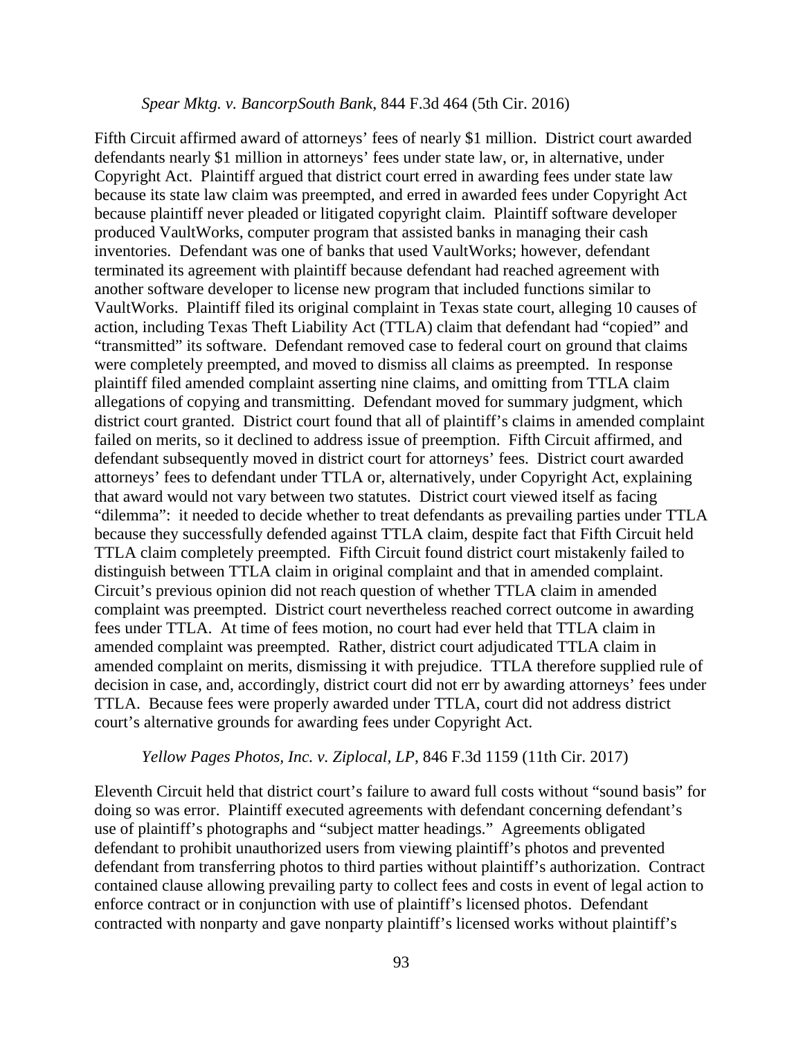*Spear Mktg. v. BancorpSouth Bank*, 844 F.3d 464 (5th Cir. 2016)

Fifth Circuit affirmed award of attorneys' fees of nearly $1 million. District court awarded defendants nearly $1 million in attorneys' fees under state law, or, in alternative, under Copyright Act. Plaintiff argued that district court erred in awarding fees under state law because its state law claim was preempted, and erred in awarded fees under Copyright Act because plaintiff never pleaded or litigated copyright claim. Plaintiff software developer produced VaultWorks, computer program that assisted banks in managing their cash inventories. Defendant was one of banks that used VaultWorks; however, defendant terminated its agreement with plaintiff because defendant had reached agreement with another software developer to license new program that included functions similar to VaultWorks. Plaintiff filed its original complaint in Texas state court, alleging 10 causes of action, including Texas Theft Liability Act (TTLA) claim that defendant had "copied" and "transmitted" its software. Defendant removed case to federal court on ground that claims were completely preempted, and moved to dismiss all claims as preempted. In response plaintiff filed amended complaint asserting nine claims, and omitting from TTLA claim allegations of copying and transmitting. Defendant moved for summary judgment, which district court granted. District court found that all of plaintiff's claims in amended complaint failed on merits, so it declined to address issue of preemption. Fifth Circuit affirmed, and defendant subsequently moved in district court for attorneys' fees. District court awarded attorneys' fees to defendant under TTLA or, alternatively, under Copyright Act, explaining that award would not vary between two statutes. District court viewed itself as facing "dilemma": it needed to decide whether to treat defendants as prevailing parties under TTLA because they successfully defended against TTLA claim, despite fact that Fifth Circuit held TTLA claim completely preempted. Fifth Circuit found district court mistakenly failed to distinguish between TTLA claim in original complaint and that in amended complaint. Circuit's previous opinion did not reach question of whether TTLA claim in amended complaint was preempted. District court nevertheless reached correct outcome in awarding fees under TTLA. At time of fees motion, no court had ever held that TTLA claim in amended complaint was preempted. Rather, district court adjudicated TTLA claim in amended complaint on merits, dismissing it with prejudice. TTLA therefore supplied rule of decision in case, and, accordingly, district court did not err by awarding attorneys' fees under TTLA. Because fees were properly awarded under TTLA, court did not address district court's alternative grounds for awarding fees under Copyright Act.

*Yellow Pages Photos, Inc. v. Ziplocal, LP*, 846 F.3d 1159 (11th Cir. 2017)

Eleventh Circuit held that district court's failure to award full costs without "sound basis" for doing so was error. Plaintiff executed agreements with defendant concerning defendant's use of plaintiff's photographs and "subject matter headings." Agreements obligated defendant to prohibit unauthorized users from viewing plaintiff's photos and prevented defendant from transferring photos to third parties without plaintiff's authorization. Contract contained clause allowing prevailing party to collect fees and costs in event of legal action to enforce contract or in conjunction with use of plaintiff's licensed photos. Defendant contracted with nonparty and gave nonparty plaintiff's licensed works without plaintiff's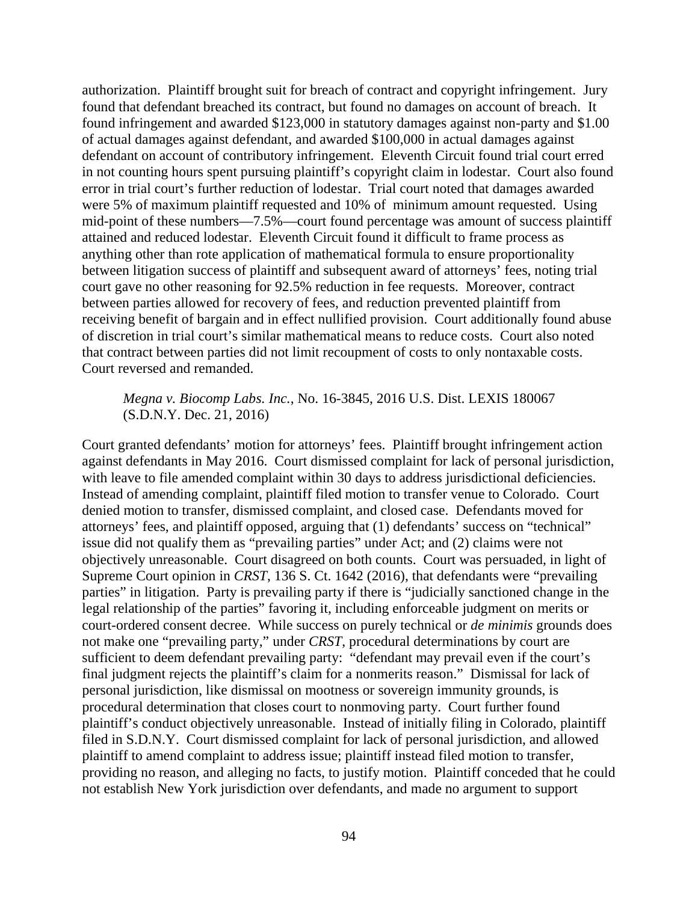authorization. Plaintiff brought suit for breach of contract and copyright infringement. Jury found that defendant breached its contract, but found no damages on account of breach. It found infringement and awarded $123,000 in statutory damages against non-party and $1.00 of actual damages against defendant, and awarded $100,000 in actual damages against defendant on account of contributory infringement. Eleventh Circuit found trial court erred in not counting hours spent pursuing plaintiff's copyright claim in lodestar. Court also found error in trial court's further reduction of lodestar. Trial court noted that damages awarded were 5% of maximum plaintiff requested and 10% of minimum amount requested. Using mid-point of these numbers—7.5%—court found percentage was amount of success plaintiff attained and reduced lodestar. Eleventh Circuit found it difficult to frame process as anything other than rote application of mathematical formula to ensure proportionality between litigation success of plaintiff and subsequent award of attorneys' fees, noting trial court gave no other reasoning for 92.5% reduction in fee requests. Moreover, contract between parties allowed for recovery of fees, and reduction prevented plaintiff from receiving benefit of bargain and in effect nullified provision. Court additionally found abuse of discretion in trial court's similar mathematical means to reduce costs. Court also noted that contract between parties did not limit recoupment of costs to only nontaxable costs. Court reversed and remanded.

*Megna v. Biocomp Labs. Inc.*, No. 16-3845, 2016 U.S. Dist. LEXIS 180067 (S.D.N.Y. Dec. 21, 2016)

Court granted defendants' motion for attorneys' fees. Plaintiff brought infringement action against defendants in May 2016. Court dismissed complaint for lack of personal jurisdiction, with leave to file amended complaint within 30 days to address jurisdictional deficiencies. Instead of amending complaint, plaintiff filed motion to transfer venue to Colorado. Court denied motion to transfer, dismissed complaint, and closed case. Defendants moved for attorneys' fees, and plaintiff opposed, arguing that (1) defendants' success on "technical" issue did not qualify them as "prevailing parties" under Act; and (2) claims were not objectively unreasonable. Court disagreed on both counts. Court was persuaded, in light of Supreme Court opinion in *CRST*, 136 S. Ct. 1642 (2016), that defendants were "prevailing parties" in litigation. Party is prevailing party if there is "judicially sanctioned change in the legal relationship of the parties" favoring it, including enforceable judgment on merits or court-ordered consent decree. While success on purely technical or *de minimis* grounds does not make one "prevailing party," under *CRST*, procedural determinations by court are sufficient to deem defendant prevailing party: "defendant may prevail even if the court's final judgment rejects the plaintiff's claim for a nonmerits reason." Dismissal for lack of personal jurisdiction, like dismissal on mootness or sovereign immunity grounds, is procedural determination that closes court to nonmoving party. Court further found plaintiff's conduct objectively unreasonable. Instead of initially filing in Colorado, plaintiff filed in S.D.N.Y. Court dismissed complaint for lack of personal jurisdiction, and allowed plaintiff to amend complaint to address issue; plaintiff instead filed motion to transfer, providing no reason, and alleging no facts, to justify motion. Plaintiff conceded that he could not establish New York jurisdiction over defendants, and made no argument to support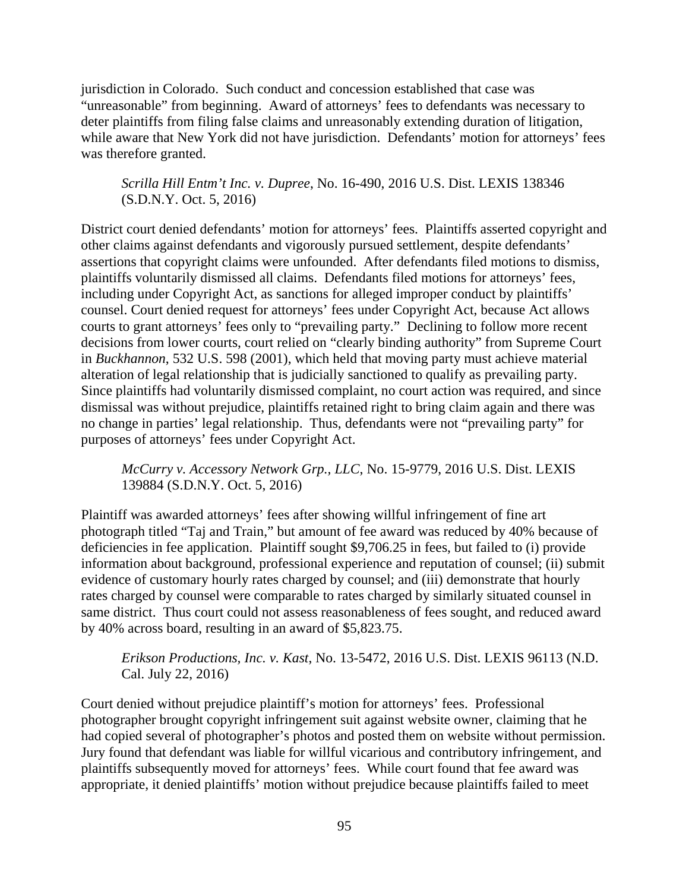jurisdiction in Colorado. Such conduct and concession established that case was "unreasonable" from beginning. Award of attorneys' fees to defendants was necessary to deter plaintiffs from filing false claims and unreasonably extending duration of litigation, while aware that New York did not have jurisdiction. Defendants' motion for attorneys' fees was therefore granted.

> *Scrilla Hill Entm't Inc. v. Dupree*, No. 16-490, 2016 U.S. Dist. LEXIS 138346 (S.D.N.Y. Oct. 5, 2016)

District court denied defendants' motion for attorneys' fees. Plaintiffs asserted copyright and other claims against defendants and vigorously pursued settlement, despite defendants' assertions that copyright claims were unfounded. After defendants filed motions to dismiss, plaintiffs voluntarily dismissed all claims. Defendants filed motions for attorneys' fees, including under Copyright Act, as sanctions for alleged improper conduct by plaintiffs' counsel. Court denied request for attorneys' fees under Copyright Act, because Act allows courts to grant attorneys' fees only to "prevailing party." Declining to follow more recent decisions from lower courts, court relied on "clearly binding authority" from Supreme Court in *Buckhannon*, 532 U.S. 598 (2001), which held that moving party must achieve material alteration of legal relationship that is judicially sanctioned to qualify as prevailing party. Since plaintiffs had voluntarily dismissed complaint, no court action was required, and since dismissal was without prejudice, plaintiffs retained right to bring claim again and there was no change in parties' legal relationship. Thus, defendants were not "prevailing party" for purposes of attorneys' fees under Copyright Act.

> *McCurry v. Accessory Network Grp., LLC*, No. 15-9779, 2016 U.S. Dist. LEXIS 139884 (S.D.N.Y. Oct. 5, 2016)

Plaintiff was awarded attorneys' fees after showing willful infringement of fine art photograph titled "Taj and Train," but amount of fee award was reduced by 40% because of deficiencies in fee application. Plaintiff sought $9,706.25 in fees, but failed to (i) provide information about background, professional experience and reputation of counsel; (ii) submit evidence of customary hourly rates charged by counsel; and (iii) demonstrate that hourly rates charged by counsel were comparable to rates charged by similarly situated counsel in same district. Thus court could not assess reasonableness of fees sought, and reduced award by 40% across board, resulting in an award of $5,823.75.

> *Erikson Productions, Inc. v. Kast*, No. 13-5472, 2016 U.S. Dist. LEXIS 96113 (N.D. Cal. July 22, 2016)

Court denied without prejudice plaintiff's motion for attorneys' fees. Professional photographer brought copyright infringement suit against website owner, claiming that he had copied several of photographer's photos and posted them on website without permission. Jury found that defendant was liable for willful vicarious and contributory infringement, and plaintiffs subsequently moved for attorneys' fees. While court found that fee award was appropriate, it denied plaintiffs' motion without prejudice because plaintiffs failed to meet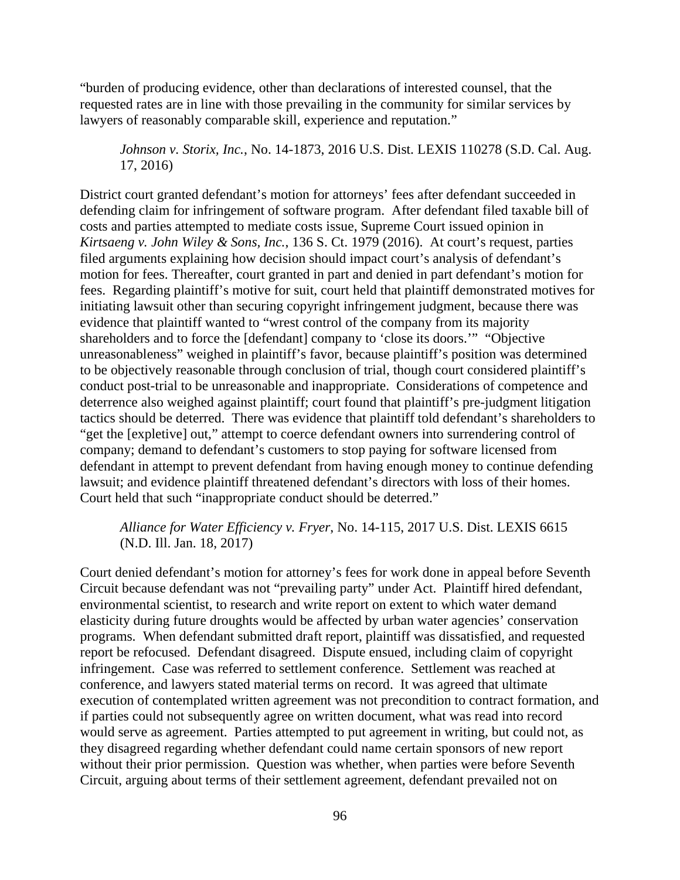"burden of producing evidence, other than declarations of interested counsel, that the requested rates are in line with those prevailing in the community for similar services by lawyers of reasonably comparable skill, experience and reputation."

> *Johnson v. Storix, Inc.*, No. 14-1873, 2016 U.S. Dist. LEXIS 110278 (S.D. Cal. Aug. 17, 2016)

District court granted defendant's motion for attorneys' fees after defendant succeeded in defending claim for infringement of software program. After defendant filed taxable bill of costs and parties attempted to mediate costs issue, Supreme Court issued opinion in *Kirtsaeng v. John Wiley & Sons, Inc.*, 136 S. Ct. 1979 (2016). At court's request, parties filed arguments explaining how decision should impact court's analysis of defendant's motion for fees. Thereafter, court granted in part and denied in part defendant's motion for fees. Regarding plaintiff's motive for suit, court held that plaintiff demonstrated motives for initiating lawsuit other than securing copyright infringement judgment, because there was evidence that plaintiff wanted to "wrest control of the company from its majority shareholders and to force the [defendant] company to 'close its doors.'" "Objective unreasonableness" weighed in plaintiff's favor, because plaintiff's position was determined to be objectively reasonable through conclusion of trial, though court considered plaintiff's conduct post-trial to be unreasonable and inappropriate. Considerations of competence and deterrence also weighed against plaintiff; court found that plaintiff's pre-judgment litigation tactics should be deterred. There was evidence that plaintiff told defendant's shareholders to "get the [expletive] out," attempt to coerce defendant owners into surrendering control of company; demand to defendant's customers to stop paying for software licensed from defendant in attempt to prevent defendant from having enough money to continue defending lawsuit; and evidence plaintiff threatened defendant's directors with loss of their homes. Court held that such "inappropriate conduct should be deterred."

> *Alliance for Water Efficiency v. Fryer*, No. 14-115, 2017 U.S. Dist. LEXIS 6615 (N.D. Ill. Jan. 18, 2017)

Court denied defendant's motion for attorney's fees for work done in appeal before Seventh Circuit because defendant was not "prevailing party" under Act. Plaintiff hired defendant, environmental scientist, to research and write report on extent to which water demand elasticity during future droughts would be affected by urban water agencies' conservation programs. When defendant submitted draft report, plaintiff was dissatisfied, and requested report be refocused. Defendant disagreed. Dispute ensued, including claim of copyright infringement. Case was referred to settlement conference. Settlement was reached at conference, and lawyers stated material terms on record. It was agreed that ultimate execution of contemplated written agreement was not precondition to contract formation, and if parties could not subsequently agree on written document, what was read into record would serve as agreement. Parties attempted to put agreement in writing, but could not, as they disagreed regarding whether defendant could name certain sponsors of new report without their prior permission. Question was whether, when parties were before Seventh Circuit, arguing about terms of their settlement agreement, defendant prevailed not on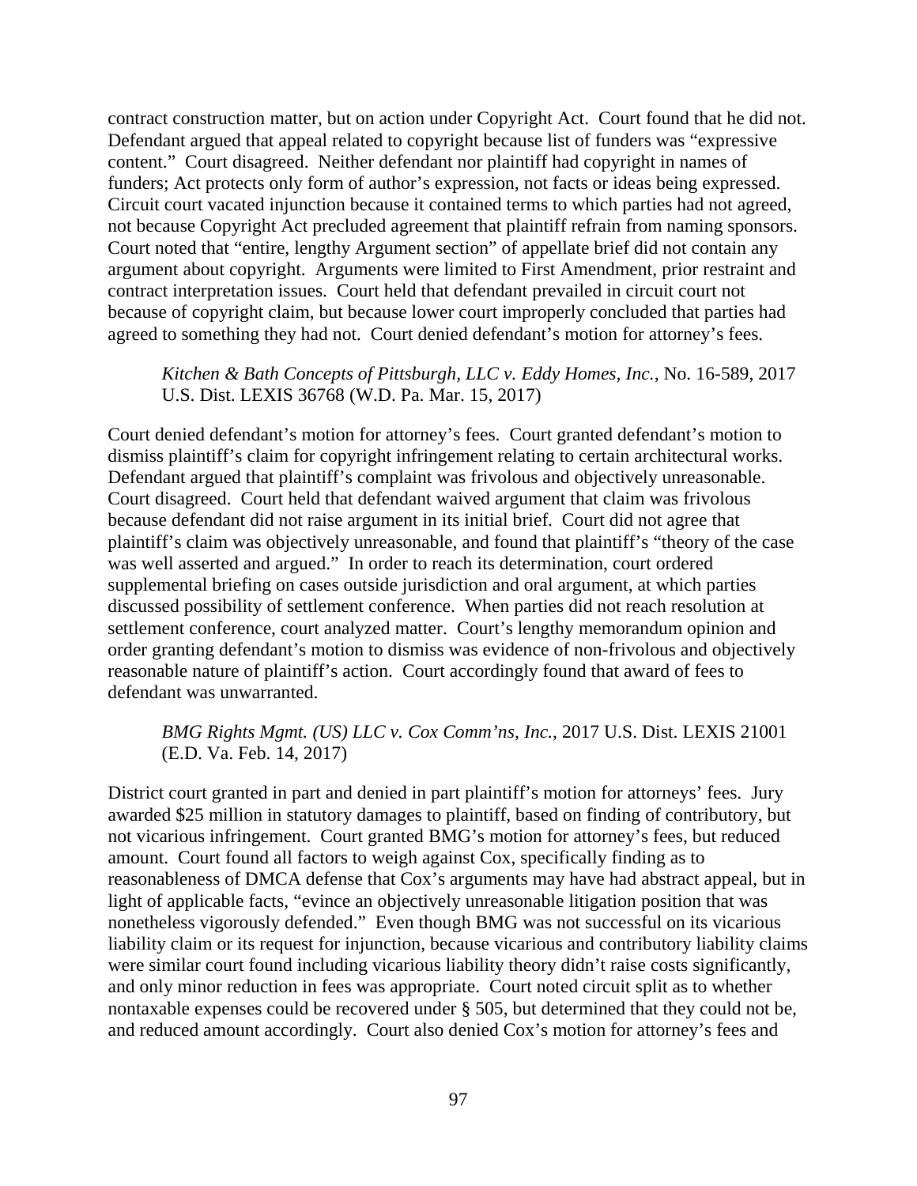contract construction matter, but on action under Copyright Act. Court found that he did not. Defendant argued that appeal related to copyright because list of funders was "expressive content." Court disagreed. Neither defendant nor plaintiff had copyright in names of funders; Act protects only form of author's expression, not facts or ideas being expressed. Circuit court vacated injunction because it contained terms to which parties had not agreed, not because Copyright Act precluded agreement that plaintiff refrain from naming sponsors. Court noted that "entire, lengthy Argument section" of appellate brief did not contain any argument about copyright. Arguments were limited to First Amendment, prior restraint and contract interpretation issues. Court held that defendant prevailed in circuit court not because of copyright claim, but because lower court improperly concluded that parties had agreed to something they had not. Court denied defendant's motion for attorney's fees.

> *Kitchen & Bath Concepts of Pittsburgh, LLC v. Eddy Homes, Inc.*, No. 16-589, 2017 U.S. Dist. LEXIS 36768 (W.D. Pa. Mar. 15, 2017)

Court denied defendant's motion for attorney's fees. Court granted defendant's motion to dismiss plaintiff's claim for copyright infringement relating to certain architectural works. Defendant argued that plaintiff's complaint was frivolous and objectively unreasonable. Court disagreed. Court held that defendant waived argument that claim was frivolous because defendant did not raise argument in its initial brief. Court did not agree that plaintiff's claim was objectively unreasonable, and found that plaintiff's "theory of the case was well asserted and argued." In order to reach its determination, court ordered supplemental briefing on cases outside jurisdiction and oral argument, at which parties discussed possibility of settlement conference. When parties did not reach resolution at settlement conference, court analyzed matter. Court's lengthy memorandum opinion and order granting defendant's motion to dismiss was evidence of non-frivolous and objectively reasonable nature of plaintiff's action. Court accordingly found that award of fees to defendant was unwarranted.

> *BMG Rights Mgmt. (US) LLC v. Cox Comm'ns, Inc.*, 2017 U.S. Dist. LEXIS 21001 (E.D. Va. Feb. 14, 2017)

District court granted in part and denied in part plaintiff's motion for attorneys' fees. Jury awarded $25 million in statutory damages to plaintiff, based on finding of contributory, but not vicarious infringement. Court granted BMG's motion for attorney's fees, but reduced amount. Court found all factors to weigh against Cox, specifically finding as to reasonableness of DMCA defense that Cox's arguments may have had abstract appeal, but in light of applicable facts, "evince an objectively unreasonable litigation position that was nonetheless vigorously defended." Even though BMG was not successful on its vicarious liability claim or its request for injunction, because vicarious and contributory liability claims were similar court found including vicarious liability theory didn't raise costs significantly, and only minor reduction in fees was appropriate. Court noted circuit split as to whether nontaxable expenses could be recovered under § 505, but determined that they could not be, and reduced amount accordingly. Court also denied Cox's motion for attorney's fees and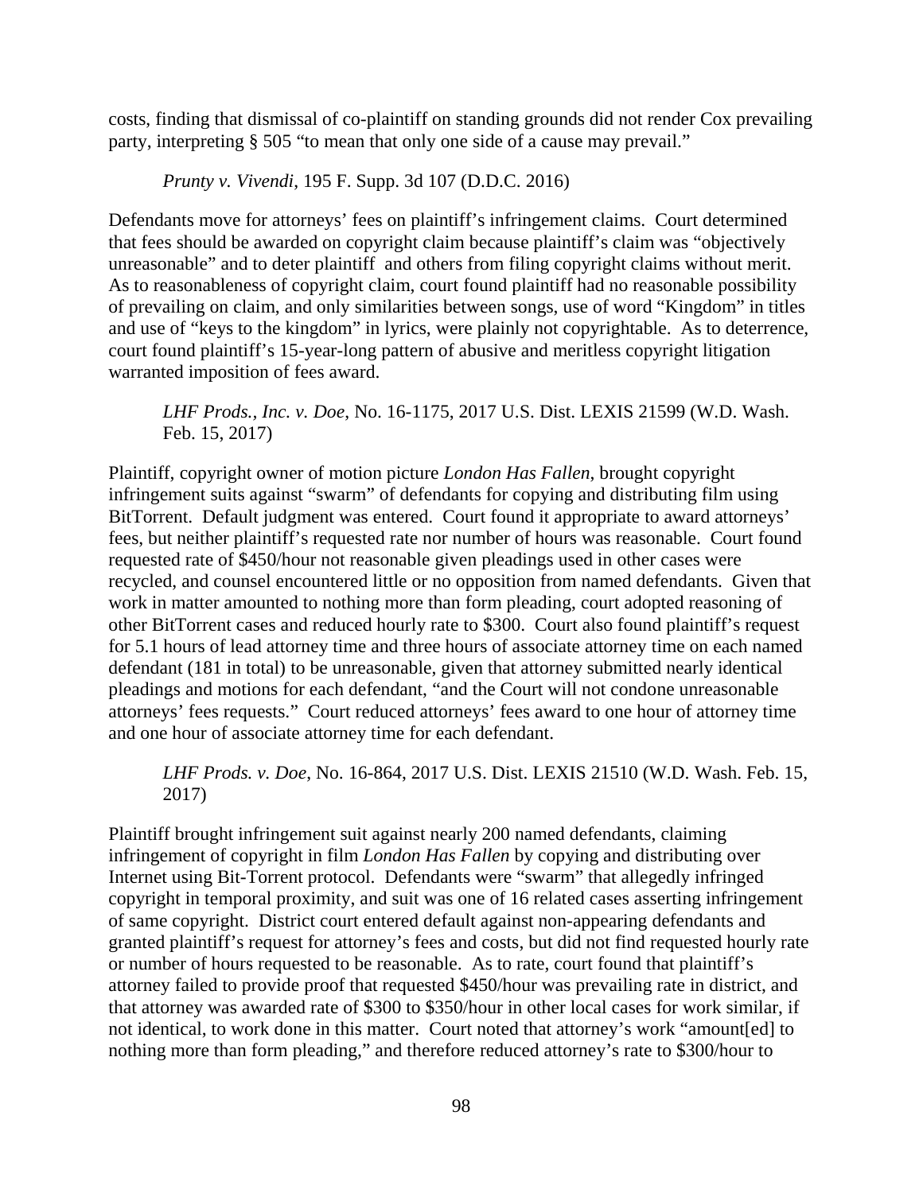costs, finding that dismissal of co-plaintiff on standing grounds did not render Cox prevailing party, interpreting § 505 "to mean that only one side of a cause may prevail."

*Prunty v. Vivendi*, 195 F. Supp. 3d 107 (D.D.C. 2016)

Defendants move for attorneys' fees on plaintiff's infringement claims. Court determined that fees should be awarded on copyright claim because plaintiff's claim was "objectively unreasonable" and to deter plaintiff and others from filing copyright claims without merit. As to reasonableness of copyright claim, court found plaintiff had no reasonable possibility of prevailing on claim, and only similarities between songs, use of word "Kingdom" in titles and use of "keys to the kingdom" in lyrics, were plainly not copyrightable. As to deterrence, court found plaintiff's 15-year-long pattern of abusive and meritless copyright litigation warranted imposition of fees award.

*LHF Prods., Inc. v. Doe*, No. 16-1175, 2017 U.S. Dist. LEXIS 21599 (W.D. Wash. Feb. 15, 2017)

Plaintiff, copyright owner of motion picture *London Has Fallen*, brought copyright infringement suits against "swarm" of defendants for copying and distributing film using BitTorrent. Default judgment was entered. Court found it appropriate to award attorneys' fees, but neither plaintiff's requested rate nor number of hours was reasonable. Court found requested rate of $450/hour not reasonable given pleadings used in other cases were recycled, and counsel encountered little or no opposition from named defendants. Given that work in matter amounted to nothing more than form pleading, court adopted reasoning of other BitTorrent cases and reduced hourly rate to $300. Court also found plaintiff's request for 5.1 hours of lead attorney time and three hours of associate attorney time on each named defendant (181 in total) to be unreasonable, given that attorney submitted nearly identical pleadings and motions for each defendant, "and the Court will not condone unreasonable attorneys' fees requests." Court reduced attorneys' fees award to one hour of attorney time and one hour of associate attorney time for each defendant.

*LHF Prods. v. Doe*, No. 16-864, 2017 U.S. Dist. LEXIS 21510 (W.D. Wash. Feb. 15, 2017)

Plaintiff brought infringement suit against nearly 200 named defendants, claiming infringement of copyright in film *London Has Fallen* by copying and distributing over Internet using Bit-Torrent protocol. Defendants were "swarm" that allegedly infringed copyright in temporal proximity, and suit was one of 16 related cases asserting infringement of same copyright. District court entered default against non-appearing defendants and granted plaintiff's request for attorney's fees and costs, but did not find requested hourly rate or number of hours requested to be reasonable. As to rate, court found that plaintiff's attorney failed to provide proof that requested $450/hour was prevailing rate in district, and that attorney was awarded rate of $300 to $350/hour in other local cases for work similar, if not identical, to work done in this matter. Court noted that attorney's work "amount[ed] to nothing more than form pleading," and therefore reduced attorney's rate to $300/hour to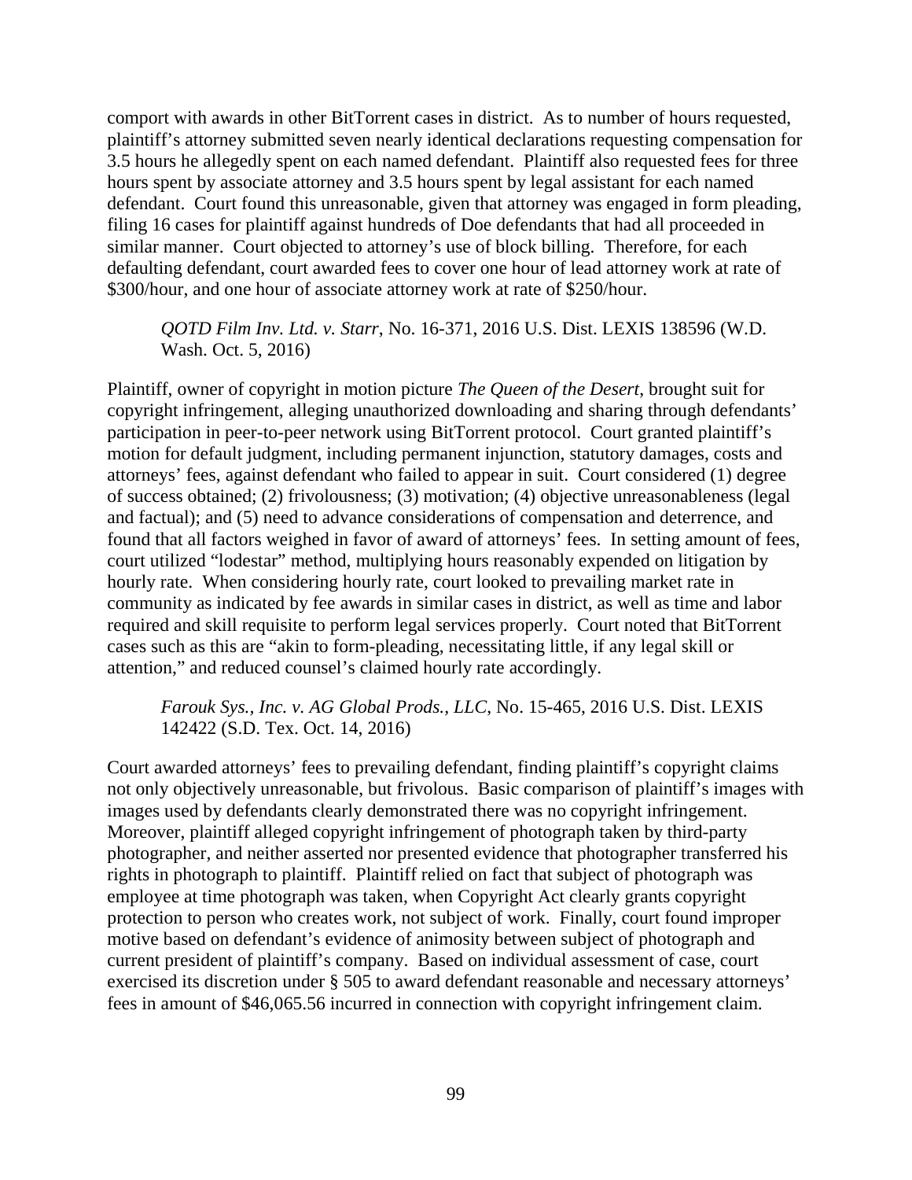comport with awards in other BitTorrent cases in district. As to number of hours requested, plaintiff's attorney submitted seven nearly identical declarations requesting compensation for 3.5 hours he allegedly spent on each named defendant. Plaintiff also requested fees for three hours spent by associate attorney and 3.5 hours spent by legal assistant for each named defendant. Court found this unreasonable, given that attorney was engaged in form pleading, filing 16 cases for plaintiff against hundreds of Doe defendants that had all proceeded in similar manner. Court objected to attorney's use of block billing. Therefore, for each defaulting defendant, court awarded fees to cover one hour of lead attorney work at rate of $300/hour, and one hour of associate attorney work at rate of $250/hour.

> *QOTD Film Inv. Ltd. v. Starr*, No. 16-371, 2016 U.S. Dist. LEXIS 138596 (W.D. Wash. Oct. 5, 2016)

Plaintiff, owner of copyright in motion picture *The Queen of the Desert*, brought suit for copyright infringement, alleging unauthorized downloading and sharing through defendants' participation in peer-to-peer network using BitTorrent protocol. Court granted plaintiff's motion for default judgment, including permanent injunction, statutory damages, costs and attorneys' fees, against defendant who failed to appear in suit. Court considered (1) degree of success obtained; (2) frivolousness; (3) motivation; (4) objective unreasonableness (legal and factual); and (5) need to advance considerations of compensation and deterrence, and found that all factors weighed in favor of award of attorneys' fees. In setting amount of fees, court utilized "lodestar" method, multiplying hours reasonably expended on litigation by hourly rate. When considering hourly rate, court looked to prevailing market rate in community as indicated by fee awards in similar cases in district, as well as time and labor required and skill requisite to perform legal services properly. Court noted that BitTorrent cases such as this are "akin to form-pleading, necessitating little, if any legal skill or attention," and reduced counsel's claimed hourly rate accordingly.

> *Farouk Sys., Inc. v. AG Global Prods., LLC*, No. 15-465, 2016 U.S. Dist. LEXIS 142422 (S.D. Tex. Oct. 14, 2016)

Court awarded attorneys' fees to prevailing defendant, finding plaintiff's copyright claims not only objectively unreasonable, but frivolous. Basic comparison of plaintiff's images with images used by defendants clearly demonstrated there was no copyright infringement. Moreover, plaintiff alleged copyright infringement of photograph taken by third-party photographer, and neither asserted nor presented evidence that photographer transferred his rights in photograph to plaintiff. Plaintiff relied on fact that subject of photograph was employee at time photograph was taken, when Copyright Act clearly grants copyright protection to person who creates work, not subject of work. Finally, court found improper motive based on defendant's evidence of animosity between subject of photograph and current president of plaintiff's company. Based on individual assessment of case, court exercised its discretion under § 505 to award defendant reasonable and necessary attorneys' fees in amount of $46,065.56 incurred in connection with copyright infringement claim.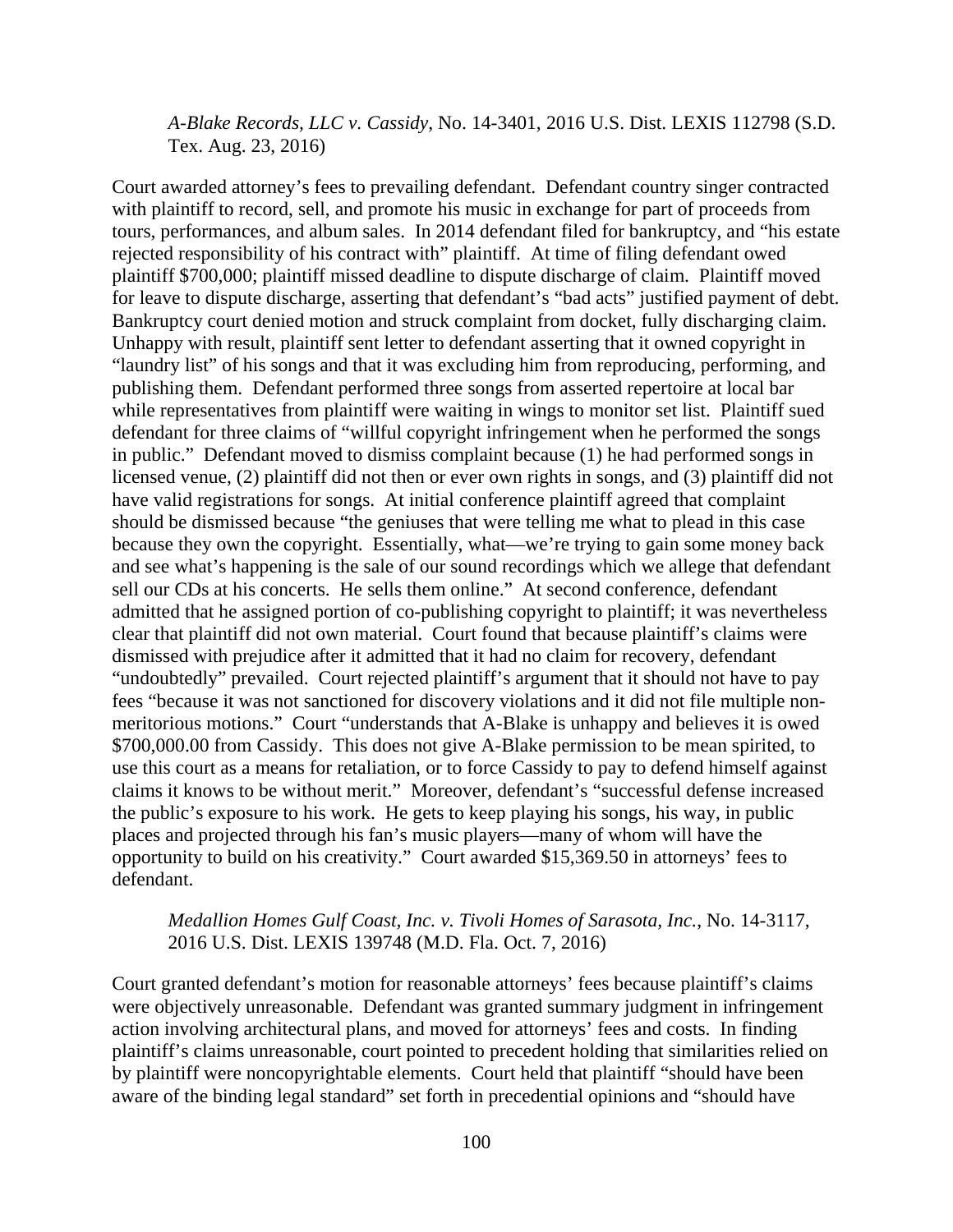*A-Blake Records, LLC v. Cassidy*, No. 14-3401, 2016 U.S. Dist. LEXIS 112798 (S.D. Tex. Aug. 23, 2016)

Court awarded attorney's fees to prevailing defendant. Defendant country singer contracted with plaintiff to record, sell, and promote his music in exchange for part of proceeds from tours, performances, and album sales. In 2014 defendant filed for bankruptcy, and "his estate rejected responsibility of his contract with" plaintiff. At time of filing defendant owed plaintiff $700,000; plaintiff missed deadline to dispute discharge of claim. Plaintiff moved for leave to dispute discharge, asserting that defendant's "bad acts" justified payment of debt. Bankruptcy court denied motion and struck complaint from docket, fully discharging claim. Unhappy with result, plaintiff sent letter to defendant asserting that it owned copyright in "laundry list" of his songs and that it was excluding him from reproducing, performing, and publishing them. Defendant performed three songs from asserted repertoire at local bar while representatives from plaintiff were waiting in wings to monitor set list. Plaintiff sued defendant for three claims of "willful copyright infringement when he performed the songs in public." Defendant moved to dismiss complaint because (1) he had performed songs in licensed venue, (2) plaintiff did not then or ever own rights in songs, and (3) plaintiff did not have valid registrations for songs. At initial conference plaintiff agreed that complaint should be dismissed because "the geniuses that were telling me what to plead in this case because they own the copyright. Essentially, what—we're trying to gain some money back and see what's happening is the sale of our sound recordings which we allege that defendant sell our CDs at his concerts. He sells them online." At second conference, defendant admitted that he assigned portion of co-publishing copyright to plaintiff; it was nevertheless clear that plaintiff did not own material. Court found that because plaintiff's claims were dismissed with prejudice after it admitted that it had no claim for recovery, defendant "undoubtedly" prevailed. Court rejected plaintiff's argument that it should not have to pay fees "because it was not sanctioned for discovery violations and it did not file multiple non-meritorious motions." Court "understands that A-Blake is unhappy and believes it is owed $700,000.00 from Cassidy. This does not give A-Blake permission to be mean spirited, to use this court as a means for retaliation, or to force Cassidy to pay to defend himself against claims it knows to be without merit." Moreover, defendant's "successful defense increased the public's exposure to his work. He gets to keep playing his songs, his way, in public places and projected through his fan's music players—many of whom will have the opportunity to build on his creativity." Court awarded $15,369.50 in attorneys' fees to defendant.

*Medallion Homes Gulf Coast, Inc. v. Tivoli Homes of Sarasota, Inc.*, No. 14-3117, 2016 U.S. Dist. LEXIS 139748 (M.D. Fla. Oct. 7, 2016)

Court granted defendant's motion for reasonable attorneys' fees because plaintiff's claims were objectively unreasonable. Defendant was granted summary judgment in infringement action involving architectural plans, and moved for attorneys' fees and costs. In finding plaintiff's claims unreasonable, court pointed to precedent holding that similarities relied on by plaintiff were noncopyrightable elements. Court held that plaintiff "should have been aware of the binding legal standard" set forth in precedential opinions and "should have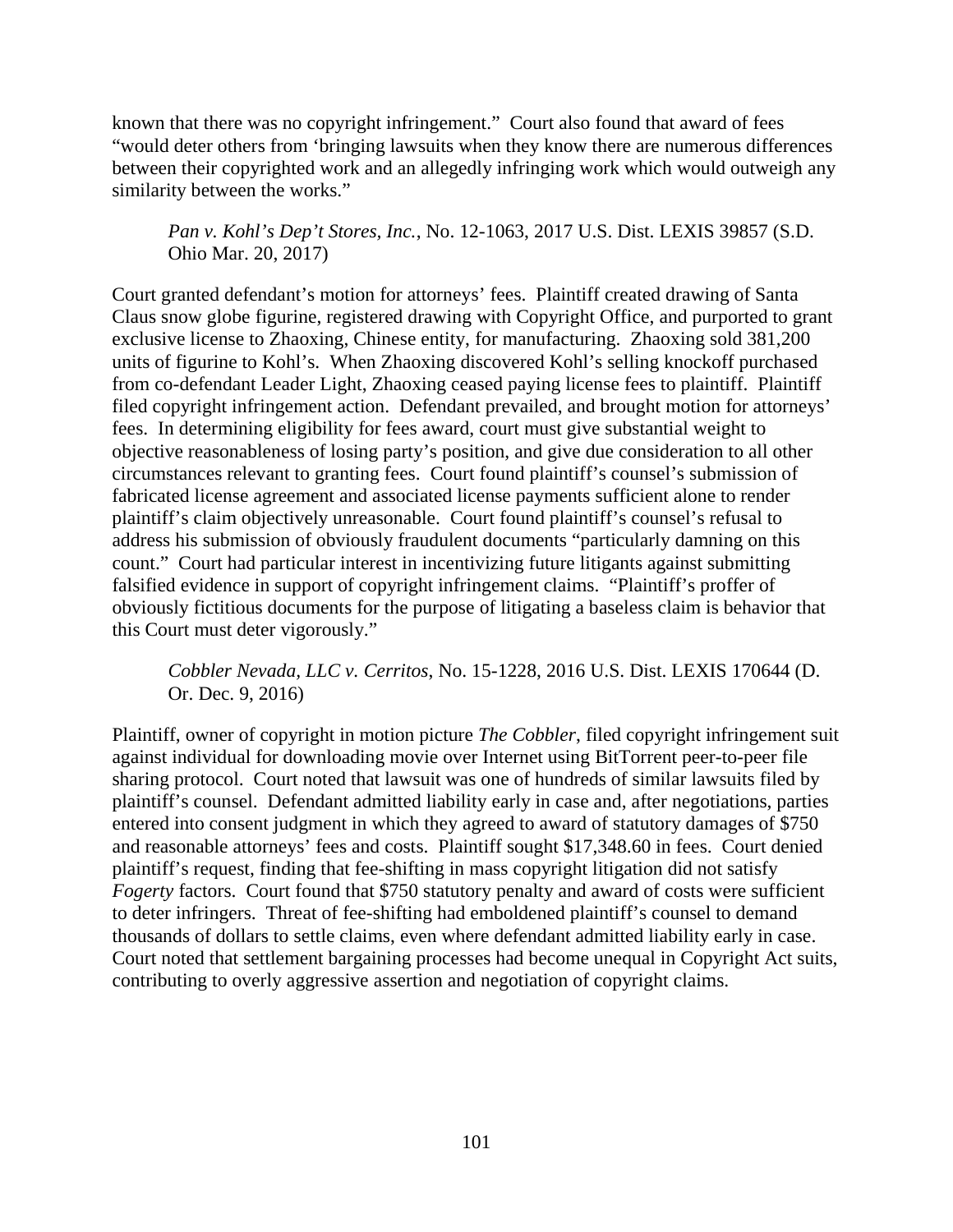known that there was no copyright infringement." Court also found that award of fees "would deter others from 'bringing lawsuits when they know there are numerous differences between their copyrighted work and an allegedly infringing work which would outweigh any similarity between the works."

> *Pan v. Kohl's Dep't Stores, Inc.*, No. 12-1063, 2017 U.S. Dist. LEXIS 39857 (S.D. Ohio Mar. 20, 2017)

Court granted defendant's motion for attorneys' fees. Plaintiff created drawing of Santa Claus snow globe figurine, registered drawing with Copyright Office, and purported to grant exclusive license to Zhaoxing, Chinese entity, for manufacturing. Zhaoxing sold 381,200 units of figurine to Kohl's. When Zhaoxing discovered Kohl's selling knockoff purchased from co-defendant Leader Light, Zhaoxing ceased paying license fees to plaintiff. Plaintiff filed copyright infringement action. Defendant prevailed, and brought motion for attorneys' fees. In determining eligibility for fees award, court must give substantial weight to objective reasonableness of losing party's position, and give due consideration to all other circumstances relevant to granting fees. Court found plaintiff's counsel's submission of fabricated license agreement and associated license payments sufficient alone to render plaintiff's claim objectively unreasonable. Court found plaintiff's counsel's refusal to address his submission of obviously fraudulent documents "particularly damning on this count." Court had particular interest in incentivizing future litigants against submitting falsified evidence in support of copyright infringement claims. "Plaintiff's proffer of obviously fictitious documents for the purpose of litigating a baseless claim is behavior that this Court must deter vigorously."

> *Cobbler Nevada, LLC v. Cerritos*, No. 15-1228, 2016 U.S. Dist. LEXIS 170644 (D. Or. Dec. 9, 2016)

Plaintiff, owner of copyright in motion picture *The Cobbler*, filed copyright infringement suit against individual for downloading movie over Internet using BitTorrent peer-to-peer file sharing protocol. Court noted that lawsuit was one of hundreds of similar lawsuits filed by plaintiff's counsel. Defendant admitted liability early in case and, after negotiations, parties entered into consent judgment in which they agreed to award of statutory damages of $750 and reasonable attorneys' fees and costs. Plaintiff sought $17,348.60 in fees. Court denied plaintiff's request, finding that fee-shifting in mass copyright litigation did not satisfy *Fogerty* factors. Court found that $750 statutory penalty and award of costs were sufficient to deter infringers. Threat of fee-shifting had emboldened plaintiff's counsel to demand thousands of dollars to settle claims, even where defendant admitted liability early in case. Court noted that settlement bargaining processes had become unequal in Copyright Act suits, contributing to overly aggressive assertion and negotiation of copyright claims.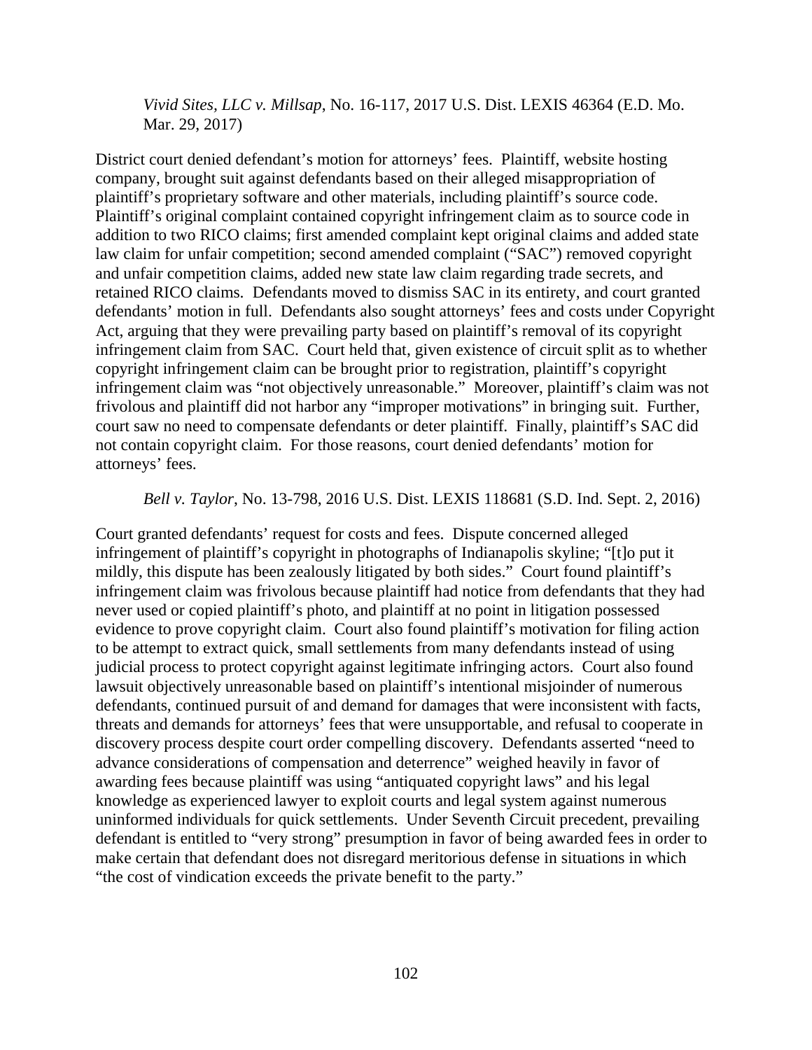*Vivid Sites, LLC v. Millsap*, No. 16-117, 2017 U.S. Dist. LEXIS 46364 (E.D. Mo. Mar. 29, 2017)

District court denied defendant's motion for attorneys' fees. Plaintiff, website hosting company, brought suit against defendants based on their alleged misappropriation of plaintiff's proprietary software and other materials, including plaintiff's source code. Plaintiff's original complaint contained copyright infringement claim as to source code in addition to two RICO claims; first amended complaint kept original claims and added state law claim for unfair competition; second amended complaint ("SAC") removed copyright and unfair competition claims, added new state law claim regarding trade secrets, and retained RICO claims. Defendants moved to dismiss SAC in its entirety, and court granted defendants' motion in full. Defendants also sought attorneys' fees and costs under Copyright Act, arguing that they were prevailing party based on plaintiff's removal of its copyright infringement claim from SAC. Court held that, given existence of circuit split as to whether copyright infringement claim can be brought prior to registration, plaintiff's copyright infringement claim was "not objectively unreasonable." Moreover, plaintiff's claim was not frivolous and plaintiff did not harbor any "improper motivations" in bringing suit. Further, court saw no need to compensate defendants or deter plaintiff. Finally, plaintiff's SAC did not contain copyright claim. For those reasons, court denied defendants' motion for attorneys' fees.

*Bell v. Taylor*, No. 13-798, 2016 U.S. Dist. LEXIS 118681 (S.D. Ind. Sept. 2, 2016)

Court granted defendants' request for costs and fees. Dispute concerned alleged infringement of plaintiff's copyright in photographs of Indianapolis skyline; "[t]o put it mildly, this dispute has been zealously litigated by both sides." Court found plaintiff's infringement claim was frivolous because plaintiff had notice from defendants that they had never used or copied plaintiff's photo, and plaintiff at no point in litigation possessed evidence to prove copyright claim. Court also found plaintiff's motivation for filing action to be attempt to extract quick, small settlements from many defendants instead of using judicial process to protect copyright against legitimate infringing actors. Court also found lawsuit objectively unreasonable based on plaintiff's intentional misjoinder of numerous defendants, continued pursuit of and demand for damages that were inconsistent with facts, threats and demands for attorneys' fees that were unsupportable, and refusal to cooperate in discovery process despite court order compelling discovery. Defendants asserted "need to advance considerations of compensation and deterrence" weighed heavily in favor of awarding fees because plaintiff was using "antiquated copyright laws" and his legal knowledge as experienced lawyer to exploit courts and legal system against numerous uninformed individuals for quick settlements. Under Seventh Circuit precedent, prevailing defendant is entitled to "very strong" presumption in favor of being awarded fees in order to make certain that defendant does not disregard meritorious defense in situations in which "the cost of vindication exceeds the private benefit to the party."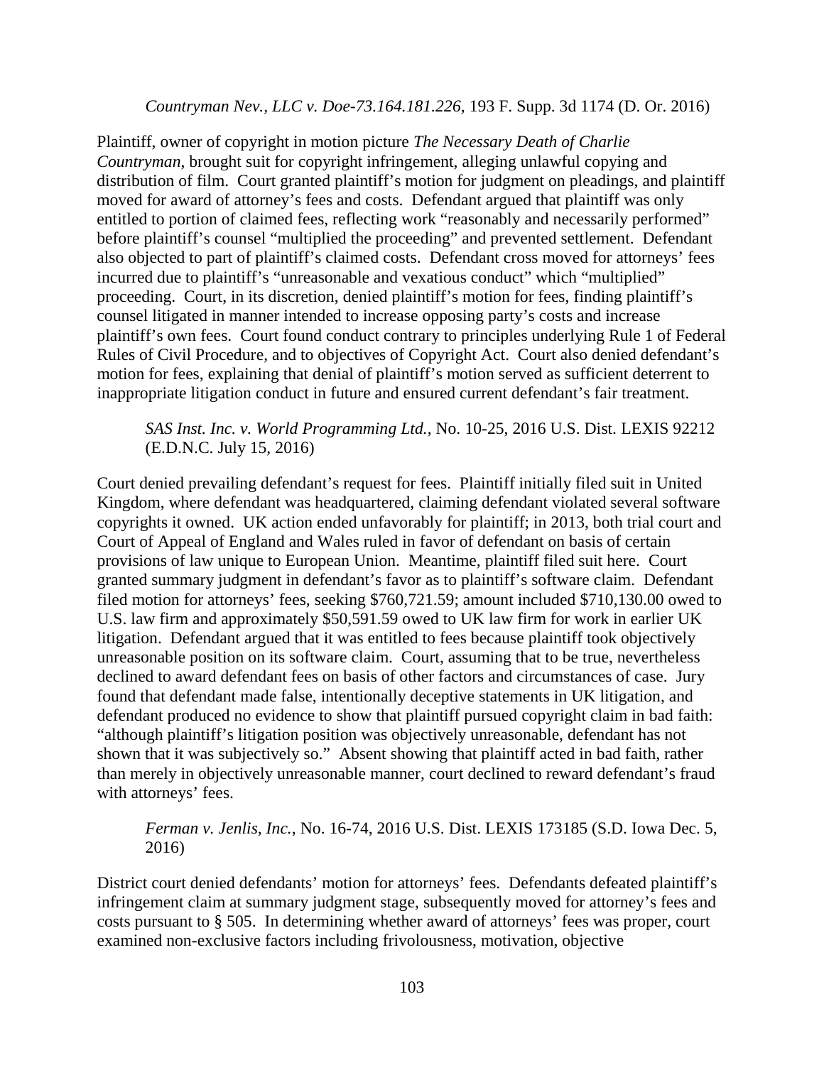*Countryman Nev., LLC v. Doe-73.164.181.226*, 193 F. Supp. 3d 1174 (D. Or. 2016)

Plaintiff, owner of copyright in motion picture *The Necessary Death of Charlie Countryman*, brought suit for copyright infringement, alleging unlawful copying and distribution of film. Court granted plaintiff's motion for judgment on pleadings, and plaintiff moved for award of attorney's fees and costs. Defendant argued that plaintiff was only entitled to portion of claimed fees, reflecting work "reasonably and necessarily performed" before plaintiff's counsel "multiplied the proceeding" and prevented settlement. Defendant also objected to part of plaintiff's claimed costs. Defendant cross moved for attorneys' fees incurred due to plaintiff's "unreasonable and vexatious conduct" which "multiplied" proceeding. Court, in its discretion, denied plaintiff's motion for fees, finding plaintiff's counsel litigated in manner intended to increase opposing party's costs and increase plaintiff's own fees. Court found conduct contrary to principles underlying Rule 1 of Federal Rules of Civil Procedure, and to objectives of Copyright Act. Court also denied defendant's motion for fees, explaining that denial of plaintiff's motion served as sufficient deterrent to inappropriate litigation conduct in future and ensured current defendant's fair treatment.

*SAS Inst. Inc. v. World Programming Ltd.*, No. 10-25, 2016 U.S. Dist. LEXIS 92212 (E.D.N.C. July 15, 2016)

Court denied prevailing defendant's request for fees. Plaintiff initially filed suit in United Kingdom, where defendant was headquartered, claiming defendant violated several software copyrights it owned. UK action ended unfavorably for plaintiff; in 2013, both trial court and Court of Appeal of England and Wales ruled in favor of defendant on basis of certain provisions of law unique to European Union. Meantime, plaintiff filed suit here. Court granted summary judgment in defendant's favor as to plaintiff's software claim. Defendant filed motion for attorneys' fees, seeking $760,721.59; amount included $710,130.00 owed to U.S. law firm and approximately $50,591.59 owed to UK law firm for work in earlier UK litigation. Defendant argued that it was entitled to fees because plaintiff took objectively unreasonable position on its software claim. Court, assuming that to be true, nevertheless declined to award defendant fees on basis of other factors and circumstances of case. Jury found that defendant made false, intentionally deceptive statements in UK litigation, and defendant produced no evidence to show that plaintiff pursued copyright claim in bad faith: "although plaintiff's litigation position was objectively unreasonable, defendant has not shown that it was subjectively so." Absent showing that plaintiff acted in bad faith, rather than merely in objectively unreasonable manner, court declined to reward defendant's fraud with attorneys' fees.

*Ferman v. Jenlis, Inc.*, No. 16-74, 2016 U.S. Dist. LEXIS 173185 (S.D. Iowa Dec. 5, 2016)

District court denied defendants' motion for attorneys' fees. Defendants defeated plaintiff's infringement claim at summary judgment stage, subsequently moved for attorney's fees and costs pursuant to § 505. In determining whether award of attorneys' fees was proper, court examined non-exclusive factors including frivolousness, motivation, objective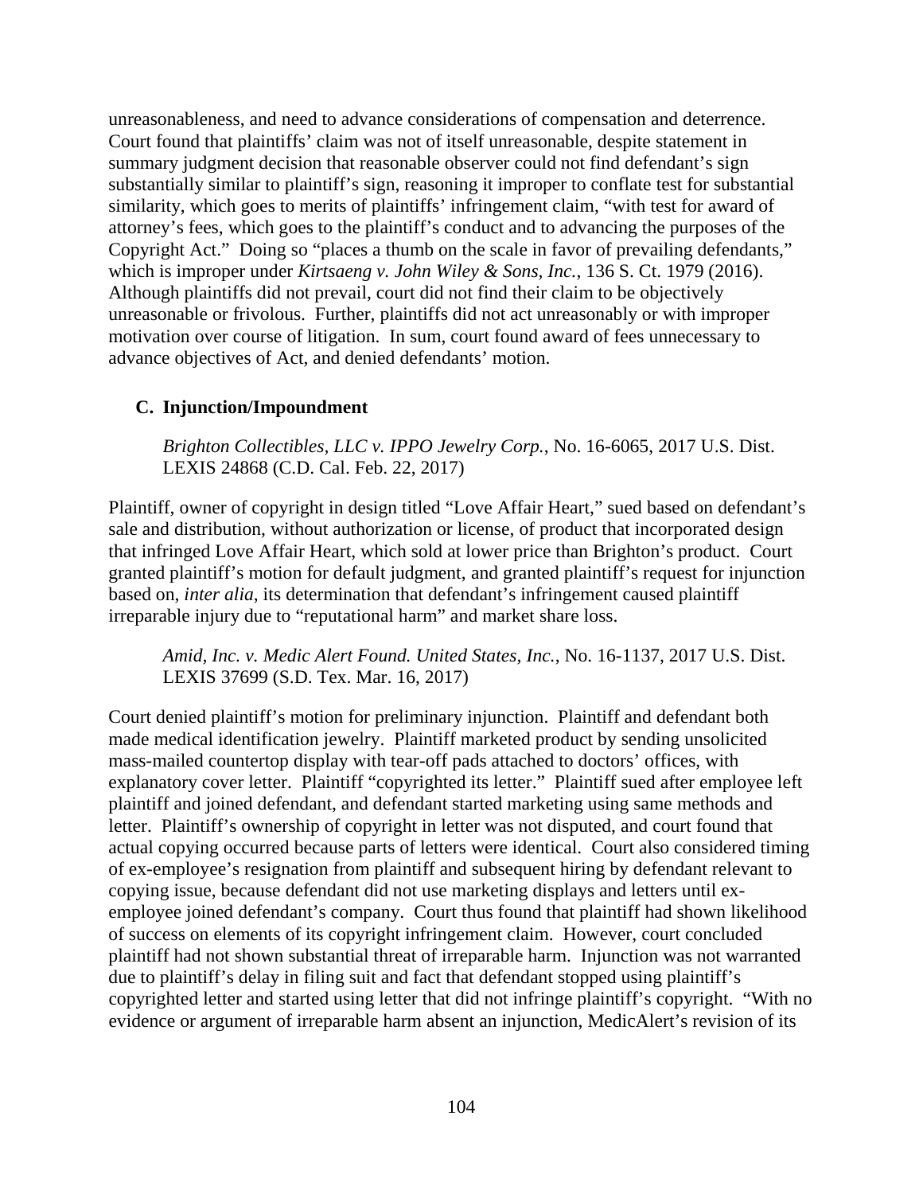unreasonableness, and need to advance considerations of compensation and deterrence. Court found that plaintiffs' claim was not of itself unreasonable, despite statement in summary judgment decision that reasonable observer could not find defendant's sign substantially similar to plaintiff's sign, reasoning it improper to conflate test for substantial similarity, which goes to merits of plaintiffs' infringement claim, "with test for award of attorney's fees, which goes to the plaintiff's conduct and to advancing the purposes of the Copyright Act." Doing so "places a thumb on the scale in favor of prevailing defendants," which is improper under *Kirtsaeng v. John Wiley & Sons, Inc.*, 136 S. Ct. 1979 (2016). Although plaintiffs did not prevail, court did not find their claim to be objectively unreasonable or frivolous. Further, plaintiffs did not act unreasonably or with improper motivation over course of litigation. In sum, court found award of fees unnecessary to advance objectives of Act, and denied defendants' motion.

### C. Injunction/Impoundment

> *Brighton Collectibles, LLC v. IPPO Jewelry Corp.*, No. 16-6065, 2017 U.S. Dist. LEXIS 24868 (C.D. Cal. Feb. 22, 2017)

Plaintiff, owner of copyright in design titled "Love Affair Heart," sued based on defendant's sale and distribution, without authorization or license, of product that incorporated design that infringed Love Affair Heart, which sold at lower price than Brighton's product. Court granted plaintiff's motion for default judgment, and granted plaintiff's request for injunction based on, *inter alia*, its determination that defendant's infringement caused plaintiff irreparable injury due to "reputational harm" and market share loss.

> *Amid, Inc. v. Medic Alert Found. United States, Inc.*, No. 16-1137, 2017 U.S. Dist. LEXIS 37699 (S.D. Tex. Mar. 16, 2017)

Court denied plaintiff's motion for preliminary injunction. Plaintiff and defendant both made medical identification jewelry. Plaintiff marketed product by sending unsolicited mass-mailed countertop display with tear-off pads attached to doctors' offices, with explanatory cover letter. Plaintiff "copyrighted its letter." Plaintiff sued after employee left plaintiff and joined defendant, and defendant started marketing using same methods and letter. Plaintiff's ownership of copyright in letter was not disputed, and court found that actual copying occurred because parts of letters were identical. Court also considered timing of ex-employee's resignation from plaintiff and subsequent hiring by defendant relevant to copying issue, because defendant did not use marketing displays and letters until ex-employee joined defendant's company. Court thus found that plaintiff had shown likelihood of success on elements of its copyright infringement claim. However, court concluded plaintiff had not shown substantial threat of irreparable harm. Injunction was not warranted due to plaintiff's delay in filing suit and fact that defendant stopped using plaintiff's copyrighted letter and started using letter that did not infringe plaintiff's copyright. "With no evidence or argument of irreparable harm absent an injunction, MedicAlert's revision of its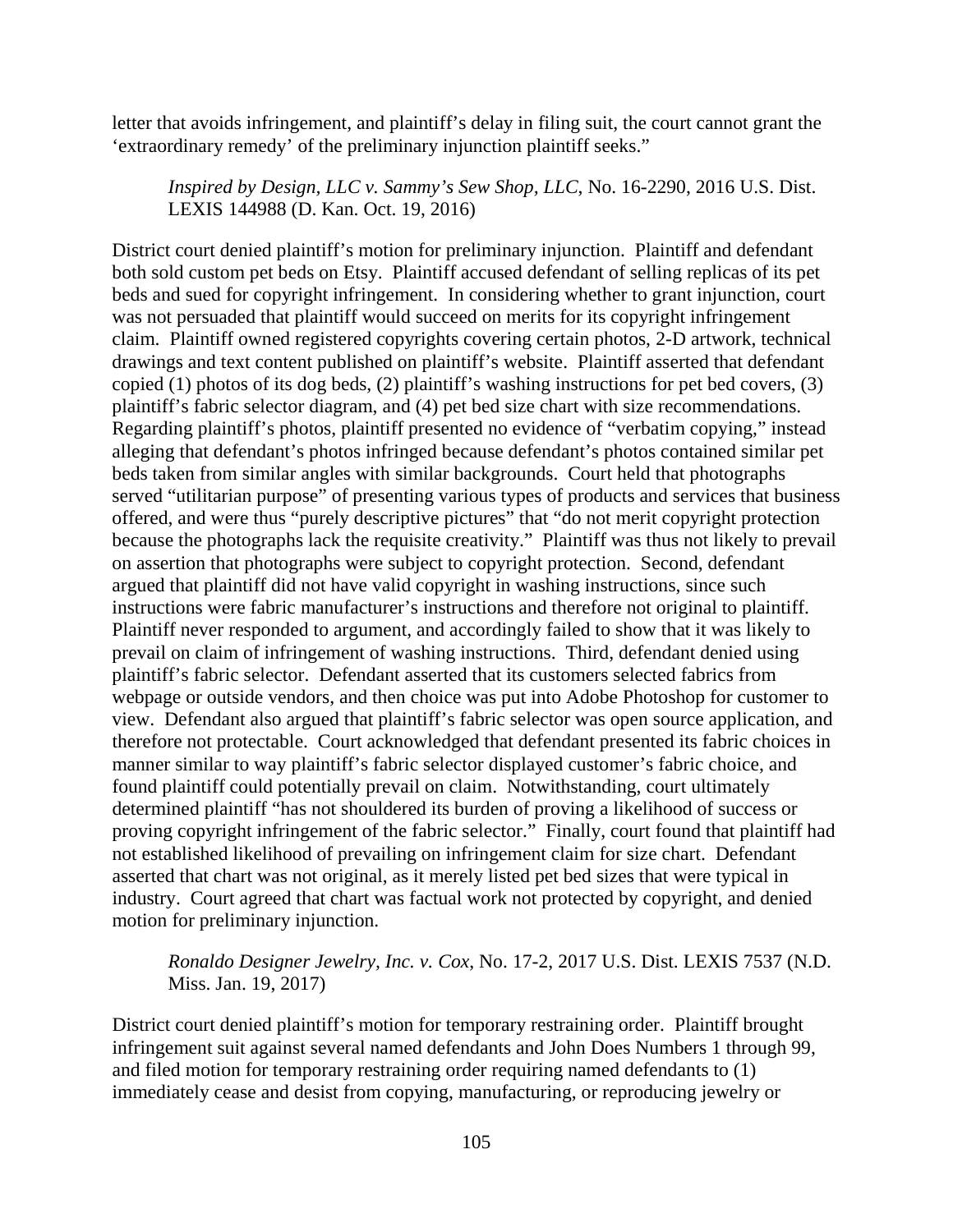letter that avoids infringement, and plaintiff's delay in filing suit, the court cannot grant the 'extraordinary remedy' of the preliminary injunction plaintiff seeks."

> *Inspired by Design, LLC v. Sammy's Sew Shop, LLC*, No. 16-2290, 2016 U.S. Dist. LEXIS 144988 (D. Kan. Oct. 19, 2016)

District court denied plaintiff's motion for preliminary injunction. Plaintiff and defendant both sold custom pet beds on Etsy. Plaintiff accused defendant of selling replicas of its pet beds and sued for copyright infringement. In considering whether to grant injunction, court was not persuaded that plaintiff would succeed on merits for its copyright infringement claim. Plaintiff owned registered copyrights covering certain photos, 2-D artwork, technical drawings and text content published on plaintiff's website. Plaintiff asserted that defendant copied (1) photos of its dog beds, (2) plaintiff's washing instructions for pet bed covers, (3) plaintiff's fabric selector diagram, and (4) pet bed size chart with size recommendations. Regarding plaintiff's photos, plaintiff presented no evidence of "verbatim copying," instead alleging that defendant's photos infringed because defendant's photos contained similar pet beds taken from similar angles with similar backgrounds. Court held that photographs served "utilitarian purpose" of presenting various types of products and services that business offered, and were thus "purely descriptive pictures" that "do not merit copyright protection because the photographs lack the requisite creativity." Plaintiff was thus not likely to prevail on assertion that photographs were subject to copyright protection. Second, defendant argued that plaintiff did not have valid copyright in washing instructions, since such instructions were fabric manufacturer's instructions and therefore not original to plaintiff. Plaintiff never responded to argument, and accordingly failed to show that it was likely to prevail on claim of infringement of washing instructions. Third, defendant denied using plaintiff's fabric selector. Defendant asserted that its customers selected fabrics from webpage or outside vendors, and then choice was put into Adobe Photoshop for customer to view. Defendant also argued that plaintiff's fabric selector was open source application, and therefore not protectable. Court acknowledged that defendant presented its fabric choices in manner similar to way plaintiff's fabric selector displayed customer's fabric choice, and found plaintiff could potentially prevail on claim. Notwithstanding, court ultimately determined plaintiff "has not shouldered its burden of proving a likelihood of success or proving copyright infringement of the fabric selector." Finally, court found that plaintiff had not established likelihood of prevailing on infringement claim for size chart. Defendant asserted that chart was not original, as it merely listed pet bed sizes that were typical in industry. Court agreed that chart was factual work not protected by copyright, and denied motion for preliminary injunction.

> *Ronaldo Designer Jewelry, Inc. v. Cox*, No. 17-2, 2017 U.S. Dist. LEXIS 7537 (N.D. Miss. Jan. 19, 2017)

District court denied plaintiff's motion for temporary restraining order. Plaintiff brought infringement suit against several named defendants and John Does Numbers 1 through 99, and filed motion for temporary restraining order requiring named defendants to (1) immediately cease and desist from copying, manufacturing, or reproducing jewelry or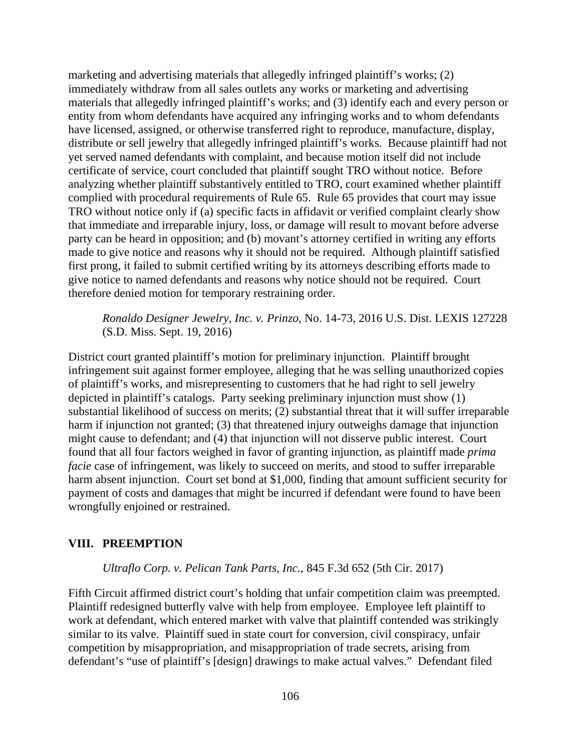marketing and advertising materials that allegedly infringed plaintiff's works; (2) immediately withdraw from all sales outlets any works or marketing and advertising materials that allegedly infringed plaintiff's works; and (3) identify each and every person or entity from whom defendants have acquired any infringing works and to whom defendants have licensed, assigned, or otherwise transferred right to reproduce, manufacture, display, distribute or sell jewelry that allegedly infringed plaintiff's works. Because plaintiff had not yet served named defendants with complaint, and because motion itself did not include certificate of service, court concluded that plaintiff sought TRO without notice. Before analyzing whether plaintiff substantively entitled to TRO, court examined whether plaintiff complied with procedural requirements of Rule 65. Rule 65 provides that court may issue TRO without notice only if (a) specific facts in affidavit or verified complaint clearly show that immediate and irreparable injury, loss, or damage will result to movant before adverse party can be heard in opposition; and (b) movant's attorney certified in writing any efforts made to give notice and reasons why it should not be required. Although plaintiff satisfied first prong, it failed to submit certified writing by its attorneys describing efforts made to give notice to named defendants and reasons why notice should not be required. Court therefore denied motion for temporary restraining order.

*Ronaldo Designer Jewelry, Inc. v. Prinzo*, No. 14-73, 2016 U.S. Dist. LEXIS 127228 (S.D. Miss. Sept. 19, 2016)

District court granted plaintiff's motion for preliminary injunction. Plaintiff brought infringement suit against former employee, alleging that he was selling unauthorized copies of plaintiff's works, and misrepresenting to customers that he had right to sell jewelry depicted in plaintiff's catalogs. Party seeking preliminary injunction must show (1) substantial likelihood of success on merits; (2) substantial threat that it will suffer irreparable harm if injunction not granted; (3) that threatened injury outweighs damage that injunction might cause to defendant; and (4) that injunction will not disserve public interest. Court found that all four factors weighed in favor of granting injunction, as plaintiff made *prima facie* case of infringement, was likely to succeed on merits, and stood to suffer irreparable harm absent injunction. Court set bond at $1,000, finding that amount sufficient security for payment of costs and damages that might be incurred if defendant were found to have been wrongfully enjoined or restrained.

## VIII. PREEMPTION

*Ultraflo Corp. v. Pelican Tank Parts, Inc.*, 845 F.3d 652 (5th Cir. 2017)

Fifth Circuit affirmed district court's holding that unfair competition claim was preempted. Plaintiff redesigned butterfly valve with help from employee. Employee left plaintiff to work at defendant, which entered market with valve that plaintiff contended was strikingly similar to its valve. Plaintiff sued in state court for conversion, civil conspiracy, unfair competition by misappropriation, and misappropriation of trade secrets, arising from defendant's "use of plaintiff's [design] drawings to make actual valves." Defendant filed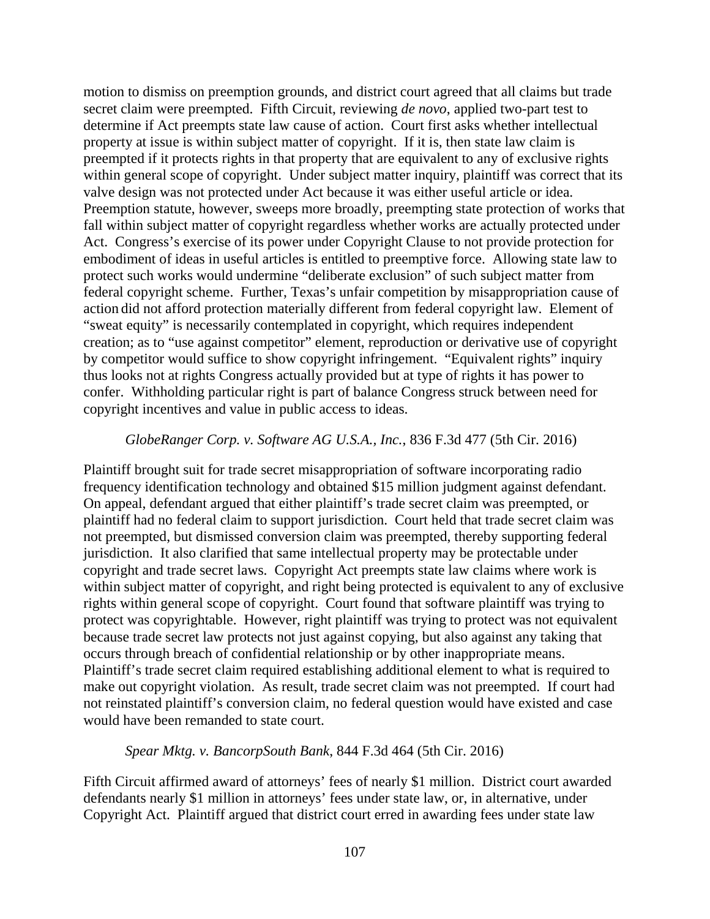motion to dismiss on preemption grounds, and district court agreed that all claims but trade secret claim were preempted. Fifth Circuit, reviewing *de novo*, applied two-part test to determine if Act preempts state law cause of action. Court first asks whether intellectual property at issue is within subject matter of copyright. If it is, then state law claim is preempted if it protects rights in that property that are equivalent to any of exclusive rights within general scope of copyright. Under subject matter inquiry, plaintiff was correct that its valve design was not protected under Act because it was either useful article or idea. Preemption statute, however, sweeps more broadly, preempting state protection of works that fall within subject matter of copyright regardless whether works are actually protected under Act. Congress's exercise of its power under Copyright Clause to not provide protection for embodiment of ideas in useful articles is entitled to preemptive force. Allowing state law to protect such works would undermine "deliberate exclusion" of such subject matter from federal copyright scheme. Further, Texas's unfair competition by misappropriation cause of action did not afford protection materially different from federal copyright law. Element of "sweat equity" is necessarily contemplated in copyright, which requires independent creation; as to "use against competitor" element, reproduction or derivative use of copyright by competitor would suffice to show copyright infringement. "Equivalent rights" inquiry thus looks not at rights Congress actually provided but at type of rights it has power to confer. Withholding particular right is part of balance Congress struck between need for copyright incentives and value in public access to ideas.

*GlobeRanger Corp. v. Software AG U.S.A., Inc.*, 836 F.3d 477 (5th Cir. 2016)

Plaintiff brought suit for trade secret misappropriation of software incorporating radio frequency identification technology and obtained $15 million judgment against defendant. On appeal, defendant argued that either plaintiff's trade secret claim was preempted, or plaintiff had no federal claim to support jurisdiction. Court held that trade secret claim was not preempted, but dismissed conversion claim was preempted, thereby supporting federal jurisdiction. It also clarified that same intellectual property may be protectable under copyright and trade secret laws. Copyright Act preempts state law claims where work is within subject matter of copyright, and right being protected is equivalent to any of exclusive rights within general scope of copyright. Court found that software plaintiff was trying to protect was copyrightable. However, right plaintiff was trying to protect was not equivalent because trade secret law protects not just against copying, but also against any taking that occurs through breach of confidential relationship or by other inappropriate means. Plaintiff's trade secret claim required establishing additional element to what is required to make out copyright violation. As result, trade secret claim was not preempted. If court had not reinstated plaintiff's conversion claim, no federal question would have existed and case would have been remanded to state court.

*Spear Mktg. v. BancorpSouth Bank*, 844 F.3d 464 (5th Cir. 2016)

Fifth Circuit affirmed award of attorneys' fees of nearly $1 million. District court awarded defendants nearly $1 million in attorneys' fees under state law, or, in alternative, under Copyright Act. Plaintiff argued that district court erred in awarding fees under state law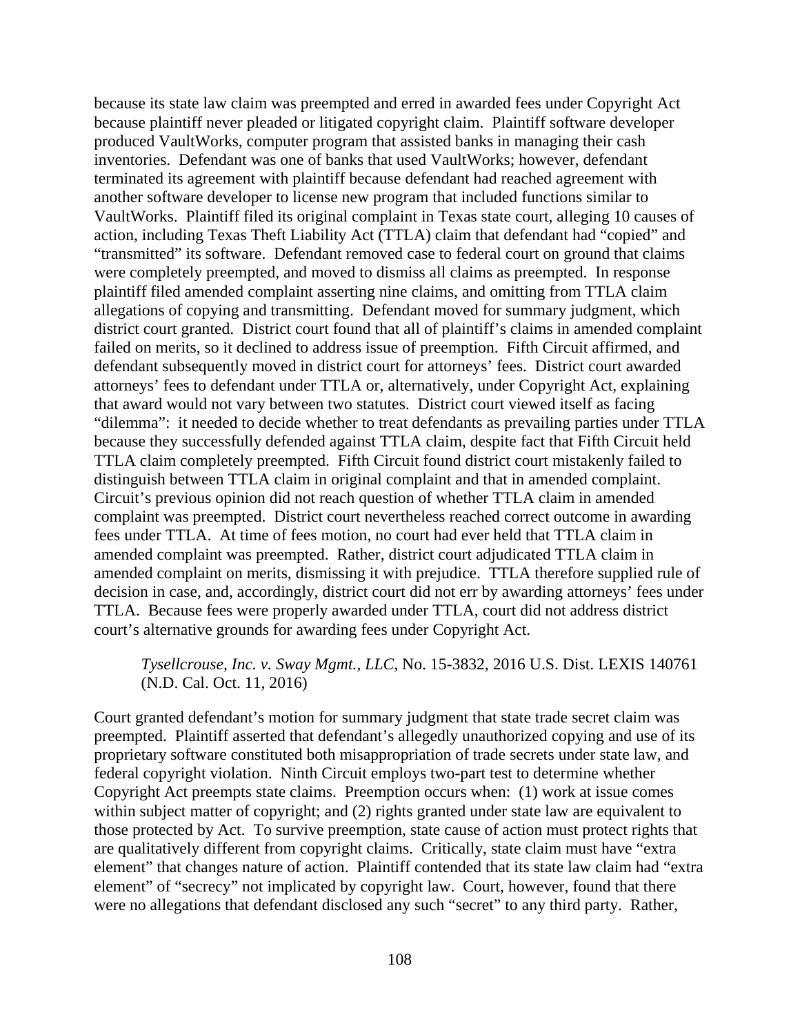because its state law claim was preempted and erred in awarded fees under Copyright Act because plaintiff never pleaded or litigated copyright claim. Plaintiff software developer produced VaultWorks, computer program that assisted banks in managing their cash inventories. Defendant was one of banks that used VaultWorks; however, defendant terminated its agreement with plaintiff because defendant had reached agreement with another software developer to license new program that included functions similar to VaultWorks. Plaintiff filed its original complaint in Texas state court, alleging 10 causes of action, including Texas Theft Liability Act (TTLA) claim that defendant had "copied" and "transmitted" its software. Defendant removed case to federal court on ground that claims were completely preempted, and moved to dismiss all claims as preempted. In response plaintiff filed amended complaint asserting nine claims, and omitting from TTLA claim allegations of copying and transmitting. Defendant moved for summary judgment, which district court granted. District court found that all of plaintiff's claims in amended complaint failed on merits, so it declined to address issue of preemption. Fifth Circuit affirmed, and defendant subsequently moved in district court for attorneys' fees. District court awarded attorneys' fees to defendant under TTLA or, alternatively, under Copyright Act, explaining that award would not vary between two statutes. District court viewed itself as facing "dilemma": it needed to decide whether to treat defendants as prevailing parties under TTLA because they successfully defended against TTLA claim, despite fact that Fifth Circuit held TTLA claim completely preempted. Fifth Circuit found district court mistakenly failed to distinguish between TTLA claim in original complaint and that in amended complaint. Circuit's previous opinion did not reach question of whether TTLA claim in amended complaint was preempted. District court nevertheless reached correct outcome in awarding fees under TTLA. At time of fees motion, no court had ever held that TTLA claim in amended complaint was preempted. Rather, district court adjudicated TTLA claim in amended complaint on merits, dismissing it with prejudice. TTLA therefore supplied rule of decision in case, and, accordingly, district court did not err by awarding attorneys' fees under TTLA. Because fees were properly awarded under TTLA, court did not address district court's alternative grounds for awarding fees under Copyright Act.

> *Tysellcrouse, Inc. v. Sway Mgmt., LLC*, No. 15-3832, 2016 U.S. Dist. LEXIS 140761 (N.D. Cal. Oct. 11, 2016)

Court granted defendant's motion for summary judgment that state trade secret claim was preempted. Plaintiff asserted that defendant's allegedly unauthorized copying and use of its proprietary software constituted both misappropriation of trade secrets under state law, and federal copyright violation. Ninth Circuit employs two-part test to determine whether Copyright Act preempts state claims. Preemption occurs when: (1) work at issue comes within subject matter of copyright; and (2) rights granted under state law are equivalent to those protected by Act. To survive preemption, state cause of action must protect rights that are qualitatively different from copyright claims. Critically, state claim must have "extra element" that changes nature of action. Plaintiff contended that its state law claim had "extra element" of "secrecy" not implicated by copyright law. Court, however, found that there were no allegations that defendant disclosed any such "secret" to any third party. Rather,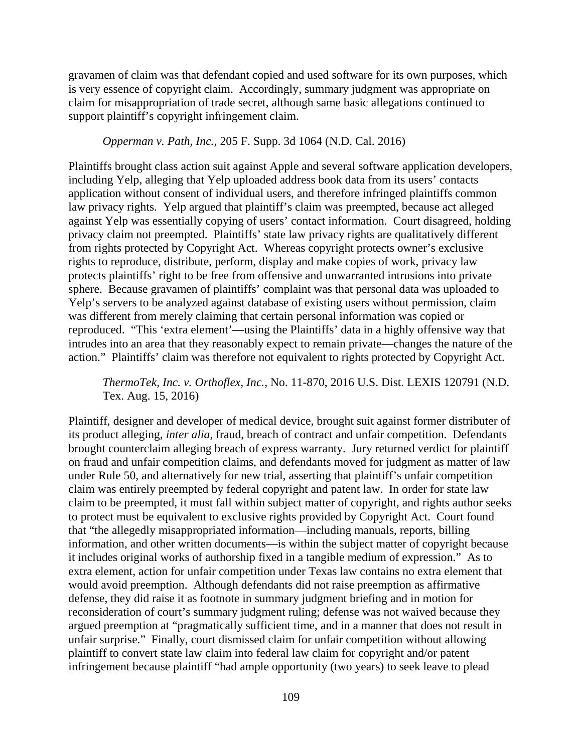gravamen of claim was that defendant copied and used software for its own purposes, which is very essence of copyright claim. Accordingly, summary judgment was appropriate on claim for misappropriation of trade secret, although same basic allegations continued to support plaintiff's copyright infringement claim.

*Opperman v. Path, Inc.*, 205 F. Supp. 3d 1064 (N.D. Cal. 2016)

Plaintiffs brought class action suit against Apple and several software application developers, including Yelp, alleging that Yelp uploaded address book data from its users' contacts application without consent of individual users, and therefore infringed plaintiffs common law privacy rights. Yelp argued that plaintiff's claim was preempted, because act alleged against Yelp was essentially copying of users' contact information. Court disagreed, holding privacy claim not preempted. Plaintiffs' state law privacy rights are qualitatively different from rights protected by Copyright Act. Whereas copyright protects owner's exclusive rights to reproduce, distribute, perform, display and make copies of work, privacy law protects plaintiffs' right to be free from offensive and unwarranted intrusions into private sphere. Because gravamen of plaintiffs' complaint was that personal data was uploaded to Yelp's servers to be analyzed against database of existing users without permission, claim was different from merely claiming that certain personal information was copied or reproduced. "This 'extra element'—using the Plaintiffs' data in a highly offensive way that intrudes into an area that they reasonably expect to remain private—changes the nature of the action." Plaintiffs' claim was therefore not equivalent to rights protected by Copyright Act.

*ThermoTek, Inc. v. Orthoflex, Inc.*, No. 11-870, 2016 U.S. Dist. LEXIS 120791 (N.D. Tex. Aug. 15, 2016)

Plaintiff, designer and developer of medical device, brought suit against former distributer of its product alleging, *inter alia*, fraud, breach of contract and unfair competition. Defendants brought counterclaim alleging breach of express warranty. Jury returned verdict for plaintiff on fraud and unfair competition claims, and defendants moved for judgment as matter of law under Rule 50, and alternatively for new trial, asserting that plaintiff's unfair competition claim was entirely preempted by federal copyright and patent law. In order for state law claim to be preempted, it must fall within subject matter of copyright, and rights author seeks to protect must be equivalent to exclusive rights provided by Copyright Act. Court found that "the allegedly misappropriated information—including manuals, reports, billing information, and other written documents—is within the subject matter of copyright because it includes original works of authorship fixed in a tangible medium of expression." As to extra element, action for unfair competition under Texas law contains no extra element that would avoid preemption. Although defendants did not raise preemption as affirmative defense, they did raise it as footnote in summary judgment briefing and in motion for reconsideration of court's summary judgment ruling; defense was not waived because they argued preemption at "pragmatically sufficient time, and in a manner that does not result in unfair surprise." Finally, court dismissed claim for unfair competition without allowing plaintiff to convert state law claim into federal law claim for copyright and/or patent infringement because plaintiff "had ample opportunity (two years) to seek leave to plead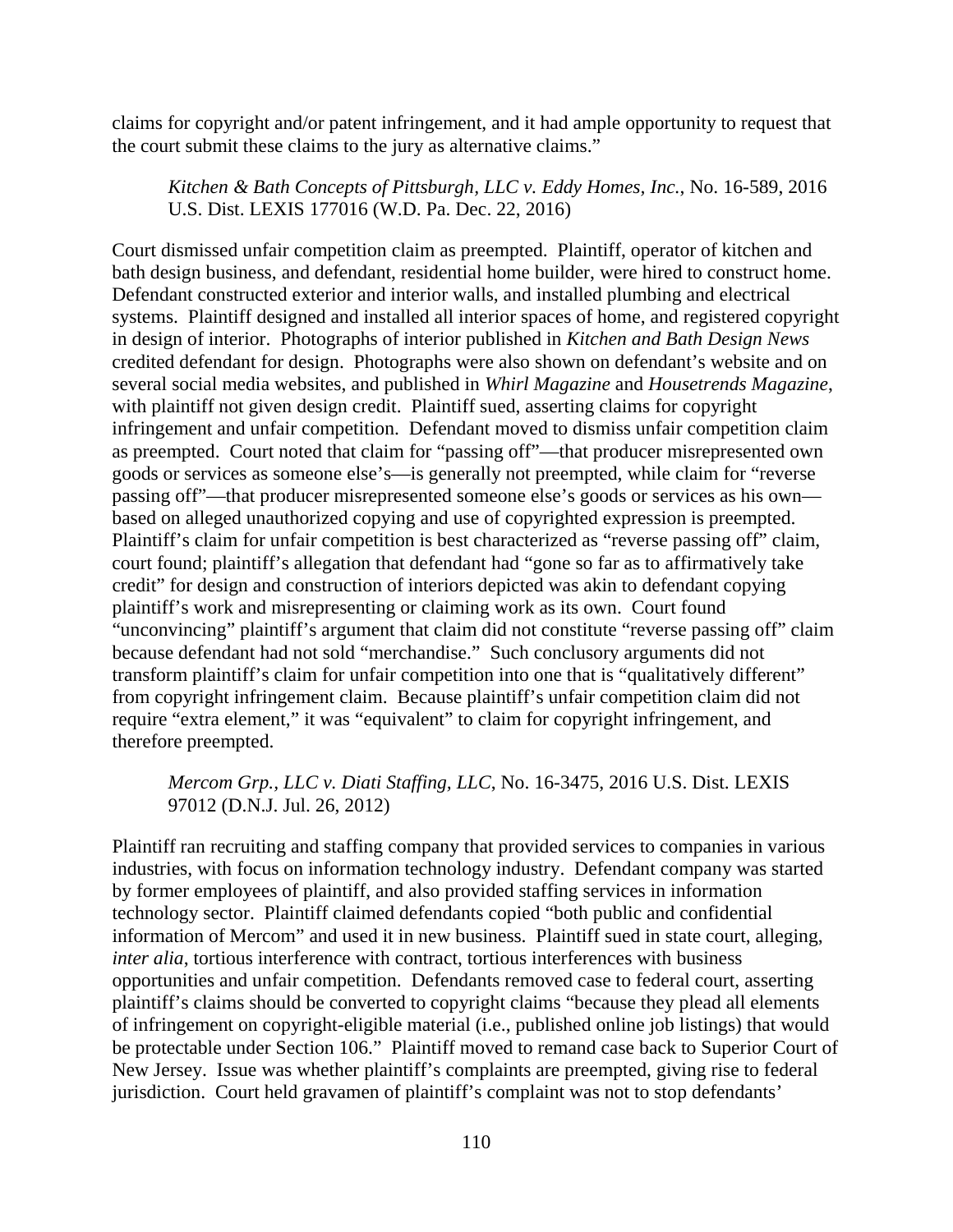claims for copyright and/or patent infringement, and it had ample opportunity to request that the court submit these claims to the jury as alternative claims."

> *Kitchen & Bath Concepts of Pittsburgh, LLC v. Eddy Homes, Inc.*, No. 16-589, 2016 U.S. Dist. LEXIS 177016 (W.D. Pa. Dec. 22, 2016)

Court dismissed unfair competition claim as preempted. Plaintiff, operator of kitchen and bath design business, and defendant, residential home builder, were hired to construct home. Defendant constructed exterior and interior walls, and installed plumbing and electrical systems. Plaintiff designed and installed all interior spaces of home, and registered copyright in design of interior. Photographs of interior published in *Kitchen and Bath Design News* credited defendant for design. Photographs were also shown on defendant's website and on several social media websites, and published in *Whirl Magazine* and *Housetrends Magazine*, with plaintiff not given design credit. Plaintiff sued, asserting claims for copyright infringement and unfair competition. Defendant moved to dismiss unfair competition claim as preempted. Court noted that claim for "passing off"—that producer misrepresented own goods or services as someone else's—is generally not preempted, while claim for "reverse passing off"—that producer misrepresented someone else's goods or services as his own—based on alleged unauthorized copying and use of copyrighted expression is preempted. Plaintiff's claim for unfair competition is best characterized as "reverse passing off" claim, court found; plaintiff's allegation that defendant had "gone so far as to affirmatively take credit" for design and construction of interiors depicted was akin to defendant copying plaintiff's work and misrepresenting or claiming work as its own. Court found "unconvincing" plaintiff's argument that claim did not constitute "reverse passing off" claim because defendant had not sold "merchandise." Such conclusory arguments did not transform plaintiff's claim for unfair competition into one that is "qualitatively different" from copyright infringement claim. Because plaintiff's unfair competition claim did not require "extra element," it was "equivalent" to claim for copyright infringement, and therefore preempted.

> *Mercom Grp., LLC v. Diati Staffing, LLC*, No. 16-3475, 2016 U.S. Dist. LEXIS 97012 (D.N.J. Jul. 26, 2012)

Plaintiff ran recruiting and staffing company that provided services to companies in various industries, with focus on information technology industry. Defendant company was started by former employees of plaintiff, and also provided staffing services in information technology sector. Plaintiff claimed defendants copied "both public and confidential information of Mercom" and used it in new business. Plaintiff sued in state court, alleging, *inter alia*, tortious interference with contract, tortious interferences with business opportunities and unfair competition. Defendants removed case to federal court, asserting plaintiff's claims should be converted to copyright claims "because they plead all elements of infringement on copyright-eligible material (i.e., published online job listings) that would be protectable under Section 106." Plaintiff moved to remand case back to Superior Court of New Jersey. Issue was whether plaintiff's complaints are preempted, giving rise to federal jurisdiction. Court held gravamen of plaintiff's complaint was not to stop defendants'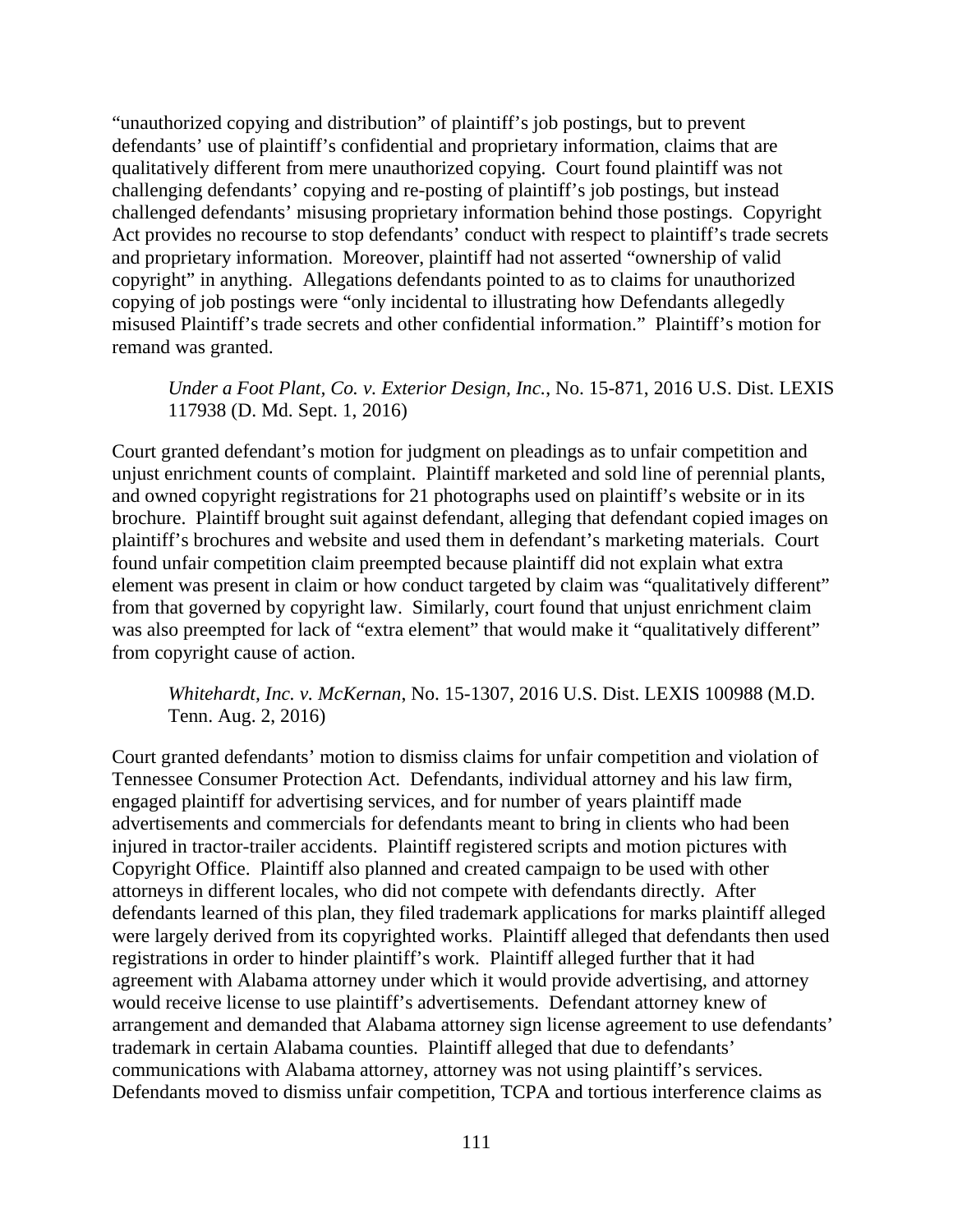"unauthorized copying and distribution" of plaintiff's job postings, but to prevent defendants' use of plaintiff's confidential and proprietary information, claims that are qualitatively different from mere unauthorized copying. Court found plaintiff was not challenging defendants' copying and re-posting of plaintiff's job postings, but instead challenged defendants' misusing proprietary information behind those postings. Copyright Act provides no recourse to stop defendants' conduct with respect to plaintiff's trade secrets and proprietary information. Moreover, plaintiff had not asserted "ownership of valid copyright" in anything. Allegations defendants pointed to as to claims for unauthorized copying of job postings were "only incidental to illustrating how Defendants allegedly misused Plaintiff's trade secrets and other confidential information." Plaintiff's motion for remand was granted.

> *Under a Foot Plant, Co. v. Exterior Design, Inc.*, No. 15-871, 2016 U.S. Dist. LEXIS 117938 (D. Md. Sept. 1, 2016)

Court granted defendant's motion for judgment on pleadings as to unfair competition and unjust enrichment counts of complaint. Plaintiff marketed and sold line of perennial plants, and owned copyright registrations for 21 photographs used on plaintiff's website or in its brochure. Plaintiff brought suit against defendant, alleging that defendant copied images on plaintiff's brochures and website and used them in defendant's marketing materials. Court found unfair competition claim preempted because plaintiff did not explain what extra element was present in claim or how conduct targeted by claim was "qualitatively different" from that governed by copyright law. Similarly, court found that unjust enrichment claim was also preempted for lack of "extra element" that would make it "qualitatively different" from copyright cause of action.

> *Whitehardt, Inc. v. McKernan*, No. 15-1307, 2016 U.S. Dist. LEXIS 100988 (M.D. Tenn. Aug. 2, 2016)

Court granted defendants' motion to dismiss claims for unfair competition and violation of Tennessee Consumer Protection Act. Defendants, individual attorney and his law firm, engaged plaintiff for advertising services, and for number of years plaintiff made advertisements and commercials for defendants meant to bring in clients who had been injured in tractor-trailer accidents. Plaintiff registered scripts and motion pictures with Copyright Office. Plaintiff also planned and created campaign to be used with other attorneys in different locales, who did not compete with defendants directly. After defendants learned of this plan, they filed trademark applications for marks plaintiff alleged were largely derived from its copyrighted works. Plaintiff alleged that defendants then used registrations in order to hinder plaintiff's work. Plaintiff alleged further that it had agreement with Alabama attorney under which it would provide advertising, and attorney would receive license to use plaintiff's advertisements. Defendant attorney knew of arrangement and demanded that Alabama attorney sign license agreement to use defendants' trademark in certain Alabama counties. Plaintiff alleged that due to defendants' communications with Alabama attorney, attorney was not using plaintiff's services. Defendants moved to dismiss unfair competition, TCPA and tortious interference claims as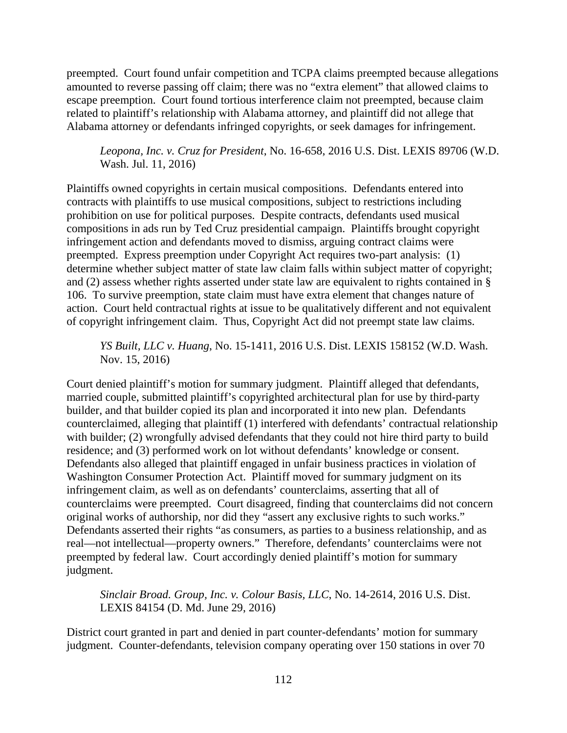preempted. Court found unfair competition and TCPA claims preempted because allegations amounted to reverse passing off claim; there was no "extra element" that allowed claims to escape preemption. Court found tortious interference claim not preempted, because claim related to plaintiff's relationship with Alabama attorney, and plaintiff did not allege that Alabama attorney or defendants infringed copyrights, or seek damages for infringement.

> *Leopona, Inc. v. Cruz for President*, No. 16-658, 2016 U.S. Dist. LEXIS 89706 (W.D. Wash. Jul. 11, 2016)

Plaintiffs owned copyrights in certain musical compositions. Defendants entered into contracts with plaintiffs to use musical compositions, subject to restrictions including prohibition on use for political purposes. Despite contracts, defendants used musical compositions in ads run by Ted Cruz presidential campaign. Plaintiffs brought copyright infringement action and defendants moved to dismiss, arguing contract claims were preempted. Express preemption under Copyright Act requires two-part analysis: (1) determine whether subject matter of state law claim falls within subject matter of copyright; and (2) assess whether rights asserted under state law are equivalent to rights contained in § 106. To survive preemption, state claim must have extra element that changes nature of action. Court held contractual rights at issue to be qualitatively different and not equivalent of copyright infringement claim. Thus, Copyright Act did not preempt state law claims.

> *YS Built, LLC v. Huang*, No. 15-1411, 2016 U.S. Dist. LEXIS 158152 (W.D. Wash. Nov. 15, 2016)

Court denied plaintiff's motion for summary judgment. Plaintiff alleged that defendants, married couple, submitted plaintiff's copyrighted architectural plan for use by third-party builder, and that builder copied its plan and incorporated it into new plan. Defendants counterclaimed, alleging that plaintiff (1) interfered with defendants' contractual relationship with builder; (2) wrongfully advised defendants that they could not hire third party to build residence; and (3) performed work on lot without defendants' knowledge or consent. Defendants also alleged that plaintiff engaged in unfair business practices in violation of Washington Consumer Protection Act. Plaintiff moved for summary judgment on its infringement claim, as well as on defendants' counterclaims, asserting that all of counterclaims were preempted. Court disagreed, finding that counterclaims did not concern original works of authorship, nor did they "assert any exclusive rights to such works." Defendants asserted their rights "as consumers, as parties to a business relationship, and as real—not intellectual—property owners." Therefore, defendants' counterclaims were not preempted by federal law. Court accordingly denied plaintiff's motion for summary judgment.

> *Sinclair Broad. Group, Inc. v. Colour Basis, LLC*, No. 14-2614, 2016 U.S. Dist. LEXIS 84154 (D. Md. June 29, 2016)

District court granted in part and denied in part counter-defendants' motion for summary judgment. Counter-defendants, television company operating over 150 stations in over 70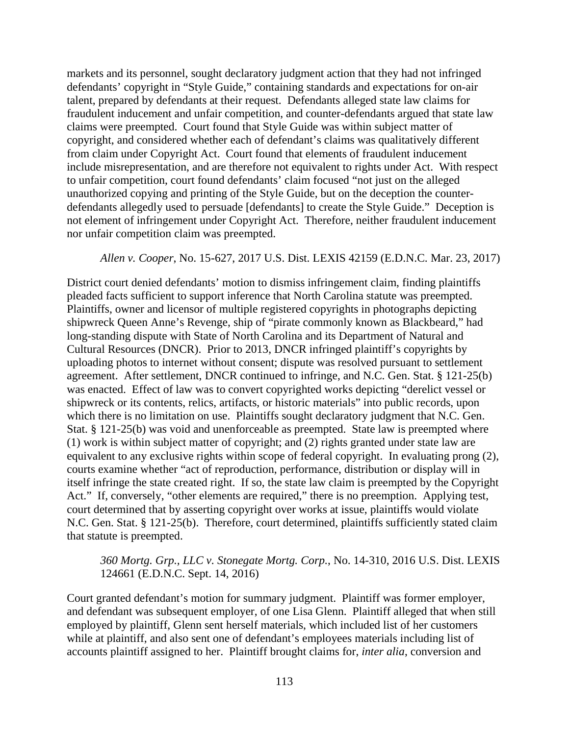markets and its personnel, sought declaratory judgment action that they had not infringed defendants' copyright in "Style Guide," containing standards and expectations for on-air talent, prepared by defendants at their request. Defendants alleged state law claims for fraudulent inducement and unfair competition, and counter-defendants argued that state law claims were preempted. Court found that Style Guide was within subject matter of copyright, and considered whether each of defendant's claims was qualitatively different from claim under Copyright Act. Court found that elements of fraudulent inducement include misrepresentation, and are therefore not equivalent to rights under Act. With respect to unfair competition, court found defendants' claim focused "not just on the alleged unauthorized copying and printing of the Style Guide, but on the deception the counter-defendants allegedly used to persuade [defendants] to create the Style Guide." Deception is not element of infringement under Copyright Act. Therefore, neither fraudulent inducement nor unfair competition claim was preempted.

*Allen v. Cooper*, No. 15-627, 2017 U.S. Dist. LEXIS 42159 (E.D.N.C. Mar. 23, 2017)

District court denied defendants' motion to dismiss infringement claim, finding plaintiffs pleaded facts sufficient to support inference that North Carolina statute was preempted. Plaintiffs, owner and licensor of multiple registered copyrights in photographs depicting shipwreck Queen Anne's Revenge, ship of "pirate commonly known as Blackbeard," had long-standing dispute with State of North Carolina and its Department of Natural and Cultural Resources (DNCR). Prior to 2013, DNCR infringed plaintiff's copyrights by uploading photos to internet without consent; dispute was resolved pursuant to settlement agreement. After settlement, DNCR continued to infringe, and N.C. Gen. Stat. § 121-25(b) was enacted. Effect of law was to convert copyrighted works depicting "derelict vessel or shipwreck or its contents, relics, artifacts, or historic materials" into public records, upon which there is no limitation on use. Plaintiffs sought declaratory judgment that N.C. Gen. Stat. § 121-25(b) was void and unenforceable as preempted. State law is preempted where (1) work is within subject matter of copyright; and (2) rights granted under state law are equivalent to any exclusive rights within scope of federal copyright. In evaluating prong (2), courts examine whether "act of reproduction, performance, distribution or display will in itself infringe the state created right. If so, the state law claim is preempted by the Copyright Act." If, conversely, "other elements are required," there is no preemption. Applying test, court determined that by asserting copyright over works at issue, plaintiffs would violate N.C. Gen. Stat. § 121-25(b). Therefore, court determined, plaintiffs sufficiently stated claim that statute is preempted.

*360 Mortg. Grp., LLC v. Stonegate Mortg. Corp.*, No. 14-310, 2016 U.S. Dist. LEXIS 124661 (E.D.N.C. Sept. 14, 2016)

Court granted defendant's motion for summary judgment. Plaintiff was former employer, and defendant was subsequent employer, of one Lisa Glenn. Plaintiff alleged that when still employed by plaintiff, Glenn sent herself materials, which included list of her customers while at plaintiff, and also sent one of defendant's employees materials including list of accounts plaintiff assigned to her. Plaintiff brought claims for, *inter alia*, conversion and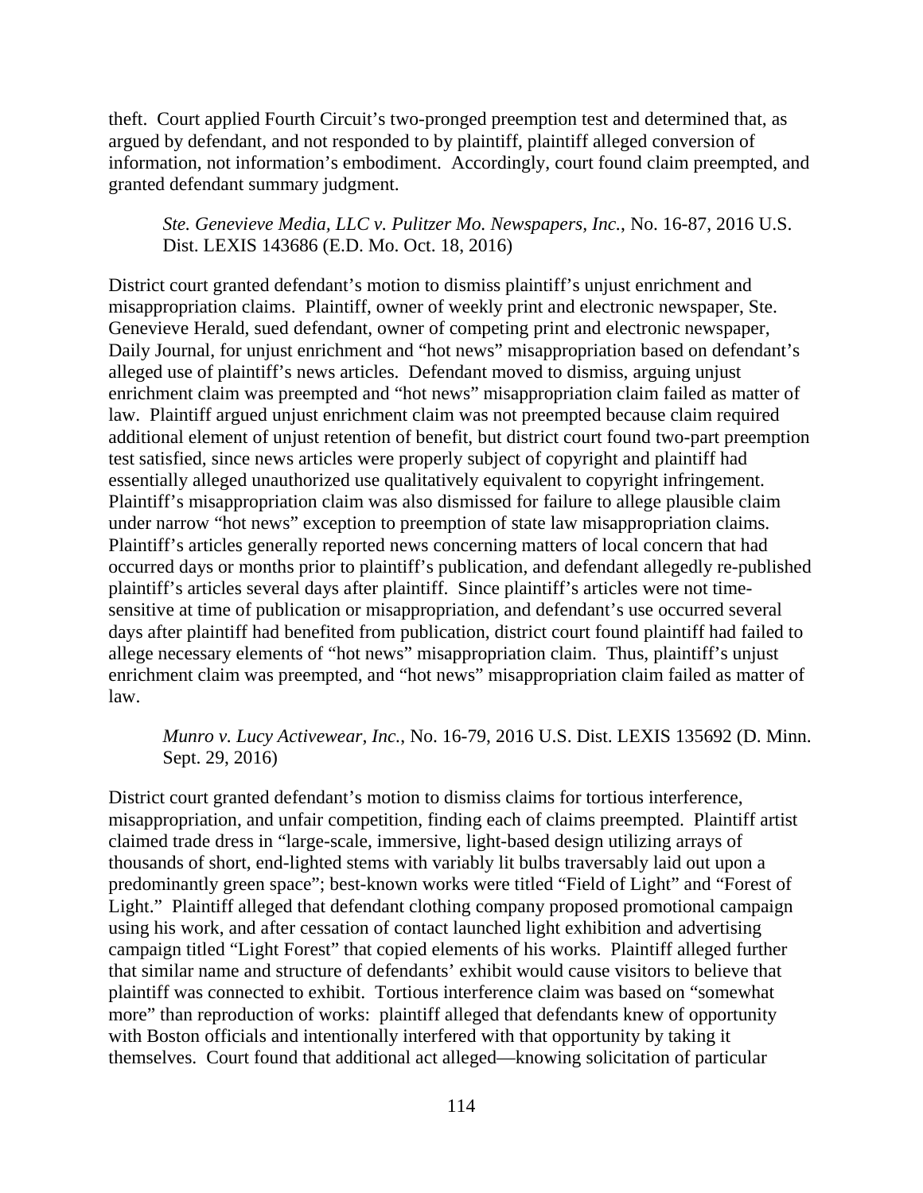theft. Court applied Fourth Circuit's two-pronged preemption test and determined that, as argued by defendant, and not responded to by plaintiff, plaintiff alleged conversion of information, not information's embodiment. Accordingly, court found claim preempted, and granted defendant summary judgment.

> *Ste. Genevieve Media, LLC v. Pulitzer Mo. Newspapers, Inc.*, No. 16-87, 2016 U.S. Dist. LEXIS 143686 (E.D. Mo. Oct. 18, 2016)

District court granted defendant's motion to dismiss plaintiff's unjust enrichment and misappropriation claims. Plaintiff, owner of weekly print and electronic newspaper, Ste. Genevieve Herald, sued defendant, owner of competing print and electronic newspaper, Daily Journal, for unjust enrichment and "hot news" misappropriation based on defendant's alleged use of plaintiff's news articles. Defendant moved to dismiss, arguing unjust enrichment claim was preempted and "hot news" misappropriation claim failed as matter of law. Plaintiff argued unjust enrichment claim was not preempted because claim required additional element of unjust retention of benefit, but district court found two-part preemption test satisfied, since news articles were properly subject of copyright and plaintiff had essentially alleged unauthorized use qualitatively equivalent to copyright infringement. Plaintiff's misappropriation claim was also dismissed for failure to allege plausible claim under narrow "hot news" exception to preemption of state law misappropriation claims. Plaintiff's articles generally reported news concerning matters of local concern that had occurred days or months prior to plaintiff's publication, and defendant allegedly re-published plaintiff's articles several days after plaintiff. Since plaintiff's articles were not time-sensitive at time of publication or misappropriation, and defendant's use occurred several days after plaintiff had benefited from publication, district court found plaintiff had failed to allege necessary elements of "hot news" misappropriation claim. Thus, plaintiff's unjust enrichment claim was preempted, and "hot news" misappropriation claim failed as matter of law.

> *Munro v. Lucy Activewear, Inc.*, No. 16-79, 2016 U.S. Dist. LEXIS 135692 (D. Minn. Sept. 29, 2016)

District court granted defendant's motion to dismiss claims for tortious interference, misappropriation, and unfair competition, finding each of claims preempted. Plaintiff artist claimed trade dress in "large-scale, immersive, light-based design utilizing arrays of thousands of short, end-lighted stems with variably lit bulbs traversably laid out upon a predominantly green space"; best-known works were titled "Field of Light" and "Forest of Light." Plaintiff alleged that defendant clothing company proposed promotional campaign using his work, and after cessation of contact launched light exhibition and advertising campaign titled "Light Forest" that copied elements of his works. Plaintiff alleged further that similar name and structure of defendants' exhibit would cause visitors to believe that plaintiff was connected to exhibit. Tortious interference claim was based on "somewhat more" than reproduction of works: plaintiff alleged that defendants knew of opportunity with Boston officials and intentionally interfered with that opportunity by taking it themselves. Court found that additional act alleged—knowing solicitation of particular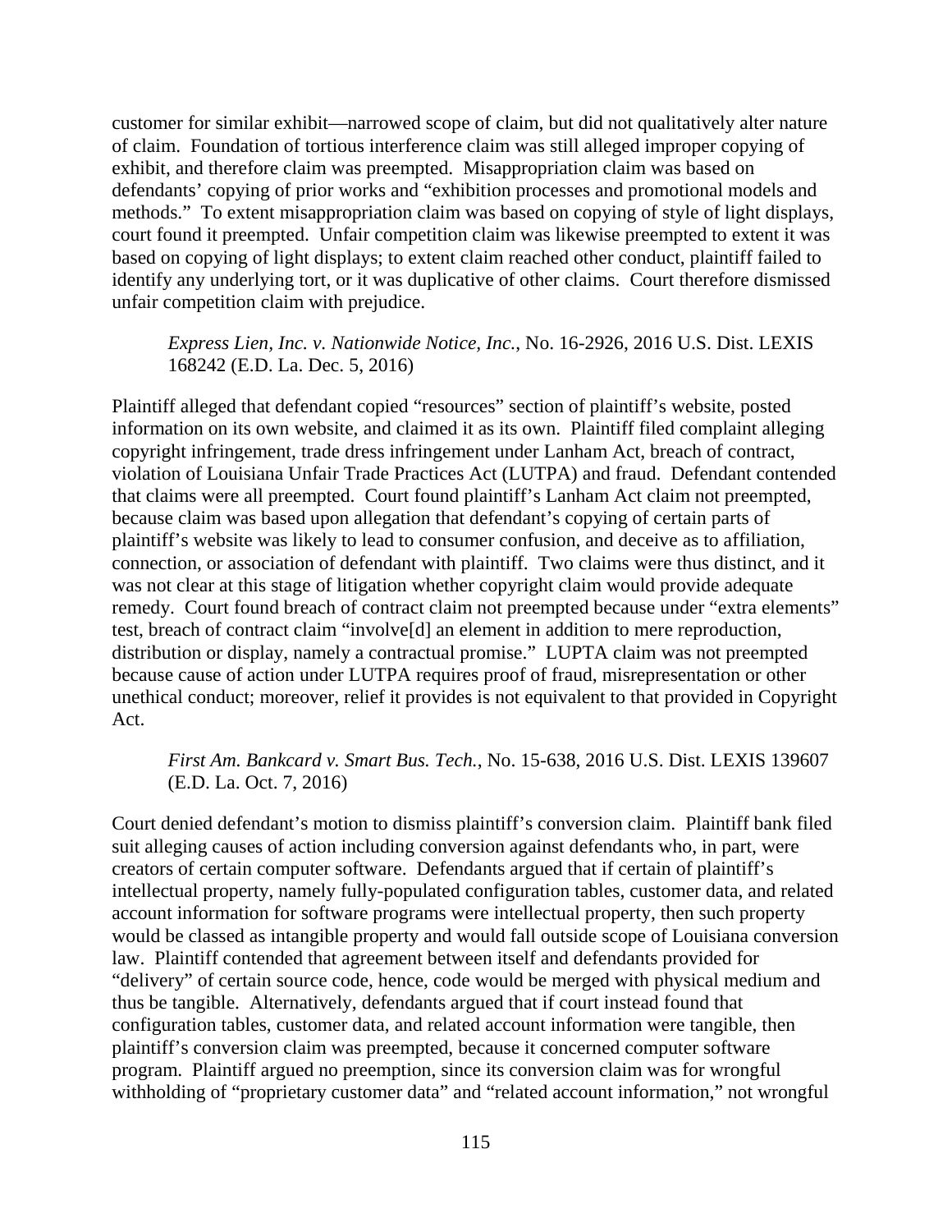customer for similar exhibit—narrowed scope of claim, but did not qualitatively alter nature of claim. Foundation of tortious interference claim was still alleged improper copying of exhibit, and therefore claim was preempted. Misappropriation claim was based on defendants' copying of prior works and "exhibition processes and promotional models and methods." To extent misappropriation claim was based on copying of style of light displays, court found it preempted. Unfair competition claim was likewise preempted to extent it was based on copying of light displays; to extent claim reached other conduct, plaintiff failed to identify any underlying tort, or it was duplicative of other claims. Court therefore dismissed unfair competition claim with prejudice.

> *Express Lien, Inc. v. Nationwide Notice, Inc.*, No. 16-2926, 2016 U.S. Dist. LEXIS 168242 (E.D. La. Dec. 5, 2016)

Plaintiff alleged that defendant copied "resources" section of plaintiff's website, posted information on its own website, and claimed it as its own. Plaintiff filed complaint alleging copyright infringement, trade dress infringement under Lanham Act, breach of contract, violation of Louisiana Unfair Trade Practices Act (LUTPA) and fraud. Defendant contended that claims were all preempted. Court found plaintiff's Lanham Act claim not preempted, because claim was based upon allegation that defendant's copying of certain parts of plaintiff's website was likely to lead to consumer confusion, and deceive as to affiliation, connection, or association of defendant with plaintiff. Two claims were thus distinct, and it was not clear at this stage of litigation whether copyright claim would provide adequate remedy. Court found breach of contract claim not preempted because under "extra elements" test, breach of contract claim "involve[d] an element in addition to mere reproduction, distribution or display, namely a contractual promise." LUPTA claim was not preempted because cause of action under LUTPA requires proof of fraud, misrepresentation or other unethical conduct; moreover, relief it provides is not equivalent to that provided in Copyright Act.

> *First Am. Bankcard v. Smart Bus. Tech.*, No. 15-638, 2016 U.S. Dist. LEXIS 139607 (E.D. La. Oct. 7, 2016)

Court denied defendant's motion to dismiss plaintiff's conversion claim. Plaintiff bank filed suit alleging causes of action including conversion against defendants who, in part, were creators of certain computer software. Defendants argued that if certain of plaintiff's intellectual property, namely fully-populated configuration tables, customer data, and related account information for software programs were intellectual property, then such property would be classed as intangible property and would fall outside scope of Louisiana conversion law. Plaintiff contended that agreement between itself and defendants provided for "delivery" of certain source code, hence, code would be merged with physical medium and thus be tangible. Alternatively, defendants argued that if court instead found that configuration tables, customer data, and related account information were tangible, then plaintiff's conversion claim was preempted, because it concerned computer software program. Plaintiff argued no preemption, since its conversion claim was for wrongful withholding of "proprietary customer data" and "related account information," not wrongful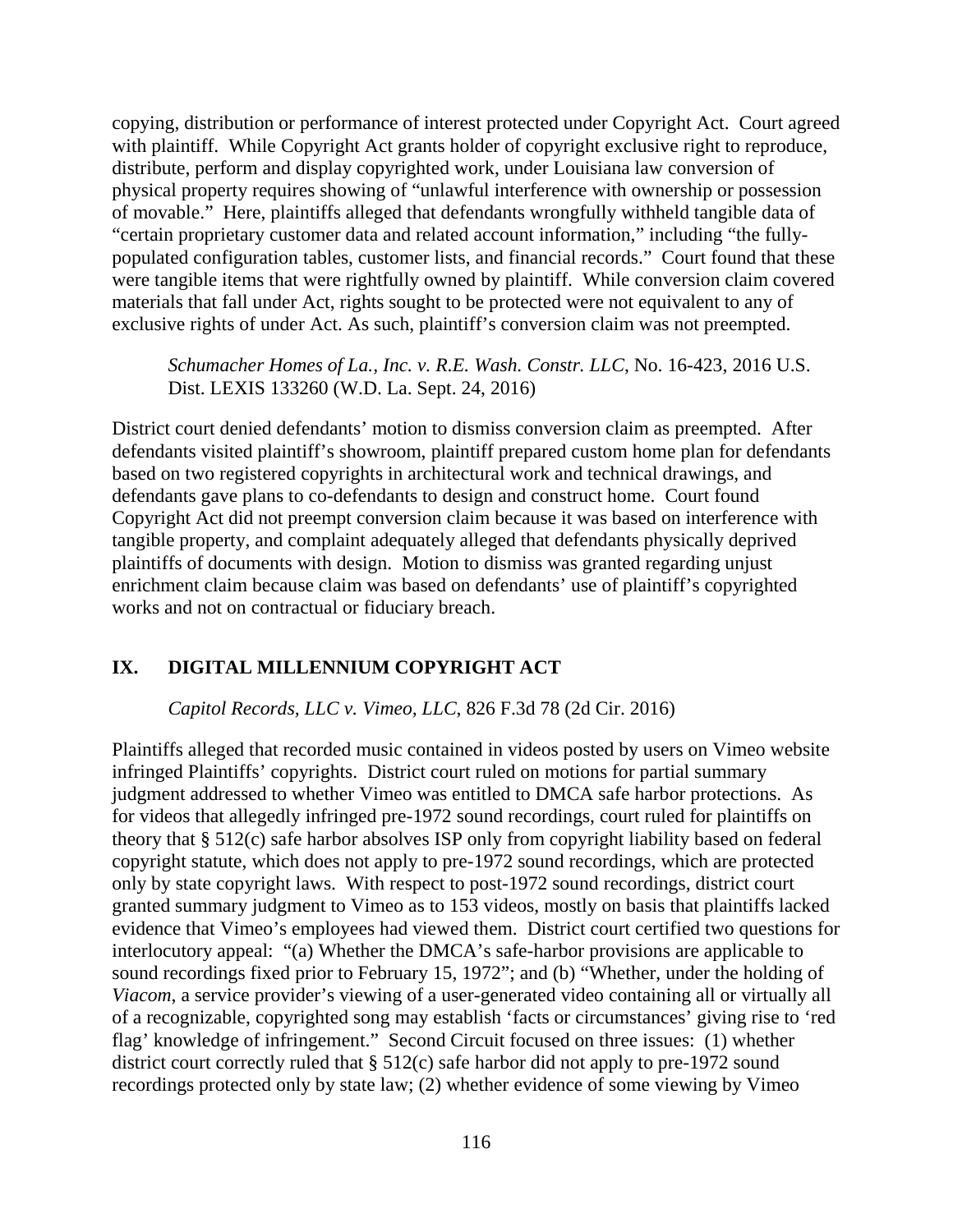copying, distribution or performance of interest protected under Copyright Act. Court agreed with plaintiff. While Copyright Act grants holder of copyright exclusive right to reproduce, distribute, perform and display copyrighted work, under Louisiana law conversion of physical property requires showing of "unlawful interference with ownership or possession of movable." Here, plaintiffs alleged that defendants wrongfully withheld tangible data of "certain proprietary customer data and related account information," including "the fully-populated configuration tables, customer lists, and financial records." Court found that these were tangible items that were rightfully owned by plaintiff. While conversion claim covered materials that fall under Act, rights sought to be protected were not equivalent to any of exclusive rights of under Act. As such, plaintiff's conversion claim was not preempted.

> *Schumacher Homes of La., Inc. v. R.E. Wash. Constr. LLC*, No. 16-423, 2016 U.S. Dist. LEXIS 133260 (W.D. La. Sept. 24, 2016)

District court denied defendants' motion to dismiss conversion claim as preempted. After defendants visited plaintiff's showroom, plaintiff prepared custom home plan for defendants based on two registered copyrights in architectural work and technical drawings, and defendants gave plans to co-defendants to design and construct home. Court found Copyright Act did not preempt conversion claim because it was based on interference with tangible property, and complaint adequately alleged that defendants physically deprived plaintiffs of documents with design. Motion to dismiss was granted regarding unjust enrichment claim because claim was based on defendants' use of plaintiff's copyrighted works and not on contractual or fiduciary breach.

## IX. DIGITAL MILLENNIUM COPYRIGHT ACT

> *Capitol Records, LLC v. Vimeo, LLC*, 826 F.3d 78 (2d Cir. 2016)

Plaintiffs alleged that recorded music contained in videos posted by users on Vimeo website infringed Plaintiffs' copyrights. District court ruled on motions for partial summary judgment addressed to whether Vimeo was entitled to DMCA safe harbor protections. As for videos that allegedly infringed pre-1972 sound recordings, court ruled for plaintiffs on theory that § 512(c) safe harbor absolves ISP only from copyright liability based on federal copyright statute, which does not apply to pre-1972 sound recordings, which are protected only by state copyright laws. With respect to post-1972 sound recordings, district court granted summary judgment to Vimeo as to 153 videos, mostly on basis that plaintiffs lacked evidence that Vimeo's employees had viewed them. District court certified two questions for interlocutory appeal: "(a) Whether the DMCA's safe-harbor provisions are applicable to sound recordings fixed prior to February 15, 1972"; and (b) "Whether, under the holding of *Viacom*, a service provider's viewing of a user-generated video containing all or virtually all of a recognizable, copyrighted song may establish 'facts or circumstances' giving rise to 'red flag' knowledge of infringement." Second Circuit focused on three issues: (1) whether district court correctly ruled that § 512(c) safe harbor did not apply to pre-1972 sound recordings protected only by state law; (2) whether evidence of some viewing by Vimeo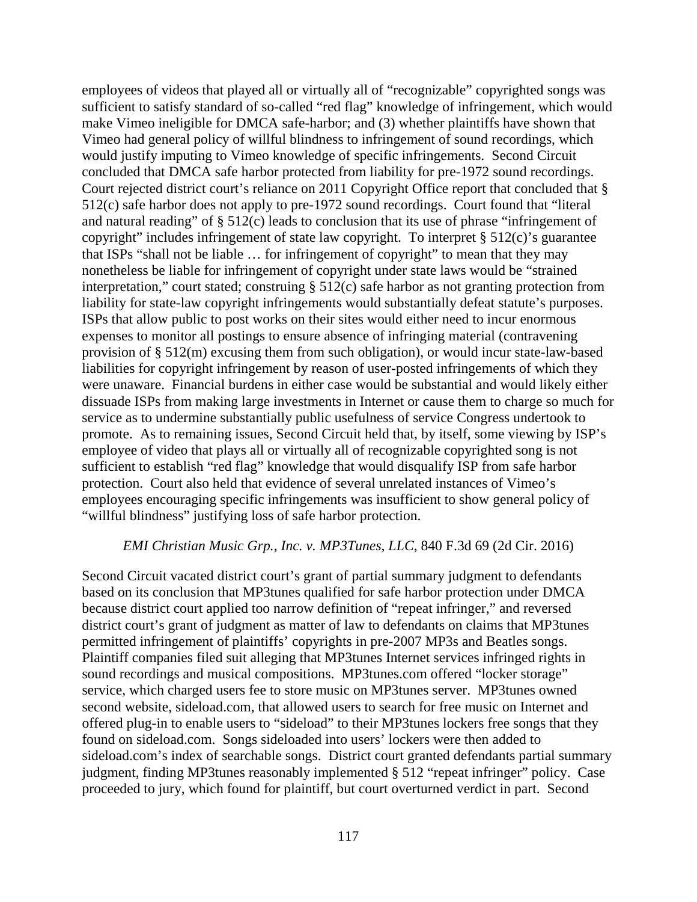employees of videos that played all or virtually all of "recognizable" copyrighted songs was sufficient to satisfy standard of so-called "red flag" knowledge of infringement, which would make Vimeo ineligible for DMCA safe-harbor; and (3) whether plaintiffs have shown that Vimeo had general policy of willful blindness to infringement of sound recordings, which would justify imputing to Vimeo knowledge of specific infringements. Second Circuit concluded that DMCA safe harbor protected from liability for pre-1972 sound recordings. Court rejected district court's reliance on 2011 Copyright Office report that concluded that § 512(c) safe harbor does not apply to pre-1972 sound recordings. Court found that "literal and natural reading" of § 512(c) leads to conclusion that its use of phrase "infringement of copyright" includes infringement of state law copyright. To interpret § 512(c)'s guarantee that ISPs "shall not be liable … for infringement of copyright" to mean that they may nonetheless be liable for infringement of copyright under state laws would be "strained interpretation," court stated; construing § 512(c) safe harbor as not granting protection from liability for state-law copyright infringements would substantially defeat statute's purposes. ISPs that allow public to post works on their sites would either need to incur enormous expenses to monitor all postings to ensure absence of infringing material (contravening provision of § 512(m) excusing them from such obligation), or would incur state-law-based liabilities for copyright infringement by reason of user-posted infringements of which they were unaware. Financial burdens in either case would be substantial and would likely either dissuade ISPs from making large investments in Internet or cause them to charge so much for service as to undermine substantially public usefulness of service Congress undertook to promote. As to remaining issues, Second Circuit held that, by itself, some viewing by ISP's employee of video that plays all or virtually all of recognizable copyrighted song is not sufficient to establish "red flag" knowledge that would disqualify ISP from safe harbor protection. Court also held that evidence of several unrelated instances of Vimeo's employees encouraging specific infringements was insufficient to show general policy of "willful blindness" justifying loss of safe harbor protection.

*EMI Christian Music Grp., Inc. v. MP3Tunes, LLC*, 840 F.3d 69 (2d Cir. 2016)

Second Circuit vacated district court's grant of partial summary judgment to defendants based on its conclusion that MP3tunes qualified for safe harbor protection under DMCA because district court applied too narrow definition of "repeat infringer," and reversed district court's grant of judgment as matter of law to defendants on claims that MP3tunes permitted infringement of plaintiffs' copyrights in pre-2007 MP3s and Beatles songs. Plaintiff companies filed suit alleging that MP3tunes Internet services infringed rights in sound recordings and musical compositions. MP3tunes.com offered "locker storage" service, which charged users fee to store music on MP3tunes server. MP3tunes owned second website, sideload.com, that allowed users to search for free music on Internet and offered plug-in to enable users to "sideload" to their MP3tunes lockers free songs that they found on sideload.com. Songs sideloaded into users' lockers were then added to sideload.com's index of searchable songs. District court granted defendants partial summary judgment, finding MP3tunes reasonably implemented § 512 "repeat infringer" policy. Case proceeded to jury, which found for plaintiff, but court overturned verdict in part. Second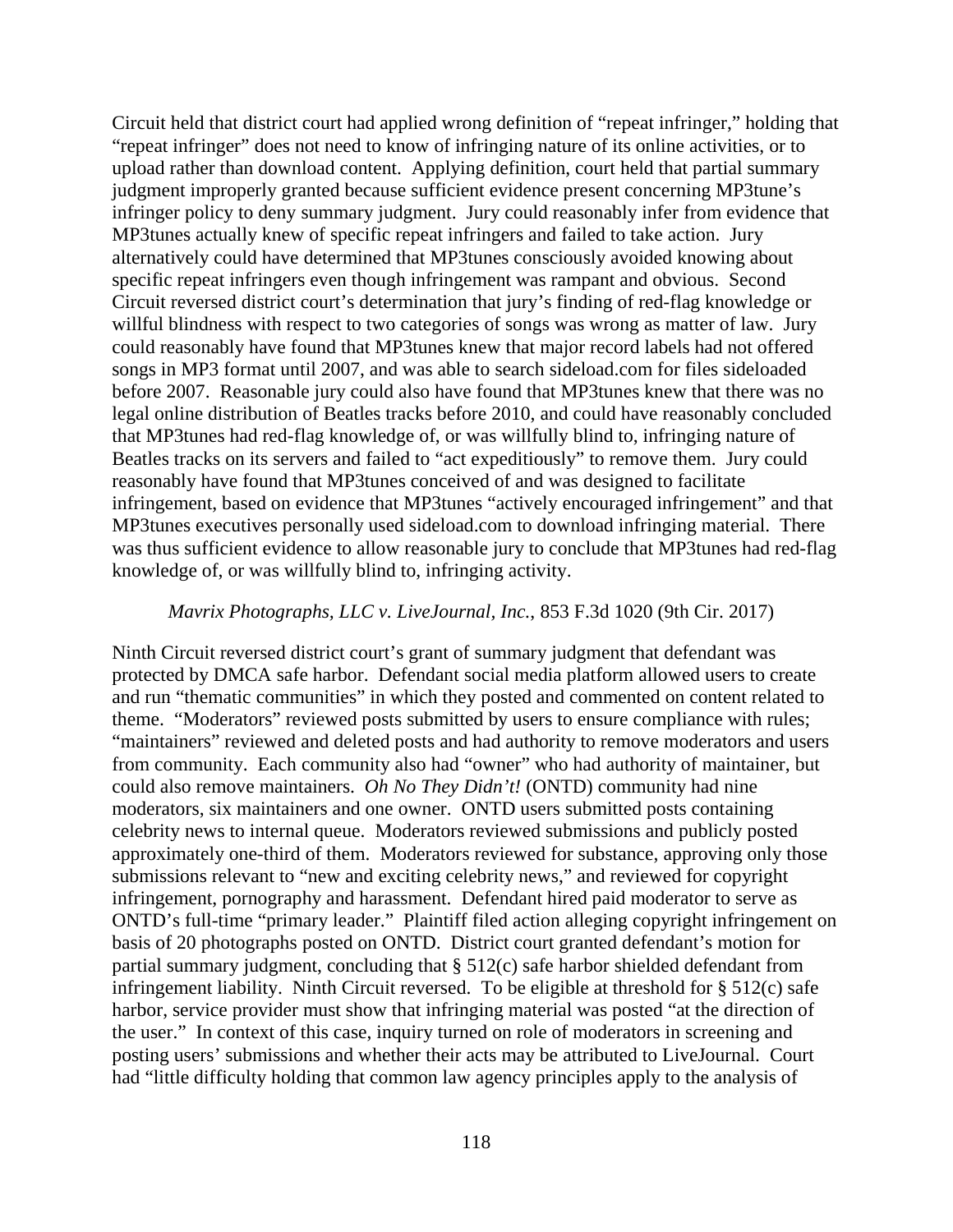Circuit held that district court had applied wrong definition of "repeat infringer," holding that "repeat infringer" does not need to know of infringing nature of its online activities, or to upload rather than download content. Applying definition, court held that partial summary judgment improperly granted because sufficient evidence present concerning MP3tune's infringer policy to deny summary judgment. Jury could reasonably infer from evidence that MP3tunes actually knew of specific repeat infringers and failed to take action. Jury alternatively could have determined that MP3tunes consciously avoided knowing about specific repeat infringers even though infringement was rampant and obvious. Second Circuit reversed district court's determination that jury's finding of red-flag knowledge or willful blindness with respect to two categories of songs was wrong as matter of law. Jury could reasonably have found that MP3tunes knew that major record labels had not offered songs in MP3 format until 2007, and was able to search sideload.com for files sideloaded before 2007. Reasonable jury could also have found that MP3tunes knew that there was no legal online distribution of Beatles tracks before 2010, and could have reasonably concluded that MP3tunes had red-flag knowledge of, or was willfully blind to, infringing nature of Beatles tracks on its servers and failed to "act expeditiously" to remove them. Jury could reasonably have found that MP3tunes conceived of and was designed to facilitate infringement, based on evidence that MP3tunes "actively encouraged infringement" and that MP3tunes executives personally used sideload.com to download infringing material. There was thus sufficient evidence to allow reasonable jury to conclude that MP3tunes had red-flag knowledge of, or was willfully blind to, infringing activity.

*Mavrix Photographs, LLC v. LiveJournal, Inc.*, 853 F.3d 1020 (9th Cir. 2017)

Ninth Circuit reversed district court's grant of summary judgment that defendant was protected by DMCA safe harbor. Defendant social media platform allowed users to create and run "thematic communities" in which they posted and commented on content related to theme. "Moderators" reviewed posts submitted by users to ensure compliance with rules; "maintainers" reviewed and deleted posts and had authority to remove moderators and users from community. Each community also had "owner" who had authority of maintainer, but could also remove maintainers. *Oh No They Didn't!* (ONTD) community had nine moderators, six maintainers and one owner. ONTD users submitted posts containing celebrity news to internal queue. Moderators reviewed submissions and publicly posted approximately one-third of them. Moderators reviewed for substance, approving only those submissions relevant to "new and exciting celebrity news," and reviewed for copyright infringement, pornography and harassment. Defendant hired paid moderator to serve as ONTD's full-time "primary leader." Plaintiff filed action alleging copyright infringement on basis of 20 photographs posted on ONTD. District court granted defendant's motion for partial summary judgment, concluding that § 512(c) safe harbor shielded defendant from infringement liability. Ninth Circuit reversed. To be eligible at threshold for § 512(c) safe harbor, service provider must show that infringing material was posted "at the direction of the user." In context of this case, inquiry turned on role of moderators in screening and posting users' submissions and whether their acts may be attributed to LiveJournal. Court had "little difficulty holding that common law agency principles apply to the analysis of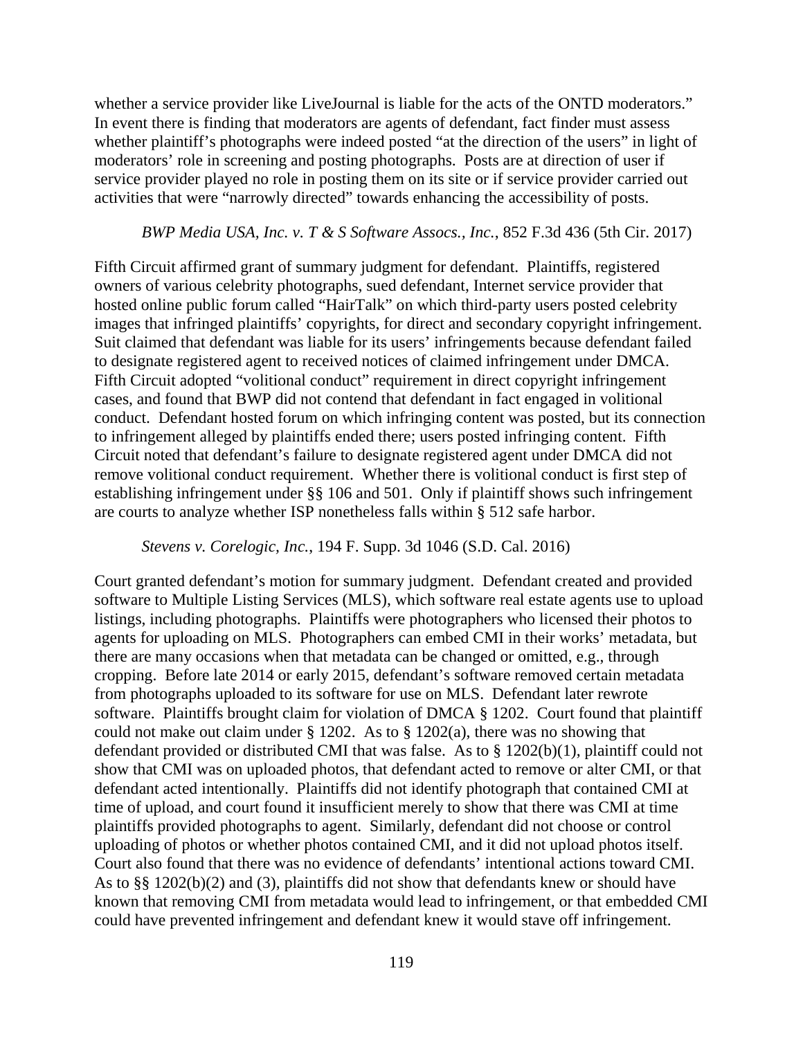whether a service provider like LiveJournal is liable for the acts of the ONTD moderators." In event there is finding that moderators are agents of defendant, fact finder must assess whether plaintiff's photographs were indeed posted "at the direction of the users" in light of moderators' role in screening and posting photographs. Posts are at direction of user if service provider played no role in posting them on its site or if service provider carried out activities that were "narrowly directed" towards enhancing the accessibility of posts.

*BWP Media USA, Inc. v. T & S Software Assocs., Inc.*, 852 F.3d 436 (5th Cir. 2017)

Fifth Circuit affirmed grant of summary judgment for defendant. Plaintiffs, registered owners of various celebrity photographs, sued defendant, Internet service provider that hosted online public forum called "HairTalk" on which third-party users posted celebrity images that infringed plaintiffs' copyrights, for direct and secondary copyright infringement. Suit claimed that defendant was liable for its users' infringements because defendant failed to designate registered agent to received notices of claimed infringement under DMCA. Fifth Circuit adopted "volitional conduct" requirement in direct copyright infringement cases, and found that BWP did not contend that defendant in fact engaged in volitional conduct. Defendant hosted forum on which infringing content was posted, but its connection to infringement alleged by plaintiffs ended there; users posted infringing content. Fifth Circuit noted that defendant's failure to designate registered agent under DMCA did not remove volitional conduct requirement. Whether there is volitional conduct is first step of establishing infringement under §§ 106 and 501. Only if plaintiff shows such infringement are courts to analyze whether ISP nonetheless falls within § 512 safe harbor.

*Stevens v. Corelogic, Inc.*, 194 F. Supp. 3d 1046 (S.D. Cal. 2016)

Court granted defendant's motion for summary judgment. Defendant created and provided software to Multiple Listing Services (MLS), which software real estate agents use to upload listings, including photographs. Plaintiffs were photographers who licensed their photos to agents for uploading on MLS. Photographers can embed CMI in their works' metadata, but there are many occasions when that metadata can be changed or omitted, e.g., through cropping. Before late 2014 or early 2015, defendant's software removed certain metadata from photographs uploaded to its software for use on MLS. Defendant later rewrote software. Plaintiffs brought claim for violation of DMCA § 1202. Court found that plaintiff could not make out claim under § 1202. As to § 1202(a), there was no showing that defendant provided or distributed CMI that was false. As to § 1202(b)(1), plaintiff could not show that CMI was on uploaded photos, that defendant acted to remove or alter CMI, or that defendant acted intentionally. Plaintiffs did not identify photograph that contained CMI at time of upload, and court found it insufficient merely to show that there was CMI at time plaintiffs provided photographs to agent. Similarly, defendant did not choose or control uploading of photos or whether photos contained CMI, and it did not upload photos itself. Court also found that there was no evidence of defendants' intentional actions toward CMI. As to §§ 1202(b)(2) and (3), plaintiffs did not show that defendants knew or should have known that removing CMI from metadata would lead to infringement, or that embedded CMI could have prevented infringement and defendant knew it would stave off infringement.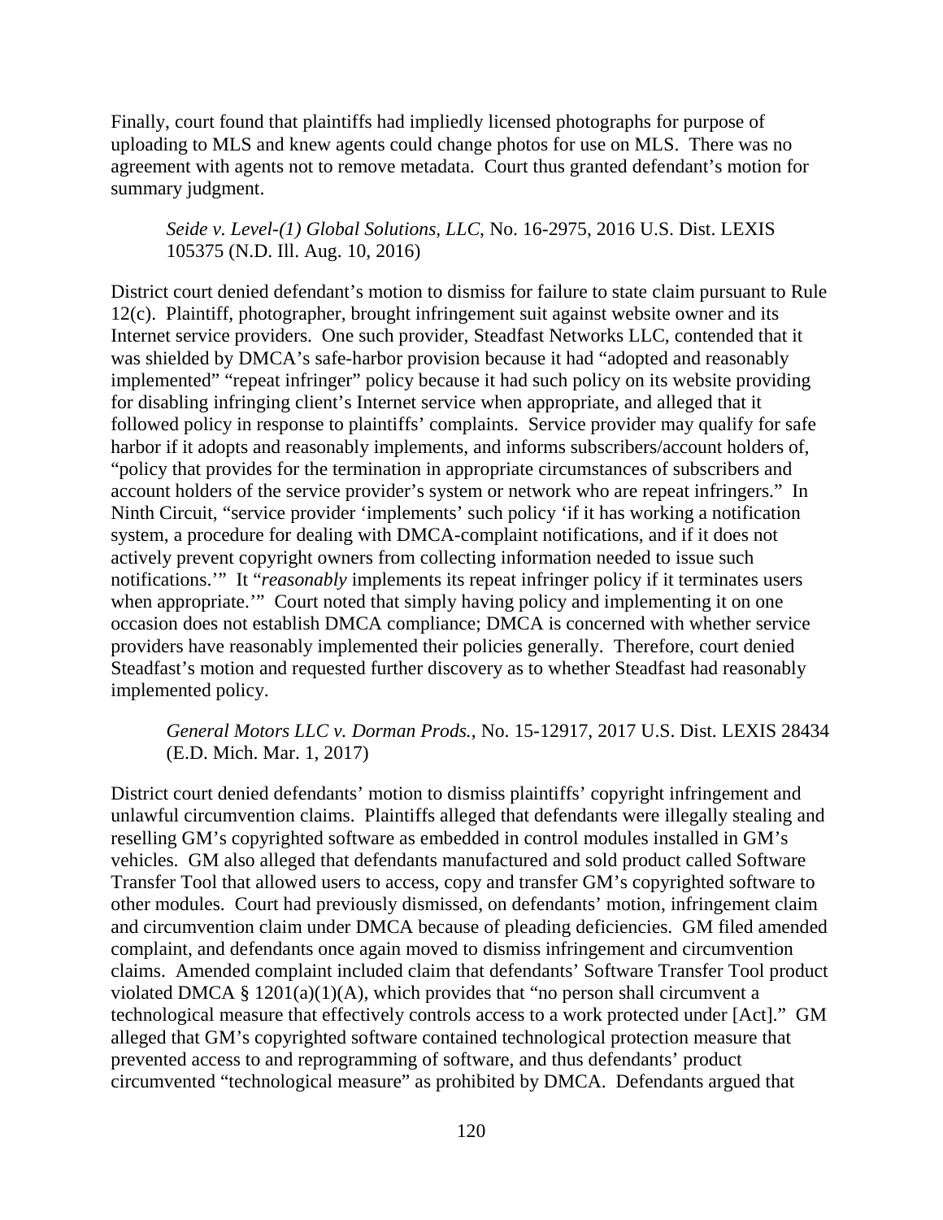Finally, court found that plaintiffs had impliedly licensed photographs for purpose of uploading to MLS and knew agents could change photos for use on MLS. There was no agreement with agents not to remove metadata. Court thus granted defendant's motion for summary judgment.

> *Seide v. Level-(1) Global Solutions, LLC*, No. 16-2975, 2016 U.S. Dist. LEXIS 105375 (N.D. Ill. Aug. 10, 2016)

District court denied defendant's motion to dismiss for failure to state claim pursuant to Rule 12(c). Plaintiff, photographer, brought infringement suit against website owner and its Internet service providers. One such provider, Steadfast Networks LLC, contended that it was shielded by DMCA's safe-harbor provision because it had "adopted and reasonably implemented" "repeat infringer" policy because it had such policy on its website providing for disabling infringing client's Internet service when appropriate, and alleged that it followed policy in response to plaintiffs' complaints. Service provider may qualify for safe harbor if it adopts and reasonably implements, and informs subscribers/account holders of, "policy that provides for the termination in appropriate circumstances of subscribers and account holders of the service provider's system or network who are repeat infringers." In Ninth Circuit, "service provider 'implements' such policy 'if it has working a notification system, a procedure for dealing with DMCA-complaint notifications, and if it does not actively prevent copyright owners from collecting information needed to issue such notifications.'" It "*reasonably* implements its repeat infringer policy if it terminates users when appropriate.'" Court noted that simply having policy and implementing it on one occasion does not establish DMCA compliance; DMCA is concerned with whether service providers have reasonably implemented their policies generally. Therefore, court denied Steadfast's motion and requested further discovery as to whether Steadfast had reasonably implemented policy.

> *General Motors LLC v. Dorman Prods.*, No. 15-12917, 2017 U.S. Dist. LEXIS 28434 (E.D. Mich. Mar. 1, 2017)

District court denied defendants' motion to dismiss plaintiffs' copyright infringement and unlawful circumvention claims. Plaintiffs alleged that defendants were illegally stealing and reselling GM's copyrighted software as embedded in control modules installed in GM's vehicles. GM also alleged that defendants manufactured and sold product called Software Transfer Tool that allowed users to access, copy and transfer GM's copyrighted software to other modules. Court had previously dismissed, on defendants' motion, infringement claim and circumvention claim under DMCA because of pleading deficiencies. GM filed amended complaint, and defendants once again moved to dismiss infringement and circumvention claims. Amended complaint included claim that defendants' Software Transfer Tool product violated DMCA § 1201(a)(1)(A), which provides that "no person shall circumvent a technological measure that effectively controls access to a work protected under [Act]." GM alleged that GM's copyrighted software contained technological protection measure that prevented access to and reprogramming of software, and thus defendants' product circumvented "technological measure" as prohibited by DMCA. Defendants argued that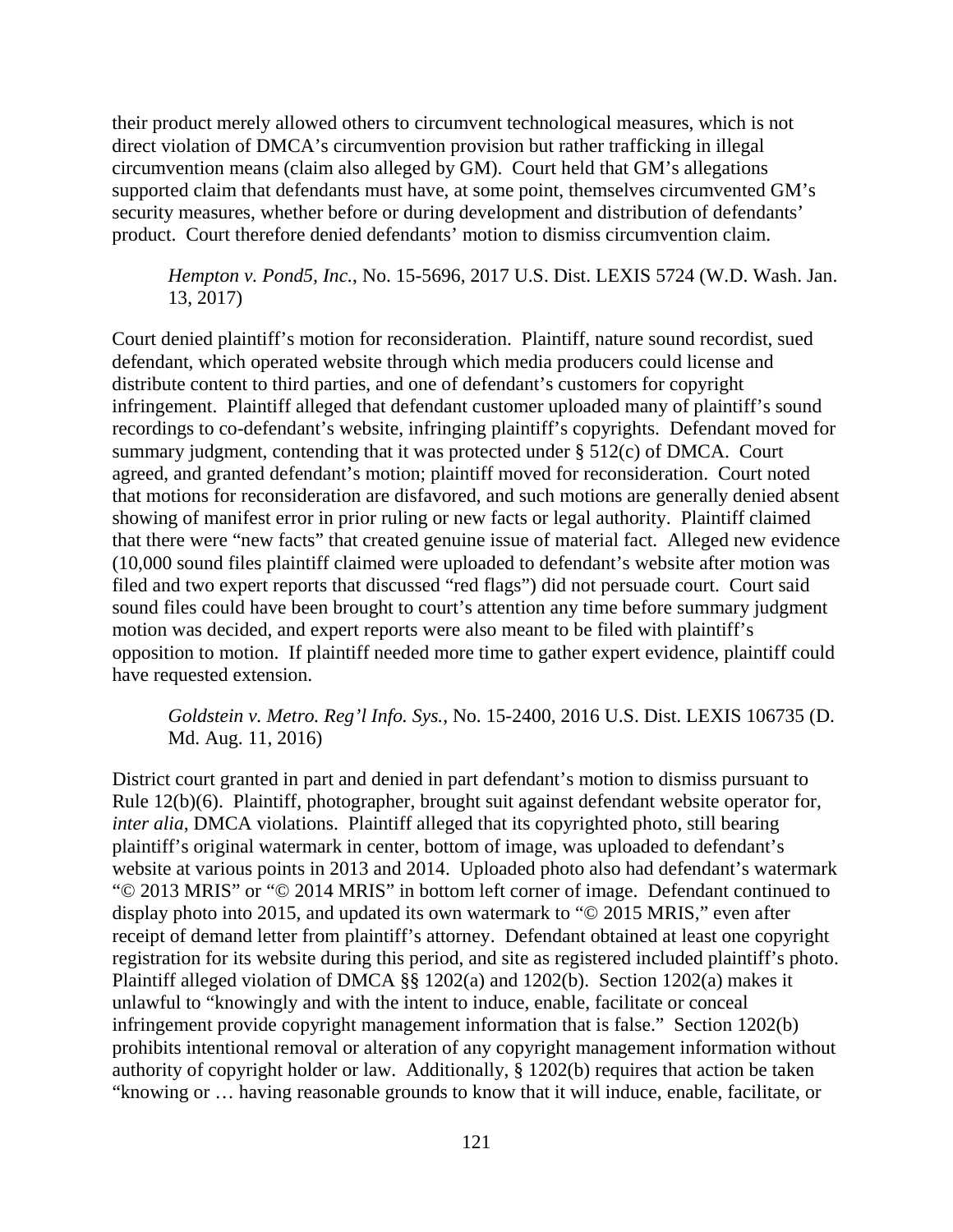their product merely allowed others to circumvent technological measures, which is not direct violation of DMCA's circumvention provision but rather trafficking in illegal circumvention means (claim also alleged by GM). Court held that GM's allegations supported claim that defendants must have, at some point, themselves circumvented GM's security measures, whether before or during development and distribution of defendants' product. Court therefore denied defendants' motion to dismiss circumvention claim.

> *Hempton v. Pond5, Inc.*, No. 15-5696, 2017 U.S. Dist. LEXIS 5724 (W.D. Wash. Jan. 13, 2017)

Court denied plaintiff's motion for reconsideration. Plaintiff, nature sound recordist, sued defendant, which operated website through which media producers could license and distribute content to third parties, and one of defendant's customers for copyright infringement. Plaintiff alleged that defendant customer uploaded many of plaintiff's sound recordings to co-defendant's website, infringing plaintiff's copyrights. Defendant moved for summary judgment, contending that it was protected under § 512(c) of DMCA. Court agreed, and granted defendant's motion; plaintiff moved for reconsideration. Court noted that motions for reconsideration are disfavored, and such motions are generally denied absent showing of manifest error in prior ruling or new facts or legal authority. Plaintiff claimed that there were "new facts" that created genuine issue of material fact. Alleged new evidence (10,000 sound files plaintiff claimed were uploaded to defendant's website after motion was filed and two expert reports that discussed "red flags") did not persuade court. Court said sound files could have been brought to court's attention any time before summary judgment motion was decided, and expert reports were also meant to be filed with plaintiff's opposition to motion. If plaintiff needed more time to gather expert evidence, plaintiff could have requested extension.

> *Goldstein v. Metro. Reg'l Info. Sys.*, No. 15-2400, 2016 U.S. Dist. LEXIS 106735 (D. Md. Aug. 11, 2016)

District court granted in part and denied in part defendant's motion to dismiss pursuant to Rule 12(b)(6). Plaintiff, photographer, brought suit against defendant website operator for, *inter alia*, DMCA violations. Plaintiff alleged that its copyrighted photo, still bearing plaintiff's original watermark in center, bottom of image, was uploaded to defendant's website at various points in 2013 and 2014. Uploaded photo also had defendant's watermark "© 2013 MRIS" or "© 2014 MRIS" in bottom left corner of image. Defendant continued to display photo into 2015, and updated its own watermark to "© 2015 MRIS," even after receipt of demand letter from plaintiff's attorney. Defendant obtained at least one copyright registration for its website during this period, and site as registered included plaintiff's photo. Plaintiff alleged violation of DMCA §§ 1202(a) and 1202(b). Section 1202(a) makes it unlawful to "knowingly and with the intent to induce, enable, facilitate or conceal infringement provide copyright management information that is false." Section 1202(b) prohibits intentional removal or alteration of any copyright management information without authority of copyright holder or law. Additionally, § 1202(b) requires that action be taken "knowing or … having reasonable grounds to know that it will induce, enable, facilitate, or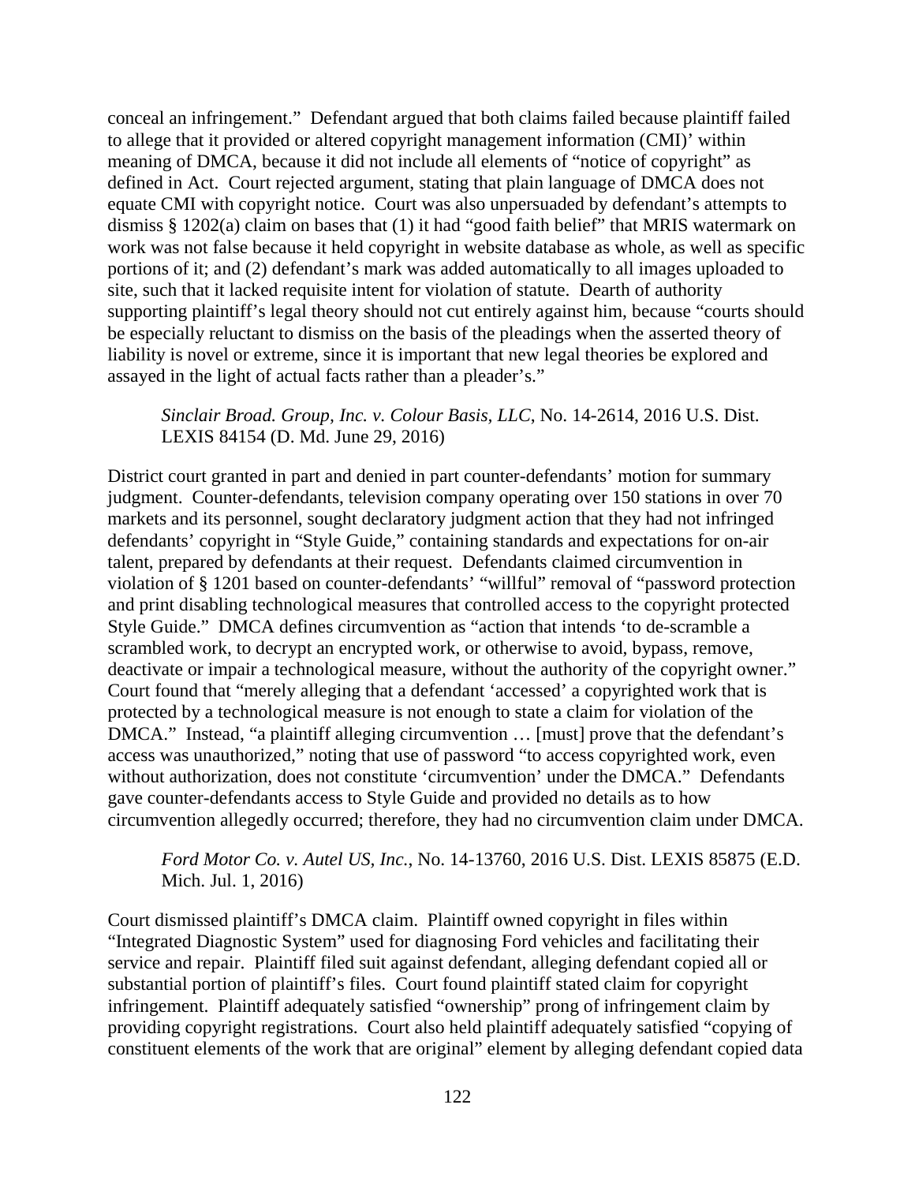conceal an infringement." Defendant argued that both claims failed because plaintiff failed to allege that it provided or altered copyright management information (CMI)' within meaning of DMCA, because it did not include all elements of "notice of copyright" as defined in Act. Court rejected argument, stating that plain language of DMCA does not equate CMI with copyright notice. Court was also unpersuaded by defendant's attempts to dismiss § 1202(a) claim on bases that (1) it had "good faith belief" that MRIS watermark on work was not false because it held copyright in website database as whole, as well as specific portions of it; and (2) defendant's mark was added automatically to all images uploaded to site, such that it lacked requisite intent for violation of statute. Dearth of authority supporting plaintiff's legal theory should not cut entirely against him, because "courts should be especially reluctant to dismiss on the basis of the pleadings when the asserted theory of liability is novel or extreme, since it is important that new legal theories be explored and assayed in the light of actual facts rather than a pleader's."

> *Sinclair Broad. Group, Inc. v. Colour Basis, LLC*, No. 14-2614, 2016 U.S. Dist. LEXIS 84154 (D. Md. June 29, 2016)

District court granted in part and denied in part counter-defendants' motion for summary judgment. Counter-defendants, television company operating over 150 stations in over 70 markets and its personnel, sought declaratory judgment action that they had not infringed defendants' copyright in "Style Guide," containing standards and expectations for on-air talent, prepared by defendants at their request. Defendants claimed circumvention in violation of § 1201 based on counter-defendants' "willful" removal of "password protection and print disabling technological measures that controlled access to the copyright protected Style Guide." DMCA defines circumvention as "action that intends 'to de-scramble a scrambled work, to decrypt an encrypted work, or otherwise to avoid, bypass, remove, deactivate or impair a technological measure, without the authority of the copyright owner." Court found that "merely alleging that a defendant 'accessed' a copyrighted work that is protected by a technological measure is not enough to state a claim for violation of the DMCA." Instead, "a plaintiff alleging circumvention … [must] prove that the defendant's access was unauthorized," noting that use of password "to access copyrighted work, even without authorization, does not constitute 'circumvention' under the DMCA." Defendants gave counter-defendants access to Style Guide and provided no details as to how circumvention allegedly occurred; therefore, they had no circumvention claim under DMCA.

> *Ford Motor Co. v. Autel US, Inc.*, No. 14-13760, 2016 U.S. Dist. LEXIS 85875 (E.D. Mich. Jul. 1, 2016)

Court dismissed plaintiff's DMCA claim. Plaintiff owned copyright in files within "Integrated Diagnostic System" used for diagnosing Ford vehicles and facilitating their service and repair. Plaintiff filed suit against defendant, alleging defendant copied all or substantial portion of plaintiff's files. Court found plaintiff stated claim for copyright infringement. Plaintiff adequately satisfied "ownership" prong of infringement claim by providing copyright registrations. Court also held plaintiff adequately satisfied "copying of constituent elements of the work that are original" element by alleging defendant copied data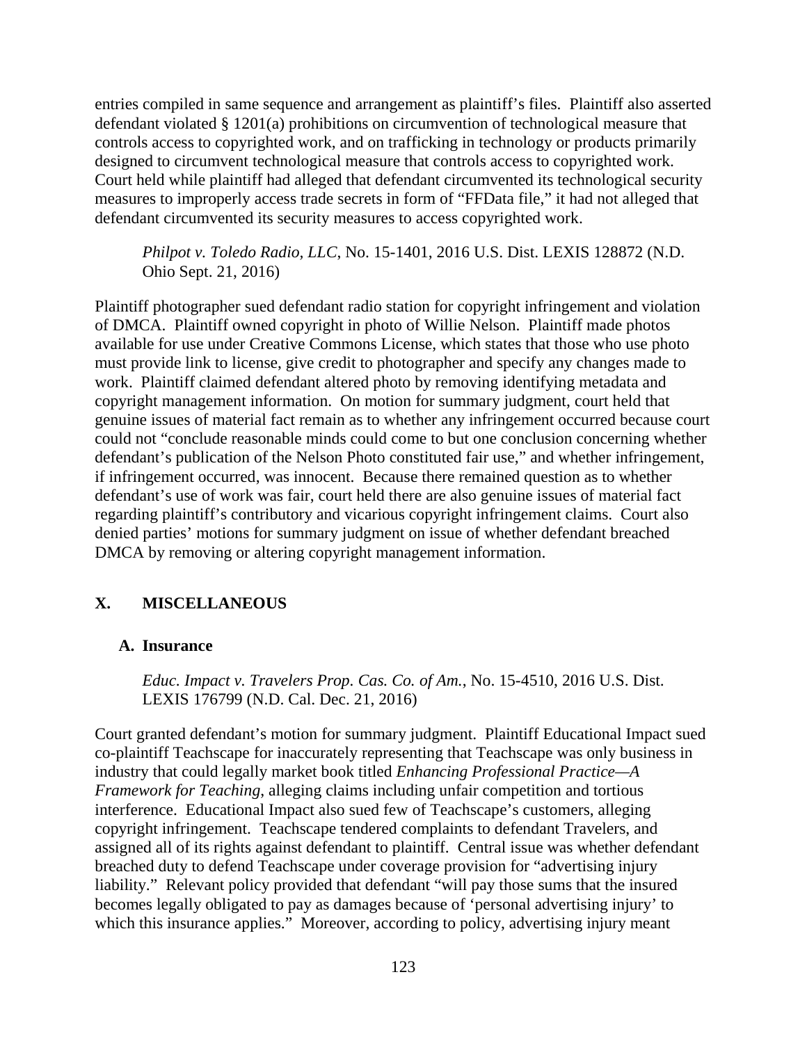entries compiled in same sequence and arrangement as plaintiff's files. Plaintiff also asserted defendant violated § 1201(a) prohibitions on circumvention of technological measure that controls access to copyrighted work, and on trafficking in technology or products primarily designed to circumvent technological measure that controls access to copyrighted work. Court held while plaintiff had alleged that defendant circumvented its technological security measures to improperly access trade secrets in form of "FFData file," it had not alleged that defendant circumvented its security measures to access copyrighted work.

> *Philpot v. Toledo Radio, LLC*, No. 15-1401, 2016 U.S. Dist. LEXIS 128872 (N.D. Ohio Sept. 21, 2016)

Plaintiff photographer sued defendant radio station for copyright infringement and violation of DMCA. Plaintiff owned copyright in photo of Willie Nelson. Plaintiff made photos available for use under Creative Commons License, which states that those who use photo must provide link to license, give credit to photographer and specify any changes made to work. Plaintiff claimed defendant altered photo by removing identifying metadata and copyright management information. On motion for summary judgment, court held that genuine issues of material fact remain as to whether any infringement occurred because court could not "conclude reasonable minds could come to but one conclusion concerning whether defendant's publication of the Nelson Photo constituted fair use," and whether infringement, if infringement occurred, was innocent. Because there remained question as to whether defendant's use of work was fair, court held there are also genuine issues of material fact regarding plaintiff's contributory and vicarious copyright infringement claims. Court also denied parties' motions for summary judgment on issue of whether defendant breached DMCA by removing or altering copyright management information.

## X. MISCELLANEOUS

### A. Insurance

> *Educ. Impact v. Travelers Prop. Cas. Co. of Am.*, No. 15-4510, 2016 U.S. Dist. LEXIS 176799 (N.D. Cal. Dec. 21, 2016)

Court granted defendant's motion for summary judgment. Plaintiff Educational Impact sued co-plaintiff Teachscape for inaccurately representing that Teachscape was only business in industry that could legally market book titled *Enhancing Professional Practice—A Framework for Teaching*, alleging claims including unfair competition and tortious interference. Educational Impact also sued few of Teachscape's customers, alleging copyright infringement. Teachscape tendered complaints to defendant Travelers, and assigned all of its rights against defendant to plaintiff. Central issue was whether defendant breached duty to defend Teachscape under coverage provision for "advertising injury liability." Relevant policy provided that defendant "will pay those sums that the insured becomes legally obligated to pay as damages because of 'personal advertising injury' to which this insurance applies." Moreover, according to policy, advertising injury meant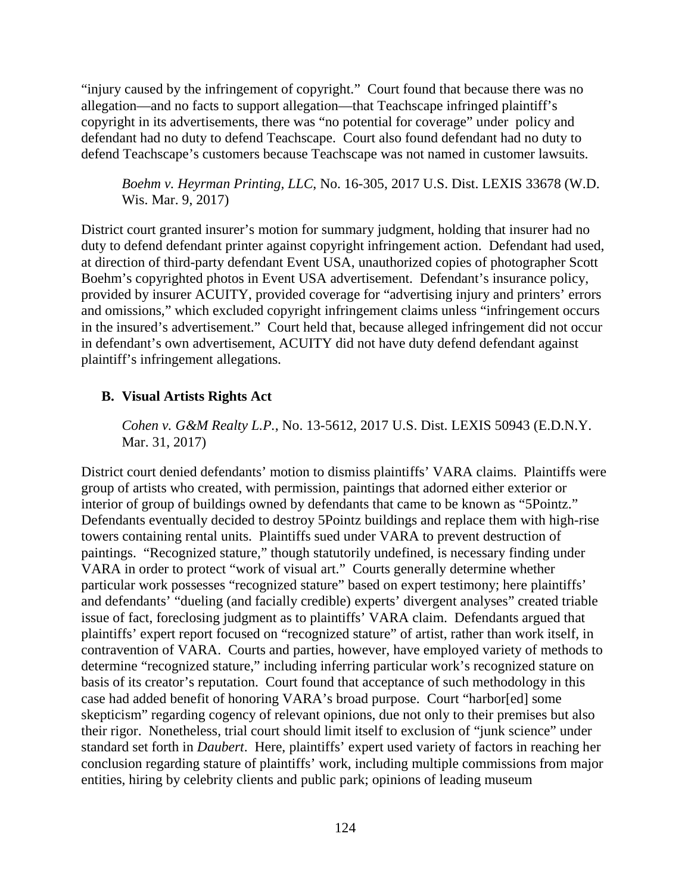"injury caused by the infringement of copyright." Court found that because there was no allegation—and no facts to support allegation—that Teachscape infringed plaintiff's copyright in its advertisements, there was "no potential for coverage" under policy and defendant had no duty to defend Teachscape. Court also found defendant had no duty to defend Teachscape's customers because Teachscape was not named in customer lawsuits.

> *Boehm v. Heyrman Printing, LLC*, No. 16-305, 2017 U.S. Dist. LEXIS 33678 (W.D. Wis. Mar. 9, 2017)

District court granted insurer's motion for summary judgment, holding that insurer had no duty to defend defendant printer against copyright infringement action. Defendant had used, at direction of third-party defendant Event USA, unauthorized copies of photographer Scott Boehm's copyrighted photos in Event USA advertisement. Defendant's insurance policy, provided by insurer ACUITY, provided coverage for "advertising injury and printers' errors and omissions," which excluded copyright infringement claims unless "infringement occurs in the insured's advertisement." Court held that, because alleged infringement did not occur in defendant's own advertisement, ACUITY did not have duty defend defendant against plaintiff's infringement allegations.

### B. Visual Artists Rights Act

> *Cohen v. G&M Realty L.P.*, No. 13-5612, 2017 U.S. Dist. LEXIS 50943 (E.D.N.Y. Mar. 31, 2017)

District court denied defendants' motion to dismiss plaintiffs' VARA claims. Plaintiffs were group of artists who created, with permission, paintings that adorned either exterior or interior of group of buildings owned by defendants that came to be known as "5Pointz." Defendants eventually decided to destroy 5Pointz buildings and replace them with high-rise towers containing rental units. Plaintiffs sued under VARA to prevent destruction of paintings. "Recognized stature," though statutorily undefined, is necessary finding under VARA in order to protect "work of visual art." Courts generally determine whether particular work possesses "recognized stature" based on expert testimony; here plaintiffs' and defendants' "dueling (and facially credible) experts' divergent analyses" created triable issue of fact, foreclosing judgment as to plaintiffs' VARA claim. Defendants argued that plaintiffs' expert report focused on "recognized stature" of artist, rather than work itself, in contravention of VARA. Courts and parties, however, have employed variety of methods to determine "recognized stature," including inferring particular work's recognized stature on basis of its creator's reputation. Court found that acceptance of such methodology in this case had added benefit of honoring VARA's broad purpose. Court "harbor[ed] some skepticism" regarding cogency of relevant opinions, due not only to their premises but also their rigor. Nonetheless, trial court should limit itself to exclusion of "junk science" under standard set forth in *Daubert*. Here, plaintiffs' expert used variety of factors in reaching her conclusion regarding stature of plaintiffs' work, including multiple commissions from major entities, hiring by celebrity clients and public park; opinions of leading museum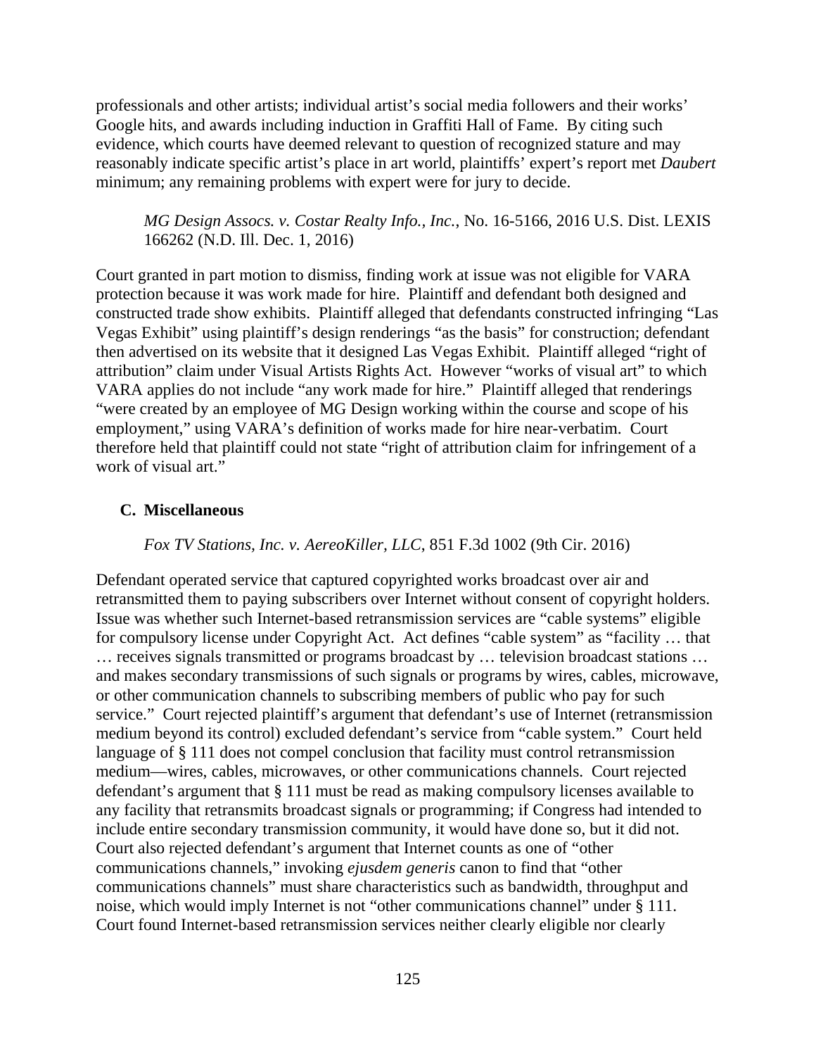professionals and other artists; individual artist's social media followers and their works' Google hits, and awards including induction in Graffiti Hall of Fame. By citing such evidence, which courts have deemed relevant to question of recognized stature and may reasonably indicate specific artist's place in art world, plaintiffs' expert's report met *Daubert* minimum; any remaining problems with expert were for jury to decide.

> *MG Design Assocs. v. Costar Realty Info., Inc.*, No. 16-5166, 2016 U.S. Dist. LEXIS 166262 (N.D. Ill. Dec. 1, 2016)

Court granted in part motion to dismiss, finding work at issue was not eligible for VARA protection because it was work made for hire. Plaintiff and defendant both designed and constructed trade show exhibits. Plaintiff alleged that defendants constructed infringing "Las Vegas Exhibit" using plaintiff's design renderings "as the basis" for construction; defendant then advertised on its website that it designed Las Vegas Exhibit. Plaintiff alleged "right of attribution" claim under Visual Artists Rights Act. However "works of visual art" to which VARA applies do not include "any work made for hire." Plaintiff alleged that renderings "were created by an employee of MG Design working within the course and scope of his employment," using VARA's definition of works made for hire near-verbatim. Court therefore held that plaintiff could not state "right of attribution claim for infringement of a work of visual art."

### C. Miscellaneous

> *Fox TV Stations, Inc. v. AereoKiller, LLC*, 851 F.3d 1002 (9th Cir. 2016)

Defendant operated service that captured copyrighted works broadcast over air and retransmitted them to paying subscribers over Internet without consent of copyright holders. Issue was whether such Internet-based retransmission services are "cable systems" eligible for compulsory license under Copyright Act. Act defines "cable system" as "facility … that … receives signals transmitted or programs broadcast by … television broadcast stations … and makes secondary transmissions of such signals or programs by wires, cables, microwave, or other communication channels to subscribing members of public who pay for such service." Court rejected plaintiff's argument that defendant's use of Internet (retransmission medium beyond its control) excluded defendant's service from "cable system." Court held language of § 111 does not compel conclusion that facility must control retransmission medium—wires, cables, microwaves, or other communications channels. Court rejected defendant's argument that § 111 must be read as making compulsory licenses available to any facility that retransmits broadcast signals or programming; if Congress had intended to include entire secondary transmission community, it would have done so, but it did not. Court also rejected defendant's argument that Internet counts as one of "other communications channels," invoking *ejusdem generis* canon to find that "other communications channels" must share characteristics such as bandwidth, throughput and noise, which would imply Internet is not "other communications channel" under § 111. Court found Internet-based retransmission services neither clearly eligible nor clearly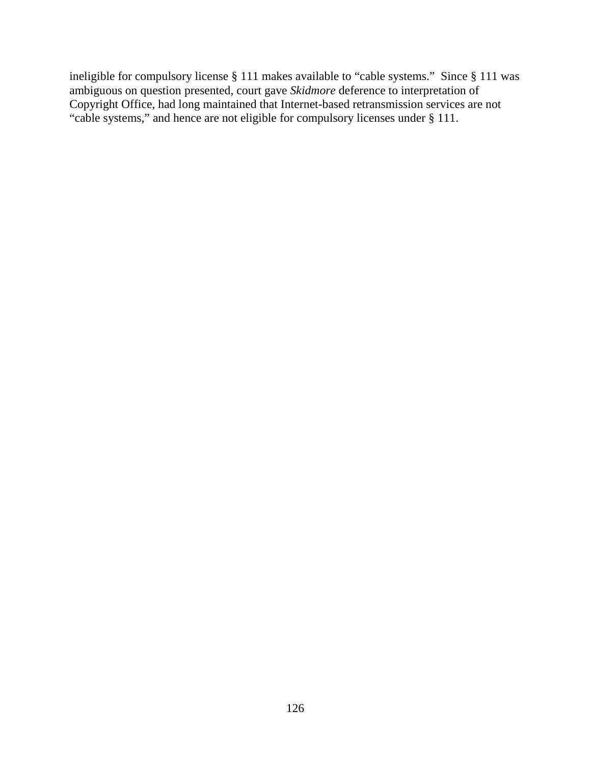ineligible for compulsory license § 111 makes available to "cable systems." Since § 111 was ambiguous on question presented, court gave *Skidmore* deference to interpretation of Copyright Office, had long maintained that Internet-based retransmission services are not "cable systems," and hence are not eligible for compulsory licenses under § 111.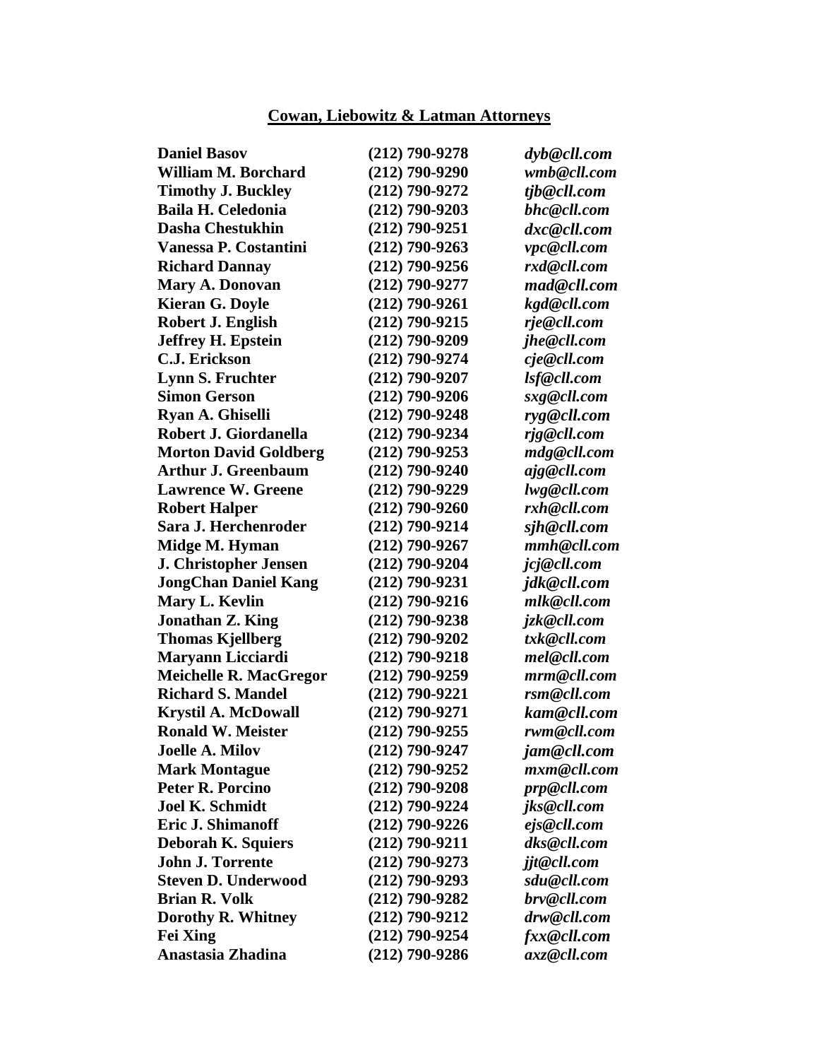**Cowan, Liebowitz & Latman Attorneys**

| | | |
|---|---|---|
| **Daniel Basov** | **(212) 790-9278** | ***dyb@cll.com*** |
| **William M. Borchard** | **(212) 790-9290** | ***wmb@cll.com*** |
| **Timothy J. Buckley** | **(212) 790-9272** | ***tjb@cll.com*** |
| **Baila H. Celedonia** | **(212) 790-9203** | ***bhc@cll.com*** |
| **Dasha Chestukhin** | **(212) 790-9251** | ***dxc@cll.com*** |
| **Vanessa P. Costantini** | **(212) 790-9263** | ***vpc@cll.com*** |
| **Richard Dannay** | **(212) 790-9256** | ***rxd@cll.com*** |
| **Mary A. Donovan** | **(212) 790-9277** | ***mad@cll.com*** |
| **Kieran G. Doyle** | **(212) 790-9261** | ***kgd@cll.com*** |
| **Robert J. English** | **(212) 790-9215** | ***rje@cll.com*** |
| **Jeffrey H. Epstein** | **(212) 790-9209** | ***jhe@cll.com*** |
| **C.J. Erickson** | **(212) 790-9274** | ***cje@cll.com*** |
| **Lynn S. Fruchter** | **(212) 790-9207** | ***lsf@cll.com*** |
| **Simon Gerson** | **(212) 790-9206** | ***sxg@cll.com*** |
| **Ryan A. Ghiselli** | **(212) 790-9248** | ***ryg@cll.com*** |
| **Robert J. Giordanella** | **(212) 790-9234** | ***rjg@cll.com*** |
| **Morton David Goldberg** | **(212) 790-9253** | ***mdg@cll.com*** |
| **Arthur J. Greenbaum** | **(212) 790-9240** | ***ajg@cll.com*** |
| **Lawrence W. Greene** | **(212) 790-9229** | ***lwg@cll.com*** |
| **Robert Halper** | **(212) 790-9260** | ***rxh@cll.com*** |
| **Sara J. Herchenroder** | **(212) 790-9214** | ***sjh@cll.com*** |
| **Midge M. Hyman** | **(212) 790-9267** | ***mmh@cll.com*** |
| **J. Christopher Jensen** | **(212) 790-9204** | ***jcj@cll.com*** |
| **JongChan Daniel Kang** | **(212) 790-9231** | ***jdk@cll.com*** |
| **Mary L. Kevlin** | **(212) 790-9216** | ***mlk@cll.com*** |
| **Jonathan Z. King** | **(212) 790-9238** | ***jzk@cll.com*** |
| **Thomas Kjellberg** | **(212) 790-9202** | ***txk@cll.com*** |
| **Maryann Licciardi** | **(212) 790-9218** | ***mel@cll.com*** |
| **Meichelle R. MacGregor** | **(212) 790-9259** | ***mrm@cll.com*** |
| **Richard S. Mandel** | **(212) 790-9221** | ***rsm@cll.com*** |
| **Krystil A. McDowall** | **(212) 790-9271** | ***kam@cll.com*** |
| **Ronald W. Meister** | **(212) 790-9255** | ***rwm@cll.com*** |
| **Joelle A. Milov** | **(212) 790-9247** | ***jam@cll.com*** |
| **Mark Montague** | **(212) 790-9252** | ***mxm@cll.com*** |
| **Peter R. Porcino** | **(212) 790-9208** | ***prp@cll.com*** |
| **Joel K. Schmidt** | **(212) 790-9224** | ***jks@cll.com*** |
| **Eric J. Shimanoff** | **(212) 790-9226** | ***ejs@cll.com*** |
| **Deborah K. Squiers** | **(212) 790-9211** | ***dks@cll.com*** |
| **John J. Torrente** | **(212) 790-9273** | ***jjt@cll.com*** |
| **Steven D. Underwood** | **(212) 790-9293** | ***sdu@cll.com*** |
| **Brian R. Volk** | **(212) 790-9282** | ***brv@cll.com*** |
| **Dorothy R. Whitney** | **(212) 790-9212** | ***drw@cll.com*** |
| **Fei Xing** | **(212) 790-9254** | ***fxx@cll.com*** |
| **Anastasia Zhadina** | **(212) 790-9286** | ***axz@cll.com*** |